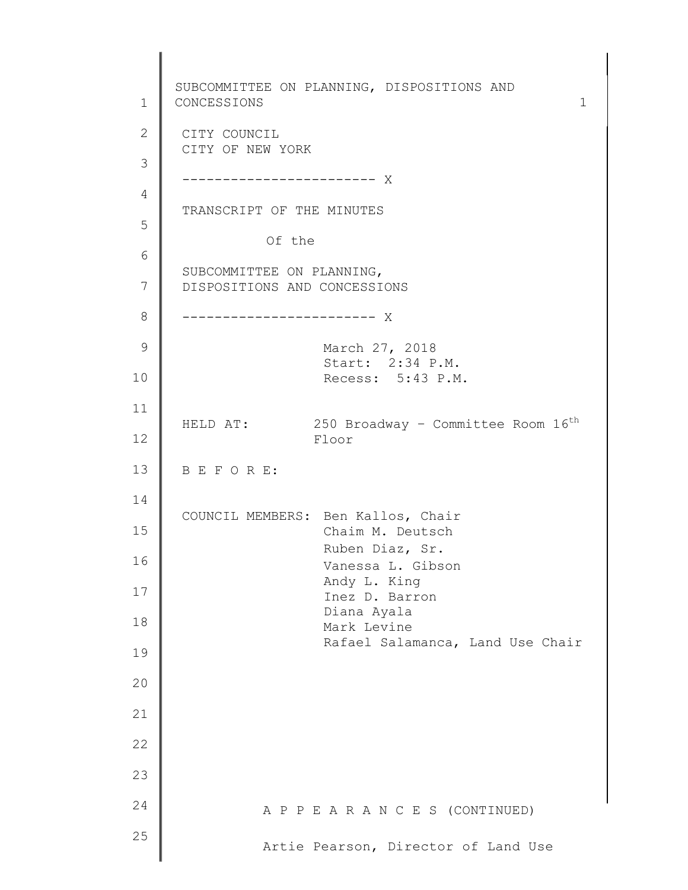CITY COUNCIL
CITY OF NEW YORK

------------------------ X

TRANSCRIPT OF THE MINUTES

Of the

SUBCOMMITTEE ON PLANNING, DISPOSITIONS AND CONCESSIONS

------------------------ X

March 27, 2018
Start: 2:34 P.M.
Recess: 5:43 P.M.

HELD AT: 250 Broadway – Committee Room 16th Floor

B E F O R E:

COUNCIL MEMBERS: Ben Kallos, Chair
Chaim M. Deutsch
Ruben Diaz, Sr.
Vanessa L. Gibson
Andy L. King
Inez D. Barron
Diana Ayala
Mark Levine
Rafael Salamanca, Land Use Chair

A P P E A R A N C E S (CONTINUED)

Artie Pearson, Director of Land Use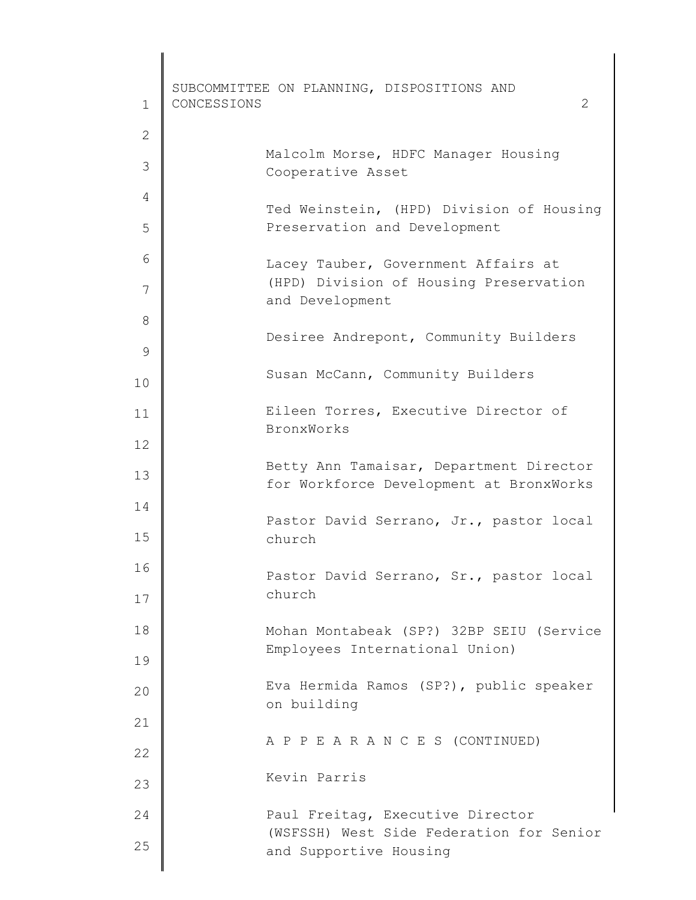Malcolm Morse, HDFC Manager Housing Cooperative Asset

Ted Weinstein, (HPD) Division of Housing Preservation and Development

Lacey Tauber, Government Affairs at (HPD) Division of Housing Preservation and Development

Desiree Andrepont, Community Builders

Susan McCann, Community Builders

Eileen Torres, Executive Director of BronxWorks

Betty Ann Tamaisar, Department Director for Workforce Development at BronxWorks

Pastor David Serrano, Jr., pastor local church

Pastor David Serrano, Sr., pastor local church

Mohan Montabeak (SP?) 32BP SEIU (Service Employees International Union)

Eva Hermida Ramos (SP?), public speaker on building

A P P E A R A N C E S (CONTINUED)

Kevin Parris

Paul Freitag, Executive Director (WSFSSH) West Side Federation for Senior and Supportive Housing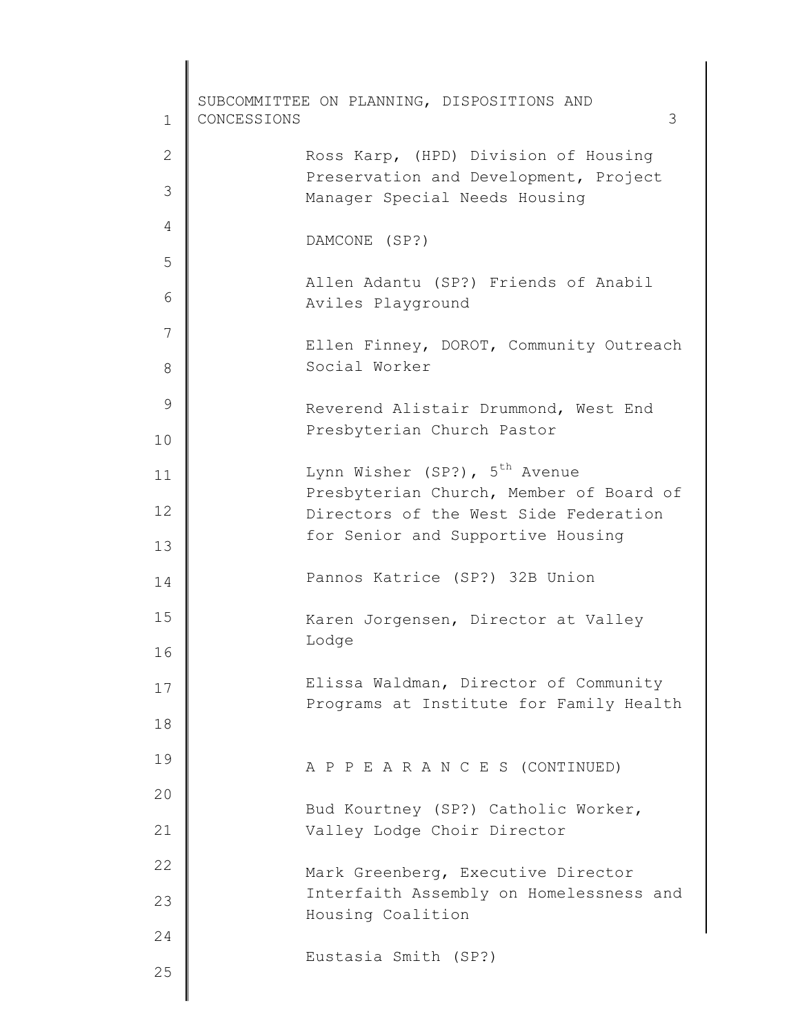Ross Karp, (HPD) Division of Housing Preservation and Development, Project Manager Special Needs Housing

DAMCONE (SP?)

Allen Adantu (SP?) Friends of Anabil Aviles Playground

Ellen Finney, DOROT, Community Outreach Social Worker

Reverend Alistair Drummond, West End Presbyterian Church Pastor

Lynn Wisher (SP?), 5th Avenue Presbyterian Church, Member of Board of Directors of the West Side Federation for Senior and Supportive Housing

Pannos Katrice (SP?) 32B Union

Karen Jorgensen, Director at Valley Lodge

Elissa Waldman, Director of Community Programs at Institute for Family Health

A P P E A R A N C E S (CONTINUED)

Bud Kourtney (SP?) Catholic Worker, Valley Lodge Choir Director

Mark Greenberg, Executive Director Interfaith Assembly on Homelessness and Housing Coalition

Eustasia Smith (SP?)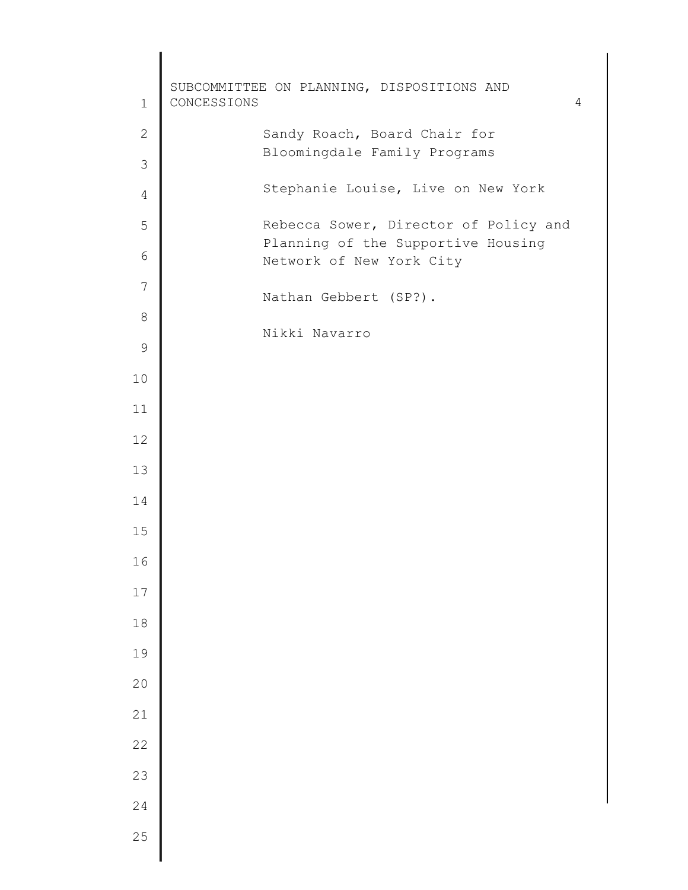Sandy Roach, Board Chair for Bloomingdale Family Programs

Stephanie Louise, Live on New York

Rebecca Sower, Director of Policy and Planning of the Supportive Housing Network of New York City

Nathan Gebbert (SP?).

Nikki Navarro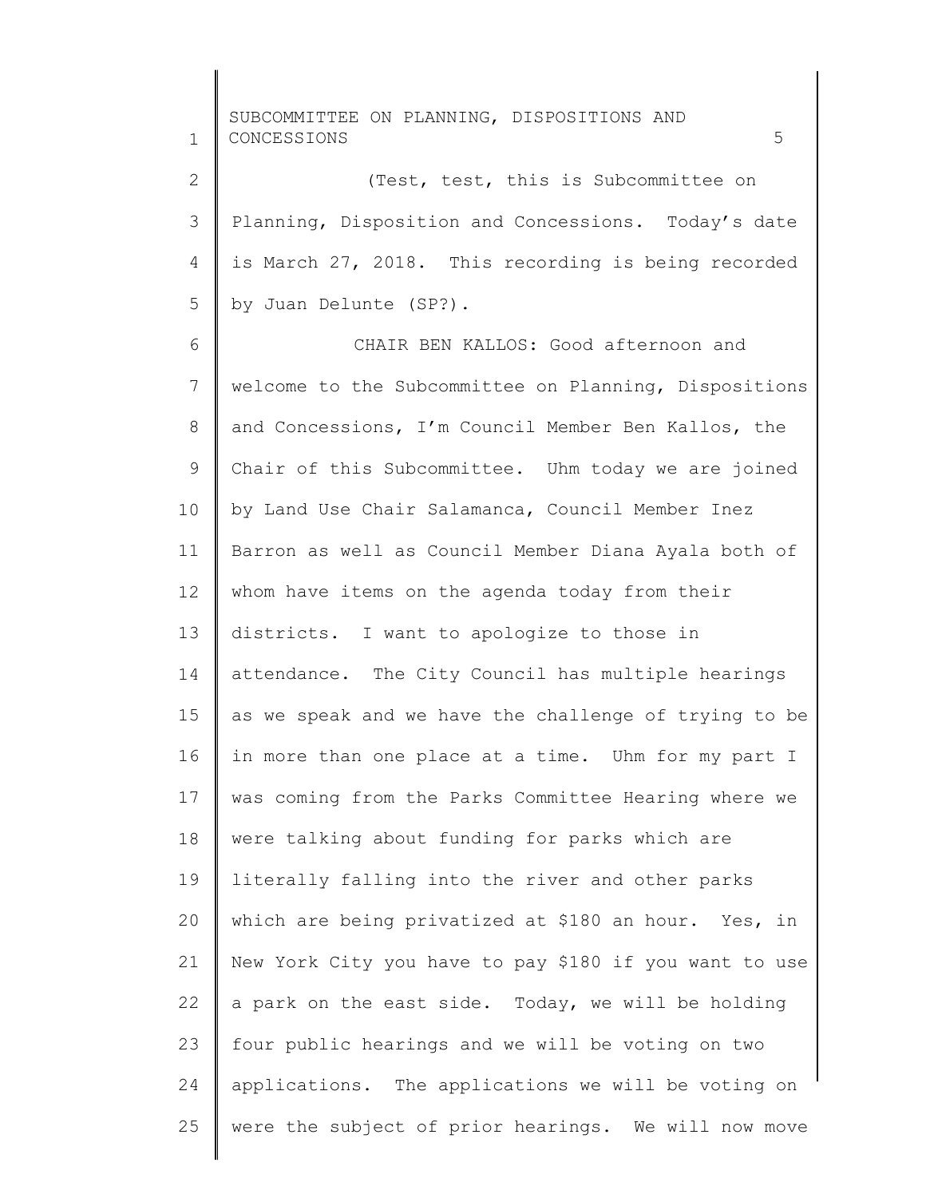(Test, test, this is Subcommittee on Planning, Disposition and Concessions. Today's date is March 27, 2018. This recording is being recorded by Juan Delunte (SP?).

CHAIR BEN KALLOS: Good afternoon and welcome to the Subcommittee on Planning, Dispositions and Concessions, I'm Council Member Ben Kallos, the Chair of this Subcommittee. Uhm today we are joined by Land Use Chair Salamanca, Council Member Inez Barron as well as Council Member Diana Ayala both of whom have items on the agenda today from their districts. I want to apologize to those in attendance. The City Council has multiple hearings as we speak and we have the challenge of trying to be in more than one place at a time. Uhm for my part I was coming from the Parks Committee Hearing where we were talking about funding for parks which are literally falling into the river and other parks which are being privatized at $180 an hour. Yes, in New York City you have to pay $180 if you want to use a park on the east side. Today, we will be holding four public hearings and we will be voting on two applications. The applications we will be voting on were the subject of prior hearings. We will now move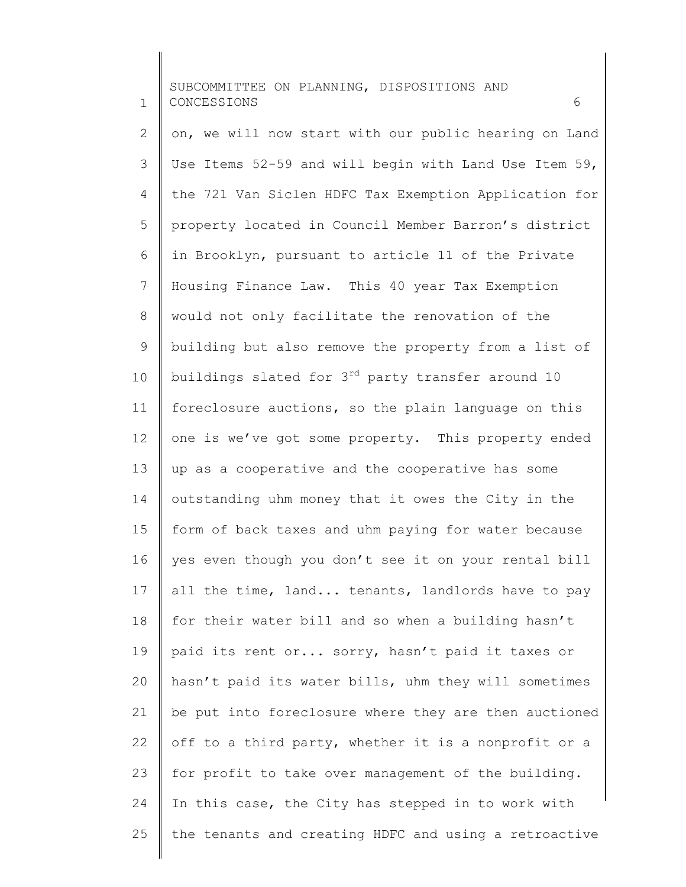on, we will now start with our public hearing on Land Use Items 52-59 and will begin with Land Use Item 59, the 721 Van Siclen HDFC Tax Exemption Application for property located in Council Member Barron's district in Brooklyn, pursuant to article 11 of the Private Housing Finance Law. This 40 year Tax Exemption would not only facilitate the renovation of the building but also remove the property from a list of buildings slated for 3rd party transfer around 10 foreclosure auctions, so the plain language on this one is we've got some property. This property ended up as a cooperative and the cooperative has some outstanding uhm money that it owes the City in the form of back taxes and uhm paying for water because yes even though you don't see it on your rental bill all the time, land... tenants, landlords have to pay for their water bill and so when a building hasn't paid its rent or... sorry, hasn't paid it taxes or hasn't paid its water bills, uhm they will sometimes be put into foreclosure where they are then auctioned off to a third party, whether it is a nonprofit or a for profit to take over management of the building. In this case, the City has stepped in to work with the tenants and creating HDFC and using a retroactive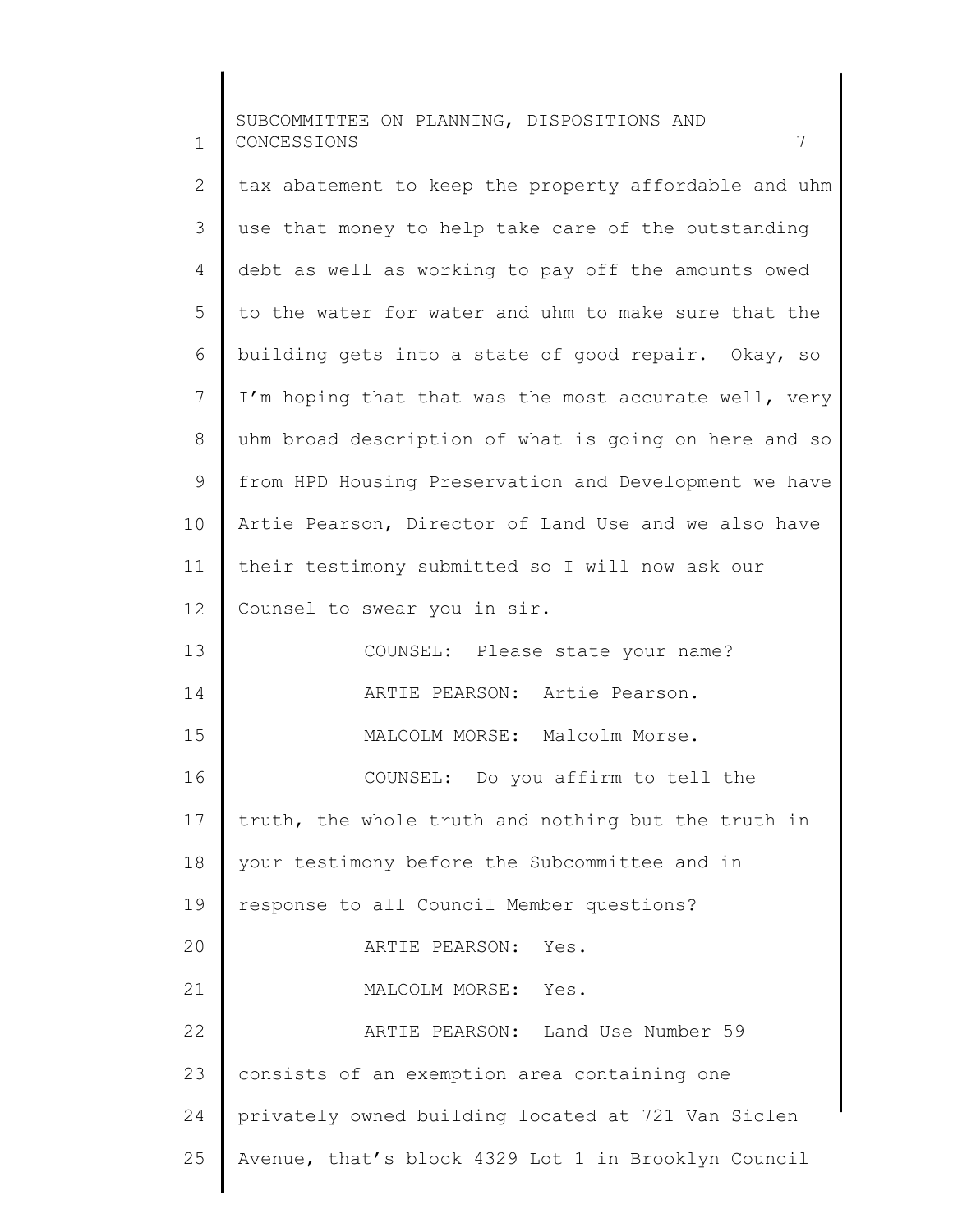tax abatement to keep the property affordable and uhm use that money to help take care of the outstanding debt as well as working to pay off the amounts owed to the water for water and uhm to make sure that the building gets into a state of good repair. Okay, so I'm hoping that that was the most accurate well, very uhm broad description of what is going on here and so from HPD Housing Preservation and Development we have Artie Pearson, Director of Land Use and we also have their testimony submitted so I will now ask our Counsel to swear you in sir.

COUNSEL: Please state your name?

ARTIE PEARSON: Artie Pearson.

MALCOLM MORSE: Malcolm Morse.

COUNSEL: Do you affirm to tell the truth, the whole truth and nothing but the truth in your testimony before the Subcommittee and in response to all Council Member questions?

ARTIE PEARSON: Yes.

MALCOLM MORSE: Yes.

ARTIE PEARSON: Land Use Number 59 consists of an exemption area containing one privately owned building located at 721 Van Siclen Avenue, that's block 4329 Lot 1 in Brooklyn Council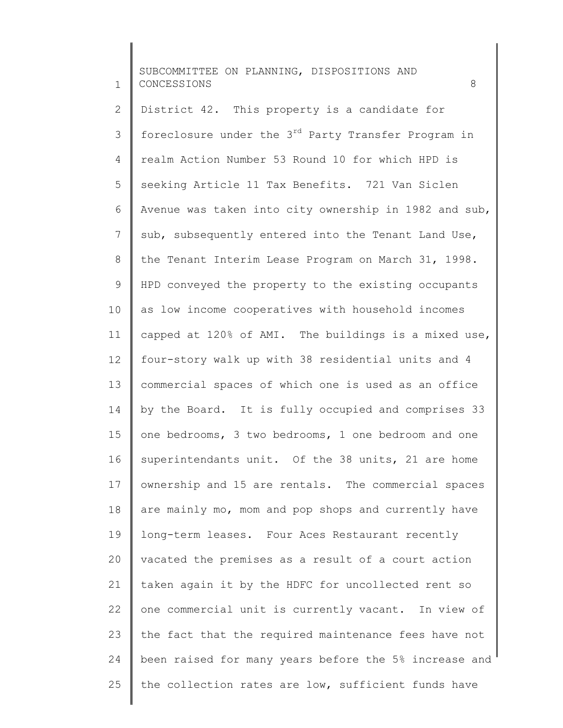District 42. This property is a candidate for foreclosure under the 3rd Party Transfer Program in realm Action Number 53 Round 10 for which HPD is seeking Article 11 Tax Benefits. 721 Van Siclen Avenue was taken into city ownership in 1982 and sub, sub, subsequently entered into the Tenant Land Use, the Tenant Interim Lease Program on March 31, 1998. HPD conveyed the property to the existing occupants as low income cooperatives with household incomes capped at 120% of AMI. The buildings is a mixed use, four-story walk up with 38 residential units and 4 commercial spaces of which one is used as an office by the Board. It is fully occupied and comprises 33 one bedrooms, 3 two bedrooms, 1 one bedroom and one superintendants unit. Of the 38 units, 21 are home ownership and 15 are rentals. The commercial spaces are mainly mo, mom and pop shops and currently have long-term leases. Four Aces Restaurant recently vacated the premises as a result of a court action taken again it by the HDFC for uncollected rent so one commercial unit is currently vacant. In view of the fact that the required maintenance fees have not been raised for many years before the 5% increase and the collection rates are low, sufficient funds have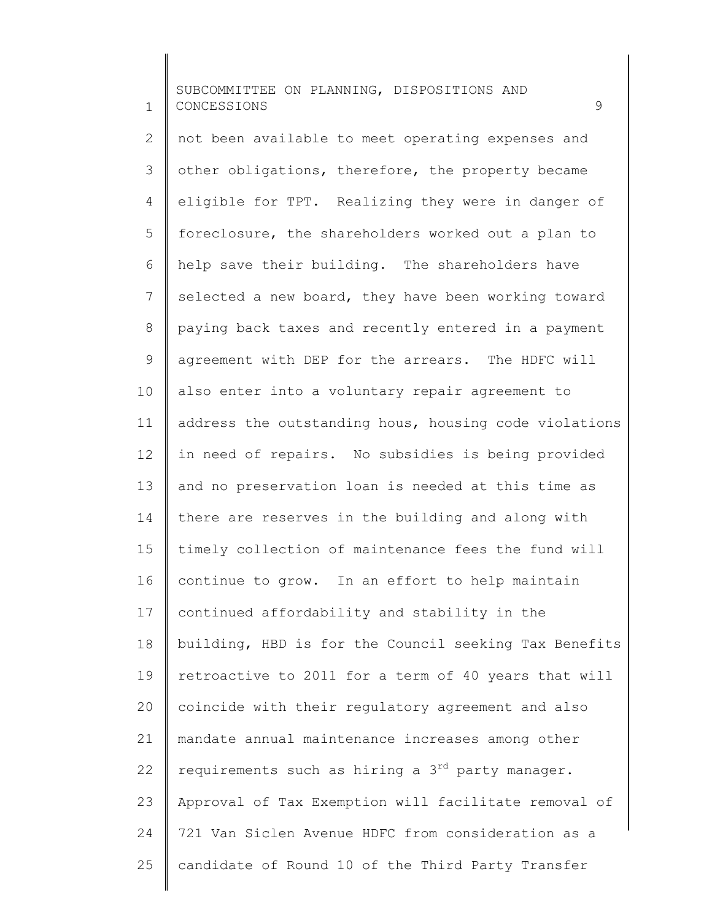not been available to meet operating expenses and other obligations, therefore, the property became eligible for TPT. Realizing they were in danger of foreclosure, the shareholders worked out a plan to help save their building. The shareholders have selected a new board, they have been working toward paying back taxes and recently entered in a payment agreement with DEP for the arrears. The HDFC will also enter into a voluntary repair agreement to address the outstanding hous, housing code violations in need of repairs. No subsidies is being provided and no preservation loan is needed at this time as there are reserves in the building and along with timely collection of maintenance fees the fund will continue to grow. In an effort to help maintain continued affordability and stability in the building, HBD is for the Council seeking Tax Benefits retroactive to 2011 for a term of 40 years that will coincide with their regulatory agreement and also mandate annual maintenance increases among other requirements such as hiring a 3rd party manager. Approval of Tax Exemption will facilitate removal of 721 Van Siclen Avenue HDFC from consideration as a candidate of Round 10 of the Third Party Transfer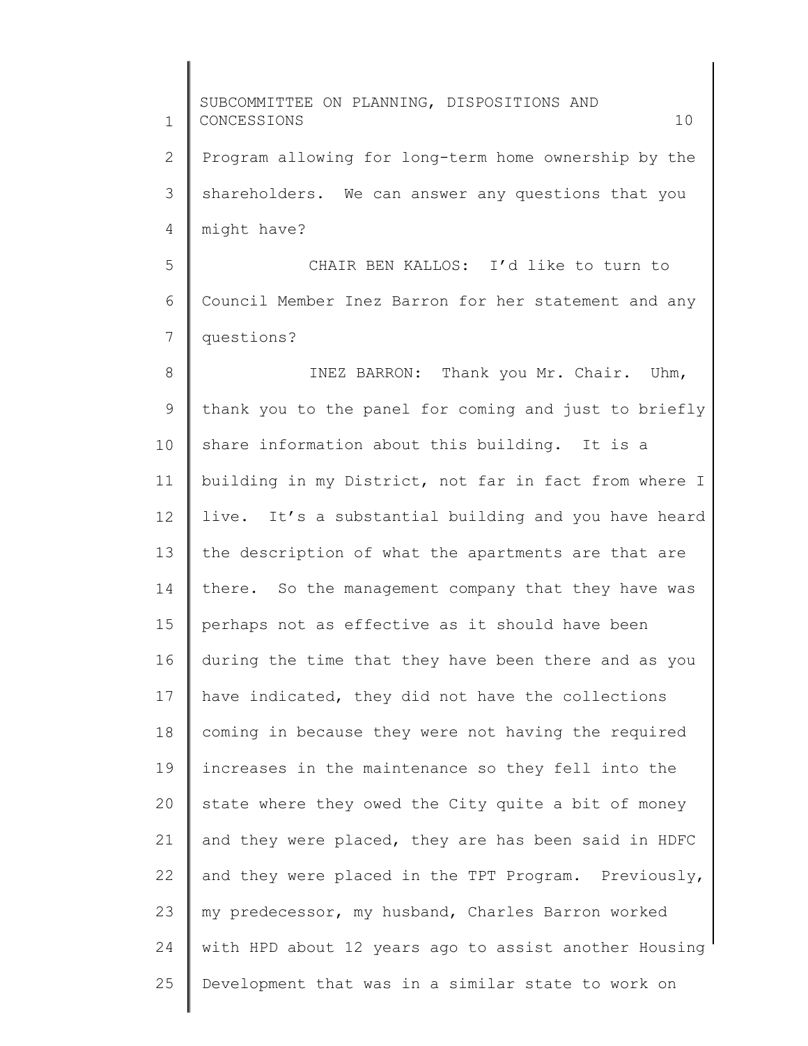Program allowing for long-term home ownership by the shareholders. We can answer any questions that you might have?

CHAIR BEN KALLOS: I'd like to turn to Council Member Inez Barron for her statement and any questions?

INEZ BARRON: Thank you Mr. Chair. Uhm, thank you to the panel for coming and just to briefly share information about this building. It is a building in my District, not far in fact from where I live. It's a substantial building and you have heard the description of what the apartments are that are there. So the management company that they have was perhaps not as effective as it should have been during the time that they have been there and as you have indicated, they did not have the collections coming in because they were not having the required increases in the maintenance so they fell into the state where they owed the City quite a bit of money and they were placed, they are has been said in HDFC and they were placed in the TPT Program. Previously, my predecessor, my husband, Charles Barron worked with HPD about 12 years ago to assist another Housing Development that was in a similar state to work on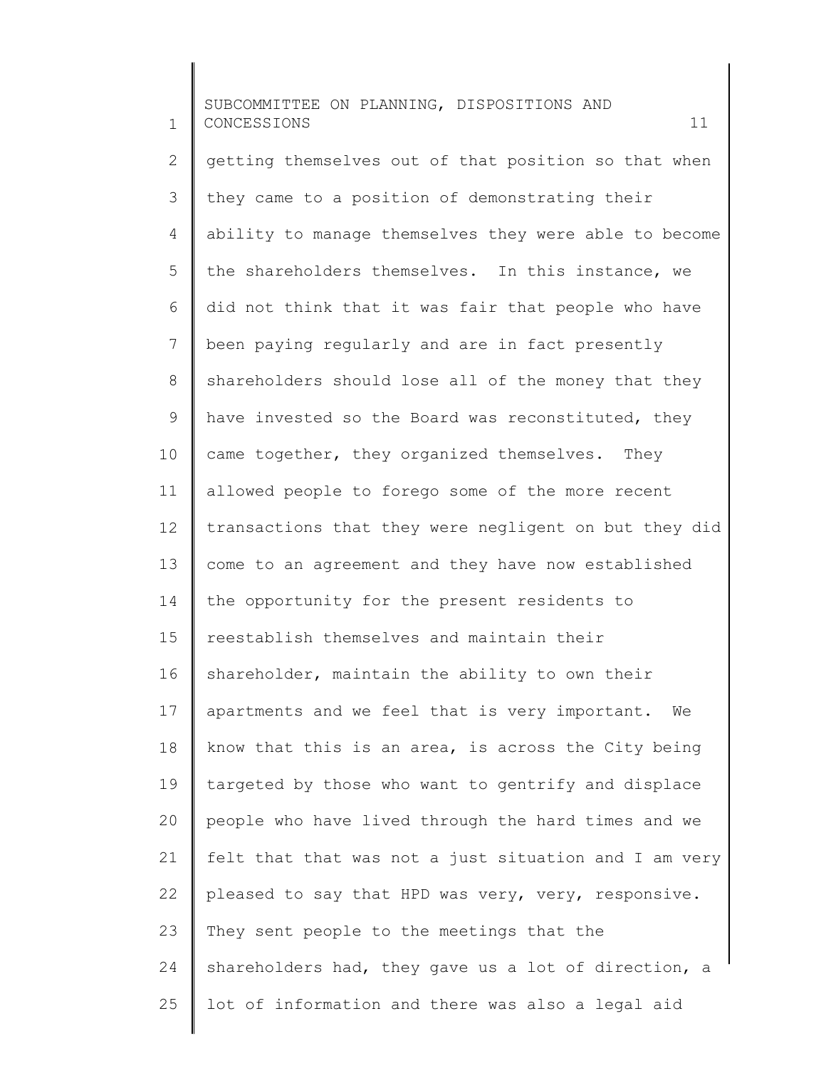getting themselves out of that position so that when they came to a position of demonstrating their ability to manage themselves they were able to become the shareholders themselves. In this instance, we did not think that it was fair that people who have been paying regularly and are in fact presently shareholders should lose all of the money that they have invested so the Board was reconstituted, they came together, they organized themselves. They allowed people to forego some of the more recent transactions that they were negligent on but they did come to an agreement and they have now established the opportunity for the present residents to reestablish themselves and maintain their shareholder, maintain the ability to own their apartments and we feel that is very important. We know that this is an area, is across the City being targeted by those who want to gentrify and displace people who have lived through the hard times and we felt that that was not a just situation and I am very pleased to say that HPD was very, very, responsive. They sent people to the meetings that the shareholders had, they gave us a lot of direction, a lot of information and there was also a legal aid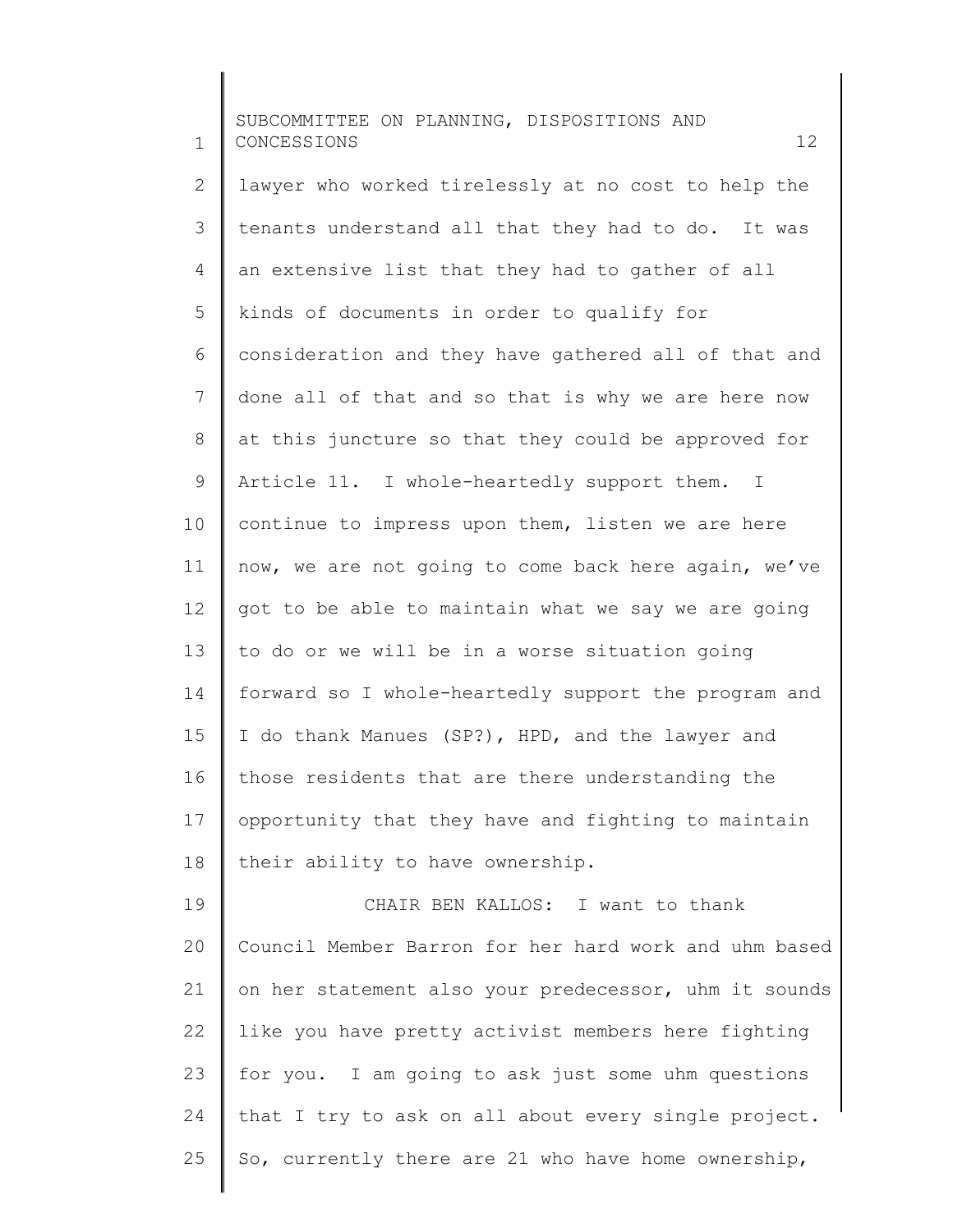lawyer who worked tirelessly at no cost to help the tenants understand all that they had to do. It was an extensive list that they had to gather of all kinds of documents in order to qualify for consideration and they have gathered all of that and done all of that and so that is why we are here now at this juncture so that they could be approved for Article 11. I whole-heartedly support them. I continue to impress upon them, listen we are here now, we are not going to come back here again, we've got to be able to maintain what we say we are going to do or we will be in a worse situation going forward so I whole-heartedly support the program and I do thank Manues (SP?), HPD, and the lawyer and those residents that are there understanding the opportunity that they have and fighting to maintain their ability to have ownership.

CHAIR BEN KALLOS: I want to thank Council Member Barron for her hard work and uhm based on her statement also your predecessor, uhm it sounds like you have pretty activist members here fighting for you. I am going to ask just some uhm questions that I try to ask on all about every single project. So, currently there are 21 who have home ownership,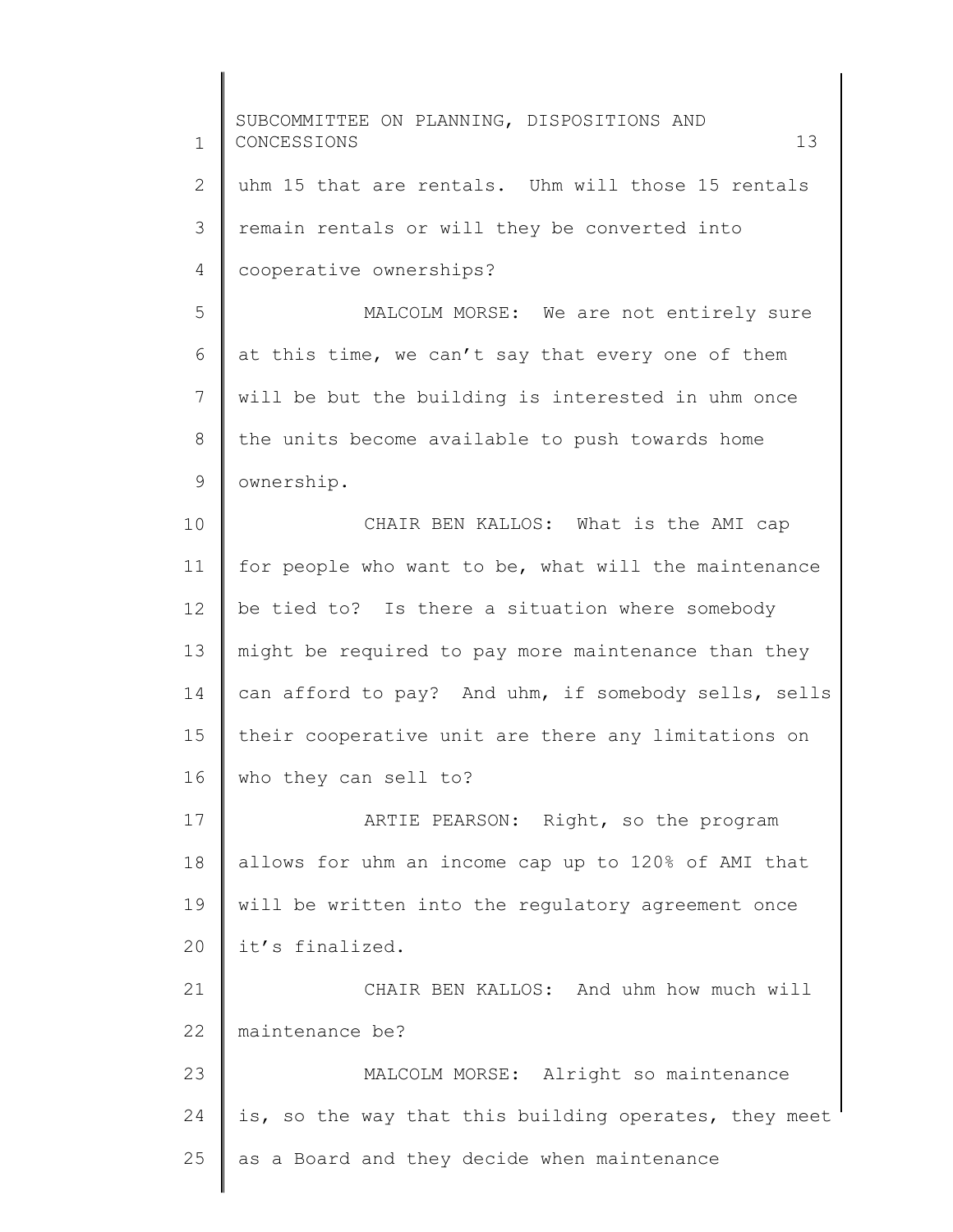uhm 15 that are rentals. Uhm will those 15 rentals remain rentals or will they be converted into cooperative ownerships?

MALCOLM MORSE: We are not entirely sure at this time, we can't say that every one of them will be but the building is interested in uhm once the units become available to push towards home ownership.

CHAIR BEN KALLOS: What is the AMI cap for people who want to be, what will the maintenance be tied to? Is there a situation where somebody might be required to pay more maintenance than they can afford to pay? And uhm, if somebody sells, sells their cooperative unit are there any limitations on who they can sell to?

ARTIE PEARSON: Right, so the program allows for uhm an income cap up to 120% of AMI that will be written into the regulatory agreement once it's finalized.

CHAIR BEN KALLOS: And uhm how much will maintenance be?

MALCOLM MORSE: Alright so maintenance is, so the way that this building operates, they meet as a Board and they decide when maintenance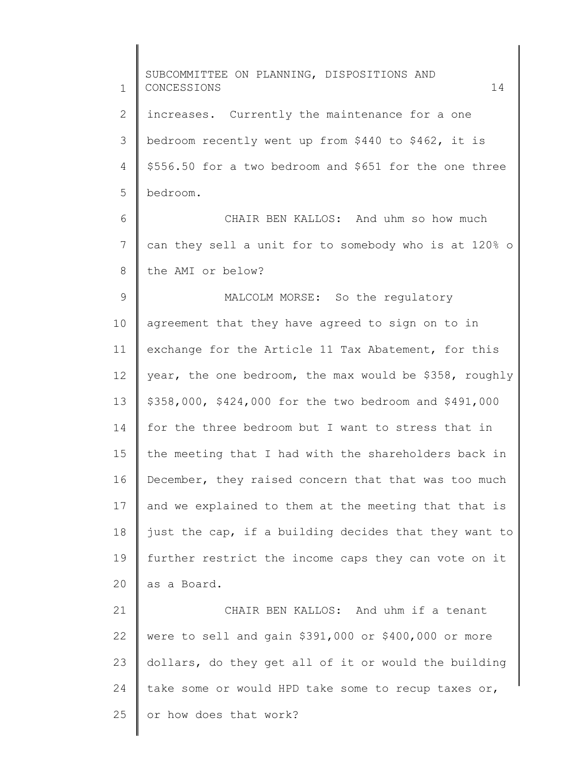increases. Currently the maintenance for a one bedroom recently went up from $440 to $462, it is $556.50 for a two bedroom and $651 for the one three bedroom.

CHAIR BEN KALLOS: And uhm so how much can they sell a unit for to somebody who is at 120% o the AMI or below?

MALCOLM MORSE: So the regulatory agreement that they have agreed to sign on to in exchange for the Article 11 Tax Abatement, for this year, the one bedroom, the max would be $358, roughly $358,000, $424,000 for the two bedroom and $491,000 for the three bedroom but I want to stress that in the meeting that I had with the shareholders back in December, they raised concern that that was too much and we explained to them at the meeting that that is just the cap, if a building decides that they want to further restrict the income caps they can vote on it as a Board.

CHAIR BEN KALLOS: And uhm if a tenant were to sell and gain $391,000 or $400,000 or more dollars, do they get all of it or would the building take some or would HPD take some to recup taxes or, or how does that work?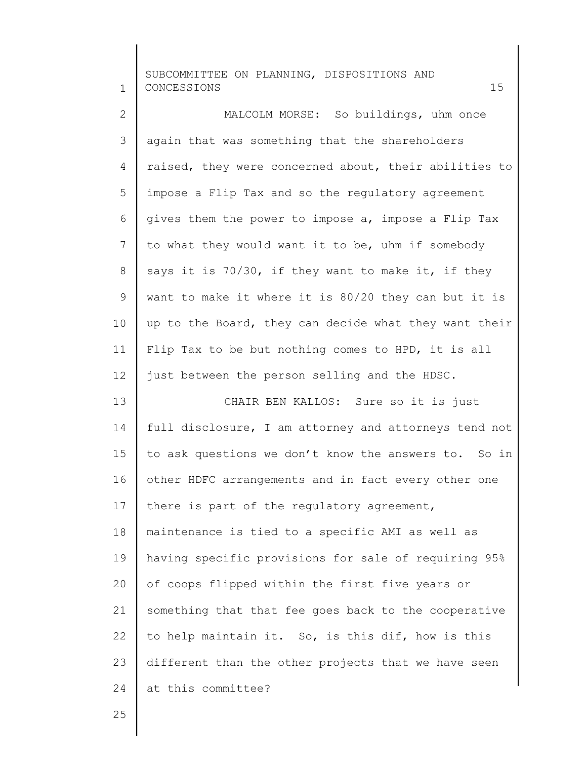MALCOLM MORSE: So buildings, uhm once again that was something that the shareholders raised, they were concerned about, their abilities to impose a Flip Tax and so the regulatory agreement gives them the power to impose a, impose a Flip Tax to what they would want it to be, uhm if somebody says it is 70/30, if they want to make it, if they want to make it where it is 80/20 they can but it is up to the Board, they can decide what they want their Flip Tax to be but nothing comes to HPD, it is all just between the person selling and the HDSC.

CHAIR BEN KALLOS: Sure so it is just full disclosure, I am attorney and attorneys tend not to ask questions we don't know the answers to. So in other HDFC arrangements and in fact every other one there is part of the regulatory agreement, maintenance is tied to a specific AMI as well as having specific provisions for sale of requiring 95% of coops flipped within the first five years or something that that fee goes back to the cooperative to help maintain it. So, is this dif, how is this different than the other projects that we have seen at this committee?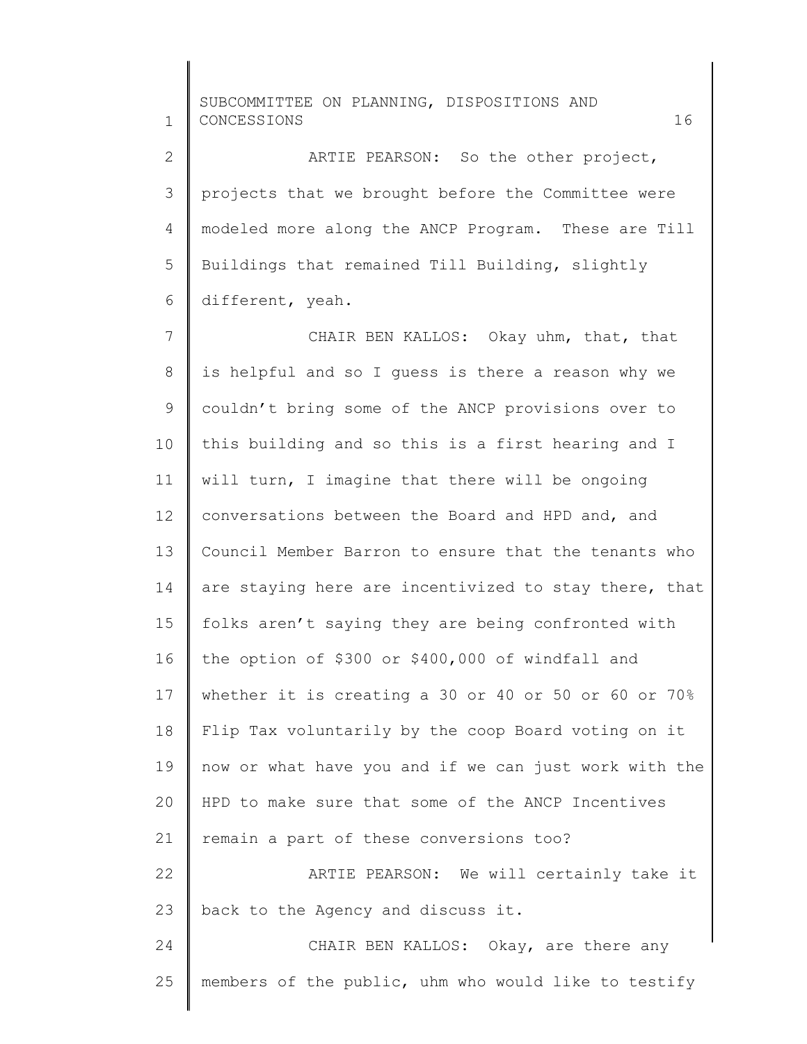ARTIE PEARSON: So the other project, projects that we brought before the Committee were modeled more along the ANCP Program. These are Till Buildings that remained Till Building, slightly different, yeah.

CHAIR BEN KALLOS: Okay uhm, that, that is helpful and so I guess is there a reason why we couldn't bring some of the ANCP provisions over to this building and so this is a first hearing and I will turn, I imagine that there will be ongoing conversations between the Board and HPD and, and Council Member Barron to ensure that the tenants who are staying here are incentivized to stay there, that folks aren't saying they are being confronted with the option of $300 or $400,000 of windfall and whether it is creating a 30 or 40 or 50 or 60 or 70% Flip Tax voluntarily by the coop Board voting on it now or what have you and if we can just work with the HPD to make sure that some of the ANCP Incentives remain a part of these conversions too?

ARTIE PEARSON: We will certainly take it back to the Agency and discuss it.

CHAIR BEN KALLOS: Okay, are there any members of the public, uhm who would like to testify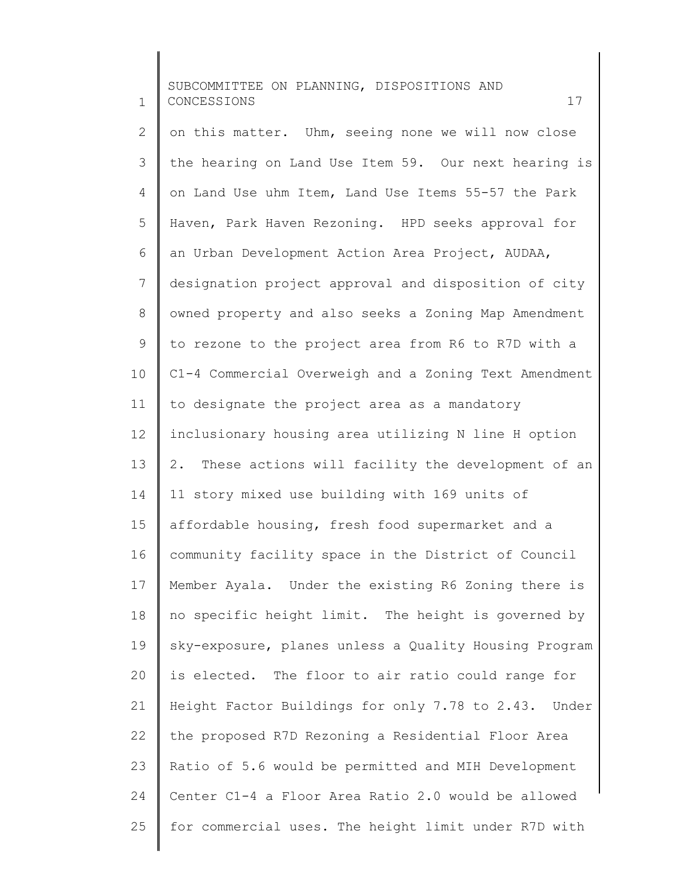on this matter. Uhm, seeing none we will now close the hearing on Land Use Item 59. Our next hearing is on Land Use uhm Item, Land Use Items 55-57 the Park Haven, Park Haven Rezoning. HPD seeks approval for an Urban Development Action Area Project, AUDAA, designation project approval and disposition of city owned property and also seeks a Zoning Map Amendment to rezone to the project area from R6 to R7D with a C1-4 Commercial Overweigh and a Zoning Text Amendment to designate the project area as a mandatory inclusionary housing area utilizing N line H option 2. These actions will facility the development of an 11 story mixed use building with 169 units of affordable housing, fresh food supermarket and a community facility space in the District of Council Member Ayala. Under the existing R6 Zoning there is no specific height limit. The height is governed by sky-exposure, planes unless a Quality Housing Program is elected. The floor to air ratio could range for Height Factor Buildings for only 7.78 to 2.43. Under the proposed R7D Rezoning a Residential Floor Area Ratio of 5.6 would be permitted and MIH Development Center C1-4 a Floor Area Ratio 2.0 would be allowed for commercial uses. The height limit under R7D with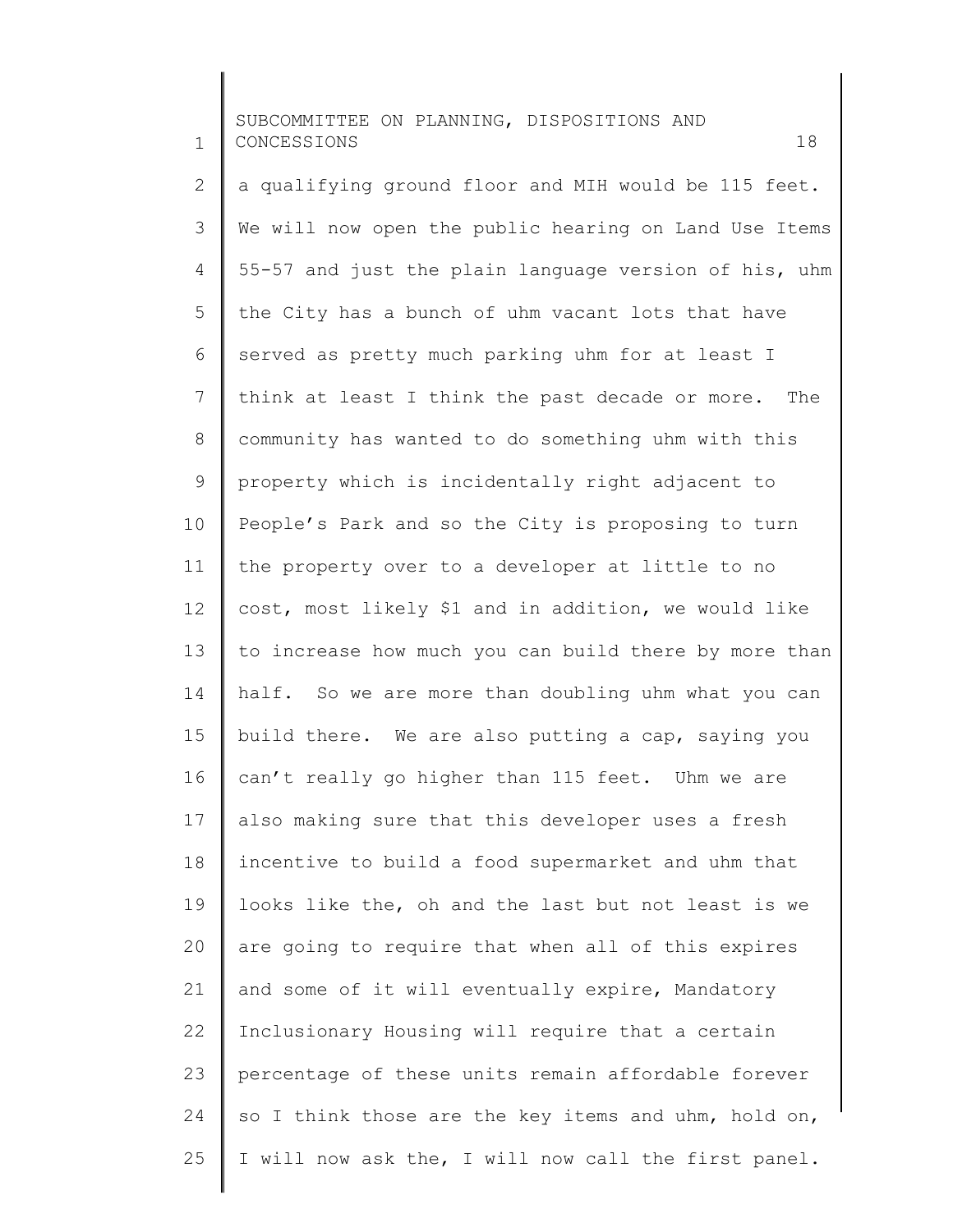a qualifying ground floor and MIH would be 115 feet. We will now open the public hearing on Land Use Items 55-57 and just the plain language version of his, uhm the City has a bunch of uhm vacant lots that have served as pretty much parking uhm for at least I think at least I think the past decade or more. The community has wanted to do something uhm with this property which is incidentally right adjacent to People's Park and so the City is proposing to turn the property over to a developer at little to no cost, most likely $1 and in addition, we would like to increase how much you can build there by more than half. So we are more than doubling uhm what you can build there. We are also putting a cap, saying you can't really go higher than 115 feet. Uhm we are also making sure that this developer uses a fresh incentive to build a food supermarket and uhm that looks like the, oh and the last but not least is we are going to require that when all of this expires and some of it will eventually expire, Mandatory Inclusionary Housing will require that a certain percentage of these units remain affordable forever so I think those are the key items and uhm, hold on, I will now ask the, I will now call the first panel.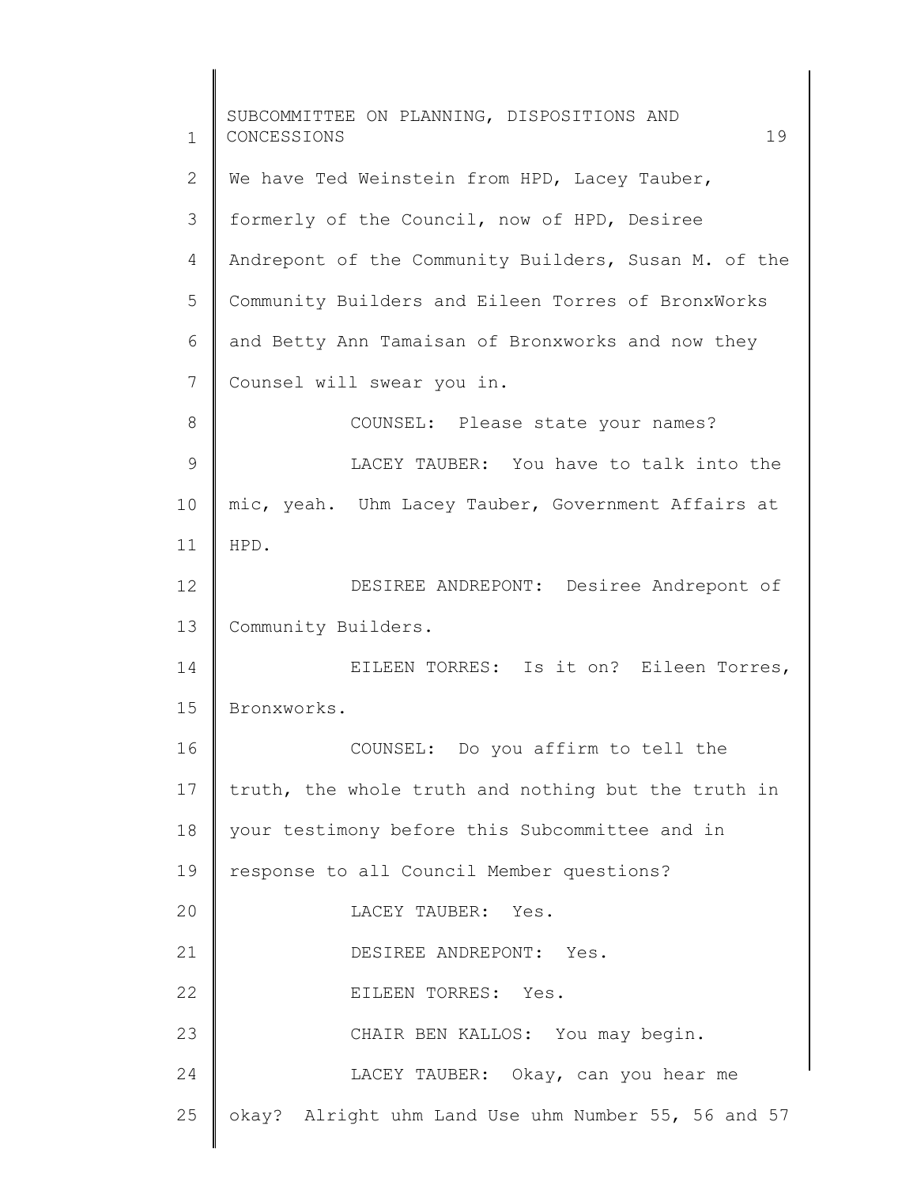We have Ted Weinstein from HPD, Lacey Tauber, formerly of the Council, now of HPD, Desiree Andrepont of the Community Builders, Susan M. of the Community Builders and Eileen Torres of BronxWorks and Betty Ann Tamaisan of Bronxworks and now they Counsel will swear you in.

COUNSEL: Please state your names?

LACEY TAUBER: You have to talk into the mic, yeah. Uhm Lacey Tauber, Government Affairs at HPD.

DESIREE ANDREPONT: Desiree Andrepont of Community Builders.

EILEEN TORRES: Is it on? Eileen Torres, Bronxworks.

COUNSEL: Do you affirm to tell the truth, the whole truth and nothing but the truth in your testimony before this Subcommittee and in response to all Council Member questions?

LACEY TAUBER: Yes.

DESIREE ANDREPONT: Yes.

EILEEN TORRES: Yes.

CHAIR BEN KALLOS: You may begin.

LACEY TAUBER: Okay, can you hear me okay? Alright uhm Land Use uhm Number 55, 56 and 57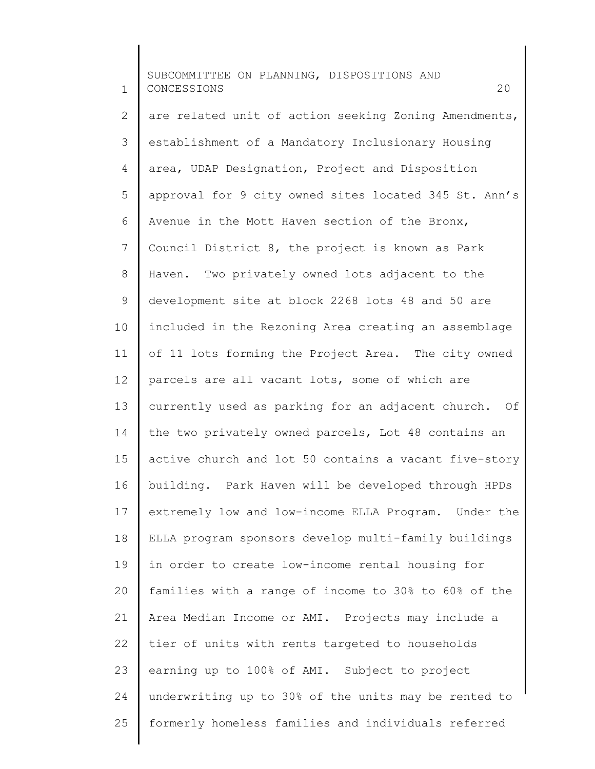are related unit of action seeking Zoning Amendments, establishment of a Mandatory Inclusionary Housing area, UDAP Designation, Project and Disposition approval for 9 city owned sites located 345 St. Ann's Avenue in the Mott Haven section of the Bronx, Council District 8, the project is known as Park Haven. Two privately owned lots adjacent to the development site at block 2268 lots 48 and 50 are included in the Rezoning Area creating an assemblage of 11 lots forming the Project Area. The city owned parcels are all vacant lots, some of which are currently used as parking for an adjacent church. Of the two privately owned parcels, Lot 48 contains an active church and lot 50 contains a vacant five-story building. Park Haven will be developed through HPDs extremely low and low-income ELLA Program. Under the ELLA program sponsors develop multi-family buildings in order to create low-income rental housing for families with a range of income to 30% to 60% of the Area Median Income or AMI. Projects may include a tier of units with rents targeted to households earning up to 100% of AMI. Subject to project underwriting up to 30% of the units may be rented to formerly homeless families and individuals referred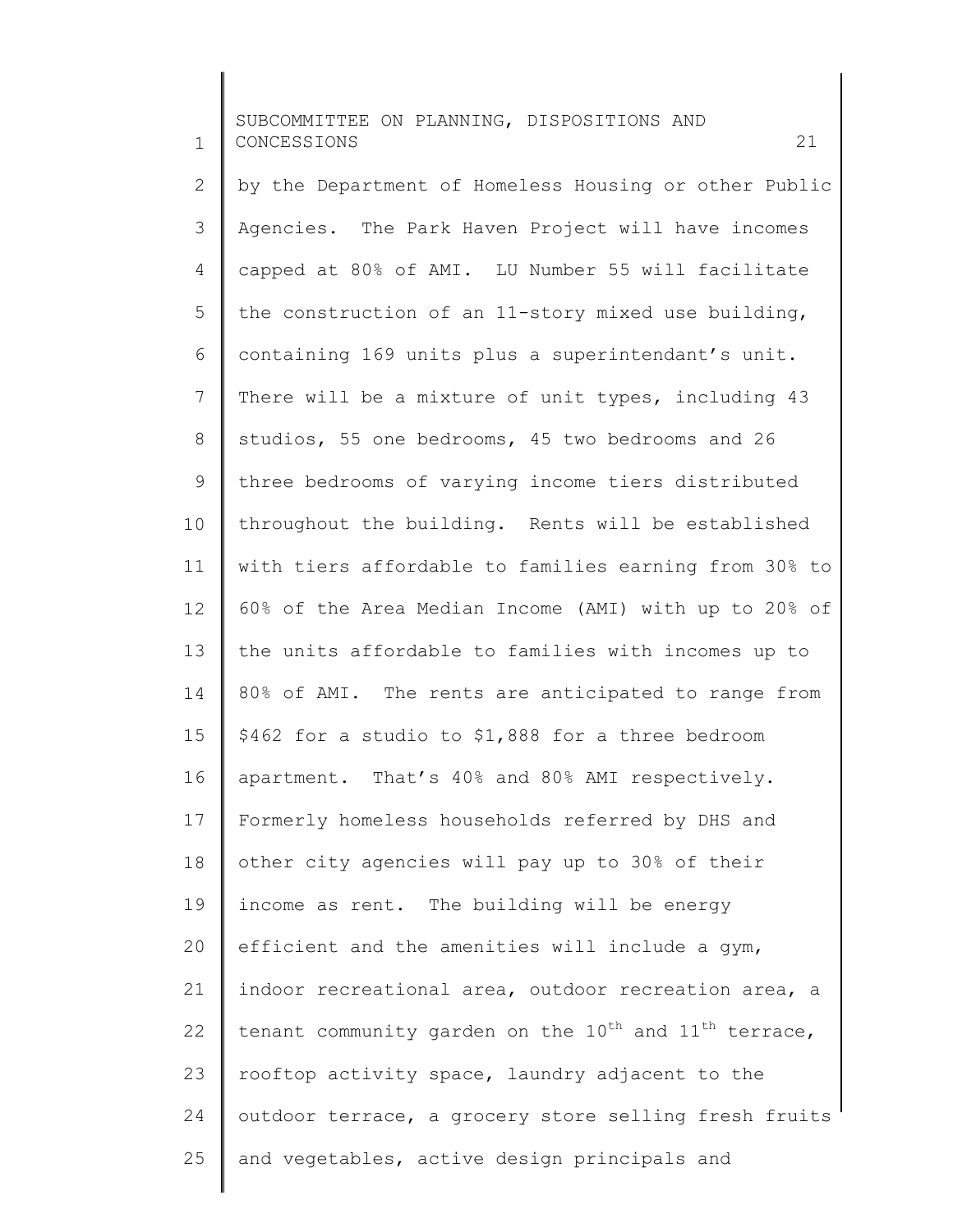by the Department of Homeless Housing or other Public Agencies. The Park Haven Project will have incomes capped at 80% of AMI. LU Number 55 will facilitate the construction of an 11-story mixed use building, containing 169 units plus a superintendant's unit. There will be a mixture of unit types, including 43 studios, 55 one bedrooms, 45 two bedrooms and 26 three bedrooms of varying income tiers distributed throughout the building. Rents will be established with tiers affordable to families earning from 30% to 60% of the Area Median Income (AMI) with up to 20% of the units affordable to families with incomes up to 80% of AMI. The rents are anticipated to range from $462 for a studio to $1,888 for a three bedroom apartment. That's 40% and 80% AMI respectively. Formerly homeless households referred by DHS and other city agencies will pay up to 30% of their income as rent. The building will be energy efficient and the amenities will include a gym, indoor recreational area, outdoor recreation area, a tenant community garden on the 10th and 11th terrace, rooftop activity space, laundry adjacent to the outdoor terrace, a grocery store selling fresh fruits and vegetables, active design principals and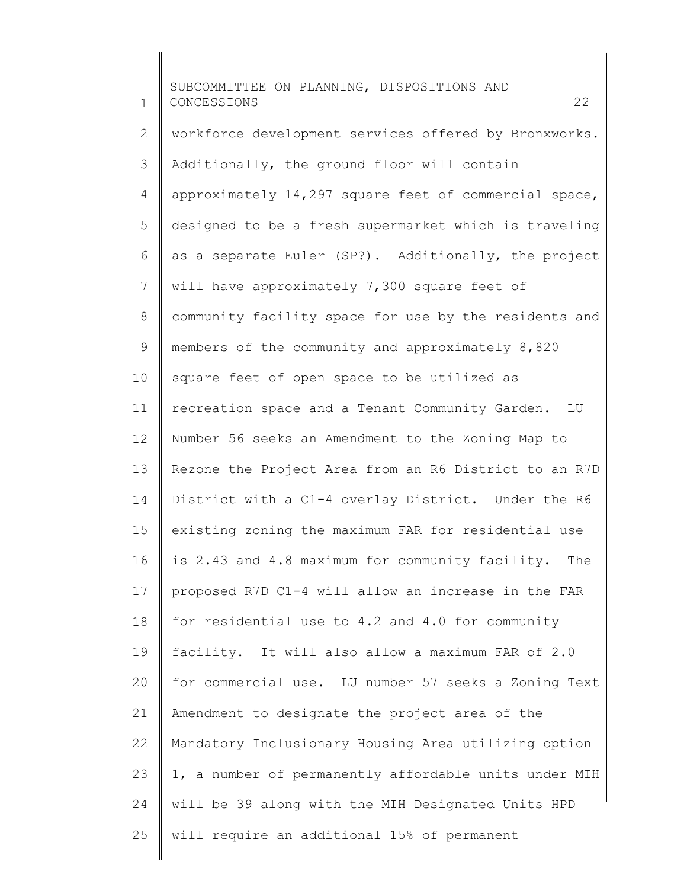workforce development services offered by Bronxworks. Additionally, the ground floor will contain approximately 14,297 square feet of commercial space, designed to be a fresh supermarket which is traveling as a separate Euler (SP?). Additionally, the project will have approximately 7,300 square feet of community facility space for use by the residents and members of the community and approximately 8,820 square feet of open space to be utilized as recreation space and a Tenant Community Garden. LU Number 56 seeks an Amendment to the Zoning Map to Rezone the Project Area from an R6 District to an R7D District with a C1-4 overlay District. Under the R6 existing zoning the maximum FAR for residential use is 2.43 and 4.8 maximum for community facility. The proposed R7D C1-4 will allow an increase in the FAR for residential use to 4.2 and 4.0 for community facility. It will also allow a maximum FAR of 2.0 for commercial use. LU number 57 seeks a Zoning Text Amendment to designate the project area of the Mandatory Inclusionary Housing Area utilizing option 1, a number of permanently affordable units under MIH will be 39 along with the MIH Designated Units HPD will require an additional 15% of permanent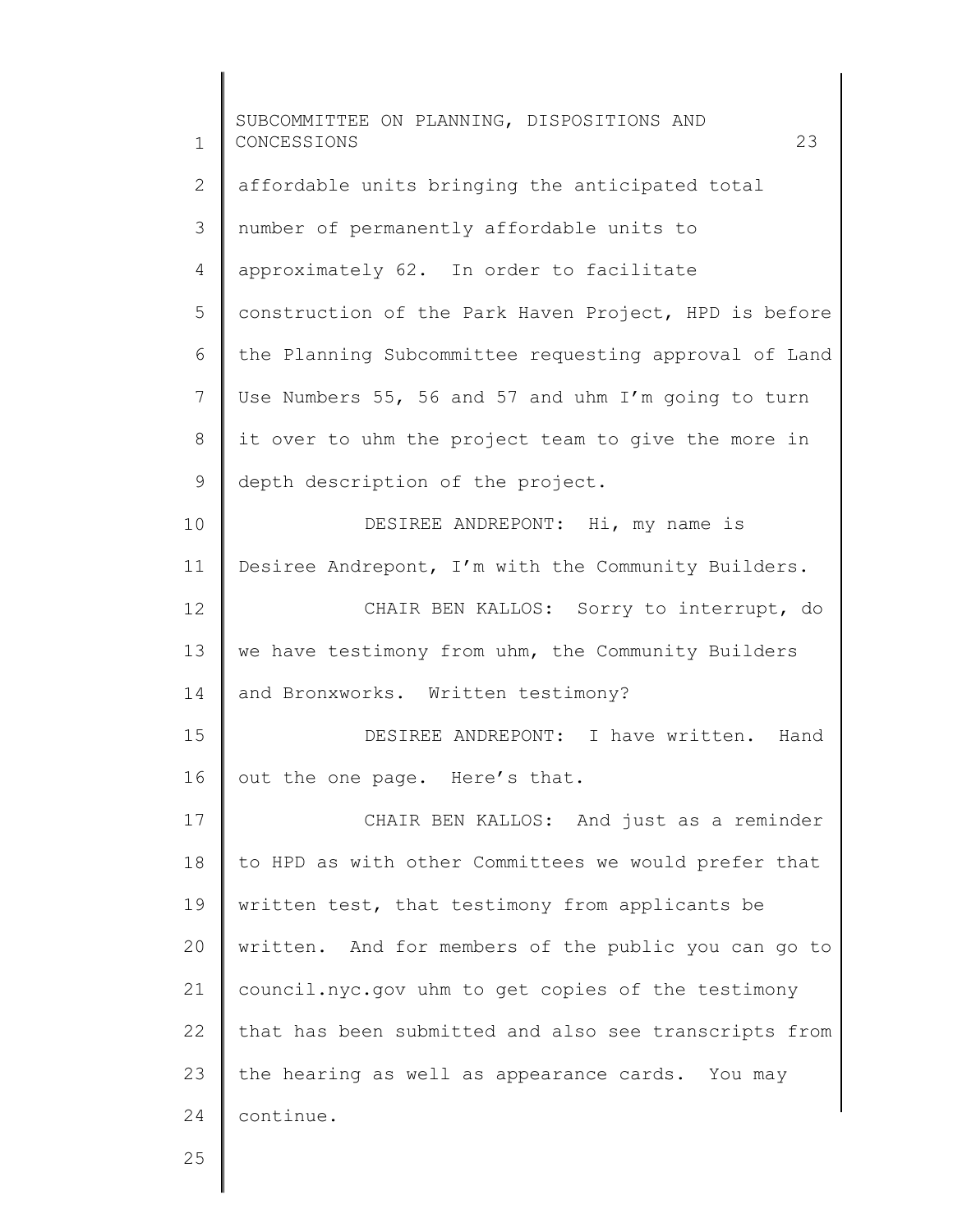affordable units bringing the anticipated total number of permanently affordable units to approximately 62. In order to facilitate construction of the Park Haven Project, HPD is before the Planning Subcommittee requesting approval of Land Use Numbers 55, 56 and 57 and uhm I'm going to turn it over to uhm the project team to give the more in depth description of the project.

DESIREE ANDREPONT: Hi, my name is Desiree Andrepont, I'm with the Community Builders.

CHAIR BEN KALLOS: Sorry to interrupt, do we have testimony from uhm, the Community Builders and Bronxworks. Written testimony?

DESIREE ANDREPONT: I have written. Hand out the one page. Here's that.

CHAIR BEN KALLOS: And just as a reminder to HPD as with other Committees we would prefer that written test, that testimony from applicants be written. And for members of the public you can go to council.nyc.gov uhm to get copies of the testimony that has been submitted and also see transcripts from the hearing as well as appearance cards. You may continue.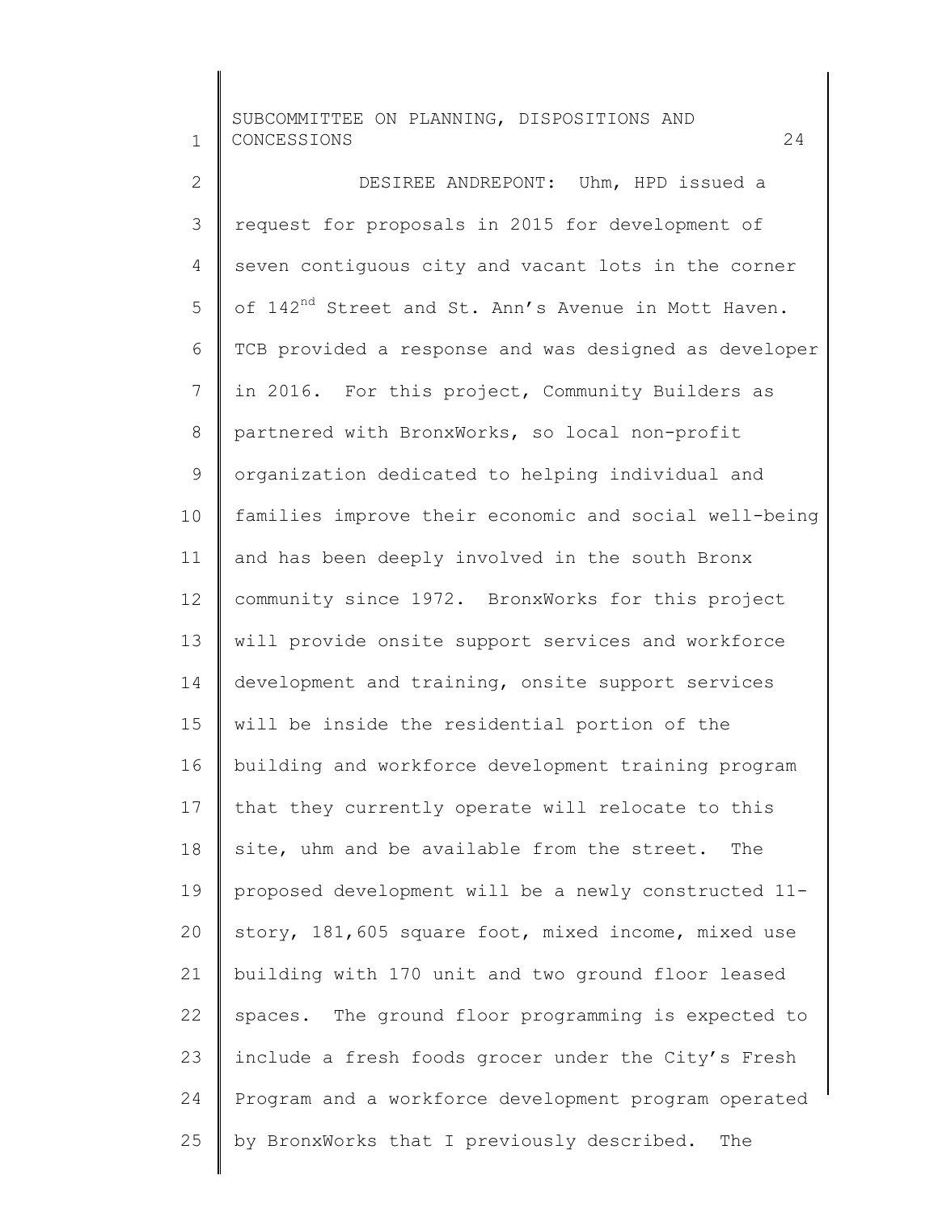DESIREE ANDREPONT: Uhm, HPD issued a request for proposals in 2015 for development of seven contiguous city and vacant lots in the corner of 142nd Street and St. Ann's Avenue in Mott Haven. TCB provided a response and was designed as developer in 2016. For this project, Community Builders as partnered with BronxWorks, so local non-profit organization dedicated to helping individual and families improve their economic and social well-being and has been deeply involved in the south Bronx community since 1972. BronxWorks for this project will provide onsite support services and workforce development and training, onsite support services will be inside the residential portion of the building and workforce development training program that they currently operate will relocate to this site, uhm and be available from the street. The proposed development will be a newly constructed 11-story, 181,605 square foot, mixed income, mixed use building with 170 unit and two ground floor leased spaces. The ground floor programming is expected to include a fresh foods grocer under the City's Fresh Program and a workforce development program operated by BronxWorks that I previously described. The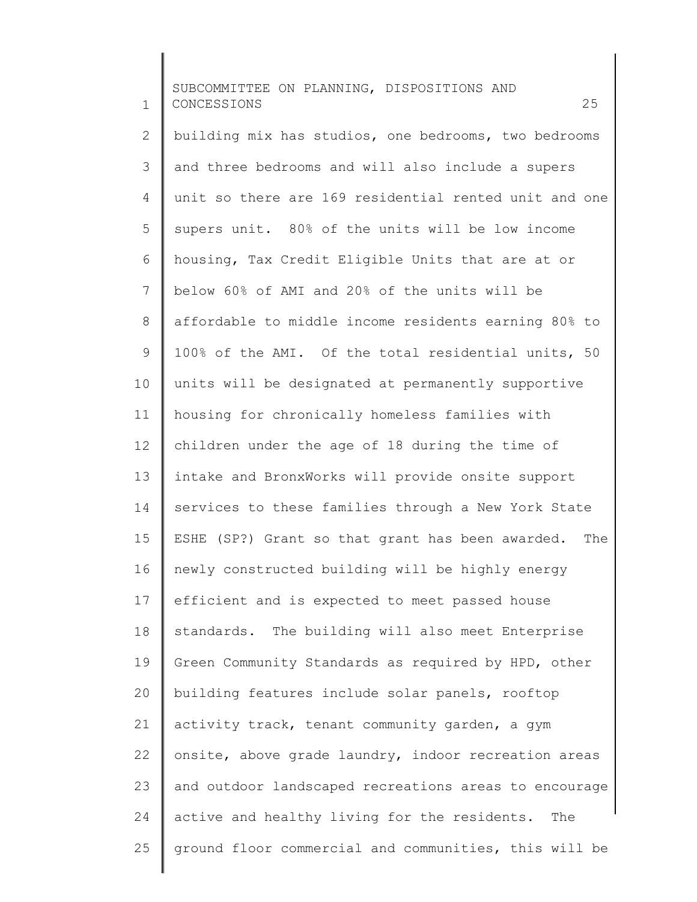building mix has studios, one bedrooms, two bedrooms and three bedrooms and will also include a supers unit so there are 169 residential rented unit and one supers unit. 80% of the units will be low income housing, Tax Credit Eligible Units that are at or below 60% of AMI and 20% of the units will be affordable to middle income residents earning 80% to 100% of the AMI. Of the total residential units, 50 units will be designated at permanently supportive housing for chronically homeless families with children under the age of 18 during the time of intake and BronxWorks will provide onsite support services to these families through a New York State ESHE (SP?) Grant so that grant has been awarded. The newly constructed building will be highly energy efficient and is expected to meet passed house standards. The building will also meet Enterprise Green Community Standards as required by HPD, other building features include solar panels, rooftop activity track, tenant community garden, a gym onsite, above grade laundry, indoor recreation areas and outdoor landscaped recreations areas to encourage active and healthy living for the residents. The ground floor commercial and communities, this will be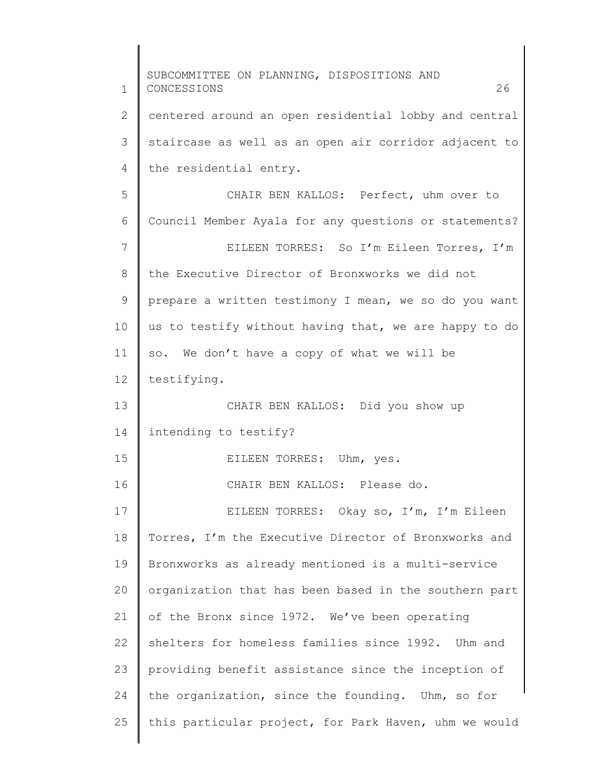centered around an open residential lobby and central staircase as well as an open air corridor adjacent to the residential entry.

CHAIR BEN KALLOS: Perfect, uhm over to Council Member Ayala for any questions or statements?

EILEEN TORRES: So I'm Eileen Torres, I'm the Executive Director of Bronxworks we did not prepare a written testimony I mean, we so do you want us to testify without having that, we are happy to do so. We don't have a copy of what we will be testifying.

CHAIR BEN KALLOS: Did you show up intending to testify?

EILEEN TORRES: Uhm, yes.

CHAIR BEN KALLOS: Please do.

EILEEN TORRES: Okay so, I'm, I'm Eileen Torres, I'm the Executive Director of Bronxworks and Bronxworks as already mentioned is a multi-service organization that has been based in the southern part of the Bronx since 1972. We've been operating shelters for homeless families since 1992. Uhm and providing benefit assistance since the inception of the organization, since the founding. Uhm, so for this particular project, for Park Haven, uhm we would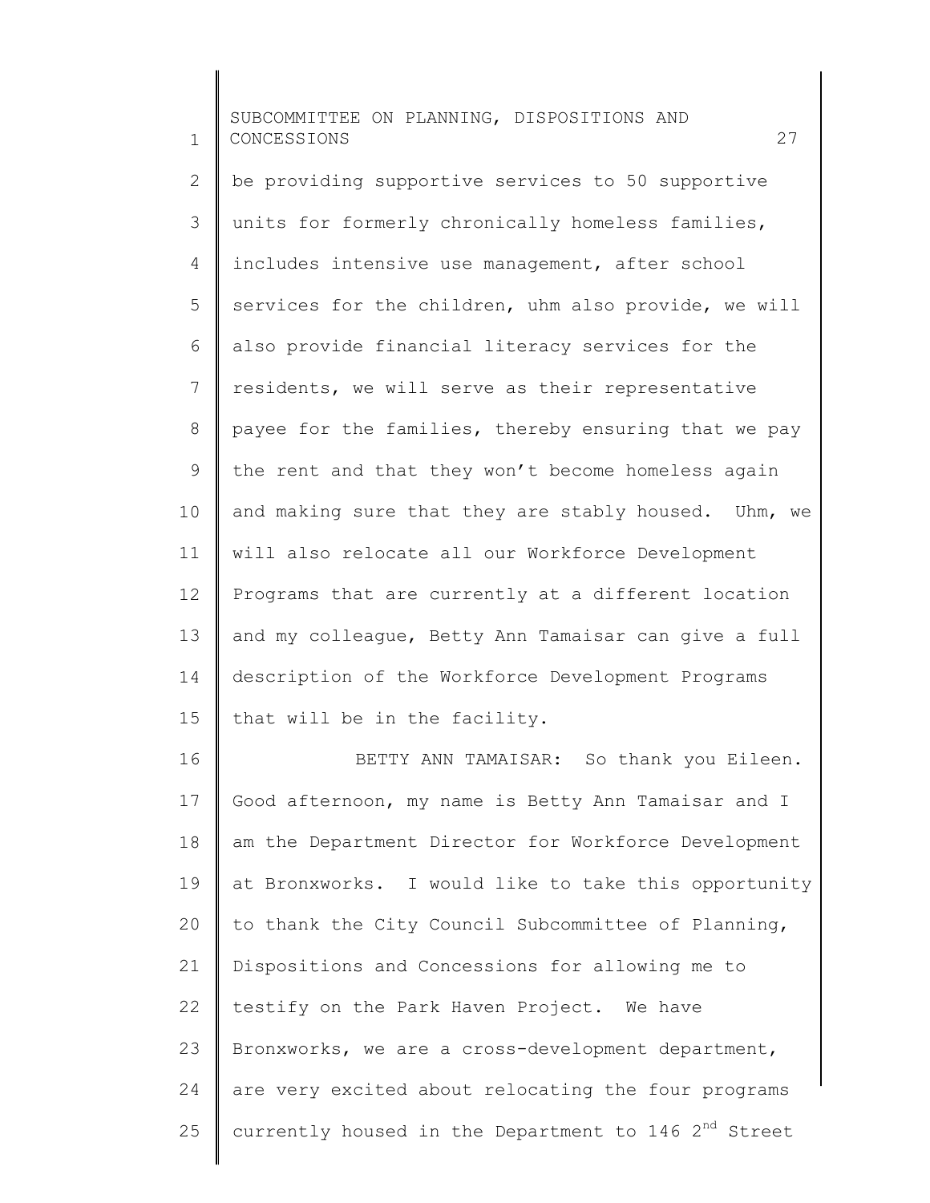be providing supportive services to 50 supportive units for formerly chronically homeless families, includes intensive use management, after school services for the children, uhm also provide, we will also provide financial literacy services for the residents, we will serve as their representative payee for the families, thereby ensuring that we pay the rent and that they won't become homeless again and making sure that they are stably housed. Uhm, we will also relocate all our Workforce Development Programs that are currently at a different location and my colleague, Betty Ann Tamaisar can give a full description of the Workforce Development Programs that will be in the facility.

BETTY ANN TAMAISAR: So thank you Eileen. Good afternoon, my name is Betty Ann Tamaisar and I am the Department Director for Workforce Development at Bronxworks. I would like to take this opportunity to thank the City Council Subcommittee of Planning, Dispositions and Concessions for allowing me to testify on the Park Haven Project. We have Bronxworks, we are a cross-development department, are very excited about relocating the four programs currently housed in the Department to 146 2nd Street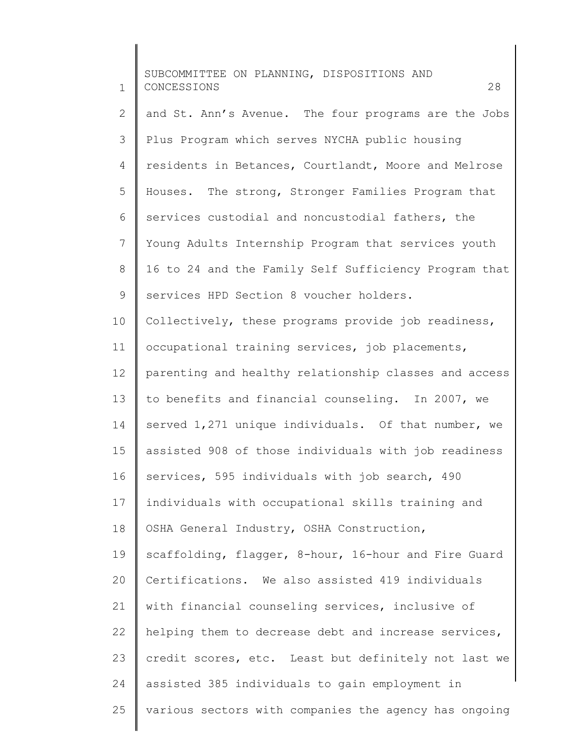and St. Ann's Avenue. The four programs are the Jobs Plus Program which serves NYCHA public housing residents in Betances, Courtlandt, Moore and Melrose Houses. The strong, Stronger Families Program that services custodial and noncustodial fathers, the Young Adults Internship Program that services youth 16 to 24 and the Family Self Sufficiency Program that services HPD Section 8 voucher holders. Collectively, these programs provide job readiness, occupational training services, job placements, parenting and healthy relationship classes and access to benefits and financial counseling. In 2007, we served 1,271 unique individuals. Of that number, we assisted 908 of those individuals with job readiness services, 595 individuals with job search, 490 individuals with occupational skills training and OSHA General Industry, OSHA Construction, scaffolding, flagger, 8-hour, 16-hour and Fire Guard Certifications. We also assisted 419 individuals with financial counseling services, inclusive of helping them to decrease debt and increase services, credit scores, etc. Least but definitely not last we assisted 385 individuals to gain employment in various sectors with companies the agency has ongoing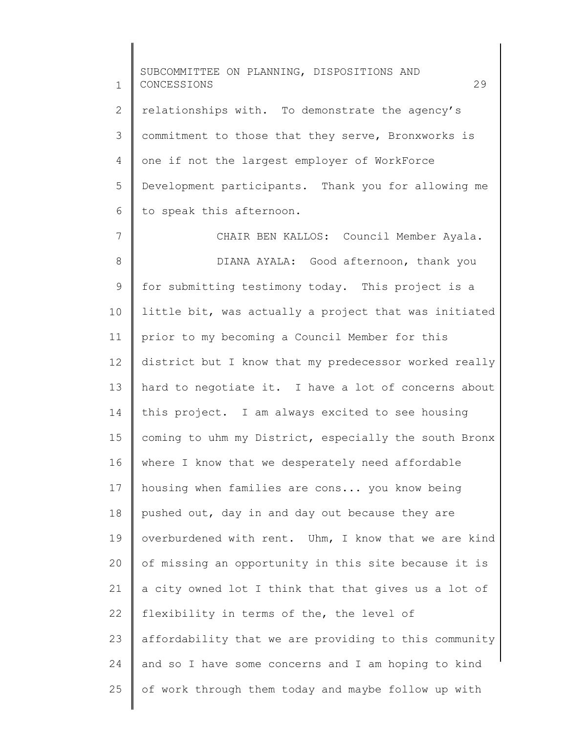relationships with. To demonstrate the agency's commitment to those that they serve, Bronxworks is one if not the largest employer of WorkForce Development participants. Thank you for allowing me to speak this afternoon.

CHAIR BEN KALLOS: Council Member Ayala.

DIANA AYALA: Good afternoon, thank you for submitting testimony today. This project is a little bit, was actually a project that was initiated prior to my becoming a Council Member for this district but I know that my predecessor worked really hard to negotiate it. I have a lot of concerns about this project. I am always excited to see housing coming to uhm my District, especially the south Bronx where I know that we desperately need affordable housing when families are cons... you know being pushed out, day in and day out because they are overburdened with rent. Uhm, I know that we are kind of missing an opportunity in this site because it is a city owned lot I think that that gives us a lot of flexibility in terms of the, the level of affordability that we are providing to this community and so I have some concerns and I am hoping to kind of work through them today and maybe follow up with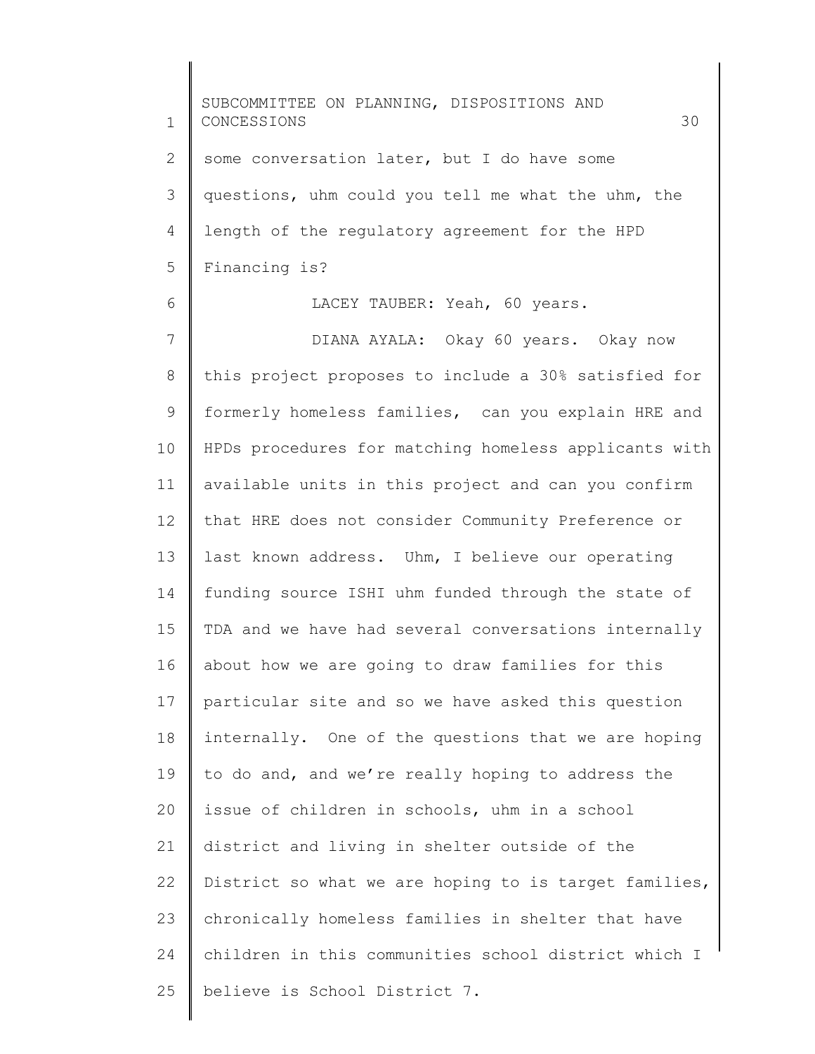some conversation later, but I do have some questions, uhm could you tell me what the uhm, the length of the regulatory agreement for the HPD Financing is?

LACEY TAUBER: Yeah, 60 years.

DIANA AYALA: Okay 60 years. Okay now this project proposes to include a 30% satisfied for formerly homeless families, can you explain HRE and HPDs procedures for matching homeless applicants with available units in this project and can you confirm that HRE does not consider Community Preference or last known address. Uhm, I believe our operating funding source ISHI uhm funded through the state of TDA and we have had several conversations internally about how we are going to draw families for this particular site and so we have asked this question internally. One of the questions that we are hoping to do and, and we're really hoping to address the issue of children in schools, uhm in a school district and living in shelter outside of the District so what we are hoping to is target families, chronically homeless families in shelter that have children in this communities school district which I believe is School District 7.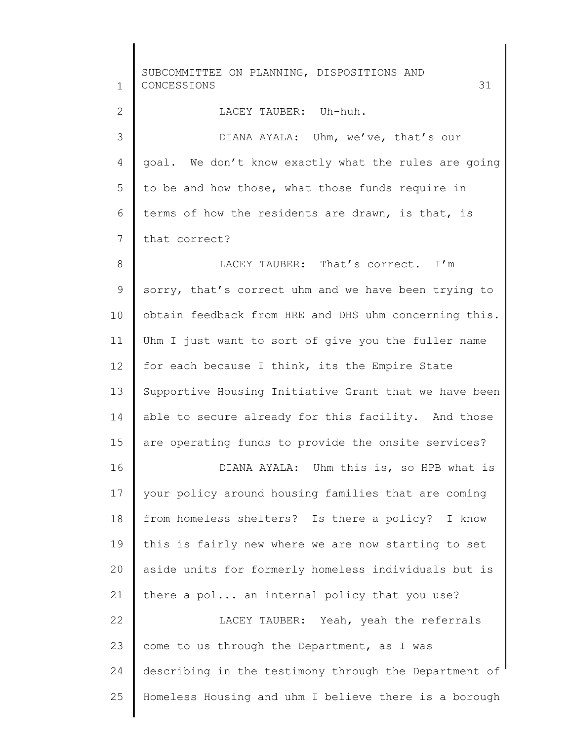LACEY TAUBER: Uh-huh.

DIANA AYALA: Uhm, we've, that's our goal. We don't know exactly what the rules are going to be and how those, what those funds require in terms of how the residents are drawn, is that, is that correct?

LACEY TAUBER: That's correct. I'm sorry, that's correct uhm and we have been trying to obtain feedback from HRE and DHS uhm concerning this. Uhm I just want to sort of give you the fuller name for each because I think, its the Empire State Supportive Housing Initiative Grant that we have been able to secure already for this facility. And those are operating funds to provide the onsite services?

DIANA AYALA: Uhm this is, so HPB what is your policy around housing families that are coming from homeless shelters? Is there a policy? I know this is fairly new where we are now starting to set aside units for formerly homeless individuals but is there a pol... an internal policy that you use?

LACEY TAUBER: Yeah, yeah the referrals come to us through the Department, as I was describing in the testimony through the Department of Homeless Housing and uhm I believe there is a borough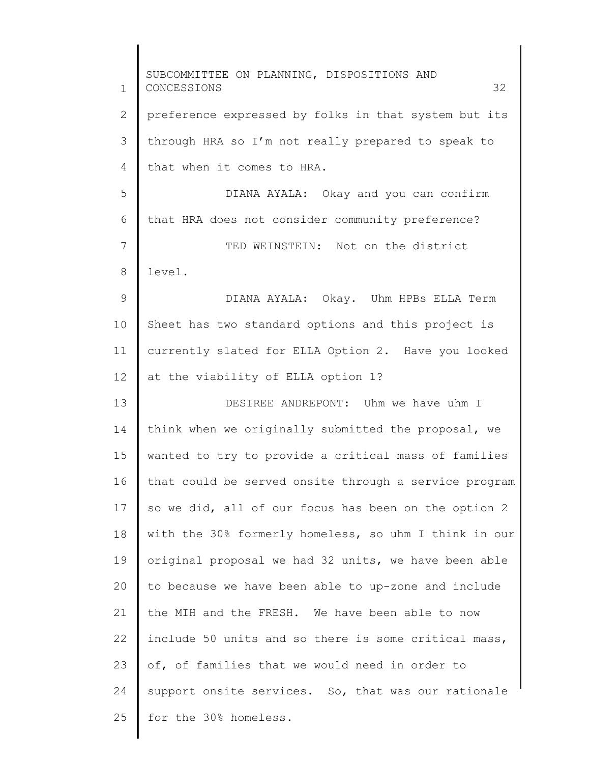preference expressed by folks in that system but its through HRA so I'm not really prepared to speak to that when it comes to HRA.

DIANA AYALA: Okay and you can confirm that HRA does not consider community preference?

TED WEINSTEIN: Not on the district level.

DIANA AYALA: Okay. Uhm HPBs ELLA Term Sheet has two standard options and this project is currently slated for ELLA Option 2. Have you looked at the viability of ELLA option 1?

DESIREE ANDREPONT: Uhm we have uhm I think when we originally submitted the proposal, we wanted to try to provide a critical mass of families that could be served onsite through a service program so we did, all of our focus has been on the option 2 with the 30% formerly homeless, so uhm I think in our original proposal we had 32 units, we have been able to because we have been able to up-zone and include the MIH and the FRESH. We have been able to now include 50 units and so there is some critical mass, of, of families that we would need in order to support onsite services. So, that was our rationale for the 30% homeless.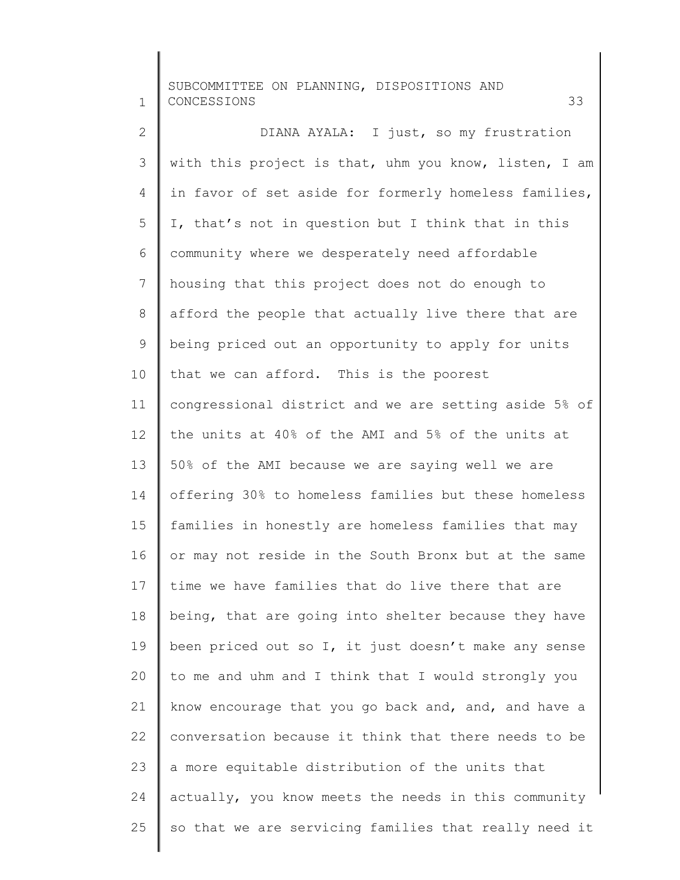DIANA AYALA: I just, so my frustration with this project is that, uhm you know, listen, I am in favor of set aside for formerly homeless families, I, that's not in question but I think that in this community where we desperately need affordable housing that this project does not do enough to afford the people that actually live there that are being priced out an opportunity to apply for units that we can afford. This is the poorest congressional district and we are setting aside 5% of the units at 40% of the AMI and 5% of the units at 50% of the AMI because we are saying well we are offering 30% to homeless families but these homeless families in honestly are homeless families that may or may not reside in the South Bronx but at the same time we have families that do live there that are being, that are going into shelter because they have been priced out so I, it just doesn't make any sense to me and uhm and I think that I would strongly you know encourage that you go back and, and, and have a conversation because it think that there needs to be a more equitable distribution of the units that actually, you know meets the needs in this community so that we are servicing families that really need it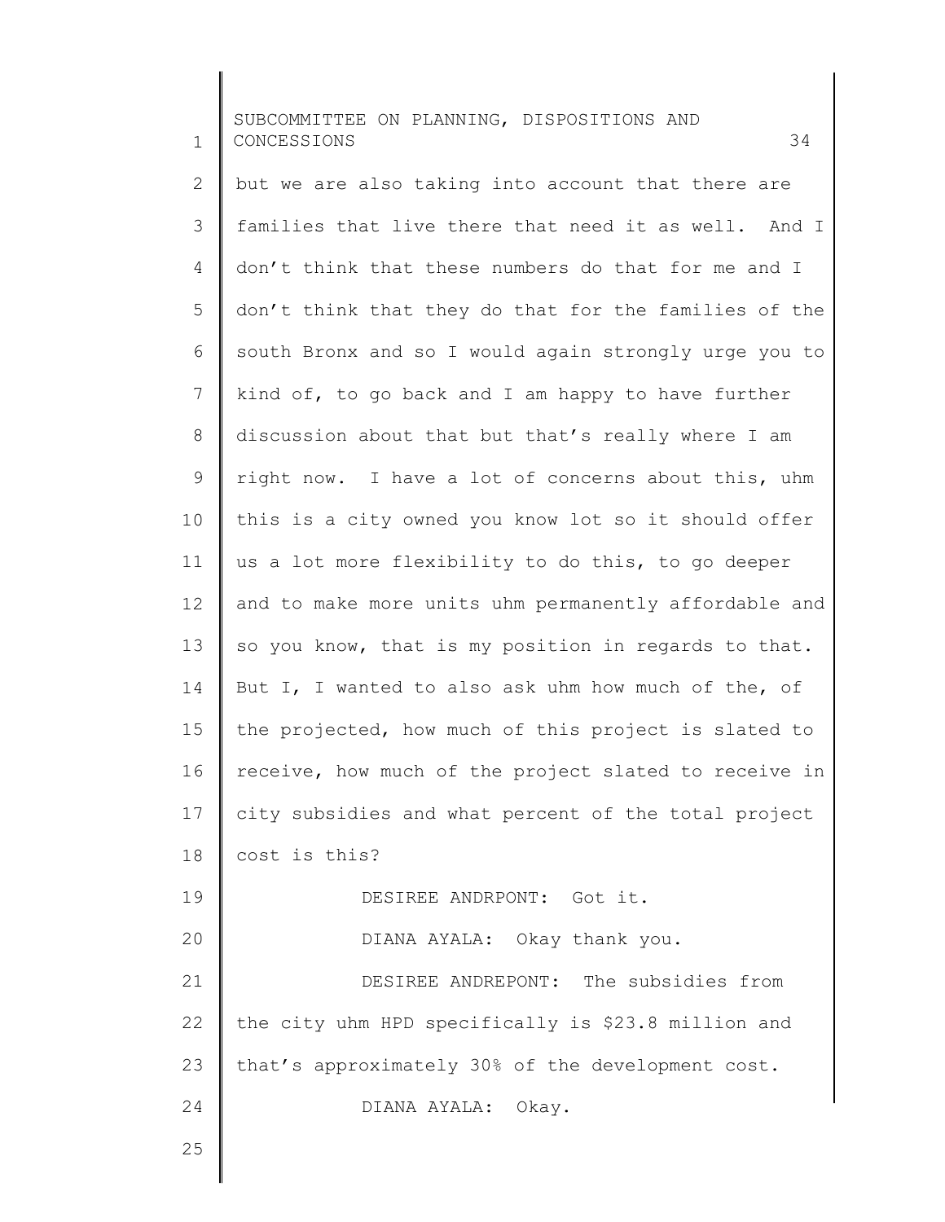but we are also taking into account that there are families that live there that need it as well. And I don't think that these numbers do that for me and I don't think that they do that for the families of the south Bronx and so I would again strongly urge you to kind of, to go back and I am happy to have further discussion about that but that's really where I am right now. I have a lot of concerns about this, uhm this is a city owned you know lot so it should offer us a lot more flexibility to do this, to go deeper and to make more units uhm permanently affordable and so you know, that is my position in regards to that. But I, I wanted to also ask uhm how much of the, of the projected, how much of this project is slated to receive, how much of the project slated to receive in city subsidies and what percent of the total project cost is this?

DESIREE ANDRPONT: Got it.

DIANA AYALA: Okay thank you.

DESIREE ANDREPONT: The subsidies from the city uhm HPD specifically is $23.8 million and that's approximately 30% of the development cost.

DIANA AYALA: Okay.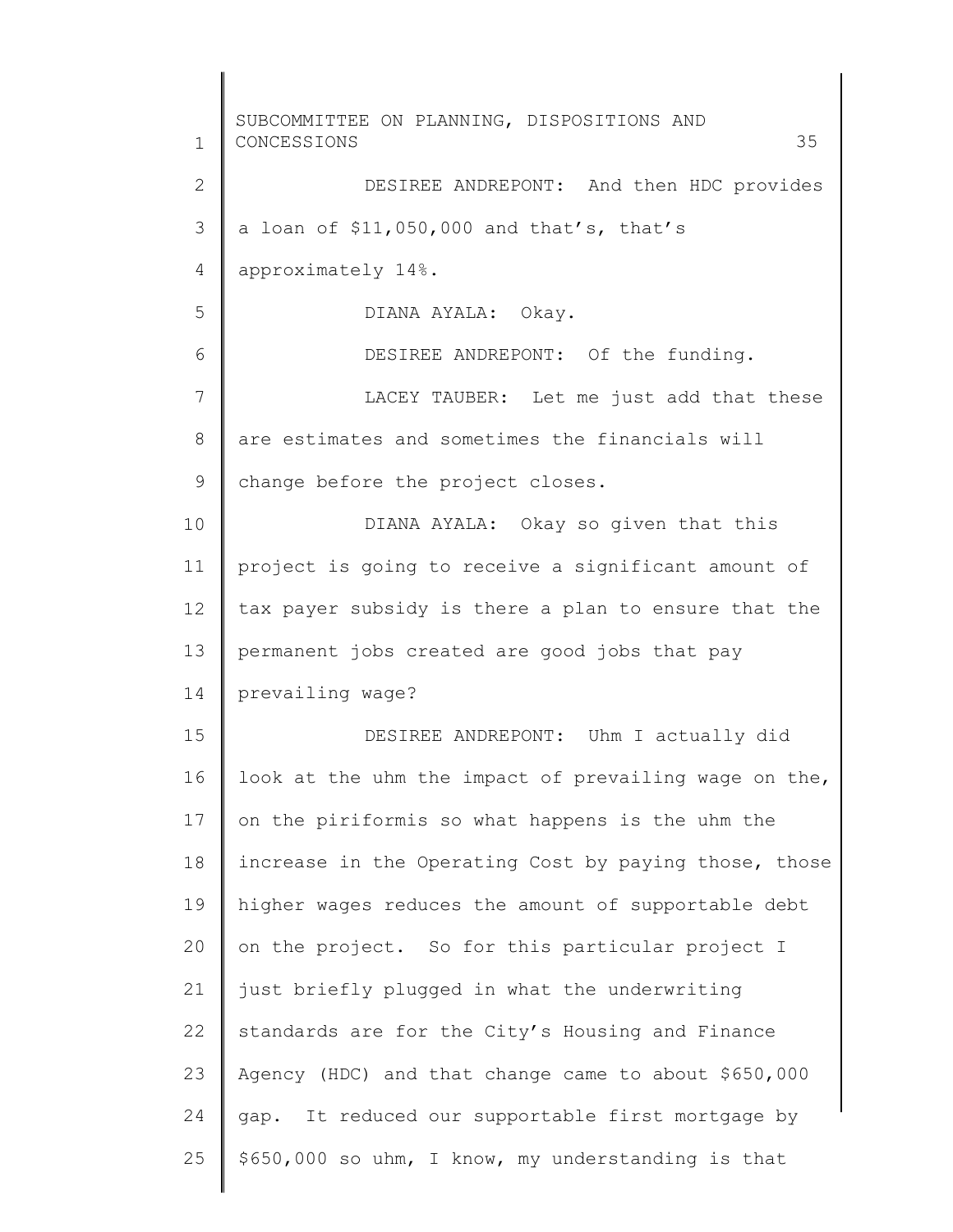DESIREE ANDREPONT: And then HDC provides a loan of $11,050,000 and that's, that's approximately 14%.

DIANA AYALA: Okay.

DESIREE ANDREPONT: Of the funding.

LACEY TAUBER: Let me just add that these are estimates and sometimes the financials will change before the project closes.

DIANA AYALA: Okay so given that this project is going to receive a significant amount of tax payer subsidy is there a plan to ensure that the permanent jobs created are good jobs that pay prevailing wage?

DESIREE ANDREPONT: Uhm I actually did look at the uhm the impact of prevailing wage on the, on the piriformis so what happens is the uhm the increase in the Operating Cost by paying those, those higher wages reduces the amount of supportable debt on the project. So for this particular project I just briefly plugged in what the underwriting standards are for the City's Housing and Finance Agency (HDC) and that change came to about $650,000 gap. It reduced our supportable first mortgage by $650,000 so uhm, I know, my understanding is that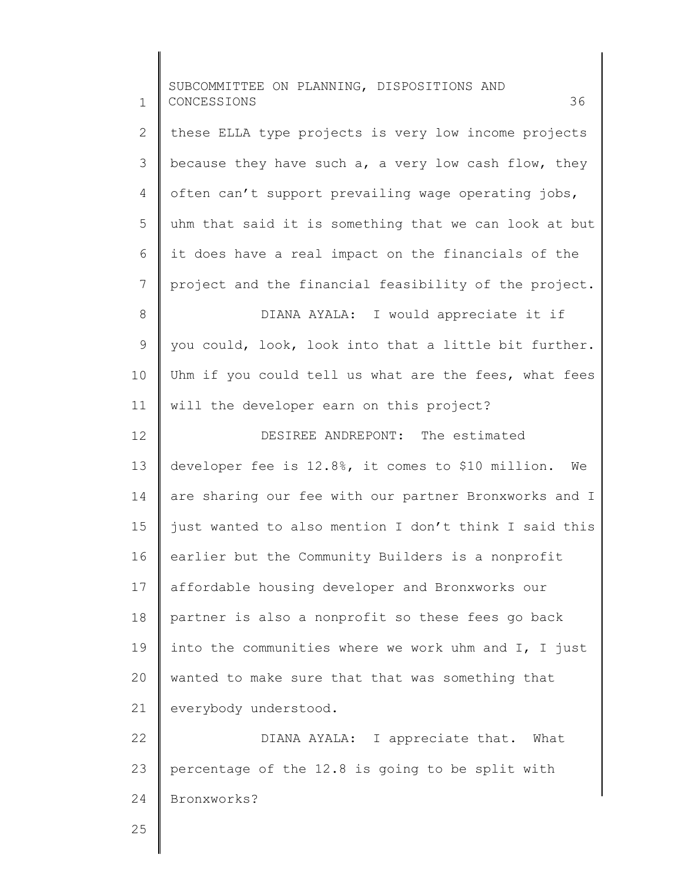these ELLA type projects is very low income projects because they have such a, a very low cash flow, they often can't support prevailing wage operating jobs, uhm that said it is something that we can look at but it does have a real impact on the financials of the project and the financial feasibility of the project.

DIANA AYALA: I would appreciate it if you could, look, look into that a little bit further. Uhm if you could tell us what are the fees, what fees will the developer earn on this project?

DESIREE ANDREPONT: The estimated developer fee is 12.8%, it comes to $10 million. We are sharing our fee with our partner Bronxworks and I just wanted to also mention I don't think I said this earlier but the Community Builders is a nonprofit affordable housing developer and Bronxworks our partner is also a nonprofit so these fees go back into the communities where we work uhm and I, I just wanted to make sure that that was something that everybody understood.

DIANA AYALA: I appreciate that. What percentage of the 12.8 is going to be split with Bronxworks?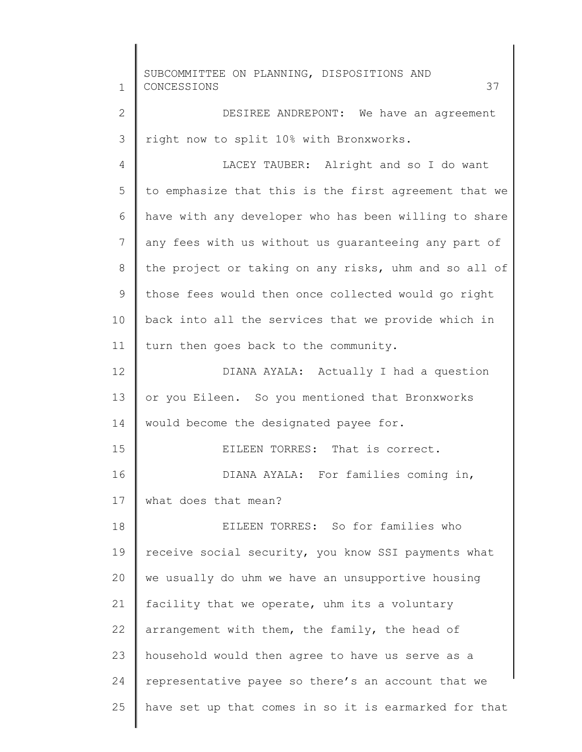DESIREE ANDREPONT: We have an agreement right now to split 10% with Bronxworks.

LACEY TAUBER: Alright and so I do want to emphasize that this is the first agreement that we have with any developer who has been willing to share any fees with us without us guaranteeing any part of the project or taking on any risks, uhm and so all of those fees would then once collected would go right back into all the services that we provide which in turn then goes back to the community.

DIANA AYALA: Actually I had a question or you Eileen. So you mentioned that Bronxworks would become the designated payee for.

EILEEN TORRES: That is correct.

DIANA AYALA: For families coming in, what does that mean?

EILEEN TORRES: So for families who receive social security, you know SSI payments what we usually do uhm we have an unsupportive housing facility that we operate, uhm its a voluntary arrangement with them, the family, the head of household would then agree to have us serve as a representative payee so there's an account that we have set up that comes in so it is earmarked for that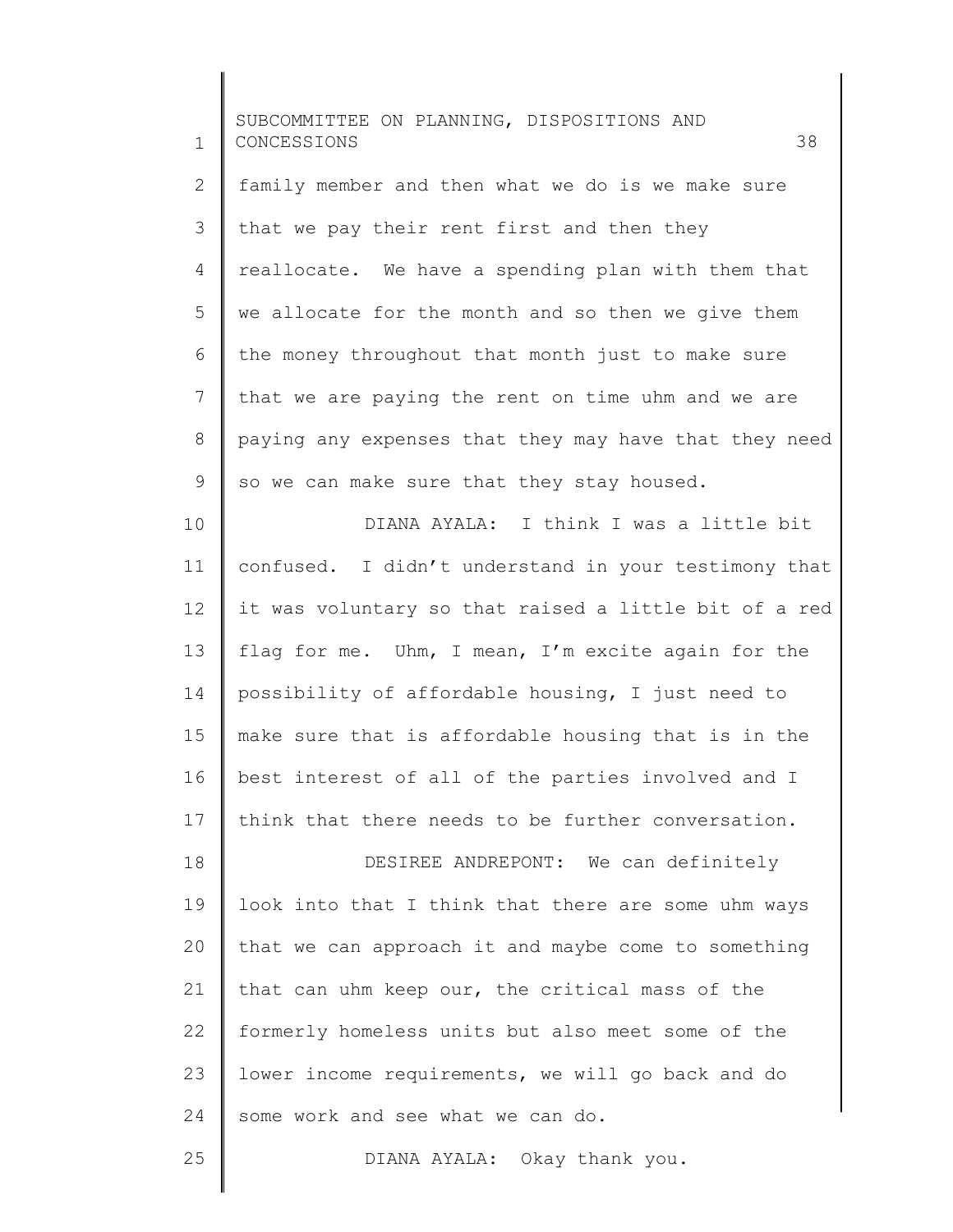family member and then what we do is we make sure that we pay their rent first and then they reallocate. We have a spending plan with them that we allocate for the month and so then we give them the money throughout that month just to make sure that we are paying the rent on time uhm and we are paying any expenses that they may have that they need so we can make sure that they stay housed.

DIANA AYALA: I think I was a little bit confused. I didn't understand in your testimony that it was voluntary so that raised a little bit of a red flag for me. Uhm, I mean, I'm excite again for the possibility of affordable housing, I just need to make sure that is affordable housing that is in the best interest of all of the parties involved and I think that there needs to be further conversation.

DESIREE ANDREPONT: We can definitely look into that I think that there are some uhm ways that we can approach it and maybe come to something that can uhm keep our, the critical mass of the formerly homeless units but also meet some of the lower income requirements, we will go back and do some work and see what we can do.

DIANA AYALA: Okay thank you.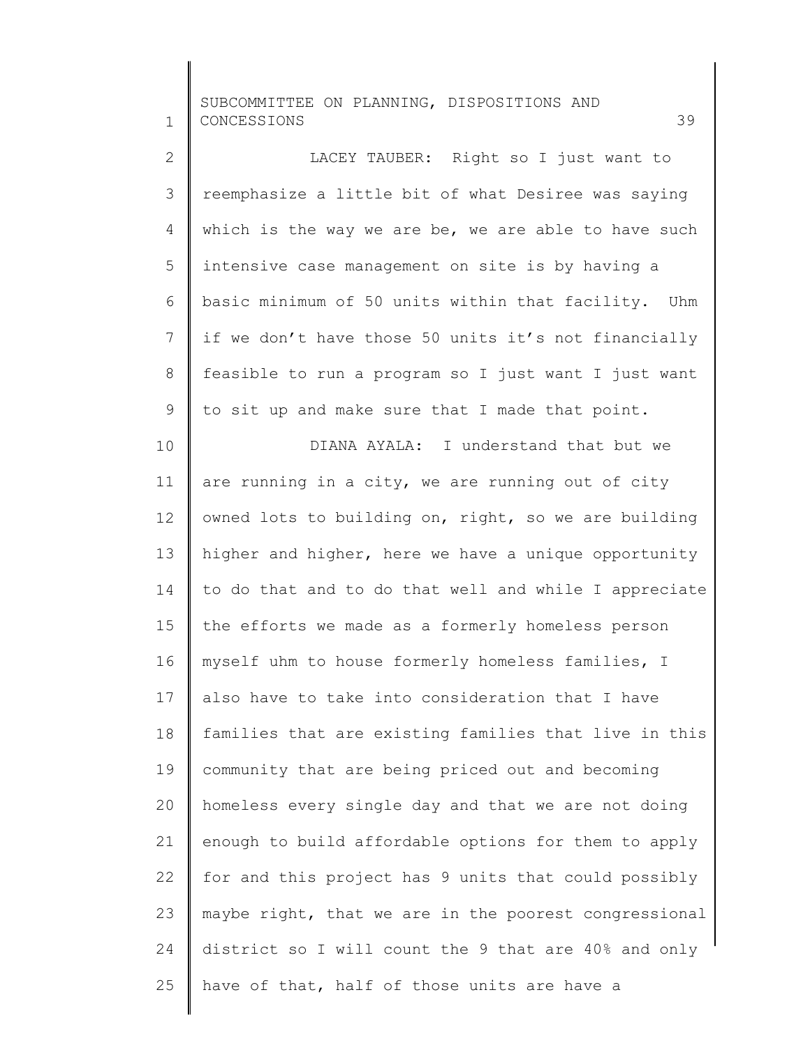LACEY TAUBER: Right so I just want to reemphasize a little bit of what Desiree was saying which is the way we are be, we are able to have such intensive case management on site is by having a basic minimum of 50 units within that facility. Uhm if we don't have those 50 units it's not financially feasible to run a program so I just want I just want to sit up and make sure that I made that point.

DIANA AYALA: I understand that but we are running in a city, we are running out of city owned lots to building on, right, so we are building higher and higher, here we have a unique opportunity to do that and to do that well and while I appreciate the efforts we made as a formerly homeless person myself uhm to house formerly homeless families, I also have to take into consideration that I have families that are existing families that live in this community that are being priced out and becoming homeless every single day and that we are not doing enough to build affordable options for them to apply for and this project has 9 units that could possibly maybe right, that we are in the poorest congressional district so I will count the 9 that are 40% and only have of that, half of those units are have a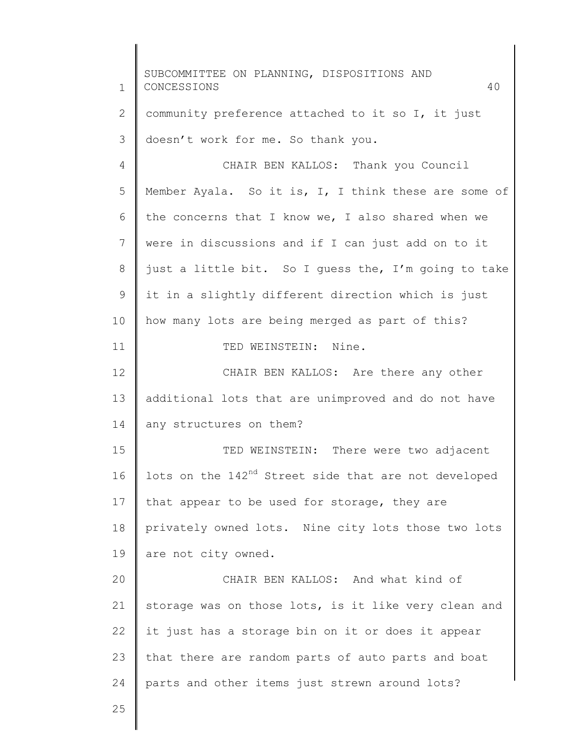community preference attached to it so I, it just doesn't work for me. So thank you.

CHAIR BEN KALLOS: Thank you Council Member Ayala. So it is, I, I think these are some of the concerns that I know we, I also shared when we were in discussions and if I can just add on to it just a little bit. So I guess the, I'm going to take it in a slightly different direction which is just how many lots are being merged as part of this?

TED WEINSTEIN: Nine.

CHAIR BEN KALLOS: Are there any other additional lots that are unimproved and do not have any structures on them?

TED WEINSTEIN: There were two adjacent lots on the 142nd Street side that are not developed that appear to be used for storage, they are privately owned lots. Nine city lots those two lots are not city owned.

CHAIR BEN KALLOS: And what kind of storage was on those lots, is it like very clean and it just has a storage bin on it or does it appear that there are random parts of auto parts and boat parts and other items just strewn around lots?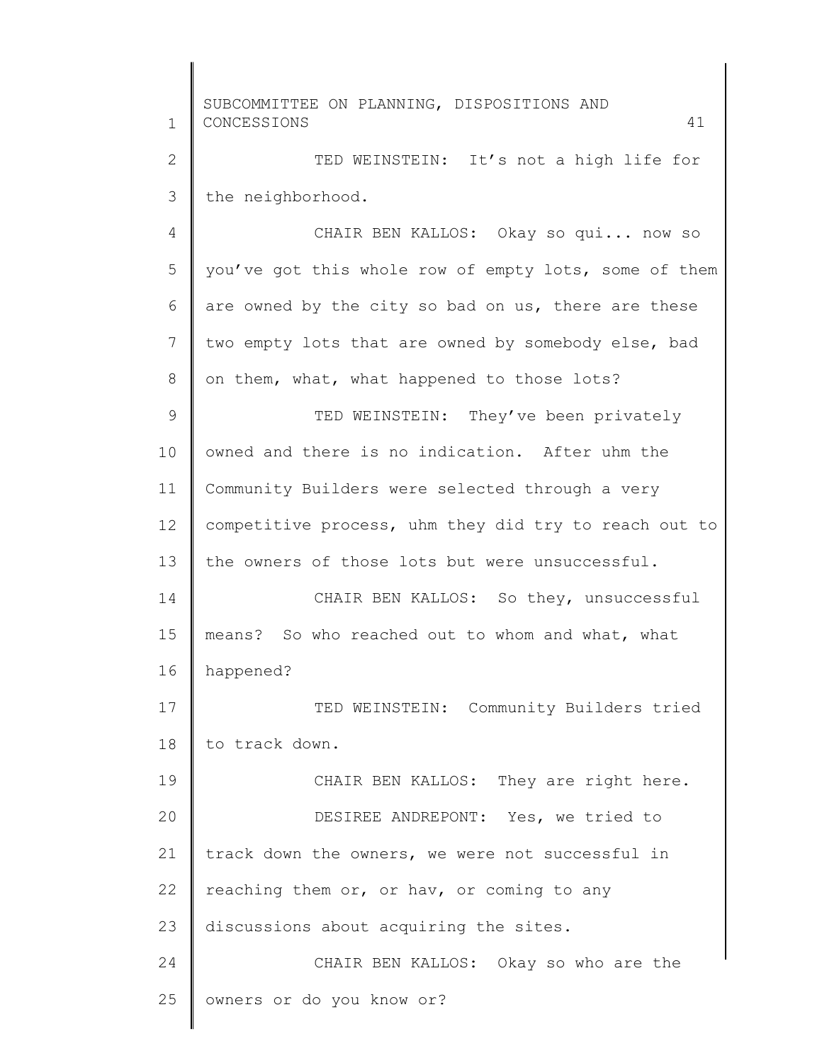TED WEINSTEIN: It's not a high life for the neighborhood.

CHAIR BEN KALLOS: Okay so qui... now so you've got this whole row of empty lots, some of them are owned by the city so bad on us, there are these two empty lots that are owned by somebody else, bad on them, what, what happened to those lots?

TED WEINSTEIN: They've been privately owned and there is no indication. After uhm the Community Builders were selected through a very competitive process, uhm they did try to reach out to the owners of those lots but were unsuccessful.

CHAIR BEN KALLOS: So they, unsuccessful means? So who reached out to whom and what, what happened?

TED WEINSTEIN: Community Builders tried to track down.

CHAIR BEN KALLOS: They are right here.

DESIREE ANDREPONT: Yes, we tried to track down the owners, we were not successful in reaching them or, or hav, or coming to any discussions about acquiring the sites.

CHAIR BEN KALLOS: Okay so who are the owners or do you know or?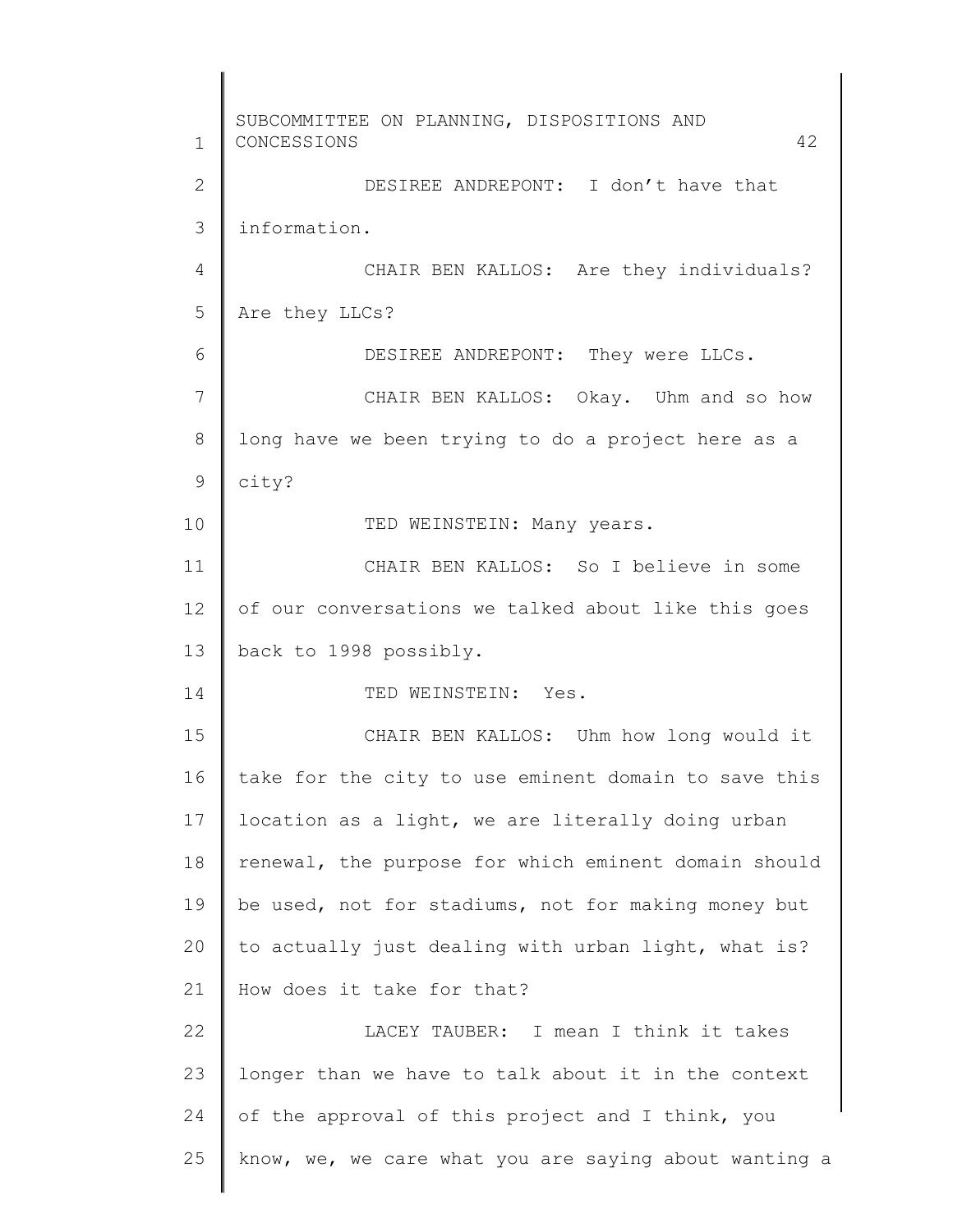DESIREE ANDREPONT: I don't have that information.

CHAIR BEN KALLOS: Are they individuals? Are they LLCs?

DESIREE ANDREPONT: They were LLCs.

CHAIR BEN KALLOS: Okay. Uhm and so how long have we been trying to do a project here as a city?

TED WEINSTEIN: Many years.

CHAIR BEN KALLOS: So I believe in some of our conversations we talked about like this goes back to 1998 possibly.

TED WEINSTEIN: Yes.

CHAIR BEN KALLOS: Uhm how long would it take for the city to use eminent domain to save this location as a light, we are literally doing urban renewal, the purpose for which eminent domain should be used, not for stadiums, not for making money but to actually just dealing with urban light, what is? How does it take for that?

LACEY TAUBER: I mean I think it takes longer than we have to talk about it in the context of the approval of this project and I think, you know, we, we care what you are saying about wanting a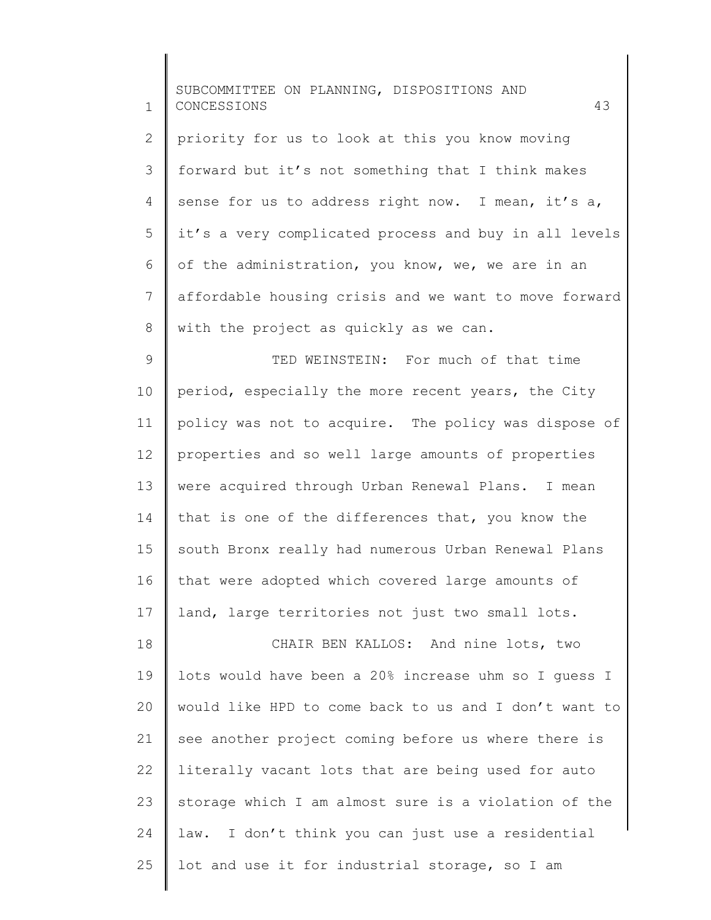priority for us to look at this you know moving forward but it's not something that I think makes sense for us to address right now. I mean, it's a, it's a very complicated process and buy in all levels of the administration, you know, we, we are in an affordable housing crisis and we want to move forward with the project as quickly as we can.

TED WEINSTEIN: For much of that time period, especially the more recent years, the City policy was not to acquire. The policy was dispose of properties and so well large amounts of properties were acquired through Urban Renewal Plans. I mean that is one of the differences that, you know the south Bronx really had numerous Urban Renewal Plans that were adopted which covered large amounts of land, large territories not just two small lots.

CHAIR BEN KALLOS: And nine lots, two lots would have been a 20% increase uhm so I guess I would like HPD to come back to us and I don't want to see another project coming before us where there is literally vacant lots that are being used for auto storage which I am almost sure is a violation of the law. I don't think you can just use a residential lot and use it for industrial storage, so I am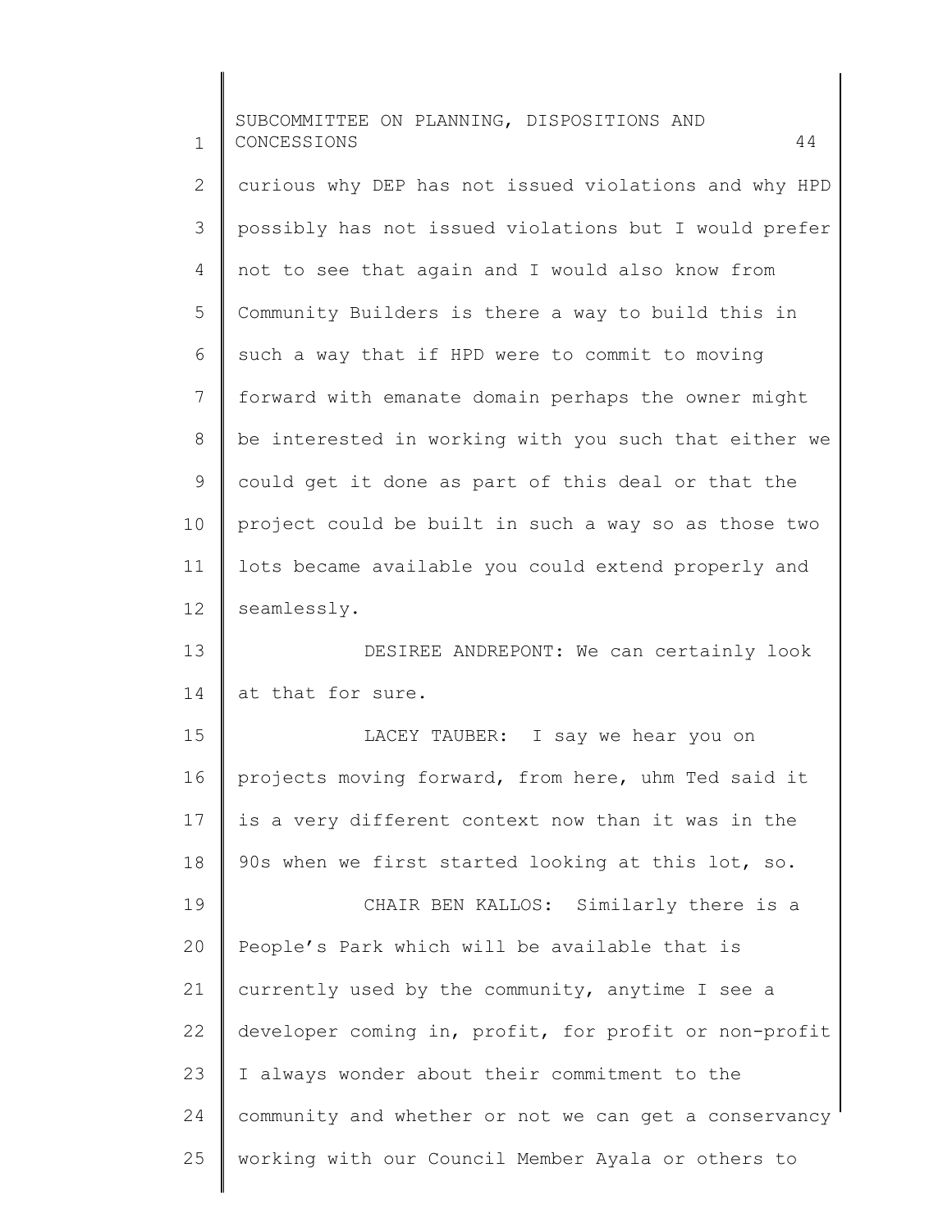curious why DEP has not issued violations and why HPD possibly has not issued violations but I would prefer not to see that again and I would also know from Community Builders is there a way to build this in such a way that if HPD were to commit to moving forward with emanate domain perhaps the owner might be interested in working with you such that either we could get it done as part of this deal or that the project could be built in such a way so as those two lots became available you could extend properly and seamlessly.

DESIREE ANDREPONT: We can certainly look at that for sure.

LACEY TAUBER: I say we hear you on projects moving forward, from here, uhm Ted said it is a very different context now than it was in the 90s when we first started looking at this lot, so.

CHAIR BEN KALLOS: Similarly there is a People's Park which will be available that is currently used by the community, anytime I see a developer coming in, profit, for profit or non-profit I always wonder about their commitment to the community and whether or not we can get a conservancy working with our Council Member Ayala or others to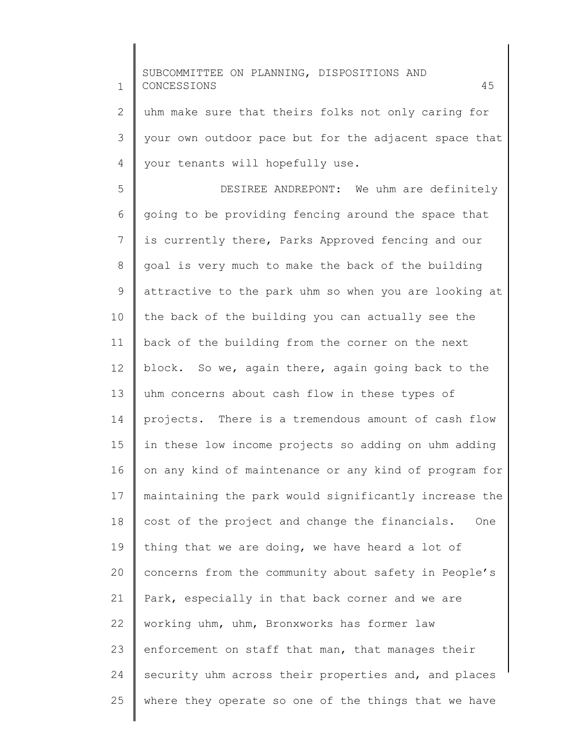uhm make sure that theirs folks not only caring for your own outdoor pace but for the adjacent space that your tenants will hopefully use.

DESIREE ANDREPONT: We uhm are definitely going to be providing fencing around the space that is currently there, Parks Approved fencing and our goal is very much to make the back of the building attractive to the park uhm so when you are looking at the back of the building you can actually see the back of the building from the corner on the next block. So we, again there, again going back to the uhm concerns about cash flow in these types of projects. There is a tremendous amount of cash flow in these low income projects so adding on uhm adding on any kind of maintenance or any kind of program for maintaining the park would significantly increase the cost of the project and change the financials. One thing that we are doing, we have heard a lot of concerns from the community about safety in People's Park, especially in that back corner and we are working uhm, uhm, Bronxworks has former law enforcement on staff that man, that manages their security uhm across their properties and, and places where they operate so one of the things that we have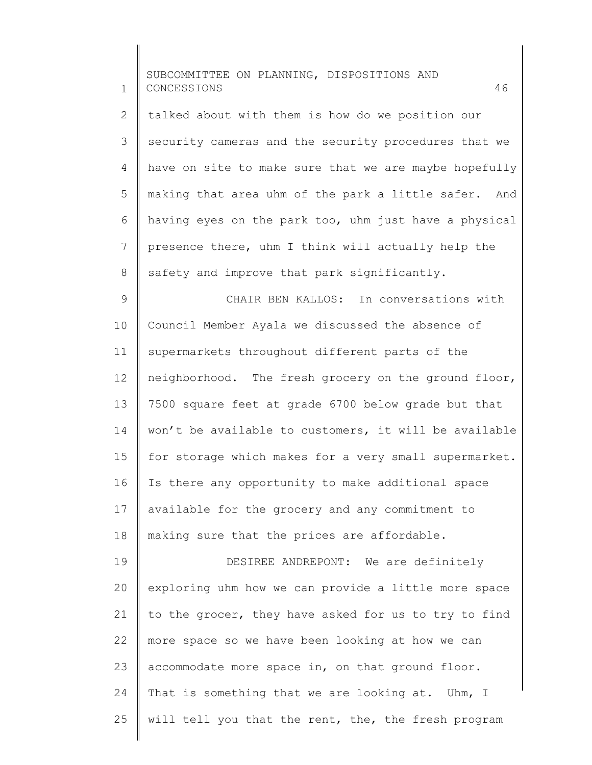talked about with them is how do we position our security cameras and the security procedures that we have on site to make sure that we are maybe hopefully making that area uhm of the park a little safer. And having eyes on the park too, uhm just have a physical presence there, uhm I think will actually help the safety and improve that park significantly.

CHAIR BEN KALLOS: In conversations with Council Member Ayala we discussed the absence of supermarkets throughout different parts of the neighborhood. The fresh grocery on the ground floor, 7500 square feet at grade 6700 below grade but that won't be available to customers, it will be available for storage which makes for a very small supermarket. Is there any opportunity to make additional space available for the grocery and any commitment to making sure that the prices are affordable.

DESIREE ANDREPONT: We are definitely exploring uhm how we can provide a little more space to the grocer, they have asked for us to try to find more space so we have been looking at how we can accommodate more space in, on that ground floor. That is something that we are looking at. Uhm, I will tell you that the rent, the, the fresh program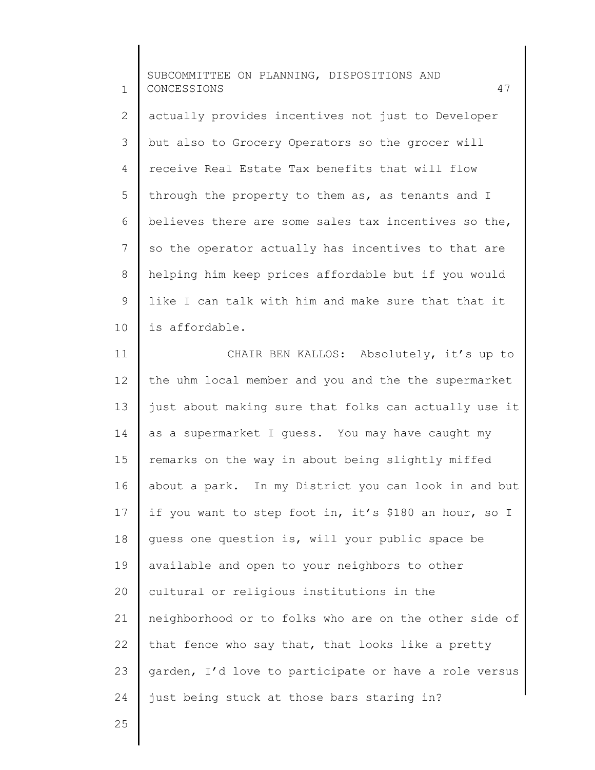actually provides incentives not just to Developer but also to Grocery Operators so the grocer will receive Real Estate Tax benefits that will flow through the property to them as, as tenants and I believes there are some sales tax incentives so the, so the operator actually has incentives to that are helping him keep prices affordable but if you would like I can talk with him and make sure that that it is affordable.

CHAIR BEN KALLOS: Absolutely, it's up to the uhm local member and you and the the supermarket just about making sure that folks can actually use it as a supermarket I guess. You may have caught my remarks on the way in about being slightly miffed about a park. In my District you can look in and but if you want to step foot in, it's $180 an hour, so I guess one question is, will your public space be available and open to your neighbors to other cultural or religious institutions in the neighborhood or to folks who are on the other side of that fence who say that, that looks like a pretty garden, I'd love to participate or have a role versus just being stuck at those bars staring in?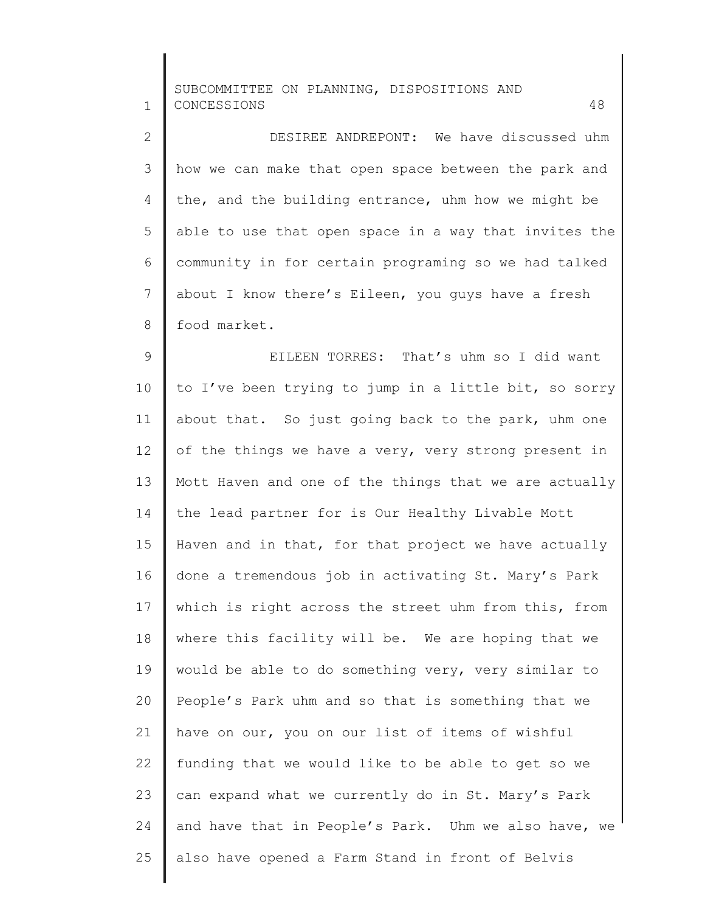DESIREE ANDREPONT: We have discussed uhm how we can make that open space between the park and the, and the building entrance, uhm how we might be able to use that open space in a way that invites the community in for certain programing so we had talked about I know there's Eileen, you guys have a fresh food market.

EILEEN TORRES: That's uhm so I did want to I've been trying to jump in a little bit, so sorry about that. So just going back to the park, uhm one of the things we have a very, very strong present in Mott Haven and one of the things that we are actually the lead partner for is Our Healthy Livable Mott Haven and in that, for that project we have actually done a tremendous job in activating St. Mary's Park which is right across the street uhm from this, from where this facility will be. We are hoping that we would be able to do something very, very similar to People's Park uhm and so that is something that we have on our, you on our list of items of wishful funding that we would like to be able to get so we can expand what we currently do in St. Mary's Park and have that in People's Park. Uhm we also have, we also have opened a Farm Stand in front of Belvis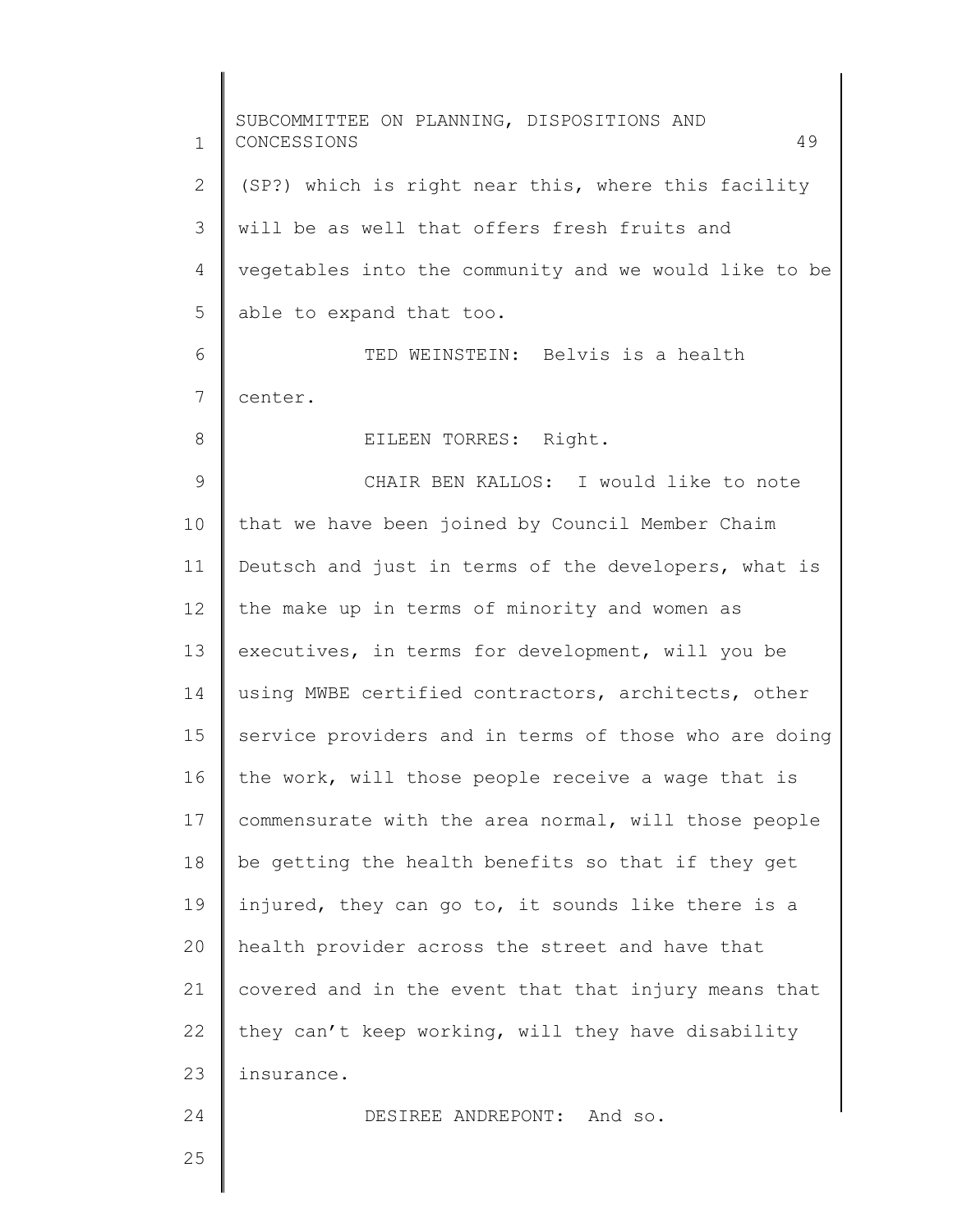(SP?) which is right near this, where this facility will be as well that offers fresh fruits and vegetables into the community and we would like to be able to expand that too.

TED WEINSTEIN: Belvis is a health center.

EILEEN TORRES: Right.

CHAIR BEN KALLOS: I would like to note that we have been joined by Council Member Chaim Deutsch and just in terms of the developers, what is the make up in terms of minority and women as executives, in terms for development, will you be using MWBE certified contractors, architects, other service providers and in terms of those who are doing the work, will those people receive a wage that is commensurate with the area normal, will those people be getting the health benefits so that if they get injured, they can go to, it sounds like there is a health provider across the street and have that covered and in the event that that injury means that they can't keep working, will they have disability insurance.

DESIREE ANDREPONT: And so.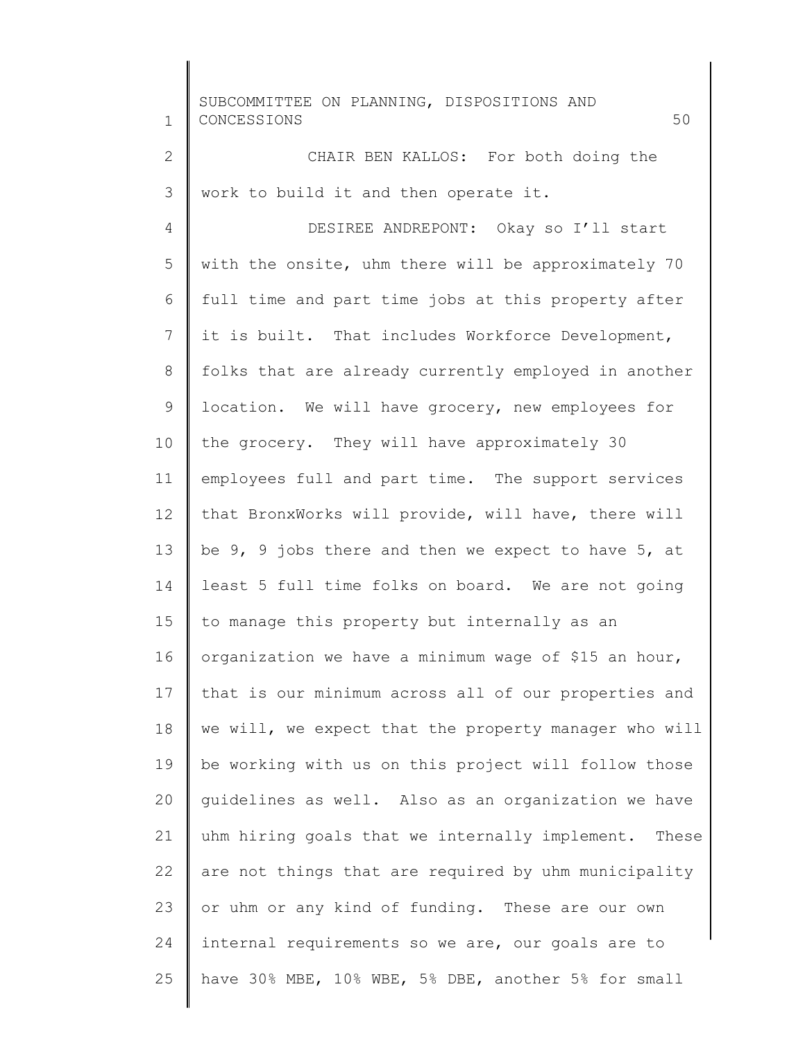CHAIR BEN KALLOS: For both doing the work to build it and then operate it.

DESIREE ANDREPONT: Okay so I'll start with the onsite, uhm there will be approximately 70 full time and part time jobs at this property after it is built. That includes Workforce Development, folks that are already currently employed in another location. We will have grocery, new employees for the grocery. They will have approximately 30 employees full and part time. The support services that BronxWorks will provide, will have, there will be 9, 9 jobs there and then we expect to have 5, at least 5 full time folks on board. We are not going to manage this property but internally as an organization we have a minimum wage of $15 an hour, that is our minimum across all of our properties and we will, we expect that the property manager who will be working with us on this project will follow those guidelines as well. Also as an organization we have uhm hiring goals that we internally implement. These are not things that are required by uhm municipality or uhm or any kind of funding. These are our own internal requirements so we are, our goals are to have 30% MBE, 10% WBE, 5% DBE, another 5% for small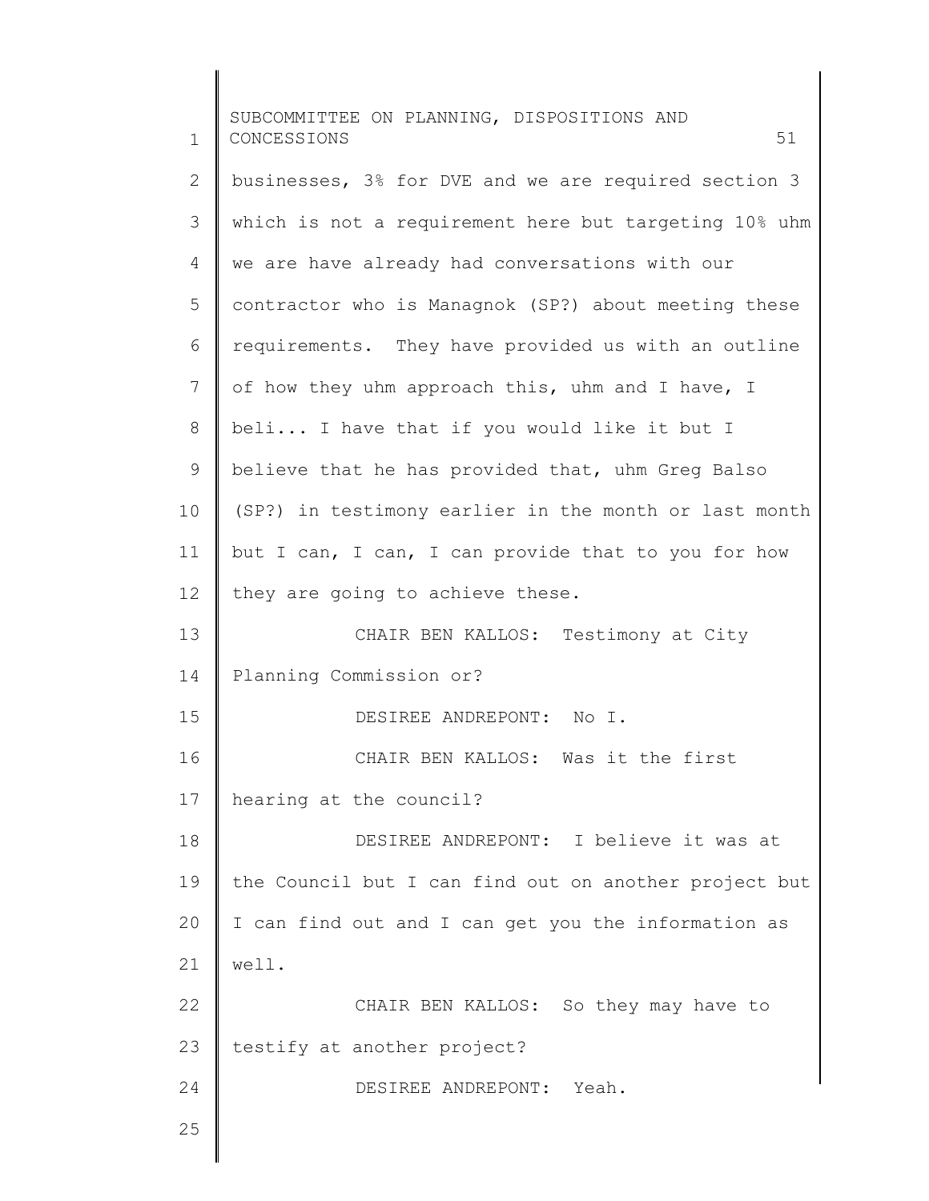businesses, 3% for DVE and we are required section 3 which is not a requirement here but targeting 10% uhm we are have already had conversations with our contractor who is Managnok (SP?) about meeting these requirements. They have provided us with an outline of how they uhm approach this, uhm and I have, I beli... I have that if you would like it but I believe that he has provided that, uhm Greg Balso (SP?) in testimony earlier in the month or last month but I can, I can, I can provide that to you for how they are going to achieve these.

CHAIR BEN KALLOS: Testimony at City Planning Commission or?

DESIREE ANDREPONT: No I.

CHAIR BEN KALLOS: Was it the first hearing at the council?

DESIREE ANDREPONT: I believe it was at the Council but I can find out on another project but I can find out and I can get you the information as well.

CHAIR BEN KALLOS: So they may have to testify at another project?

DESIREE ANDREPONT: Yeah.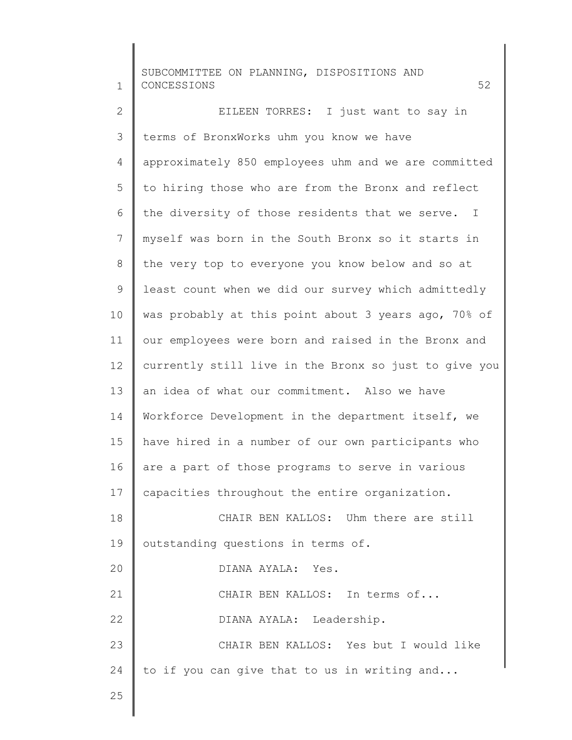EILEEN TORRES: I just want to say in terms of BronxWorks uhm you know we have approximately 850 employees uhm and we are committed to hiring those who are from the Bronx and reflect the diversity of those residents that we serve. I myself was born in the South Bronx so it starts in the very top to everyone you know below and so at least count when we did our survey which admittedly was probably at this point about 3 years ago, 70% of our employees were born and raised in the Bronx and currently still live in the Bronx so just to give you an idea of what our commitment. Also we have Workforce Development in the department itself, we have hired in a number of our own participants who are a part of those programs to serve in various capacities throughout the entire organization.

CHAIR BEN KALLOS: Uhm there are still outstanding questions in terms of.

DIANA AYALA: Yes.

CHAIR BEN KALLOS: In terms of...

DIANA AYALA: Leadership.

CHAIR BEN KALLOS: Yes but I would like to if you can give that to us in writing and...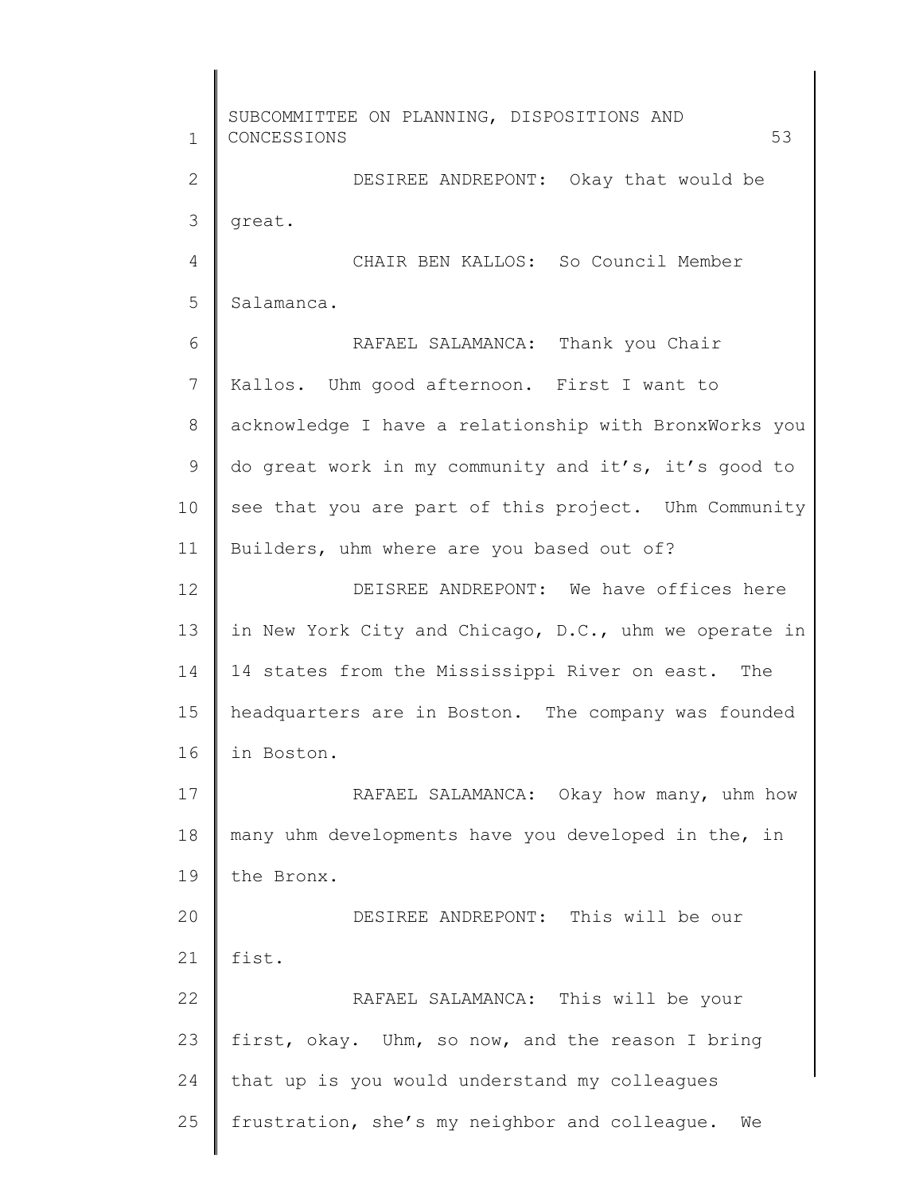DESIREE ANDREPONT: Okay that would be great.

CHAIR BEN KALLOS: So Council Member Salamanca.

RAFAEL SALAMANCA: Thank you Chair Kallos. Uhm good afternoon. First I want to acknowledge I have a relationship with BronxWorks you do great work in my community and it's, it's good to see that you are part of this project. Uhm Community Builders, uhm where are you based out of?

DEISREE ANDREPONT: We have offices here in New York City and Chicago, D.C., uhm we operate in 14 states from the Mississippi River on east. The headquarters are in Boston. The company was founded in Boston.

RAFAEL SALAMANCA: Okay how many, uhm how many uhm developments have you developed in the, in the Bronx.

DESIREE ANDREPONT: This will be our fist.

RAFAEL SALAMANCA: This will be your first, okay. Uhm, so now, and the reason I bring that up is you would understand my colleagues frustration, she's my neighbor and colleague. We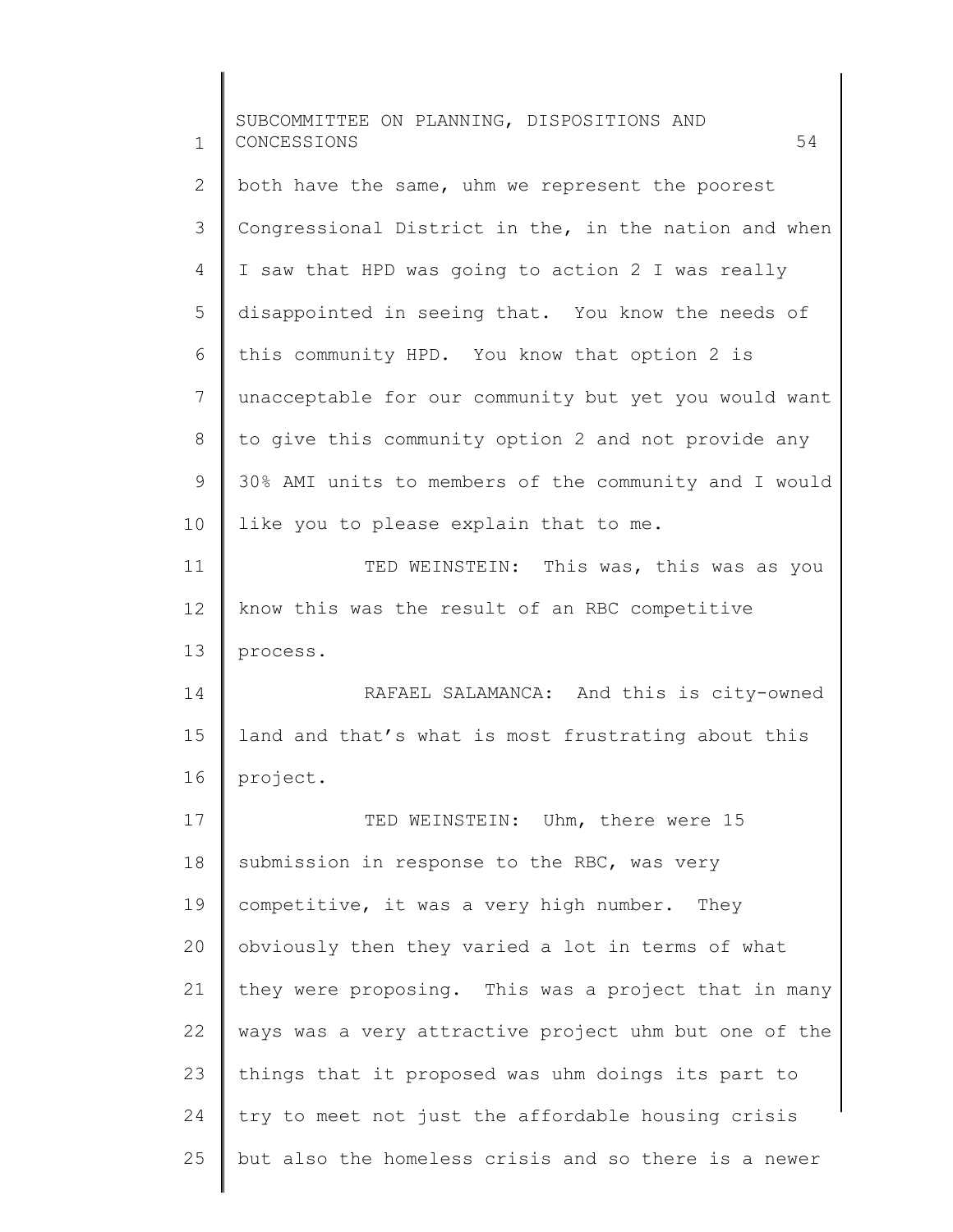both have the same, uhm we represent the poorest Congressional District in the, in the nation and when I saw that HPD was going to action 2 I was really disappointed in seeing that. You know the needs of this community HPD. You know that option 2 is unacceptable for our community but yet you would want to give this community option 2 and not provide any 30% AMI units to members of the community and I would like you to please explain that to me.

TED WEINSTEIN: This was, this was as you know this was the result of an RBC competitive process.

RAFAEL SALAMANCA: And this is city-owned land and that's what is most frustrating about this project.

TED WEINSTEIN: Uhm, there were 15 submission in response to the RBC, was very competitive, it was a very high number. They obviously then they varied a lot in terms of what they were proposing. This was a project that in many ways was a very attractive project uhm but one of the things that it proposed was uhm doings its part to try to meet not just the affordable housing crisis but also the homeless crisis and so there is a newer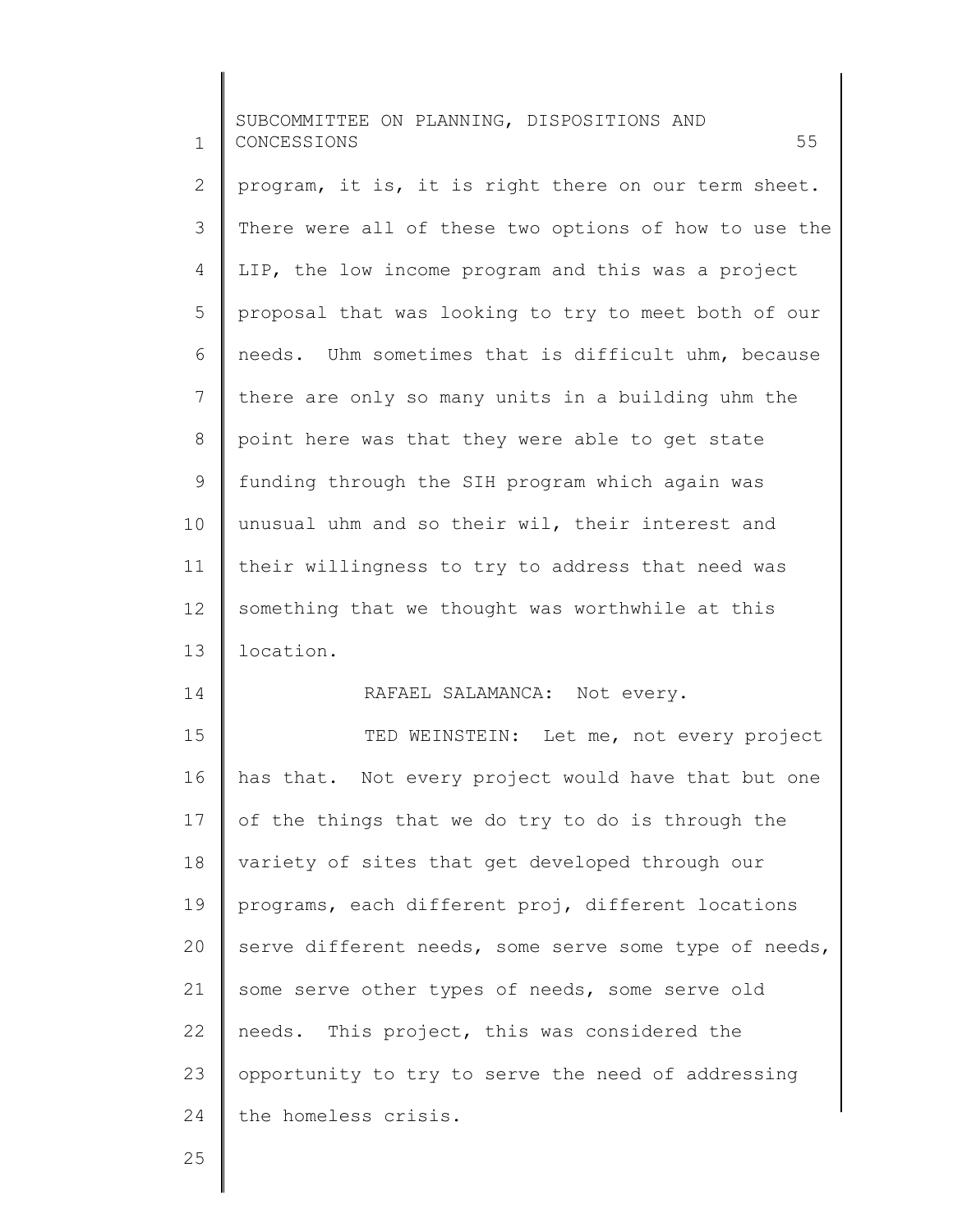program, it is, it is right there on our term sheet. There were all of these two options of how to use the LIP, the low income program and this was a project proposal that was looking to try to meet both of our needs. Uhm sometimes that is difficult uhm, because there are only so many units in a building uhm the point here was that they were able to get state funding through the SIH program which again was unusual uhm and so their wil, their interest and their willingness to try to address that need was something that we thought was worthwhile at this location.

RAFAEL SALAMANCA: Not every.

TED WEINSTEIN: Let me, not every project has that. Not every project would have that but one of the things that we do try to do is through the variety of sites that get developed through our programs, each different proj, different locations serve different needs, some serve some type of needs, some serve other types of needs, some serve old needs. This project, this was considered the opportunity to try to serve the need of addressing the homeless crisis.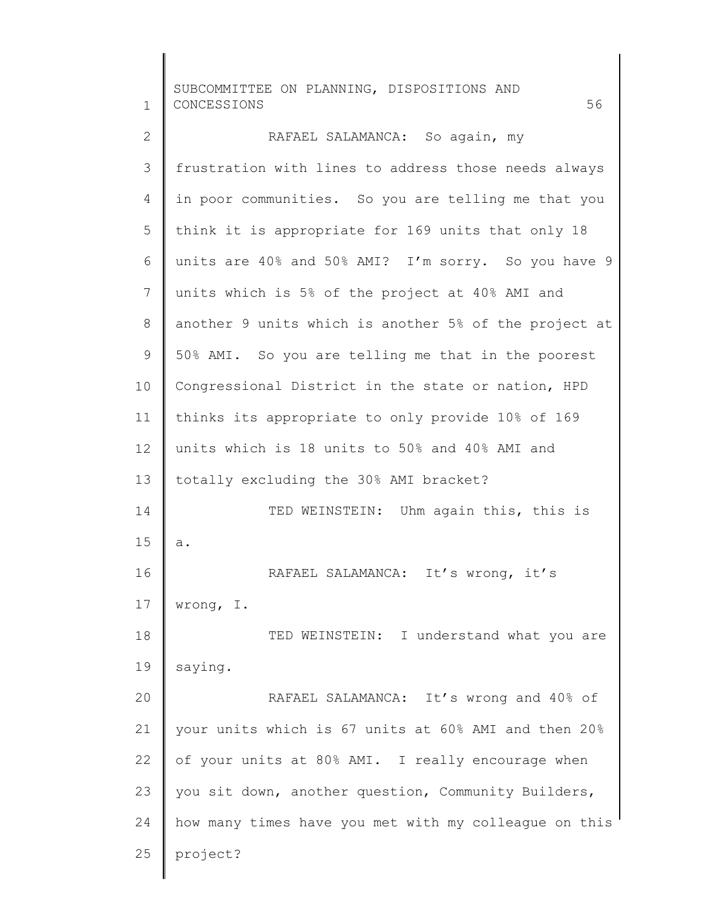RAFAEL SALAMANCA: So again, my frustration with lines to address those needs always in poor communities. So you are telling me that you think it is appropriate for 169 units that only 18 units are 40% and 50% AMI? I'm sorry. So you have 9 units which is 5% of the project at 40% AMI and another 9 units which is another 5% of the project at 50% AMI. So you are telling me that in the poorest Congressional District in the state or nation, HPD thinks its appropriate to only provide 10% of 169 units which is 18 units to 50% and 40% AMI and totally excluding the 30% AMI bracket?

TED WEINSTEIN: Uhm again this, this is a.

RAFAEL SALAMANCA: It's wrong, it's wrong, I.

TED WEINSTEIN: I understand what you are saying.

RAFAEL SALAMANCA: It's wrong and 40% of your units which is 67 units at 60% AMI and then 20% of your units at 80% AMI. I really encourage when you sit down, another question, Community Builders, how many times have you met with my colleague on this project?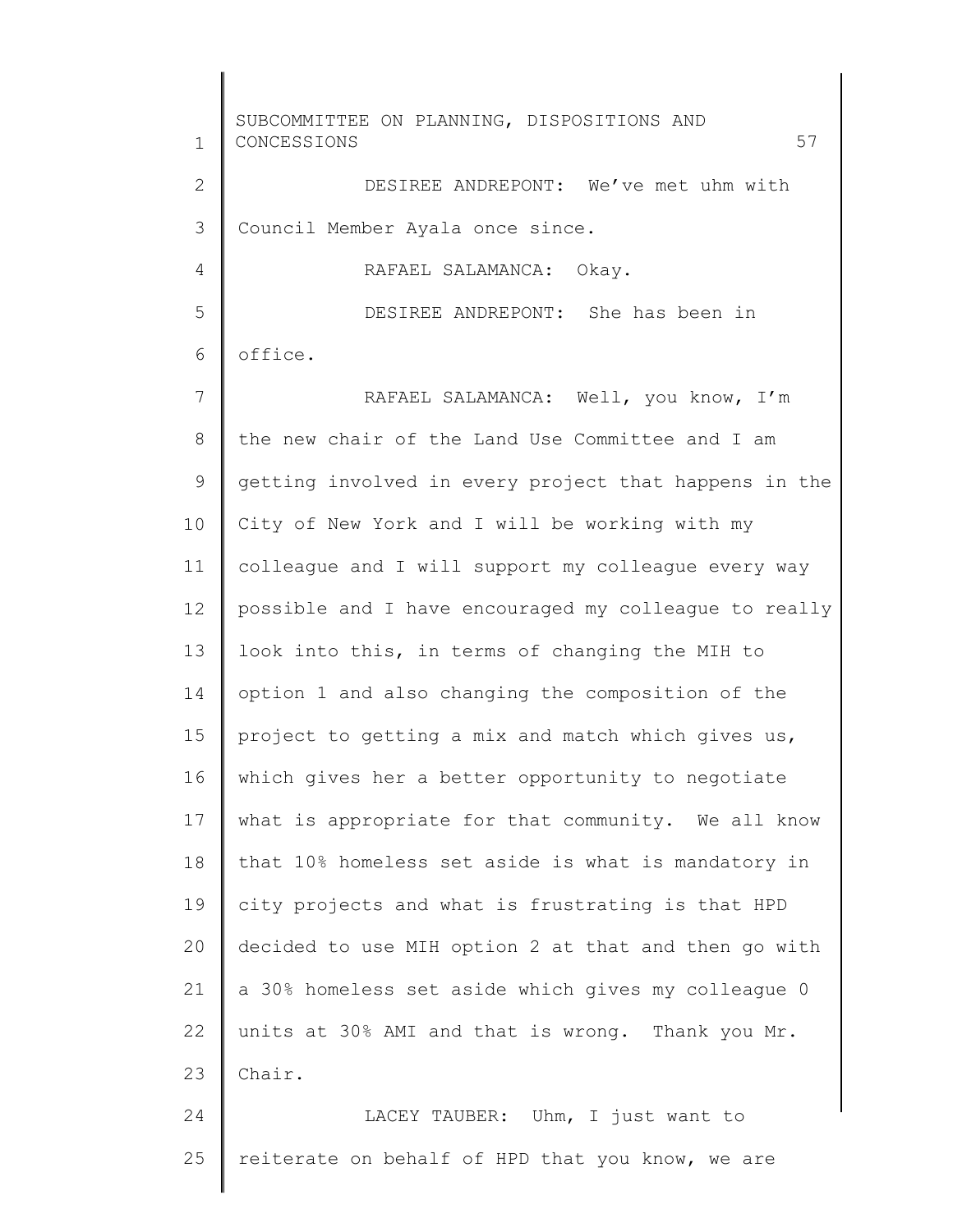DESIREE ANDREPONT: We've met uhm with Council Member Ayala once since.

RAFAEL SALAMANCA: Okay.

DESIREE ANDREPONT: She has been in office.

RAFAEL SALAMANCA: Well, you know, I'm the new chair of the Land Use Committee and I am getting involved in every project that happens in the City of New York and I will be working with my colleague and I will support my colleague every way possible and I have encouraged my colleague to really look into this, in terms of changing the MIH to option 1 and also changing the composition of the project to getting a mix and match which gives us, which gives her a better opportunity to negotiate what is appropriate for that community. We all know that 10% homeless set aside is what is mandatory in city projects and what is frustrating is that HPD decided to use MIH option 2 at that and then go with a 30% homeless set aside which gives my colleague 0 units at 30% AMI and that is wrong. Thank you Mr. Chair.

LACEY TAUBER: Uhm, I just want to reiterate on behalf of HPD that you know, we are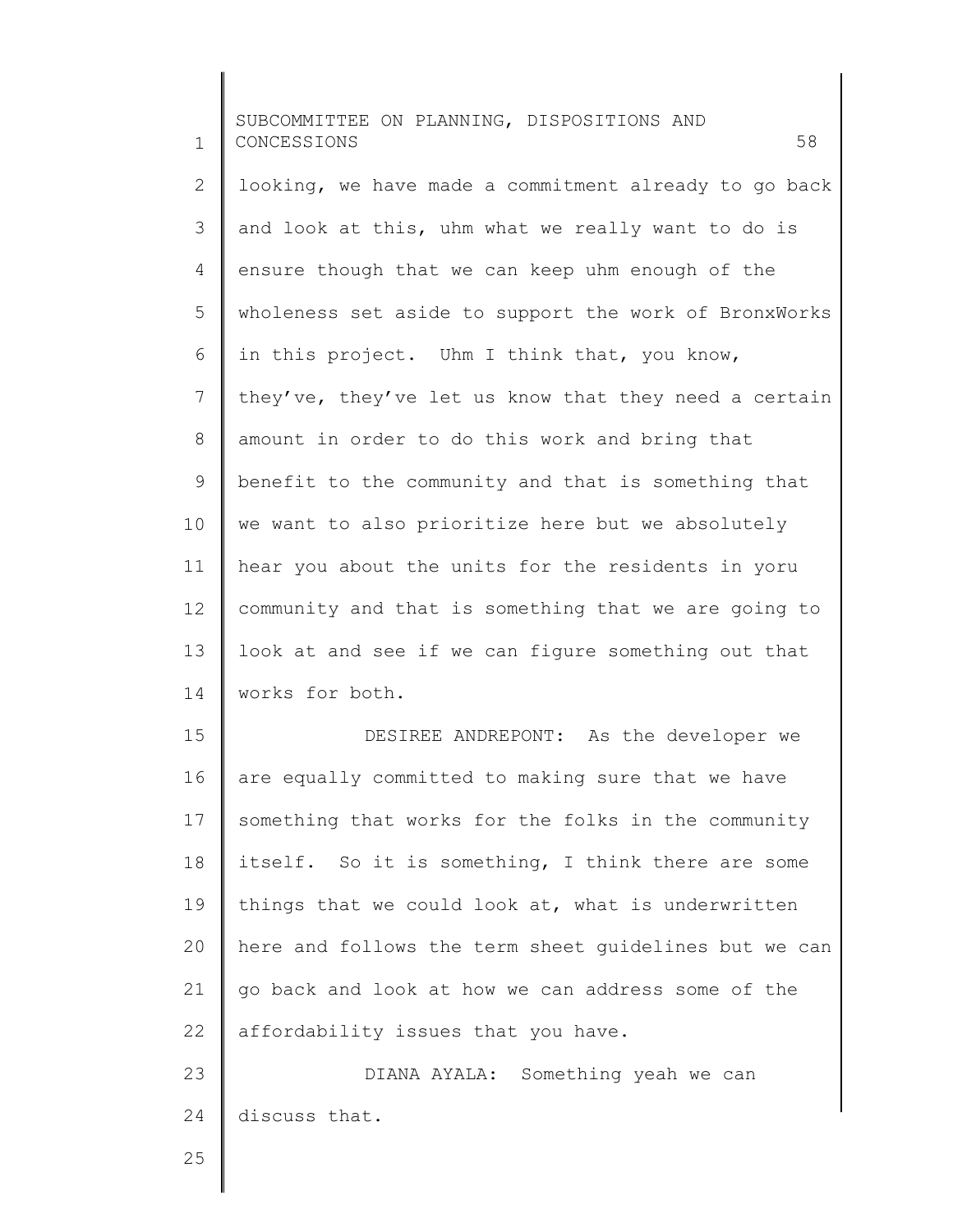looking, we have made a commitment already to go back and look at this, uhm what we really want to do is ensure though that we can keep uhm enough of the wholeness set aside to support the work of BronxWorks in this project. Uhm I think that, you know, they've, they've let us know that they need a certain amount in order to do this work and bring that benefit to the community and that is something that we want to also prioritize here but we absolutely hear you about the units for the residents in yoru community and that is something that we are going to look at and see if we can figure something out that works for both.

DESIREE ANDREPONT: As the developer we are equally committed to making sure that we have something that works for the folks in the community itself. So it is something, I think there are some things that we could look at, what is underwritten here and follows the term sheet guidelines but we can go back and look at how we can address some of the affordability issues that you have.

DIANA AYALA: Something yeah we can discuss that.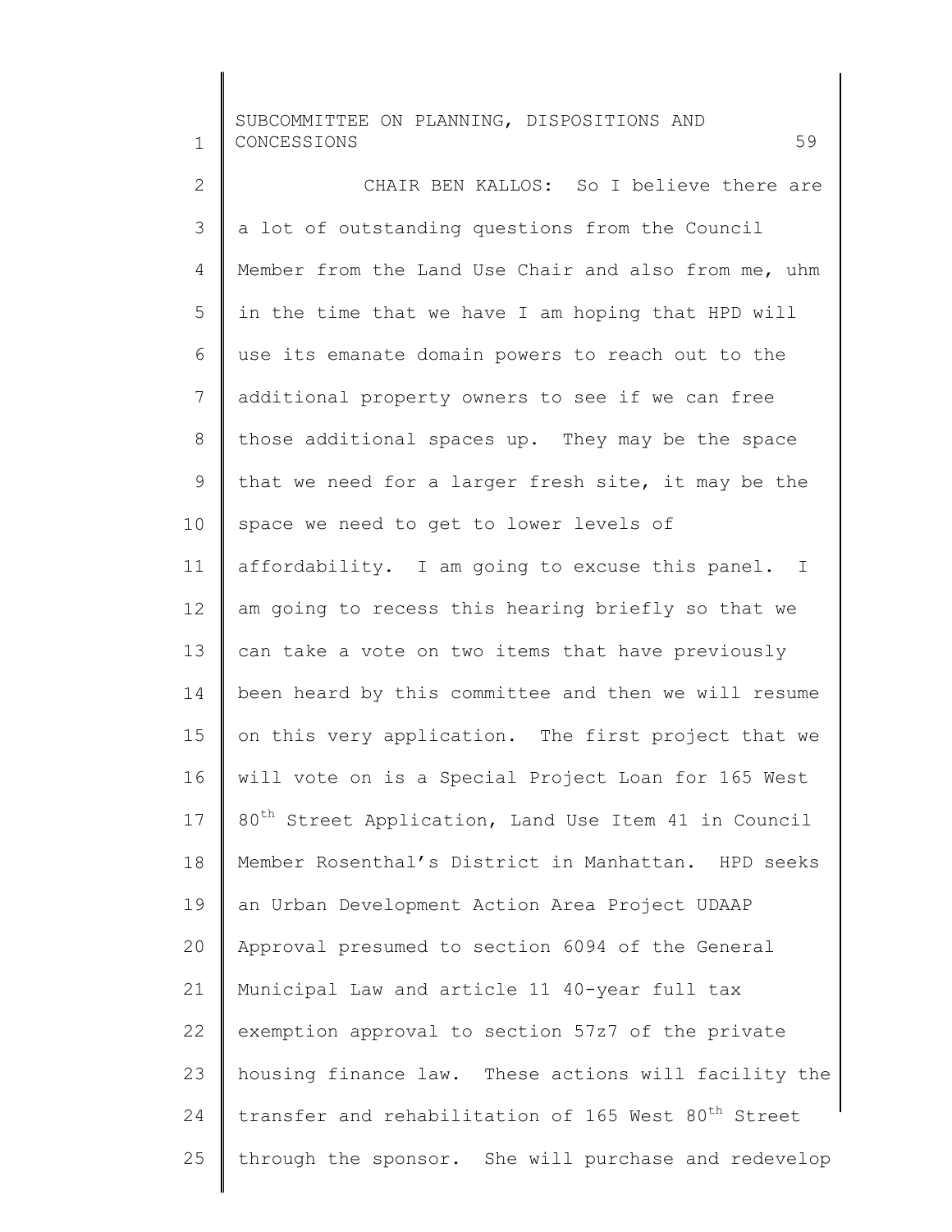CHAIR BEN KALLOS: So I believe there are a lot of outstanding questions from the Council Member from the Land Use Chair and also from me, uhm in the time that we have I am hoping that HPD will use its emanate domain powers to reach out to the additional property owners to see if we can free those additional spaces up. They may be the space that we need for a larger fresh site, it may be the space we need to get to lower levels of affordability. I am going to excuse this panel. I am going to recess this hearing briefly so that we can take a vote on two items that have previously been heard by this committee and then we will resume on this very application. The first project that we will vote on is a Special Project Loan for 165 West 80th Street Application, Land Use Item 41 in Council Member Rosenthal's District in Manhattan. HPD seeks an Urban Development Action Area Project UDAAP Approval presumed to section 6094 of the General Municipal Law and article 11 40-year full tax exemption approval to section 57z7 of the private housing finance law. These actions will facility the transfer and rehabilitation of 165 West 80th Street through the sponsor. She will purchase and redevelop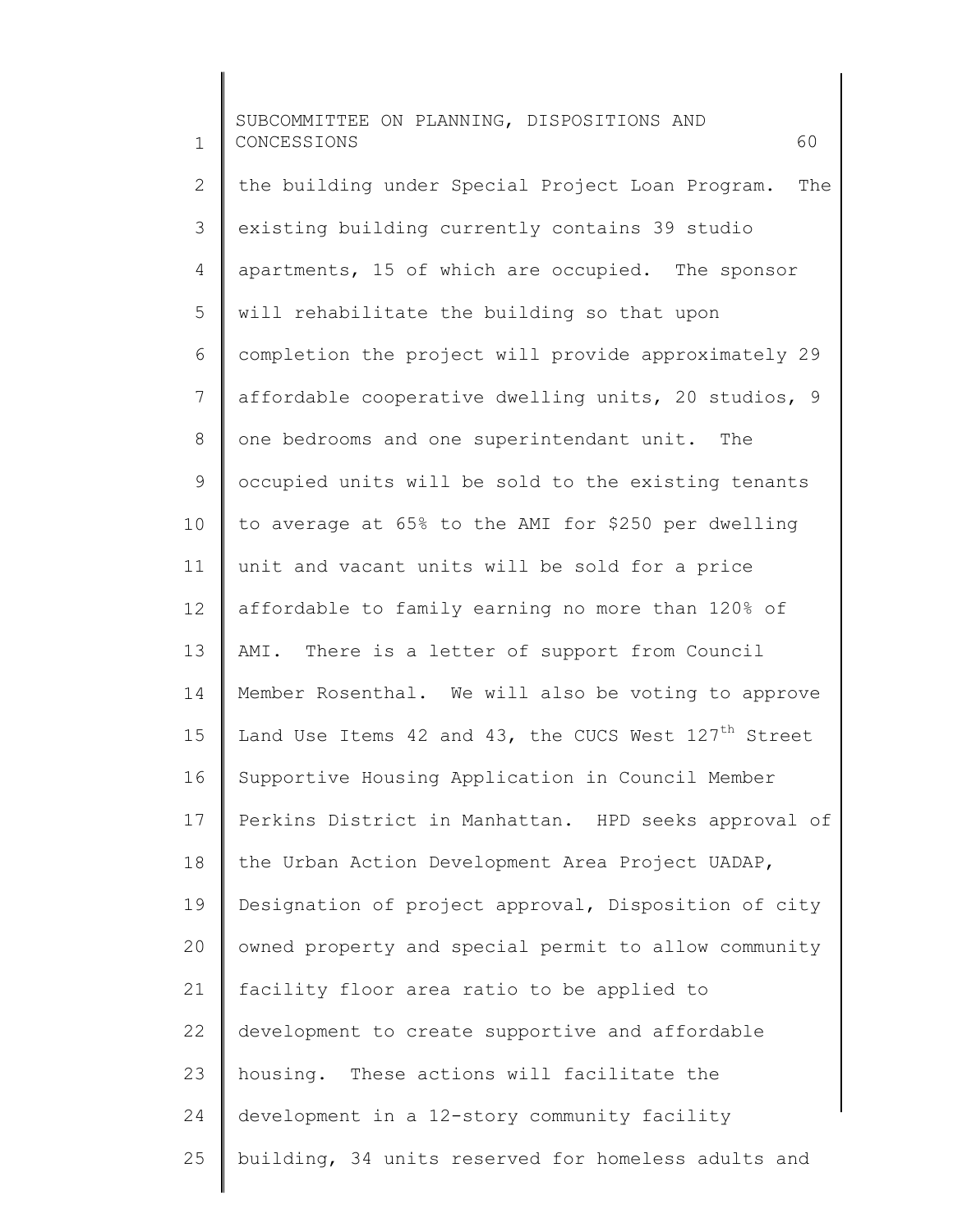the building under Special Project Loan Program. The existing building currently contains 39 studio apartments, 15 of which are occupied. The sponsor will rehabilitate the building so that upon completion the project will provide approximately 29 affordable cooperative dwelling units, 20 studios, 9 one bedrooms and one superintendant unit. The occupied units will be sold to the existing tenants to average at 65% to the AMI for $250 per dwelling unit and vacant units will be sold for a price affordable to family earning no more than 120% of AMI. There is a letter of support from Council Member Rosenthal. We will also be voting to approve Land Use Items 42 and 43, the CUCS West 127th Street Supportive Housing Application in Council Member Perkins District in Manhattan. HPD seeks approval of the Urban Action Development Area Project UADAP, Designation of project approval, Disposition of city owned property and special permit to allow community facility floor area ratio to be applied to development to create supportive and affordable housing. These actions will facilitate the development in a 12-story community facility building, 34 units reserved for homeless adults and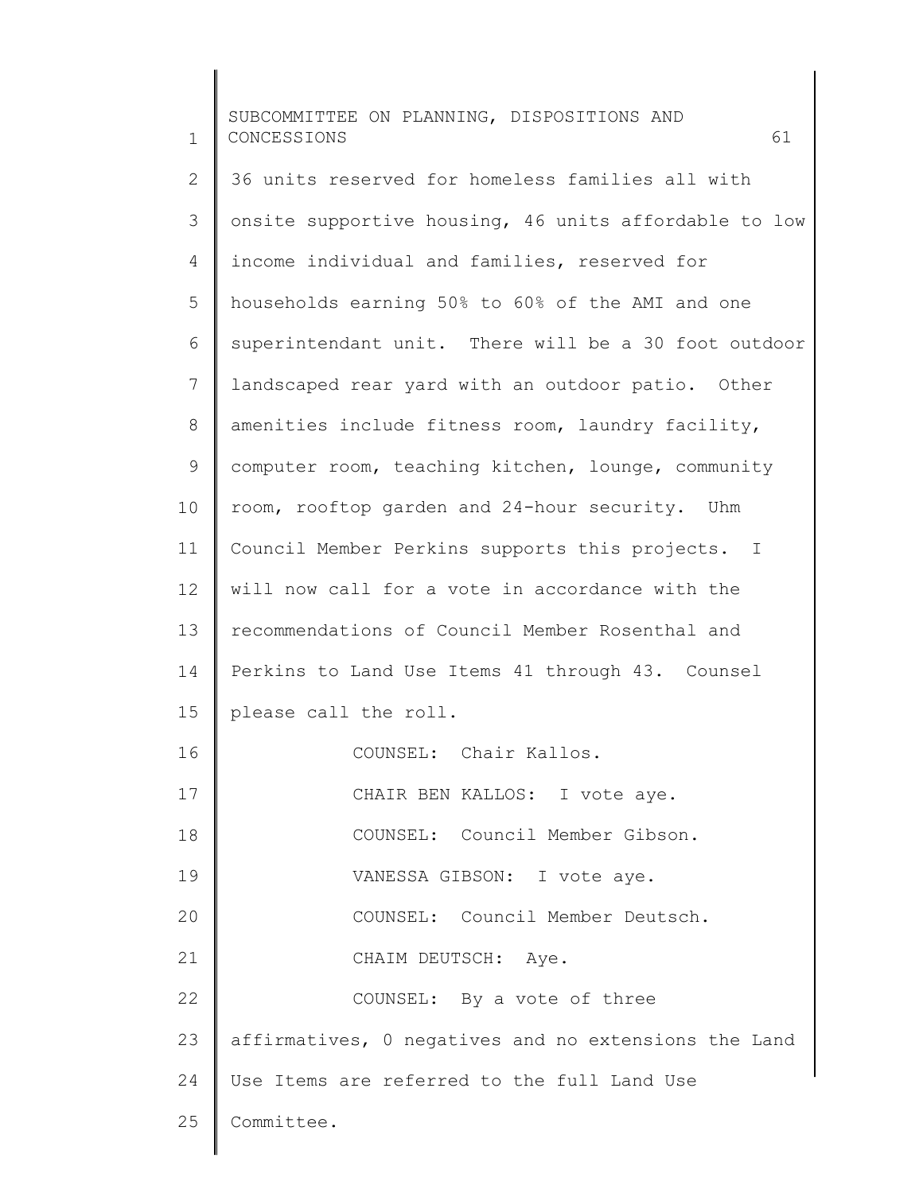36 units reserved for homeless families all with onsite supportive housing, 46 units affordable to low income individual and families, reserved for households earning 50% to 60% of the AMI and one superintendant unit. There will be a 30 foot outdoor landscaped rear yard with an outdoor patio. Other amenities include fitness room, laundry facility, computer room, teaching kitchen, lounge, community room, rooftop garden and 24-hour security. Uhm Council Member Perkins supports this projects. I will now call for a vote in accordance with the recommendations of Council Member Rosenthal and Perkins to Land Use Items 41 through 43. Counsel please call the roll.

COUNSEL: Chair Kallos.

CHAIR BEN KALLOS: I vote aye.

COUNSEL: Council Member Gibson.

VANESSA GIBSON: I vote aye.

COUNSEL: Council Member Deutsch.

CHAIM DEUTSCH: Aye.

COUNSEL: By a vote of three affirmatives, 0 negatives and no extensions the Land Use Items are referred to the full Land Use Committee.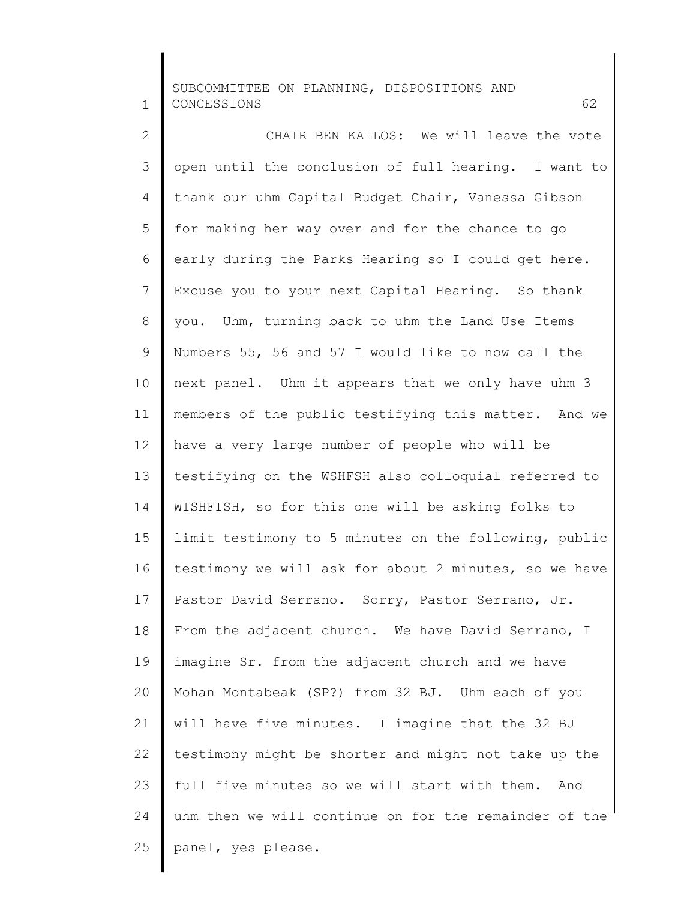CHAIR BEN KALLOS: We will leave the vote open until the conclusion of full hearing. I want to thank our uhm Capital Budget Chair, Vanessa Gibson for making her way over and for the chance to go early during the Parks Hearing so I could get here. Excuse you to your next Capital Hearing. So thank you. Uhm, turning back to uhm the Land Use Items Numbers 55, 56 and 57 I would like to now call the next panel. Uhm it appears that we only have uhm 3 members of the public testifying this matter. And we have a very large number of people who will be testifying on the WSHFSH also colloquial referred to WISHFISH, so for this one will be asking folks to limit testimony to 5 minutes on the following, public testimony we will ask for about 2 minutes, so we have Pastor David Serrano. Sorry, Pastor Serrano, Jr. From the adjacent church. We have David Serrano, I imagine Sr. from the adjacent church and we have Mohan Montabeak (SP?) from 32 BJ. Uhm each of you will have five minutes. I imagine that the 32 BJ testimony might be shorter and might not take up the full five minutes so we will start with them. And uhm then we will continue on for the remainder of the panel, yes please.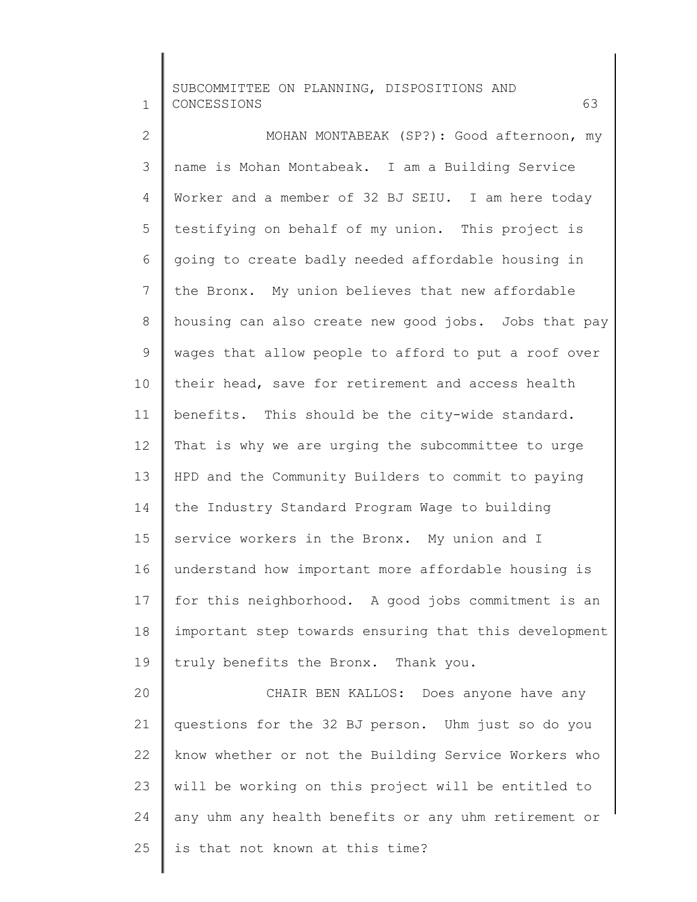MOHAN MONTABEAK (SP?): Good afternoon, my name is Mohan Montabeak. I am a Building Service Worker and a member of 32 BJ SEIU. I am here today testifying on behalf of my union. This project is going to create badly needed affordable housing in the Bronx. My union believes that new affordable housing can also create new good jobs. Jobs that pay wages that allow people to afford to put a roof over their head, save for retirement and access health benefits. This should be the city-wide standard. That is why we are urging the subcommittee to urge HPD and the Community Builders to commit to paying the Industry Standard Program Wage to building service workers in the Bronx. My union and I understand how important more affordable housing is for this neighborhood. A good jobs commitment is an important step towards ensuring that this development truly benefits the Bronx. Thank you.

CHAIR BEN KALLOS: Does anyone have any questions for the 32 BJ person. Uhm just so do you know whether or not the Building Service Workers who will be working on this project will be entitled to any uhm any health benefits or any uhm retirement or is that not known at this time?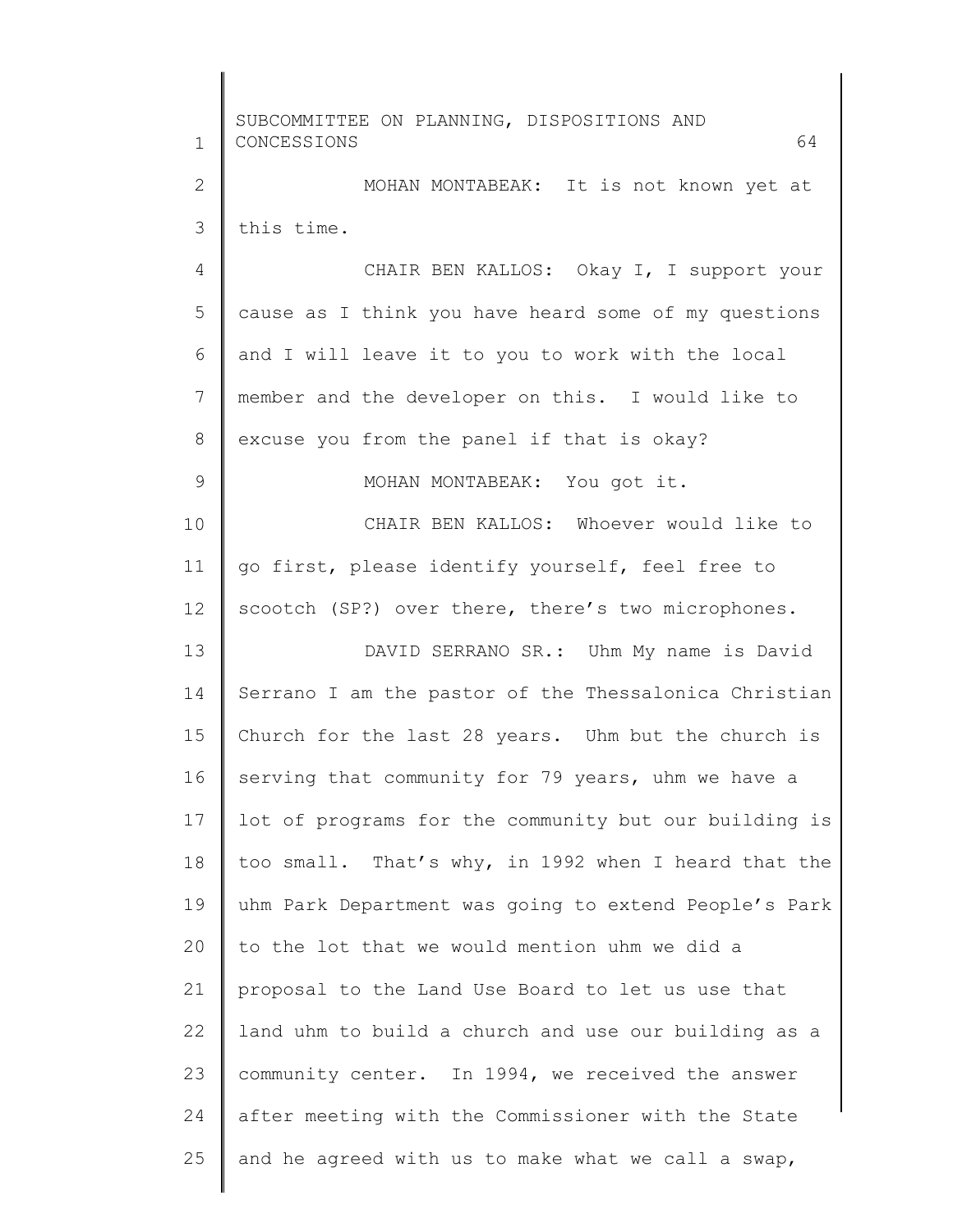MOHAN MONTABEAK: It is not known yet at this time.

CHAIR BEN KALLOS: Okay I, I support your cause as I think you have heard some of my questions and I will leave it to you to work with the local member and the developer on this. I would like to excuse you from the panel if that is okay?

MOHAN MONTABEAK: You got it.

CHAIR BEN KALLOS: Whoever would like to go first, please identify yourself, feel free to scootch (SP?) over there, there's two microphones.

DAVID SERRANO SR.: Uhm My name is David Serrano I am the pastor of the Thessalonica Christian Church for the last 28 years. Uhm but the church is serving that community for 79 years, uhm we have a lot of programs for the community but our building is too small. That's why, in 1992 when I heard that the uhm Park Department was going to extend People's Park to the lot that we would mention uhm we did a proposal to the Land Use Board to let us use that land uhm to build a church and use our building as a community center. In 1994, we received the answer after meeting with the Commissioner with the State and he agreed with us to make what we call a swap,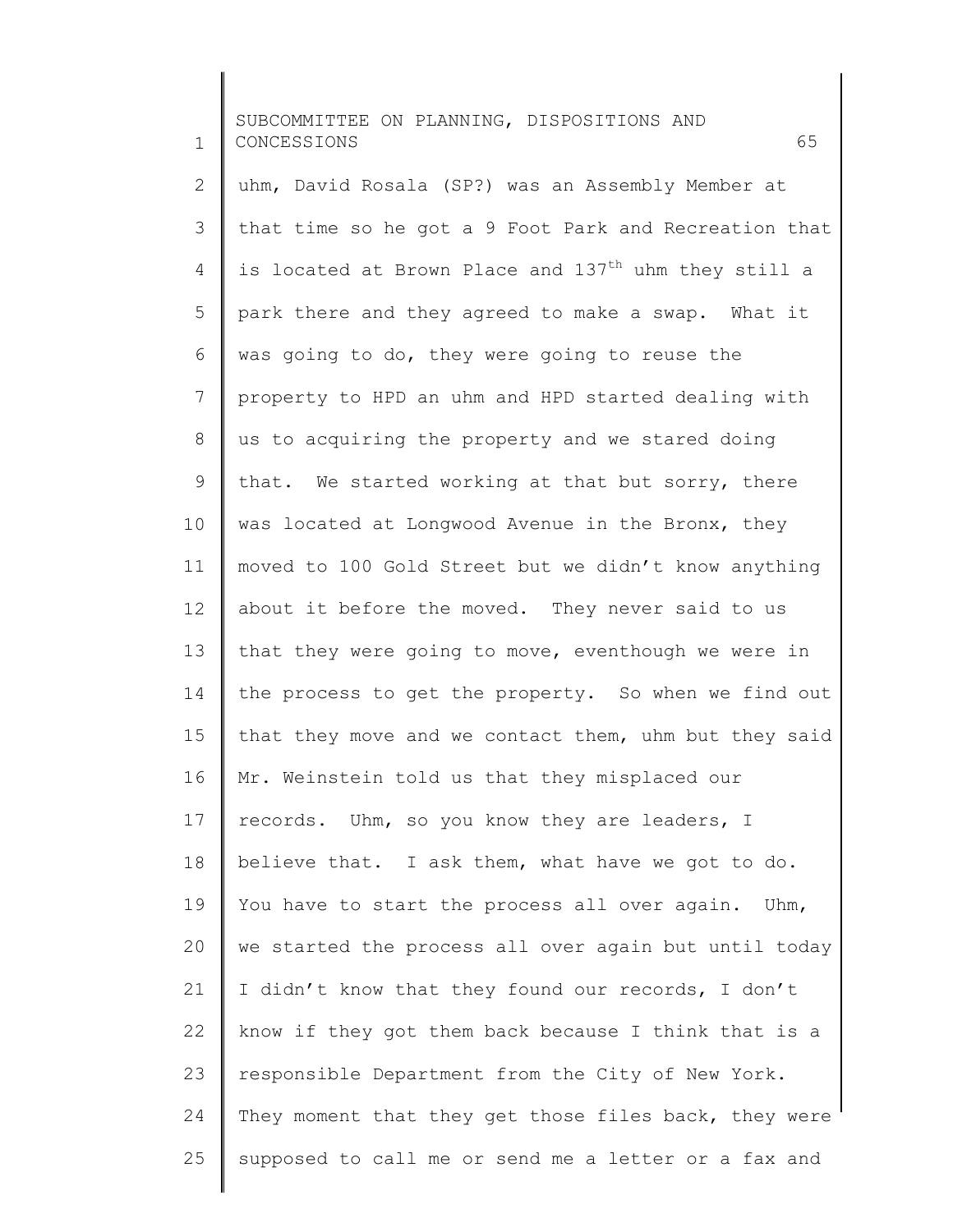uhm, David Rosala (SP?) was an Assembly Member at that time so he got a 9 Foot Park and Recreation that is located at Brown Place and 137th uhm they still a park there and they agreed to make a swap. What it was going to do, they were going to reuse the property to HPD an uhm and HPD started dealing with us to acquiring the property and we stared doing that. We started working at that but sorry, there was located at Longwood Avenue in the Bronx, they moved to 100 Gold Street but we didn't know anything about it before the moved. They never said to us that they were going to move, eventhough we were in the process to get the property. So when we find out that they move and we contact them, uhm but they said Mr. Weinstein told us that they misplaced our records. Uhm, so you know they are leaders, I believe that. I ask them, what have we got to do. You have to start the process all over again. Uhm, we started the process all over again but until today I didn't know that they found our records, I don't know if they got them back because I think that is a responsible Department from the City of New York. They moment that they get those files back, they were supposed to call me or send me a letter or a fax and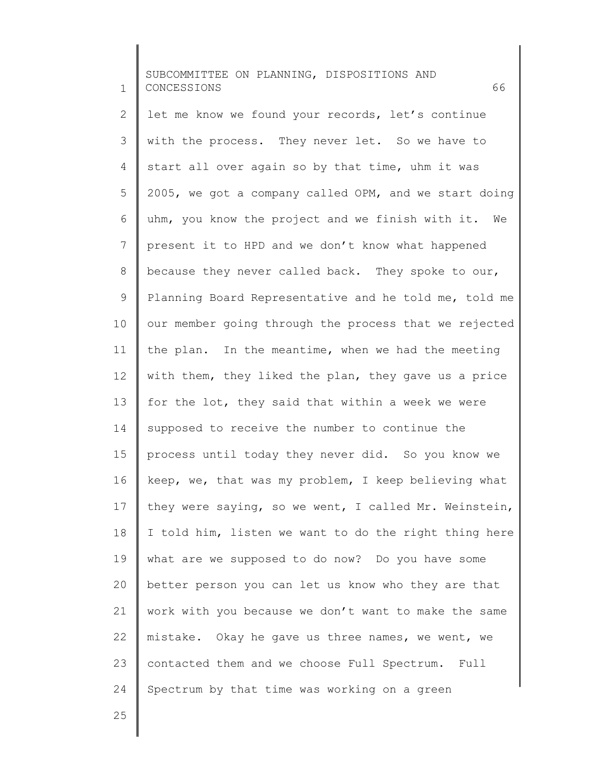let me know we found your records, let's continue with the process. They never let. So we have to start all over again so by that time, uhm it was 2005, we got a company called OPM, and we start doing uhm, you know the project and we finish with it. We present it to HPD and we don't know what happened because they never called back. They spoke to our, Planning Board Representative and he told me, told me our member going through the process that we rejected the plan. In the meantime, when we had the meeting with them, they liked the plan, they gave us a price for the lot, they said that within a week we were supposed to receive the number to continue the process until today they never did. So you know we keep, we, that was my problem, I keep believing what they were saying, so we went, I called Mr. Weinstein, I told him, listen we want to do the right thing here what are we supposed to do now? Do you have some better person you can let us know who they are that work with you because we don't want to make the same mistake. Okay he gave us three names, we went, we contacted them and we choose Full Spectrum. Full Spectrum by that time was working on a green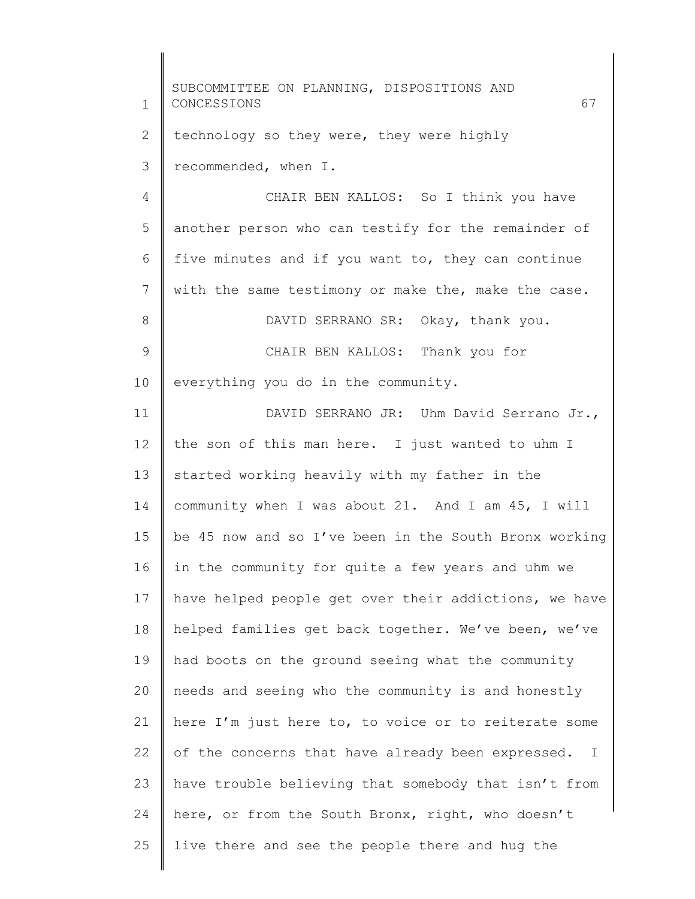technology so they were, they were highly recommended, when I.

CHAIR BEN KALLOS: So I think you have another person who can testify for the remainder of five minutes and if you want to, they can continue with the same testimony or make the, make the case.

DAVID SERRANO SR: Okay, thank you.

CHAIR BEN KALLOS: Thank you for everything you do in the community.

DAVID SERRANO JR: Uhm David Serrano Jr., the son of this man here. I just wanted to uhm I started working heavily with my father in the community when I was about 21. And I am 45, I will be 45 now and so I've been in the South Bronx working in the community for quite a few years and uhm we have helped people get over their addictions, we have helped families get back together. We've been, we've had boots on the ground seeing what the community needs and seeing who the community is and honestly here I'm just here to, to voice or to reiterate some of the concerns that have already been expressed. I have trouble believing that somebody that isn't from here, or from the South Bronx, right, who doesn't live there and see the people there and hug the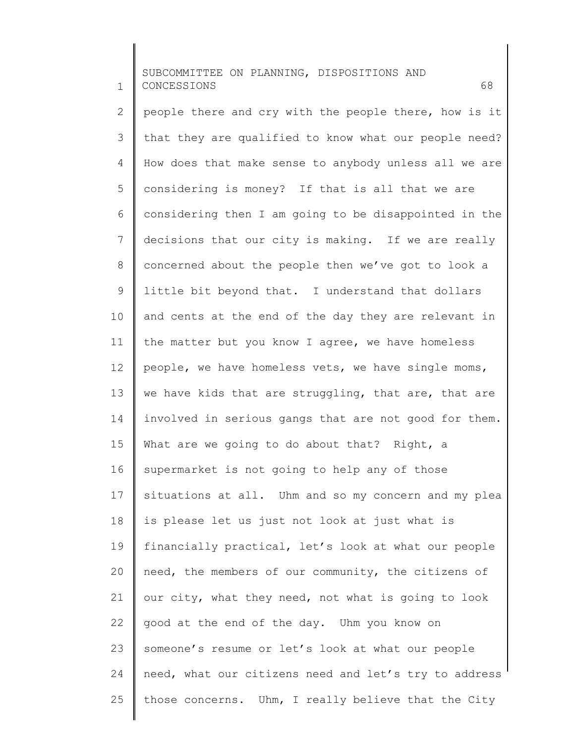people there and cry with the people there, how is it that they are qualified to know what our people need? How does that make sense to anybody unless all we are considering is money? If that is all that we are considering then I am going to be disappointed in the decisions that our city is making. If we are really concerned about the people then we've got to look a little bit beyond that. I understand that dollars and cents at the end of the day they are relevant in the matter but you know I agree, we have homeless people, we have homeless vets, we have single moms, we have kids that are struggling, that are, that are involved in serious gangs that are not good for them. What are we going to do about that? Right, a supermarket is not going to help any of those situations at all. Uhm and so my concern and my plea is please let us just not look at just what is financially practical, let's look at what our people need, the members of our community, the citizens of our city, what they need, not what is going to look good at the end of the day. Uhm you know on someone's resume or let's look at what our people need, what our citizens need and let's try to address those concerns. Uhm, I really believe that the City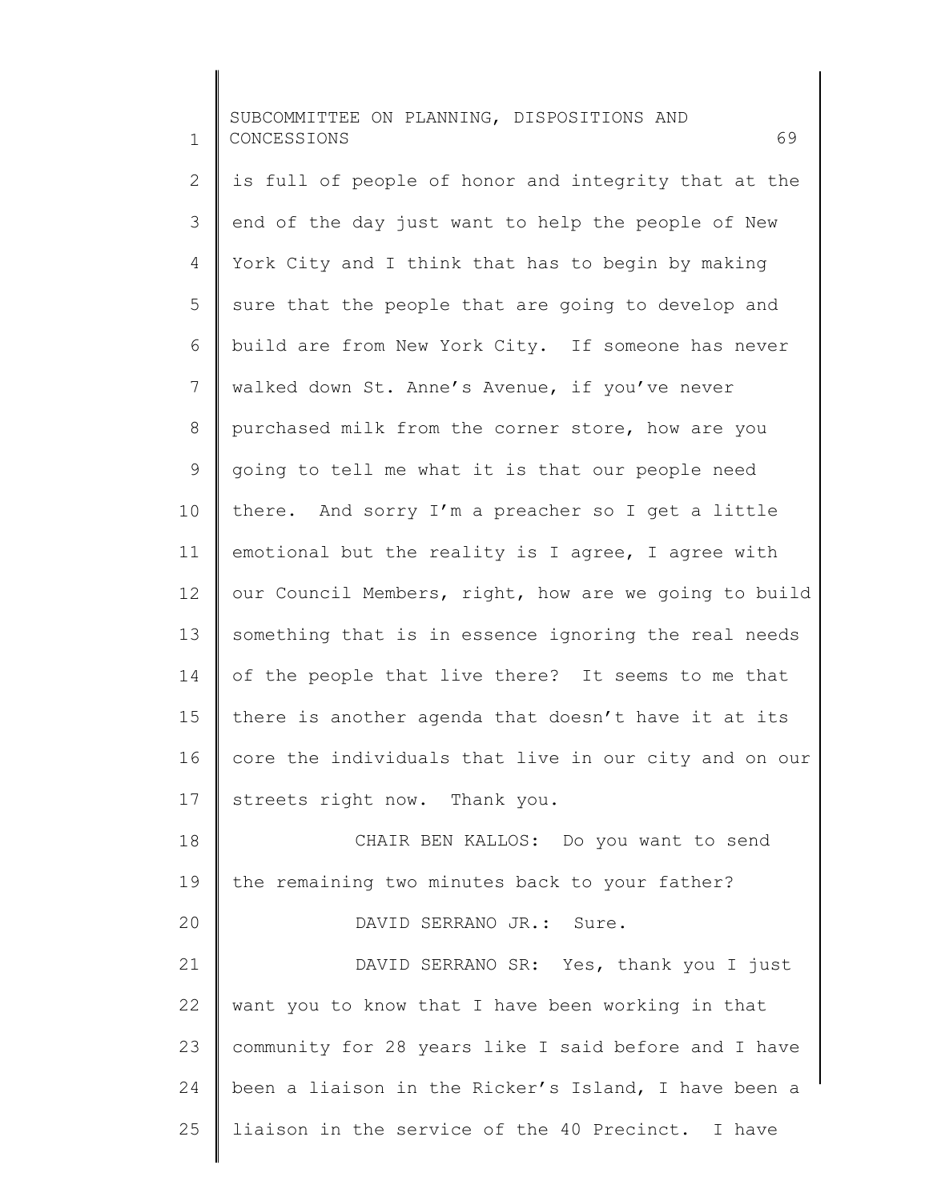is full of people of honor and integrity that at the end of the day just want to help the people of New York City and I think that has to begin by making sure that the people that are going to develop and build are from New York City. If someone has never walked down St. Anne's Avenue, if you've never purchased milk from the corner store, how are you going to tell me what it is that our people need there. And sorry I'm a preacher so I get a little emotional but the reality is I agree, I agree with our Council Members, right, how are we going to build something that is in essence ignoring the real needs of the people that live there? It seems to me that there is another agenda that doesn't have it at its core the individuals that live in our city and on our streets right now. Thank you.

CHAIR BEN KALLOS: Do you want to send the remaining two minutes back to your father?

DAVID SERRANO JR.: Sure.

DAVID SERRANO SR: Yes, thank you I just want you to know that I have been working in that community for 28 years like I said before and I have been a liaison in the Ricker's Island, I have been a liaison in the service of the 40 Precinct. I have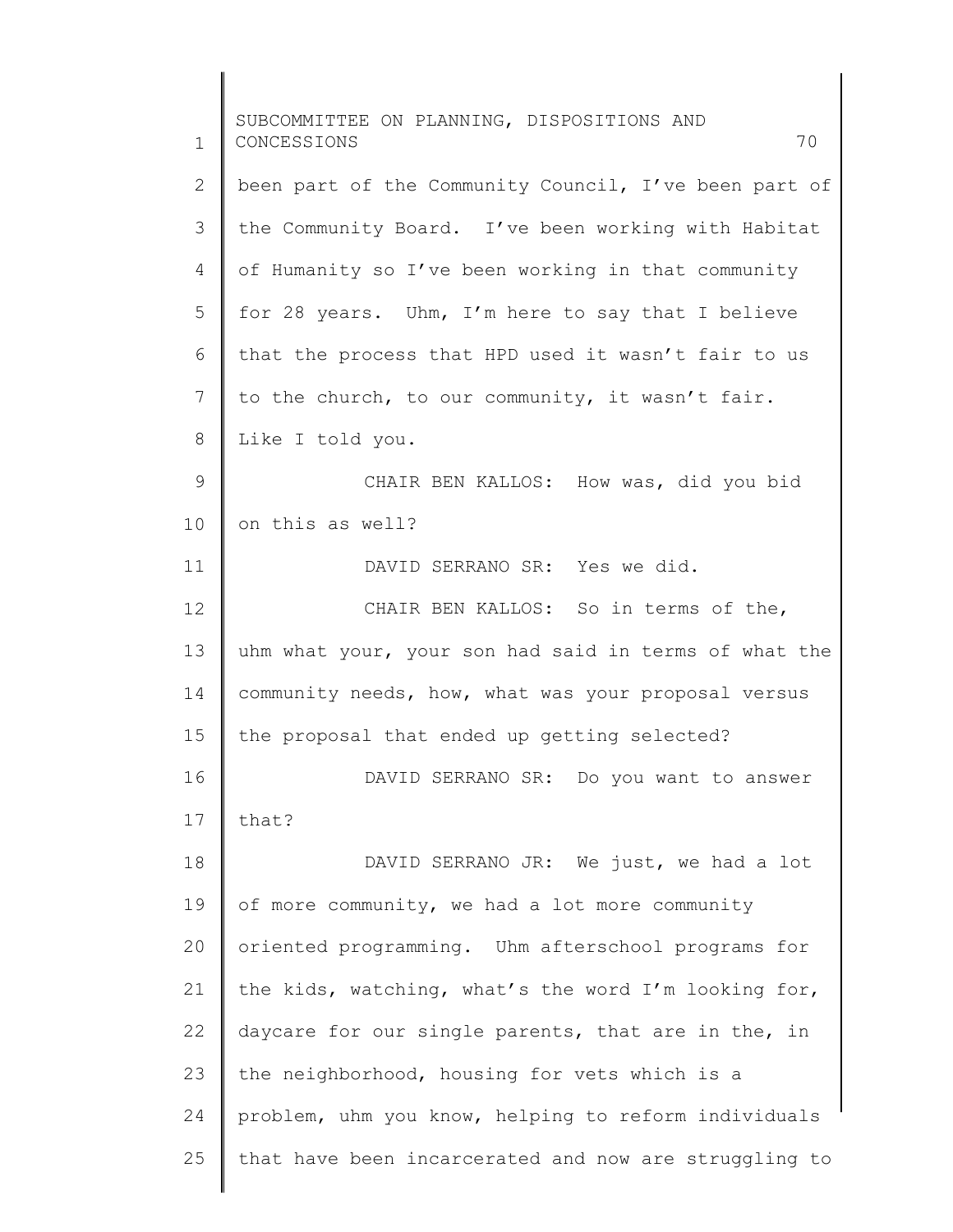been part of the Community Council, I've been part of the Community Board. I've been working with Habitat of Humanity so I've been working in that community for 28 years. Uhm, I'm here to say that I believe that the process that HPD used it wasn't fair to us to the church, to our community, it wasn't fair. Like I told you.

CHAIR BEN KALLOS: How was, did you bid on this as well?

DAVID SERRANO SR: Yes we did.

CHAIR BEN KALLOS: So in terms of the, uhm what your, your son had said in terms of what the community needs, how, what was your proposal versus the proposal that ended up getting selected?

DAVID SERRANO SR: Do you want to answer that?

DAVID SERRANO JR: We just, we had a lot of more community, we had a lot more community oriented programming. Uhm afterschool programs for the kids, watching, what's the word I'm looking for, daycare for our single parents, that are in the, in the neighborhood, housing for vets which is a problem, uhm you know, helping to reform individuals that have been incarcerated and now are struggling to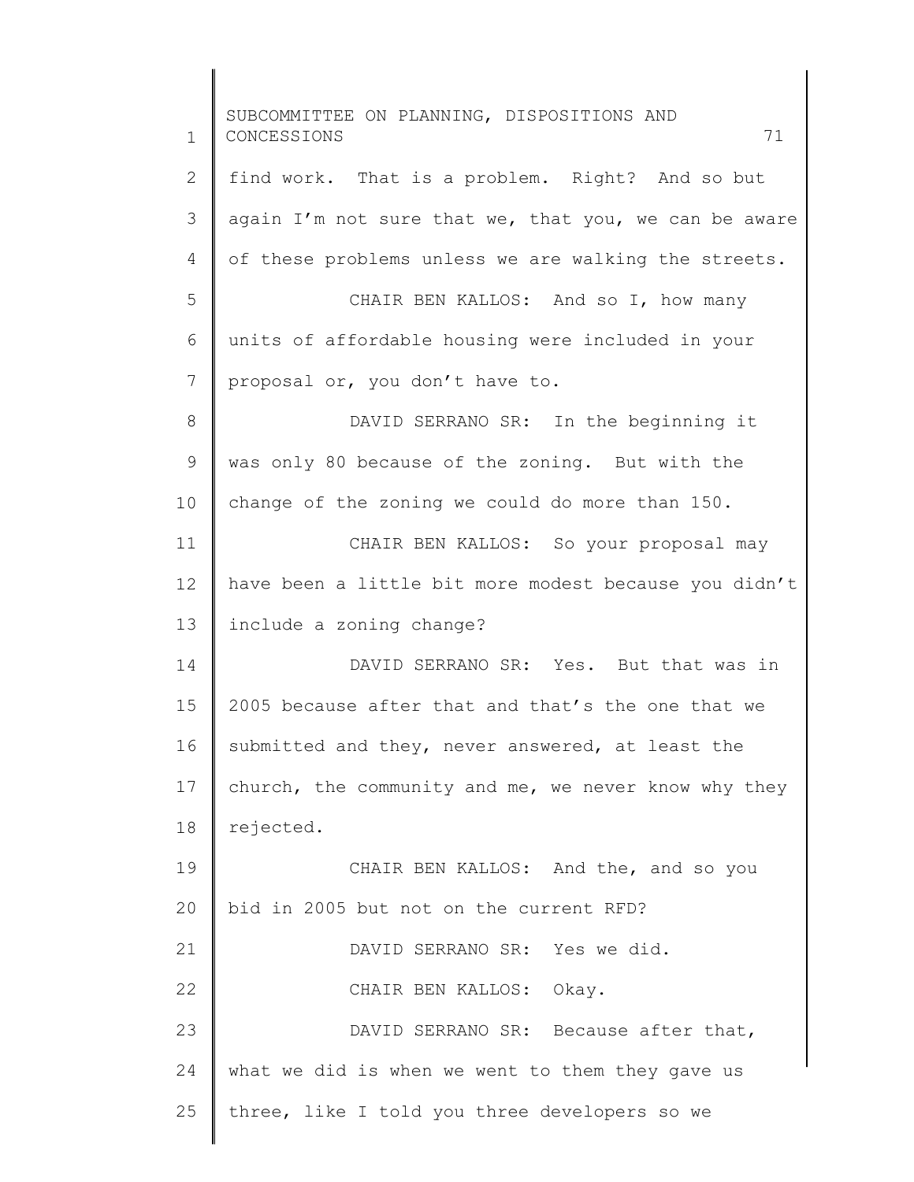find work. That is a problem. Right? And so but again I'm not sure that we, that you, we can be aware of these problems unless we are walking the streets.

CHAIR BEN KALLOS: And so I, how many units of affordable housing were included in your proposal or, you don't have to.

DAVID SERRANO SR: In the beginning it was only 80 because of the zoning. But with the change of the zoning we could do more than 150.

CHAIR BEN KALLOS: So your proposal may have been a little bit more modest because you didn't include a zoning change?

DAVID SERRANO SR: Yes. But that was in 2005 because after that and that's the one that we submitted and they, never answered, at least the church, the community and me, we never know why they rejected.

CHAIR BEN KALLOS: And the, and so you bid in 2005 but not on the current RFD?

DAVID SERRANO SR: Yes we did.

CHAIR BEN KALLOS: Okay.

DAVID SERRANO SR: Because after that, what we did is when we went to them they gave us three, like I told you three developers so we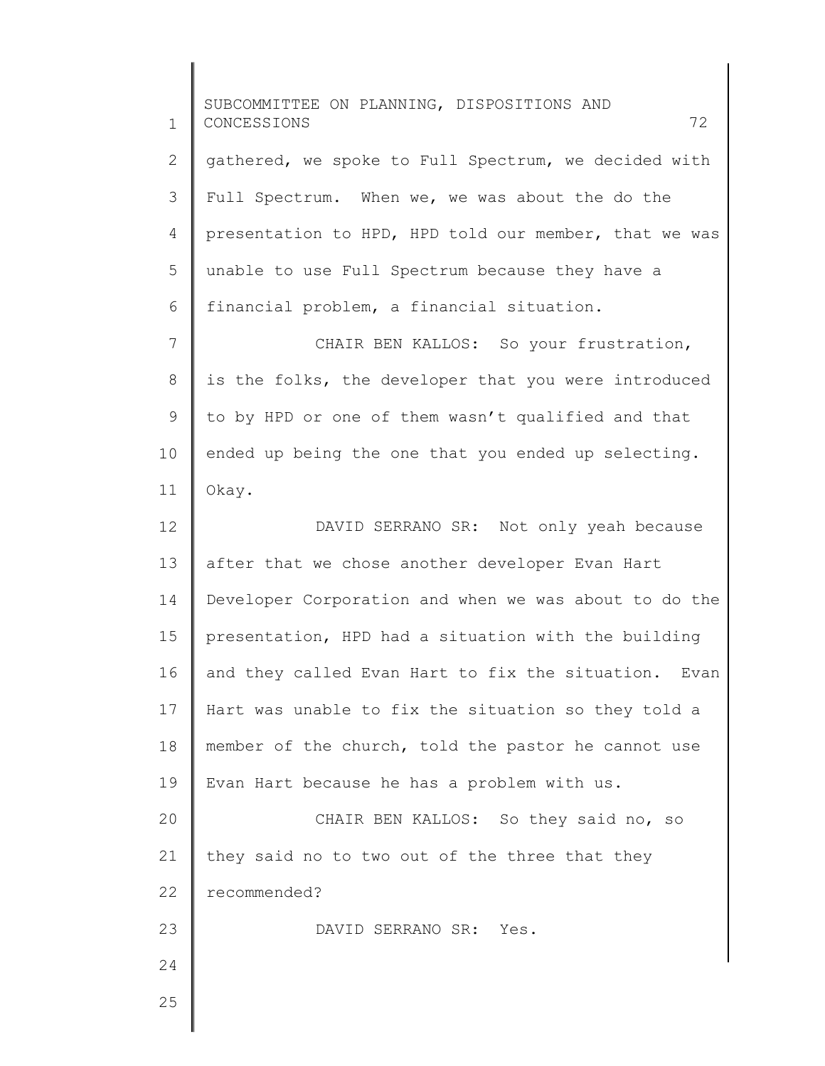gathered, we spoke to Full Spectrum, we decided with Full Spectrum. When we, we was about the do the presentation to HPD, HPD told our member, that we was unable to use Full Spectrum because they have a financial problem, a financial situation.

CHAIR BEN KALLOS: So your frustration, is the folks, the developer that you were introduced to by HPD or one of them wasn't qualified and that ended up being the one that you ended up selecting. Okay.

DAVID SERRANO SR: Not only yeah because after that we chose another developer Evan Hart Developer Corporation and when we was about to do the presentation, HPD had a situation with the building and they called Evan Hart to fix the situation. Evan Hart was unable to fix the situation so they told a member of the church, told the pastor he cannot use Evan Hart because he has a problem with us.

CHAIR BEN KALLOS: So they said no, so they said no to two out of the three that they recommended?

DAVID SERRANO SR: Yes.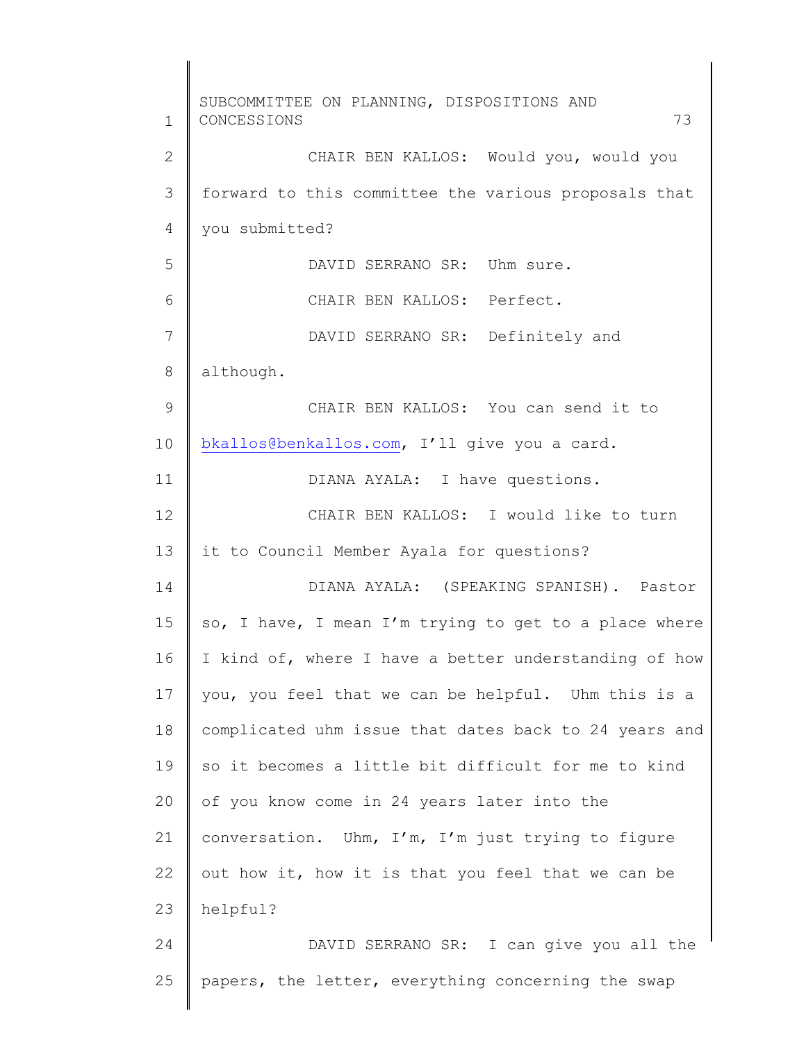CHAIR BEN KALLOS: Would you, would you forward to this committee the various proposals that you submitted?

DAVID SERRANO SR: Uhm sure.

CHAIR BEN KALLOS: Perfect.

DAVID SERRANO SR: Definitely and although.

CHAIR BEN KALLOS: You can send it to bkallos@benkallos.com, I'll give you a card.

DIANA AYALA: I have questions.

CHAIR BEN KALLOS: I would like to turn it to Council Member Ayala for questions?

DIANA AYALA: (SPEAKING SPANISH). Pastor so, I have, I mean I'm trying to get to a place where I kind of, where I have a better understanding of how you, you feel that we can be helpful. Uhm this is a complicated uhm issue that dates back to 24 years and so it becomes a little bit difficult for me to kind of you know come in 24 years later into the conversation. Uhm, I'm, I'm just trying to figure out how it, how it is that you feel that we can be helpful?

DAVID SERRANO SR: I can give you all the papers, the letter, everything concerning the swap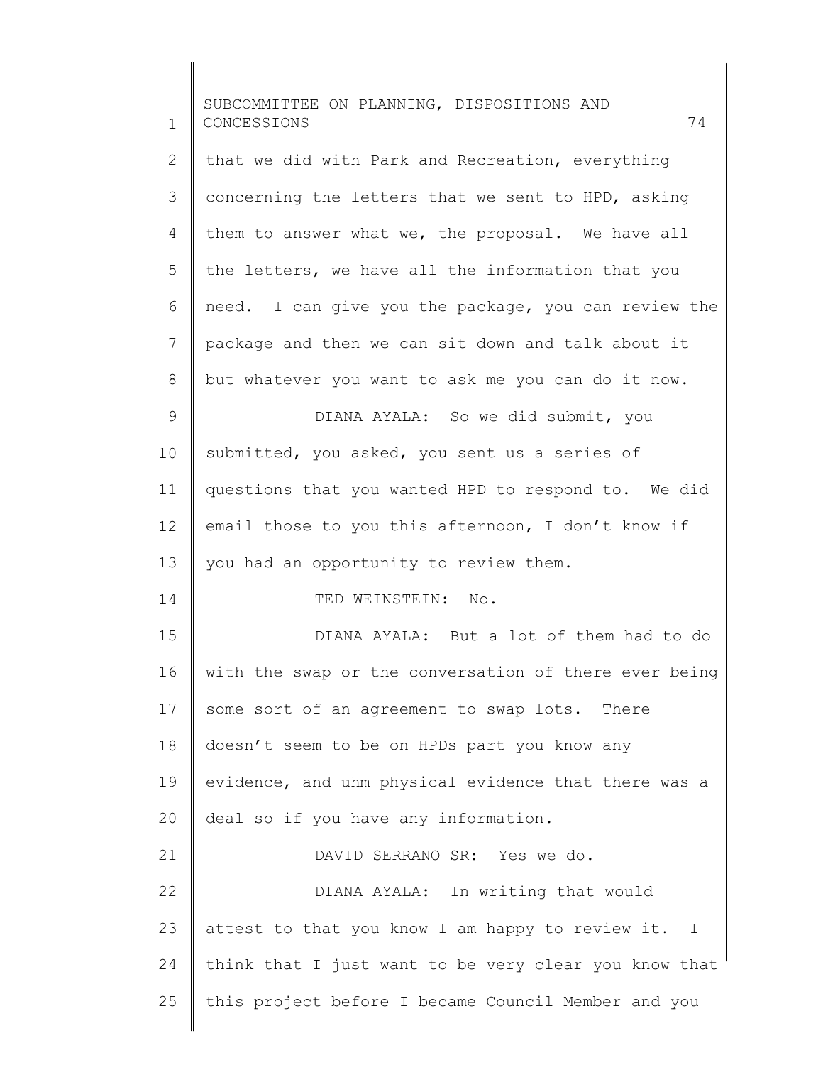that we did with Park and Recreation, everything concerning the letters that we sent to HPD, asking them to answer what we, the proposal. We have all the letters, we have all the information that you need. I can give you the package, you can review the package and then we can sit down and talk about it but whatever you want to ask me you can do it now.

DIANA AYALA: So we did submit, you submitted, you asked, you sent us a series of questions that you wanted HPD to respond to. We did email those to you this afternoon, I don't know if you had an opportunity to review them.

TED WEINSTEIN: No.

DIANA AYALA: But a lot of them had to do with the swap or the conversation of there ever being some sort of an agreement to swap lots. There doesn't seem to be on HPDs part you know any evidence, and uhm physical evidence that there was a deal so if you have any information.

DAVID SERRANO SR: Yes we do.

DIANA AYALA: In writing that would attest to that you know I am happy to review it. I think that I just want to be very clear you know that this project before I became Council Member and you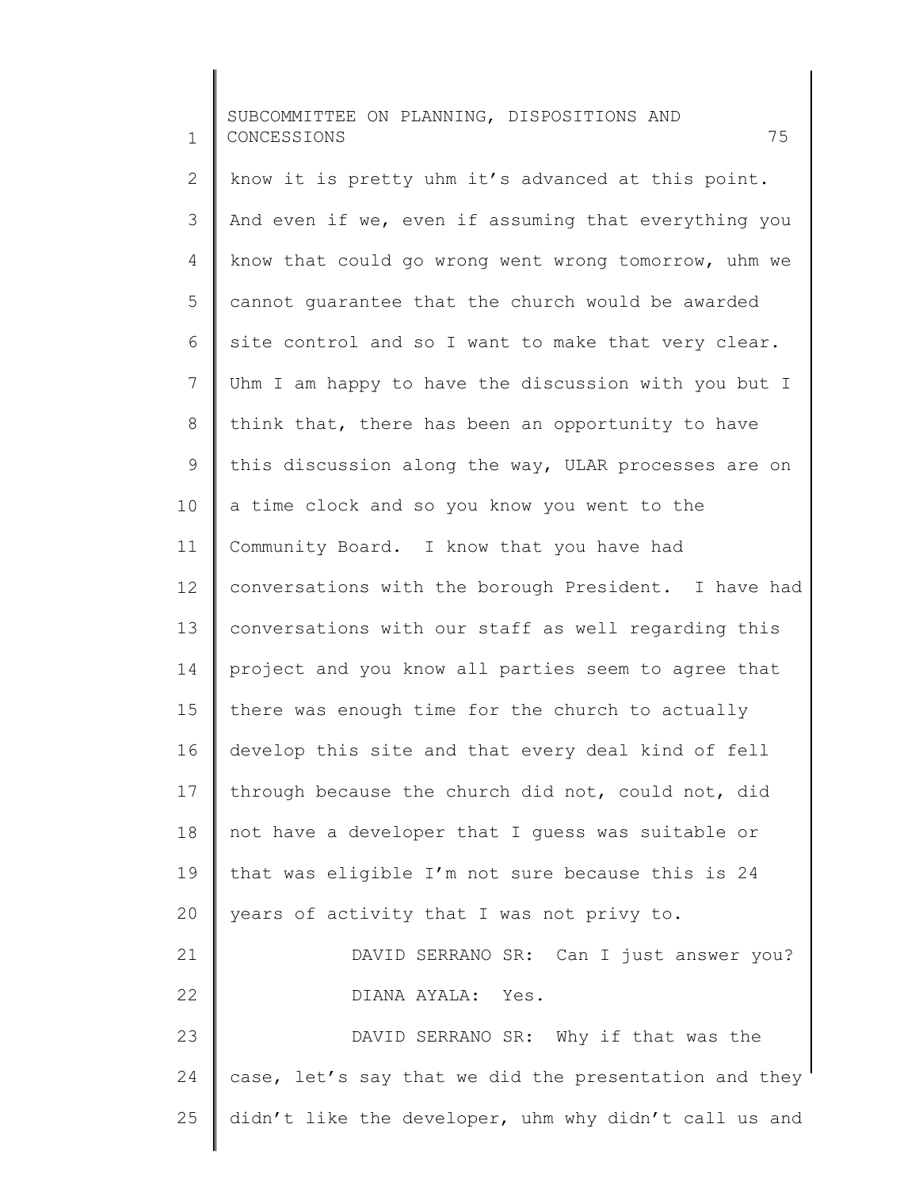know it is pretty uhm it's advanced at this point. And even if we, even if assuming that everything you know that could go wrong went wrong tomorrow, uhm we cannot guarantee that the church would be awarded site control and so I want to make that very clear. Uhm I am happy to have the discussion with you but I think that, there has been an opportunity to have this discussion along the way, ULAR processes are on a time clock and so you know you went to the Community Board. I know that you have had conversations with the borough President. I have had conversations with our staff as well regarding this project and you know all parties seem to agree that there was enough time for the church to actually develop this site and that every deal kind of fell through because the church did not, could not, did not have a developer that I guess was suitable or that was eligible I'm not sure because this is 24 years of activity that I was not privy to.

DAVID SERRANO SR: Can I just answer you?

DIANA AYALA: Yes.

DAVID SERRANO SR: Why if that was the case, let's say that we did the presentation and they didn't like the developer, uhm why didn't call us and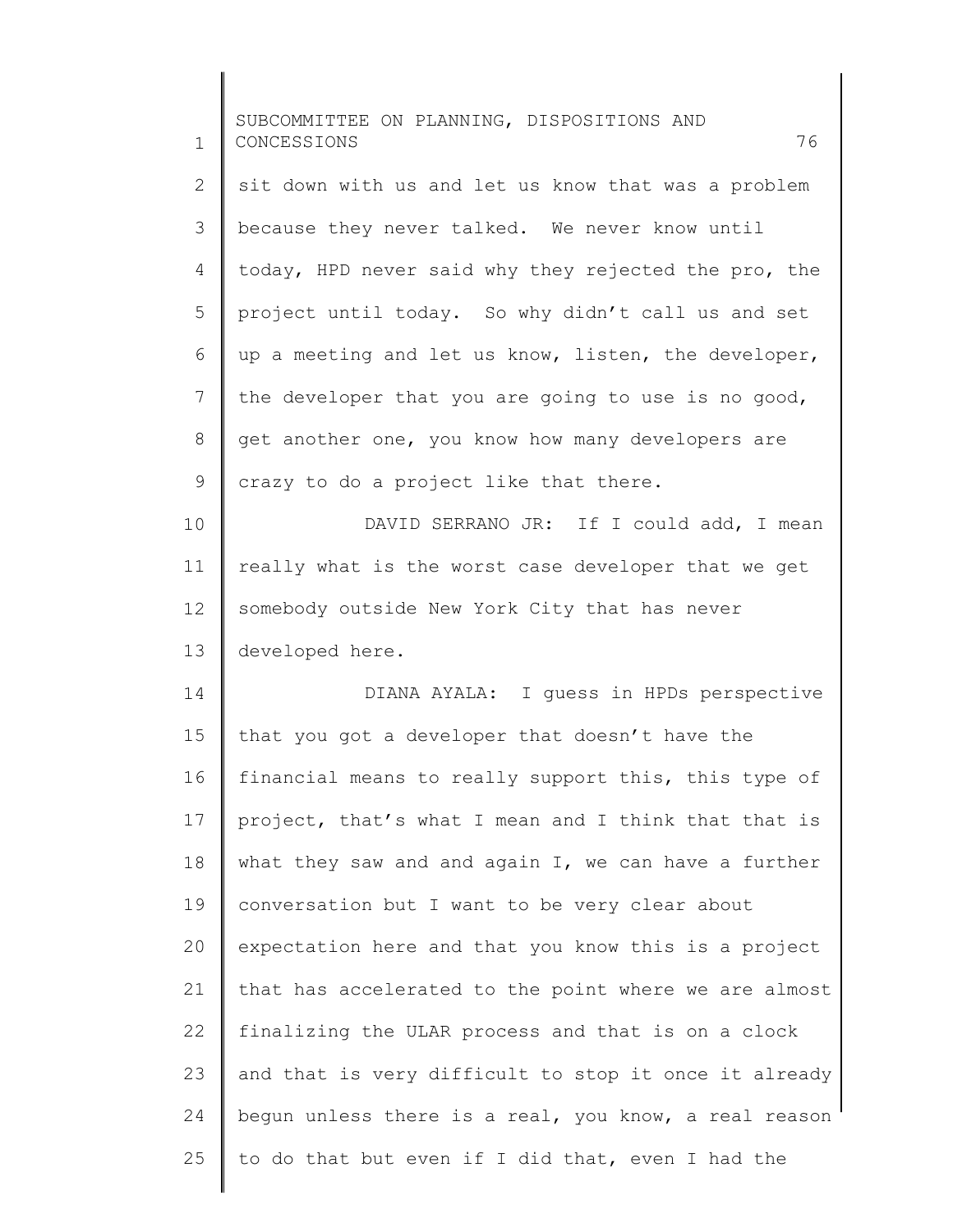sit down with us and let us know that was a problem because they never talked. We never know until today, HPD never said why they rejected the pro, the project until today. So why didn't call us and set up a meeting and let us know, listen, the developer, the developer that you are going to use is no good, get another one, you know how many developers are crazy to do a project like that there.

DAVID SERRANO JR: If I could add, I mean really what is the worst case developer that we get somebody outside New York City that has never developed here.

DIANA AYALA: I guess in HPDs perspective that you got a developer that doesn't have the financial means to really support this, this type of project, that's what I mean and I think that that is what they saw and and again I, we can have a further conversation but I want to be very clear about expectation here and that you know this is a project that has accelerated to the point where we are almost finalizing the ULAR process and that is on a clock and that is very difficult to stop it once it already begun unless there is a real, you know, a real reason to do that but even if I did that, even I had the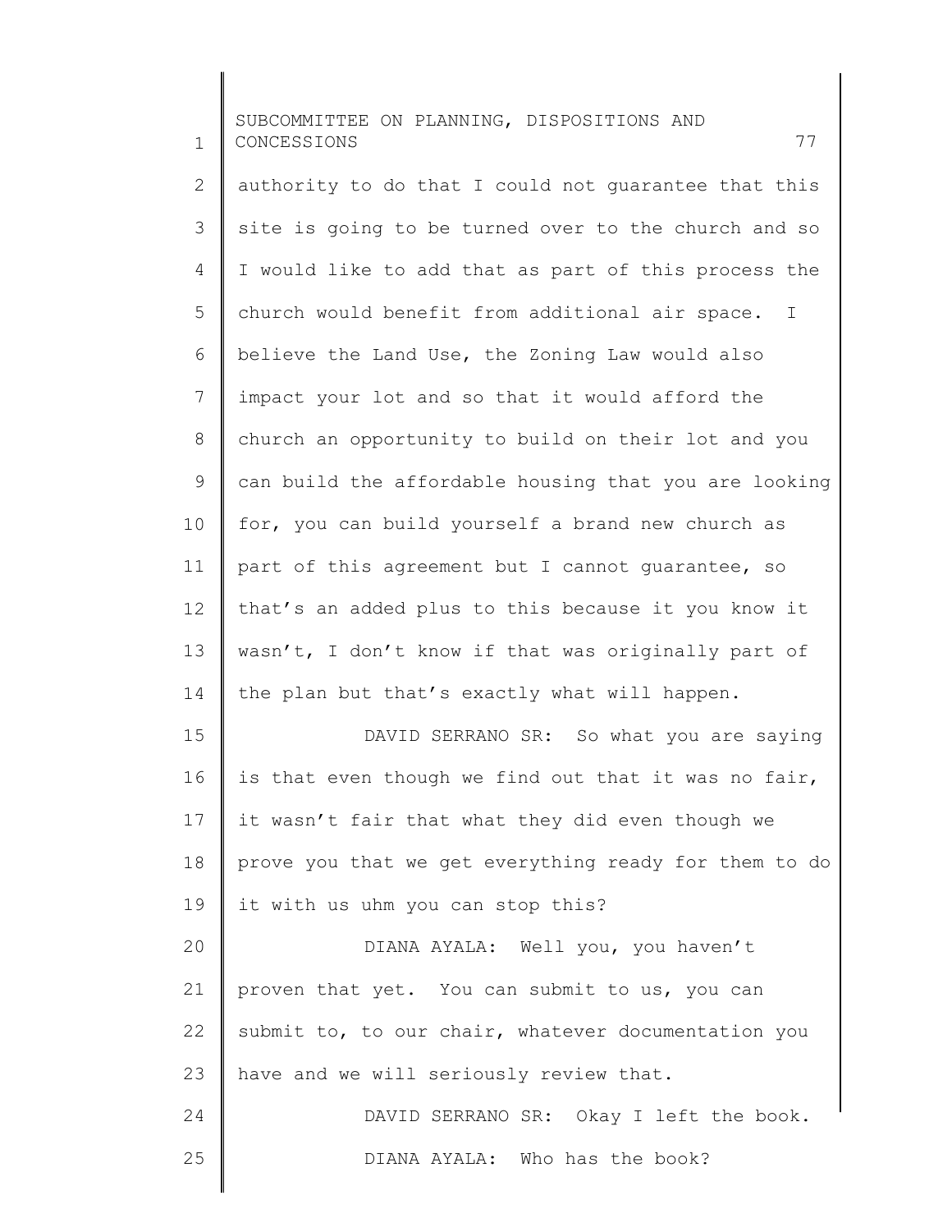authority to do that I could not guarantee that this site is going to be turned over to the church and so I would like to add that as part of this process the church would benefit from additional air space. I believe the Land Use, the Zoning Law would also impact your lot and so that it would afford the church an opportunity to build on their lot and you can build the affordable housing that you are looking for, you can build yourself a brand new church as part of this agreement but I cannot guarantee, so that's an added plus to this because it you know it wasn't, I don't know if that was originally part of the plan but that's exactly what will happen.

DAVID SERRANO SR: So what you are saying is that even though we find out that it was no fair, it wasn't fair that what they did even though we prove you that we get everything ready for them to do it with us uhm you can stop this?

DIANA AYALA: Well you, you haven't proven that yet. You can submit to us, you can submit to, to our chair, whatever documentation you have and we will seriously review that.

DAVID SERRANO SR: Okay I left the book.

DIANA AYALA: Who has the book?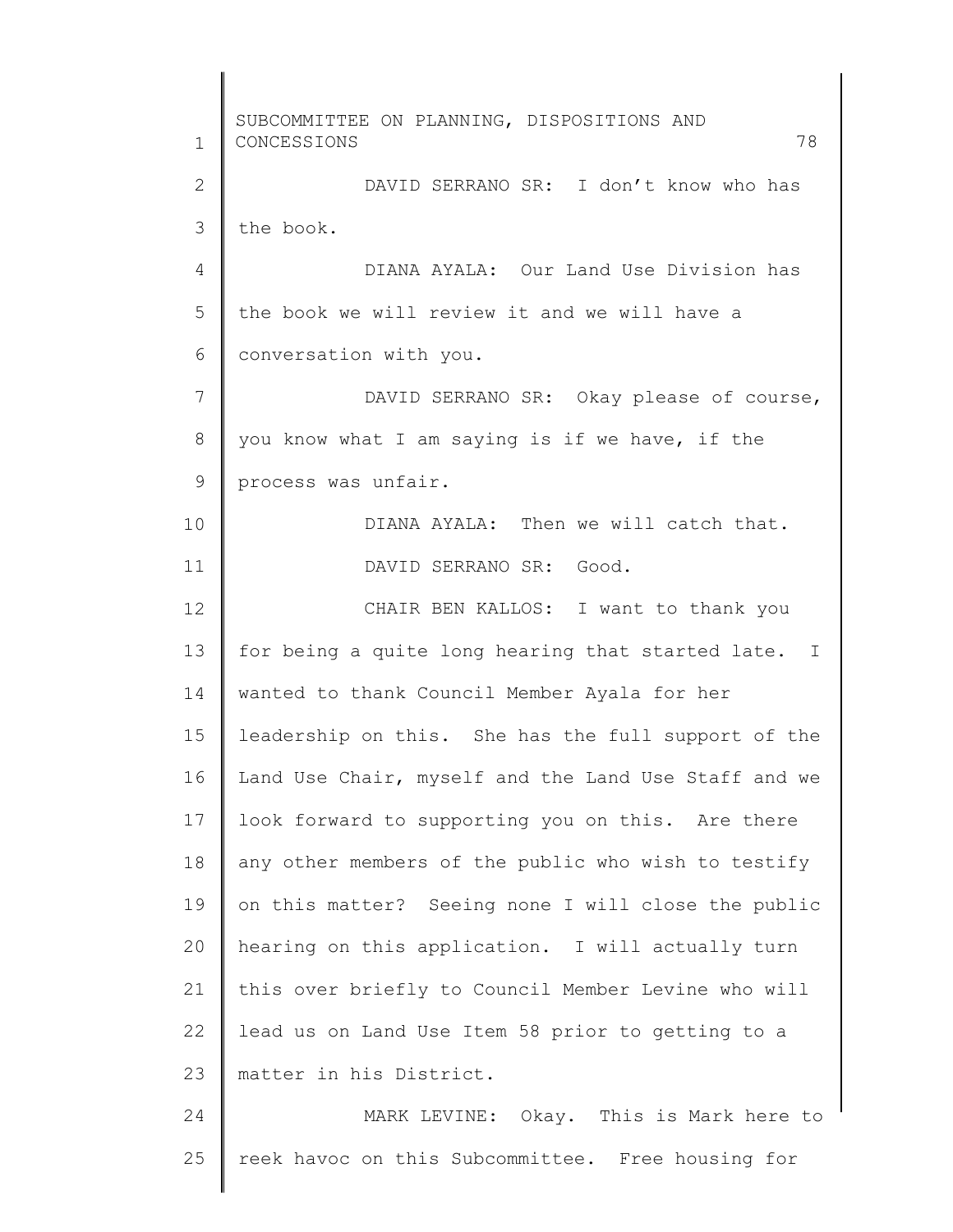DAVID SERRANO SR: I don't know who has the book.

DIANA AYALA: Our Land Use Division has the book we will review it and we will have a conversation with you.

DAVID SERRANO SR: Okay please of course, you know what I am saying is if we have, if the process was unfair.

DIANA AYALA: Then we will catch that.

DAVID SERRANO SR: Good.

CHAIR BEN KALLOS: I want to thank you for being a quite long hearing that started late. I wanted to thank Council Member Ayala for her leadership on this. She has the full support of the Land Use Chair, myself and the Land Use Staff and we look forward to supporting you on this. Are there any other members of the public who wish to testify on this matter? Seeing none I will close the public hearing on this application. I will actually turn this over briefly to Council Member Levine who will lead us on Land Use Item 58 prior to getting to a matter in his District.

MARK LEVINE: Okay. This is Mark here to reek havoc on this Subcommittee. Free housing for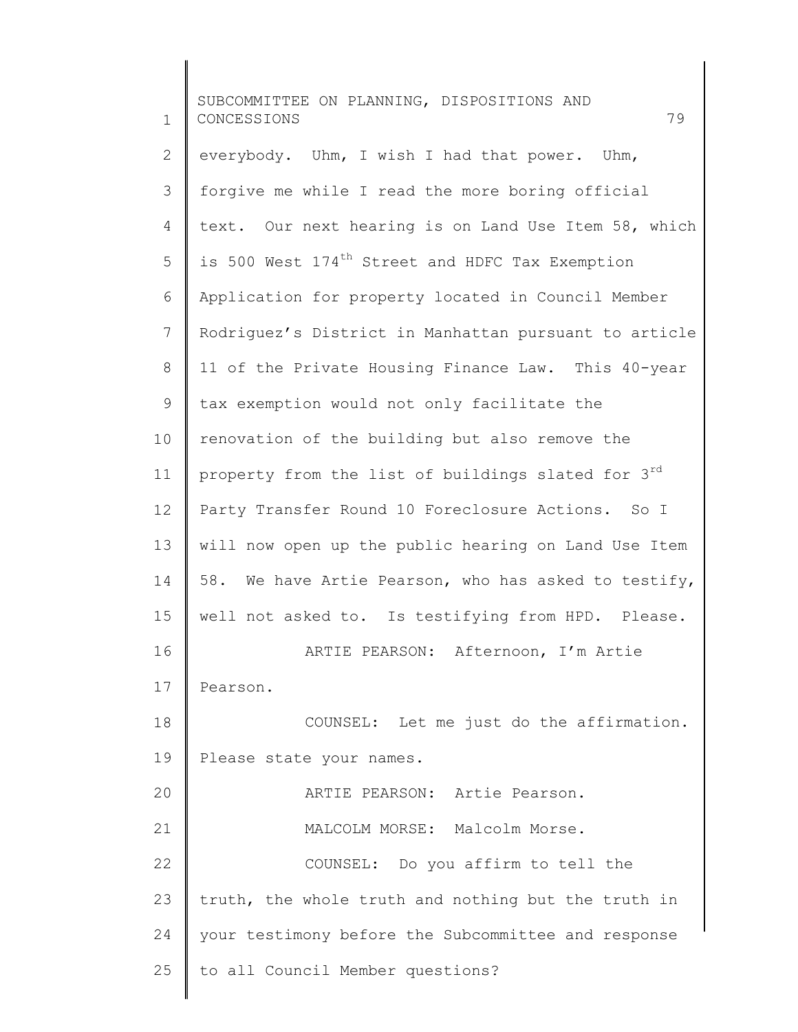everybody. Uhm, I wish I had that power. Uhm, forgive me while I read the more boring official text. Our next hearing is on Land Use Item 58, which is 500 West 174th Street and HDFC Tax Exemption Application for property located in Council Member Rodriguez's District in Manhattan pursuant to article 11 of the Private Housing Finance Law. This 40-year tax exemption would not only facilitate the renovation of the building but also remove the property from the list of buildings slated for 3rd Party Transfer Round 10 Foreclosure Actions. So I will now open up the public hearing on Land Use Item 58. We have Artie Pearson, who has asked to testify, well not asked to. Is testifying from HPD. Please.

ARTIE PEARSON: Afternoon, I'm Artie Pearson.

COUNSEL: Let me just do the affirmation. Please state your names.

ARTIE PEARSON: Artie Pearson.

MALCOLM MORSE: Malcolm Morse.

COUNSEL: Do you affirm to tell the truth, the whole truth and nothing but the truth in your testimony before the Subcommittee and response to all Council Member questions?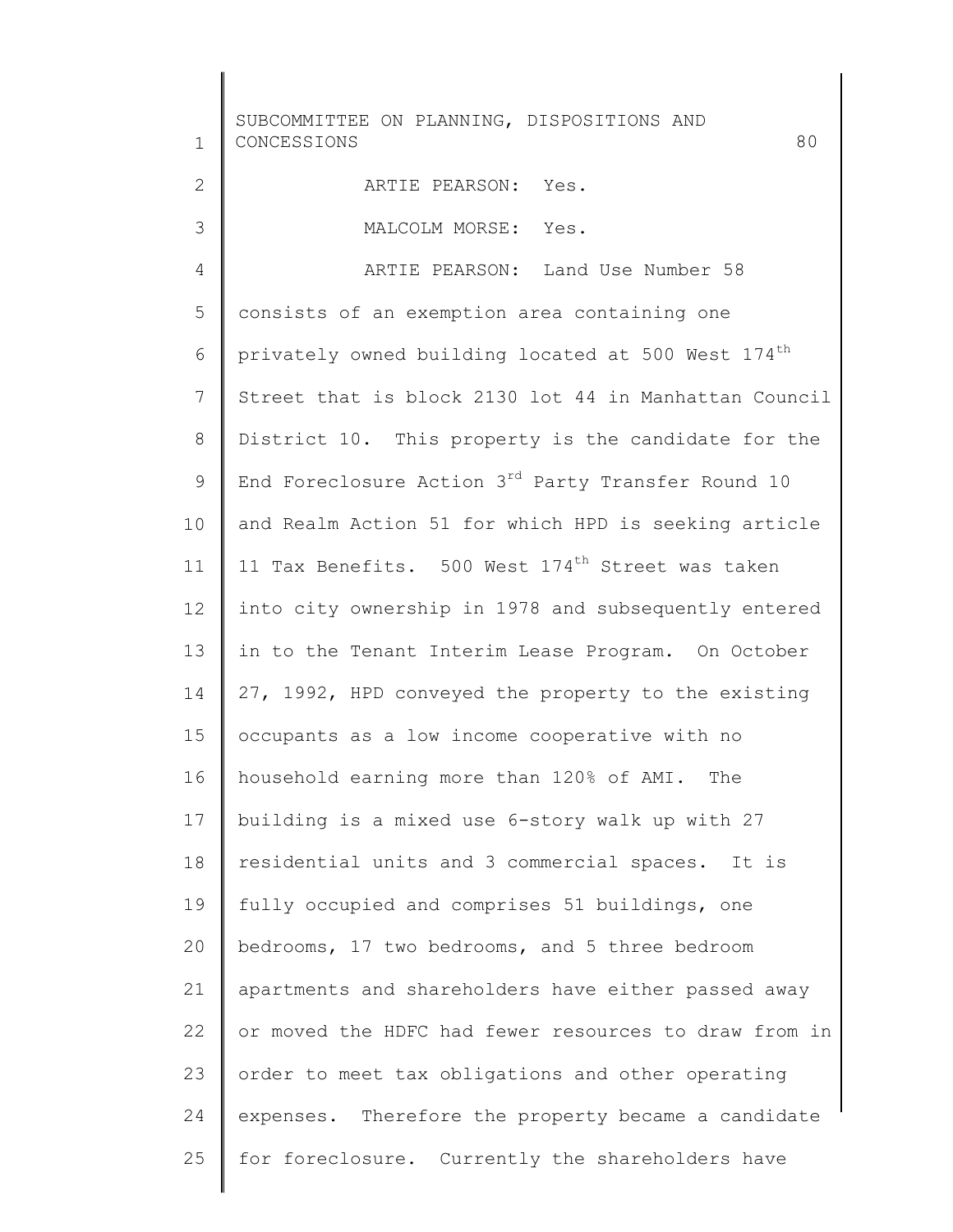ARTIE PEARSON: Yes.

MALCOLM MORSE: Yes.

ARTIE PEARSON: Land Use Number 58 consists of an exemption area containing one privately owned building located at 500 West 174th Street that is block 2130 lot 44 in Manhattan Council District 10. This property is the candidate for the End Foreclosure Action 3rd Party Transfer Round 10 and Realm Action 51 for which HPD is seeking article 11 Tax Benefits. 500 West 174th Street was taken into city ownership in 1978 and subsequently entered in to the Tenant Interim Lease Program. On October 27, 1992, HPD conveyed the property to the existing occupants as a low income cooperative with no household earning more than 120% of AMI. The building is a mixed use 6-story walk up with 27 residential units and 3 commercial spaces. It is fully occupied and comprises 51 buildings, one bedrooms, 17 two bedrooms, and 5 three bedroom apartments and shareholders have either passed away or moved the HDFC had fewer resources to draw from in order to meet tax obligations and other operating expenses. Therefore the property became a candidate for foreclosure. Currently the shareholders have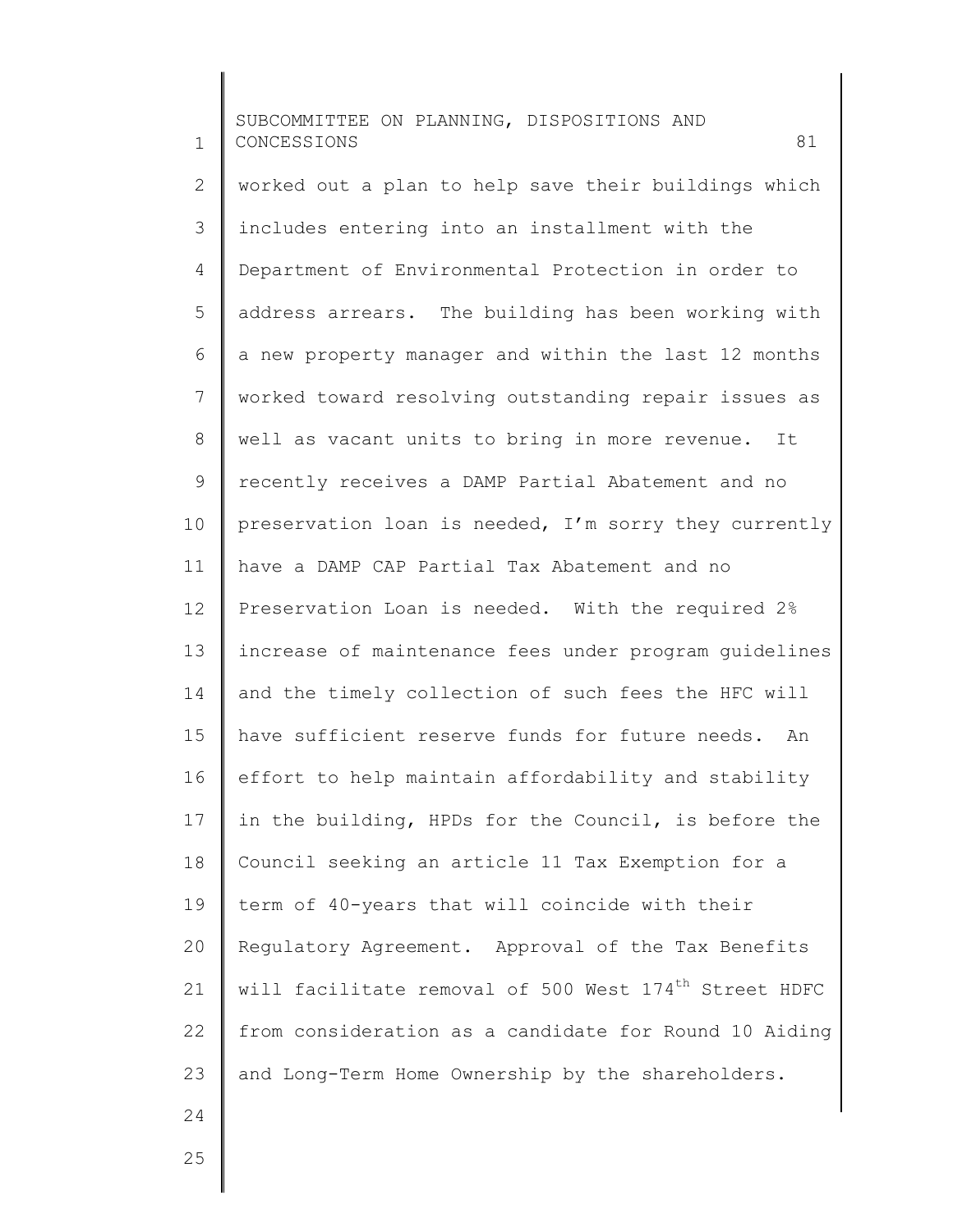worked out a plan to help save their buildings which includes entering into an installment with the Department of Environmental Protection in order to address arrears. The building has been working with a new property manager and within the last 12 months worked toward resolving outstanding repair issues as well as vacant units to bring in more revenue. It recently receives a DAMP Partial Abatement and no preservation loan is needed, I'm sorry they currently have a DAMP CAP Partial Tax Abatement and no Preservation Loan is needed. With the required 2% increase of maintenance fees under program guidelines and the timely collection of such fees the HFC will have sufficient reserve funds for future needs. An effort to help maintain affordability and stability in the building, HPDs for the Council, is before the Council seeking an article 11 Tax Exemption for a term of 40-years that will coincide with their Regulatory Agreement. Approval of the Tax Benefits will facilitate removal of 500 West 174th Street HDFC from consideration as a candidate for Round 10 Aiding and Long-Term Home Ownership by the shareholders.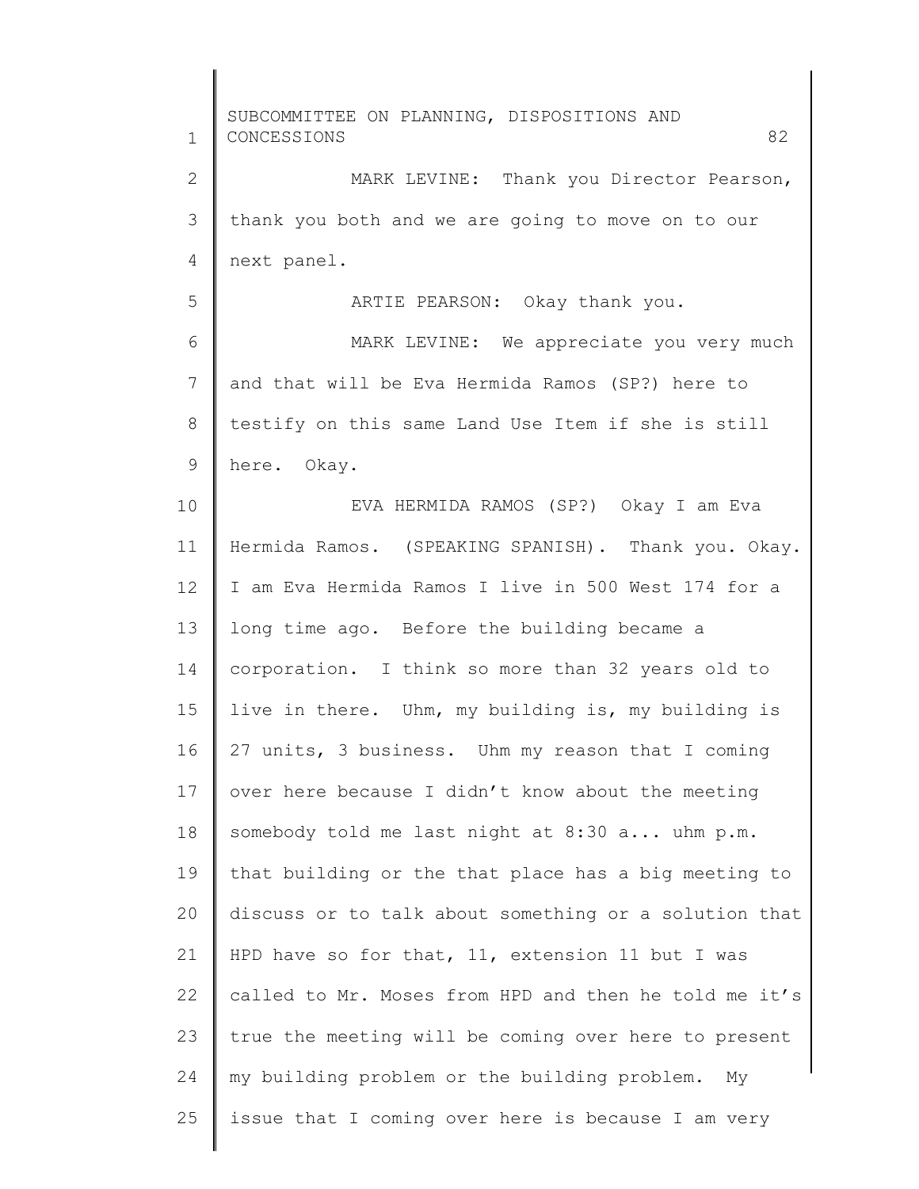MARK LEVINE: Thank you Director Pearson, thank you both and we are going to move on to our next panel.

ARTIE PEARSON: Okay thank you.

MARK LEVINE: We appreciate you very much and that will be Eva Hermida Ramos (SP?) here to testify on this same Land Use Item if she is still here. Okay.

EVA HERMIDA RAMOS (SP?) Okay I am Eva Hermida Ramos. (SPEAKING SPANISH). Thank you. Okay. I am Eva Hermida Ramos I live in 500 West 174 for a long time ago. Before the building became a corporation. I think so more than 32 years old to live in there. Uhm, my building is, my building is 27 units, 3 business. Uhm my reason that I coming over here because I didn't know about the meeting somebody told me last night at 8:30 a... uhm p.m. that building or the that place has a big meeting to discuss or to talk about something or a solution that HPD have so for that, 11, extension 11 but I was called to Mr. Moses from HPD and then he told me it's true the meeting will be coming over here to present my building problem or the building problem. My issue that I coming over here is because I am very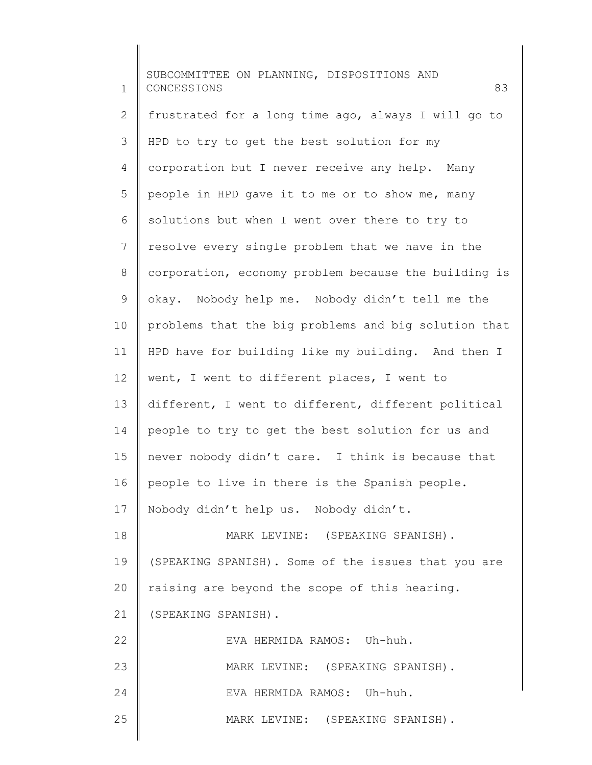frustrated for a long time ago, always I will go to HPD to try to get the best solution for my corporation but I never receive any help. Many people in HPD gave it to me or to show me, many solutions but when I went over there to try to resolve every single problem that we have in the corporation, economy problem because the building is okay. Nobody help me. Nobody didn't tell me the problems that the big problems and big solution that HPD have for building like my building. And then I went, I went to different places, I went to different, I went to different, different political people to try to get the best solution for us and never nobody didn't care. I think is because that people to live in there is the Spanish people. Nobody didn't help us. Nobody didn't.

MARK LEVINE: (SPEAKING SPANISH). (SPEAKING SPANISH). Some of the issues that you are raising are beyond the scope of this hearing. (SPEAKING SPANISH).

EVA HERMIDA RAMOS: Uh-huh.

MARK LEVINE: (SPEAKING SPANISH).

EVA HERMIDA RAMOS: Uh-huh.

MARK LEVINE: (SPEAKING SPANISH).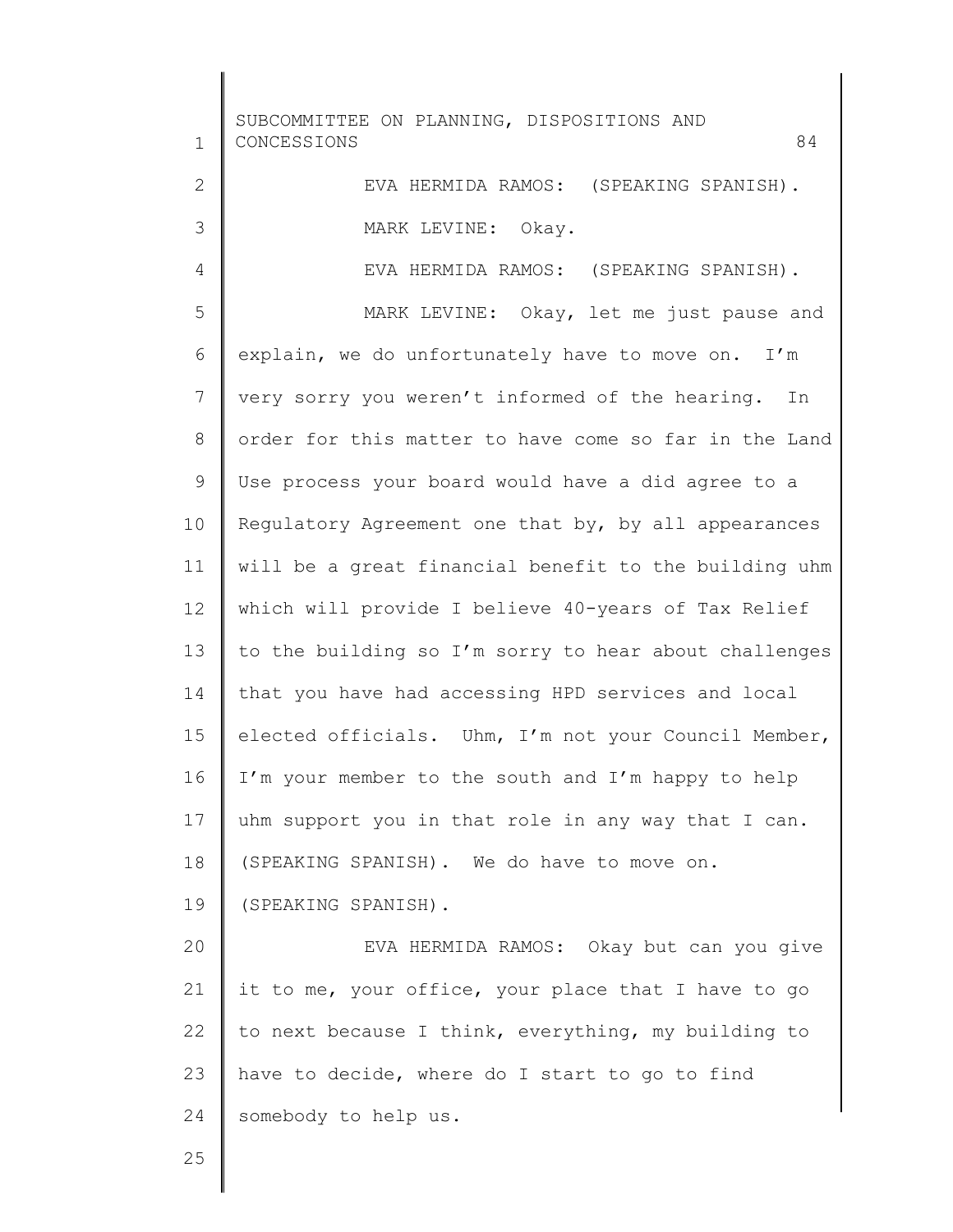EVA HERMIDA RAMOS: (SPEAKING SPANISH).

MARK LEVINE: Okay.

EVA HERMIDA RAMOS: (SPEAKING SPANISH).

MARK LEVINE: Okay, let me just pause and explain, we do unfortunately have to move on. I'm very sorry you weren't informed of the hearing. In order for this matter to have come so far in the Land Use process your board would have a did agree to a Regulatory Agreement one that by, by all appearances will be a great financial benefit to the building uhm which will provide I believe 40-years of Tax Relief to the building so I'm sorry to hear about challenges that you have had accessing HPD services and local elected officials. Uhm, I'm not your Council Member, I'm your member to the south and I'm happy to help uhm support you in that role in any way that I can. (SPEAKING SPANISH). We do have to move on. (SPEAKING SPANISH).

EVA HERMIDA RAMOS: Okay but can you give it to me, your office, your place that I have to go to next because I think, everything, my building to have to decide, where do I start to go to find somebody to help us.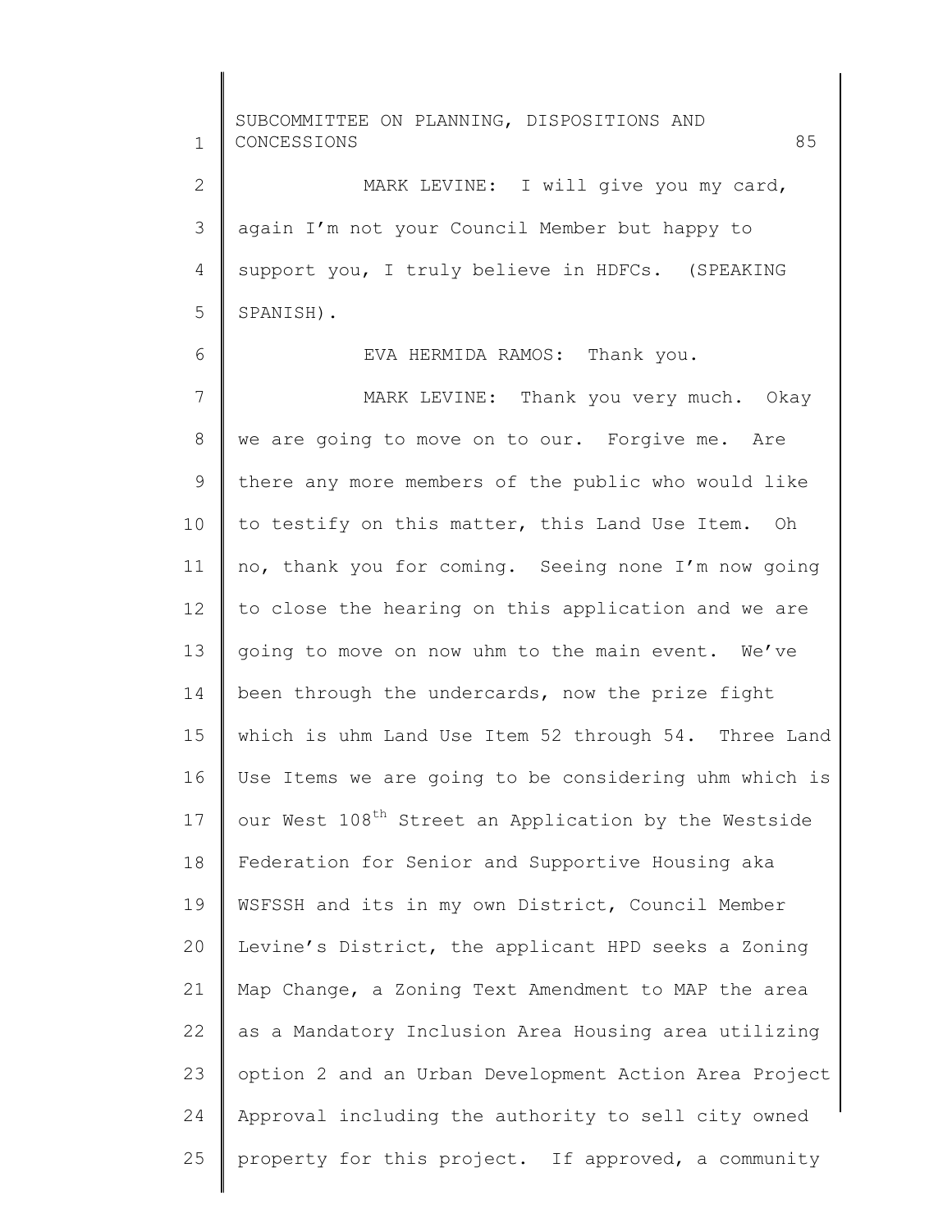MARK LEVINE: I will give you my card, again I'm not your Council Member but happy to support you, I truly believe in HDFCs. (SPEAKING SPANISH).

EVA HERMIDA RAMOS: Thank you.

MARK LEVINE: Thank you very much. Okay we are going to move on to our. Forgive me. Are there any more members of the public who would like to testify on this matter, this Land Use Item. Oh no, thank you for coming. Seeing none I'm now going to close the hearing on this application and we are going to move on now uhm to the main event. We've been through the undercards, now the prize fight which is uhm Land Use Item 52 through 54. Three Land Use Items we are going to be considering uhm which is our West 108th Street an Application by the Westside Federation for Senior and Supportive Housing aka WSFSSH and its in my own District, Council Member Levine's District, the applicant HPD seeks a Zoning Map Change, a Zoning Text Amendment to MAP the area as a Mandatory Inclusion Area Housing area utilizing option 2 and an Urban Development Action Area Project Approval including the authority to sell city owned property for this project. If approved, a community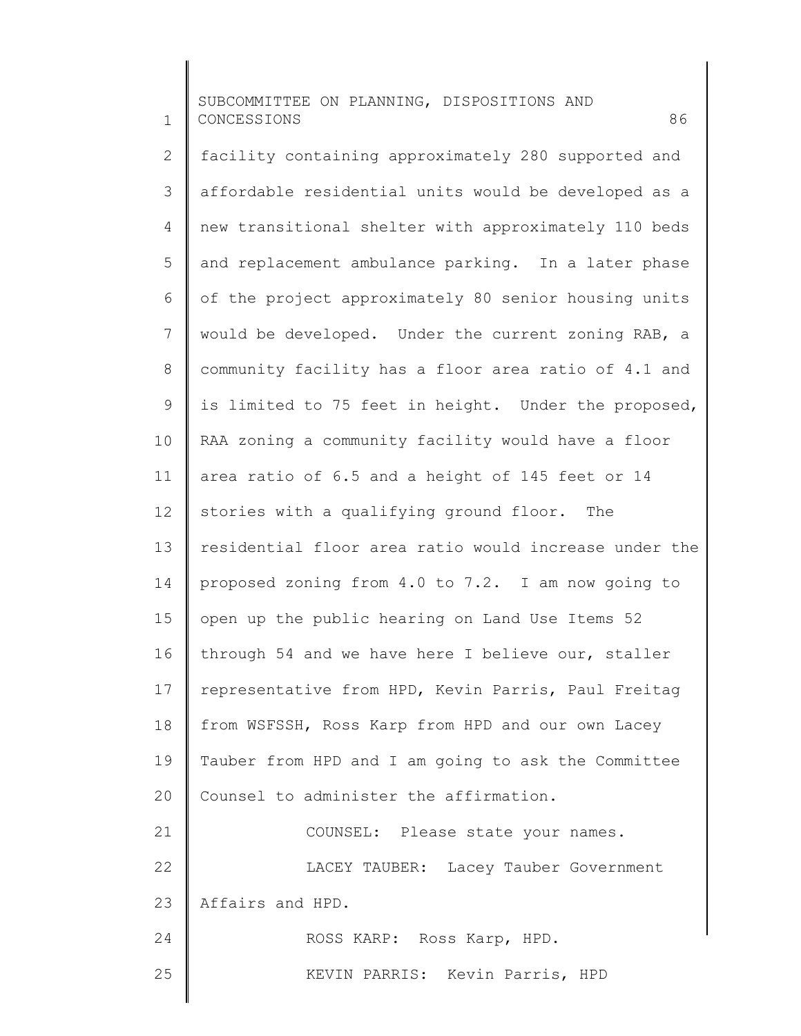facility containing approximately 280 supported and affordable residential units would be developed as a new transitional shelter with approximately 110 beds and replacement ambulance parking. In a later phase of the project approximately 80 senior housing units would be developed. Under the current zoning RAB, a community facility has a floor area ratio of 4.1 and is limited to 75 feet in height. Under the proposed, RAA zoning a community facility would have a floor area ratio of 6.5 and a height of 145 feet or 14 stories with a qualifying ground floor. The residential floor area ratio would increase under the proposed zoning from 4.0 to 7.2. I am now going to open up the public hearing on Land Use Items 52 through 54 and we have here I believe our, staller representative from HPD, Kevin Parris, Paul Freitag from WSFSSH, Ross Karp from HPD and our own Lacey Tauber from HPD and I am going to ask the Committee Counsel to administer the affirmation.

COUNSEL: Please state your names.

LACEY TAUBER: Lacey Tauber Government Affairs and HPD.

ROSS KARP: Ross Karp, HPD.

KEVIN PARRIS: Kevin Parris, HPD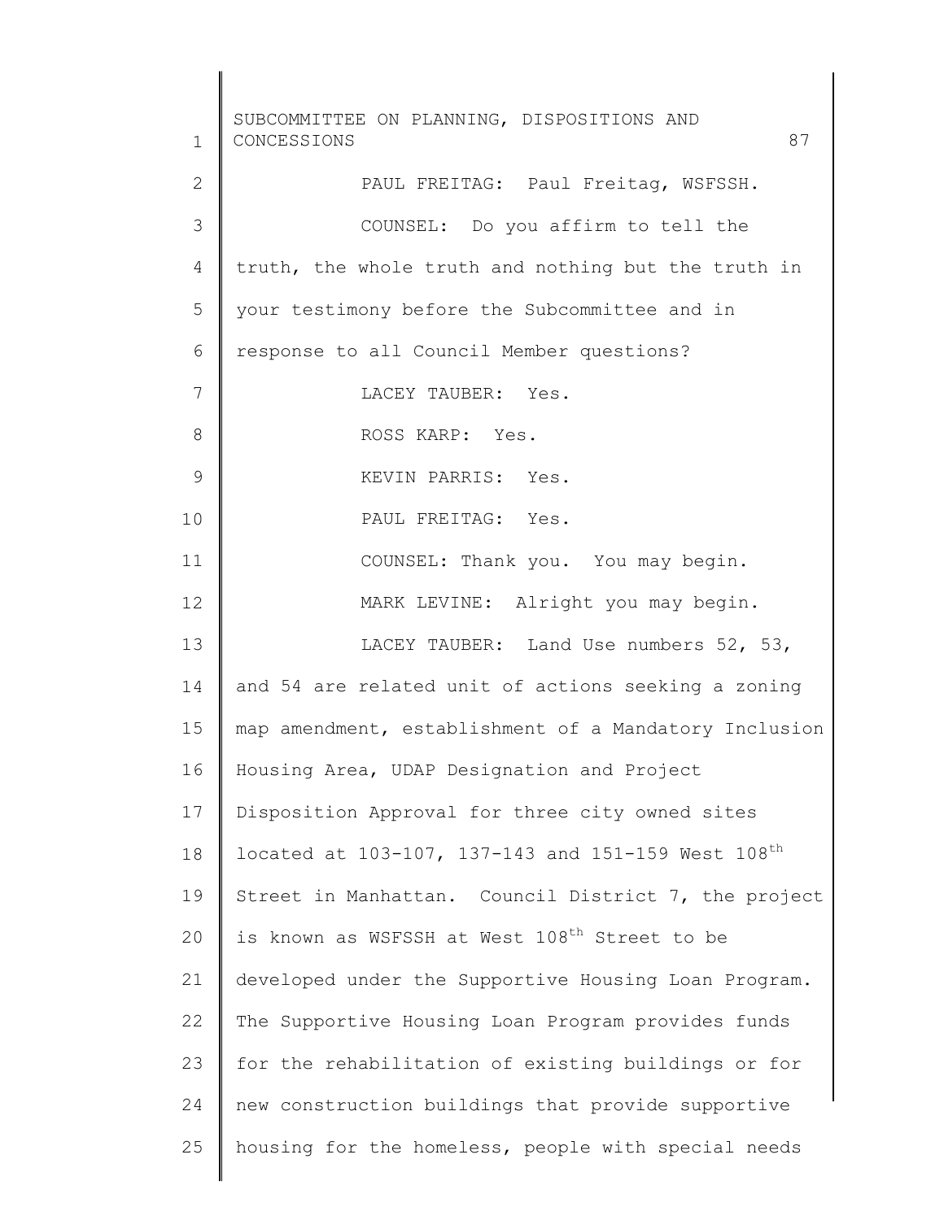PAUL FREITAG: Paul Freitag, WSFSSH.

COUNSEL: Do you affirm to tell the truth, the whole truth and nothing but the truth in your testimony before the Subcommittee and in response to all Council Member questions?

LACEY TAUBER: Yes.

ROSS KARP: Yes.

KEVIN PARRIS: Yes.

PAUL FREITAG: Yes.

COUNSEL: Thank you. You may begin.

MARK LEVINE: Alright you may begin.

LACEY TAUBER: Land Use numbers 52, 53, and 54 are related unit of actions seeking a zoning map amendment, establishment of a Mandatory Inclusion Housing Area, UDAP Designation and Project Disposition Approval for three city owned sites located at 103-107, 137-143 and 151-159 West 108th Street in Manhattan. Council District 7, the project is known as WSFSSH at West 108th Street to be developed under the Supportive Housing Loan Program. The Supportive Housing Loan Program provides funds for the rehabilitation of existing buildings or for new construction buildings that provide supportive housing for the homeless, people with special needs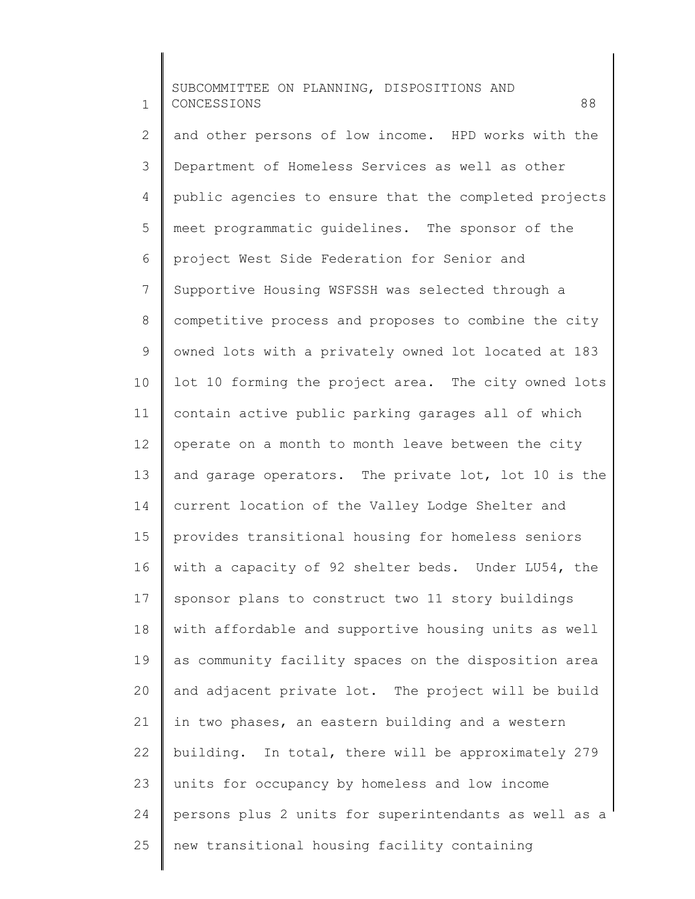and other persons of low income. HPD works with the Department of Homeless Services as well as other public agencies to ensure that the completed projects meet programmatic guidelines. The sponsor of the project West Side Federation for Senior and Supportive Housing WSFSSH was selected through a competitive process and proposes to combine the city owned lots with a privately owned lot located at 183 lot 10 forming the project area. The city owned lots contain active public parking garages all of which operate on a month to month leave between the city and garage operators. The private lot, lot 10 is the current location of the Valley Lodge Shelter and provides transitional housing for homeless seniors with a capacity of 92 shelter beds. Under LU54, the sponsor plans to construct two 11 story buildings with affordable and supportive housing units as well as community facility spaces on the disposition area and adjacent private lot. The project will be build in two phases, an eastern building and a western building. In total, there will be approximately 279 units for occupancy by homeless and low income persons plus 2 units for superintendants as well as a new transitional housing facility containing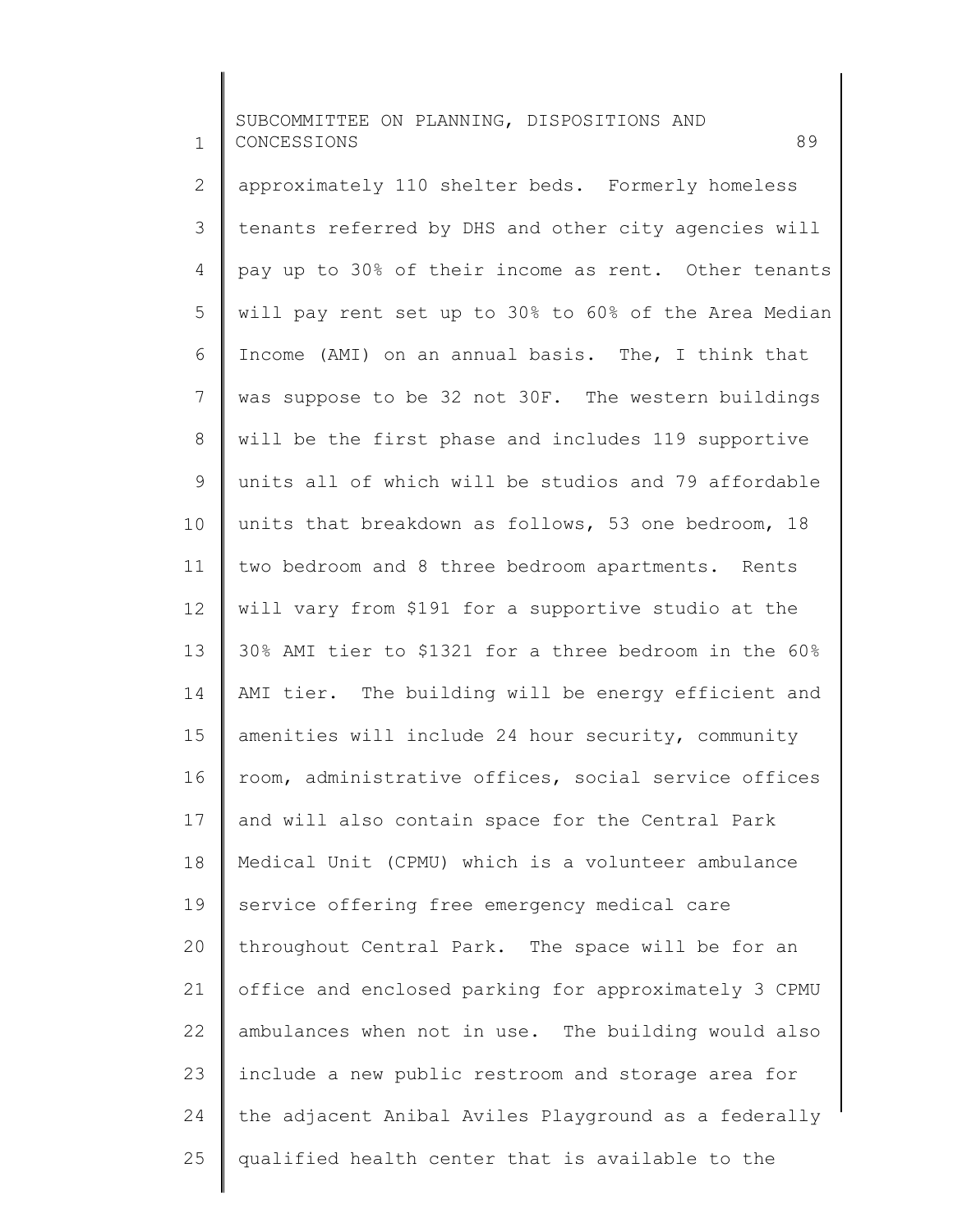approximately 110 shelter beds. Formerly homeless tenants referred by DHS and other city agencies will pay up to 30% of their income as rent. Other tenants will pay rent set up to 30% to 60% of the Area Median Income (AMI) on an annual basis. The, I think that was suppose to be 32 not 30F. The western buildings will be the first phase and includes 119 supportive units all of which will be studios and 79 affordable units that breakdown as follows, 53 one bedroom, 18 two bedroom and 8 three bedroom apartments. Rents will vary from $191 for a supportive studio at the 30% AMI tier to $1321 for a three bedroom in the 60% AMI tier. The building will be energy efficient and amenities will include 24 hour security, community room, administrative offices, social service offices and will also contain space for the Central Park Medical Unit (CPMU) which is a volunteer ambulance service offering free emergency medical care throughout Central Park. The space will be for an office and enclosed parking for approximately 3 CPMU ambulances when not in use. The building would also include a new public restroom and storage area for the adjacent Anibal Aviles Playground as a federally qualified health center that is available to the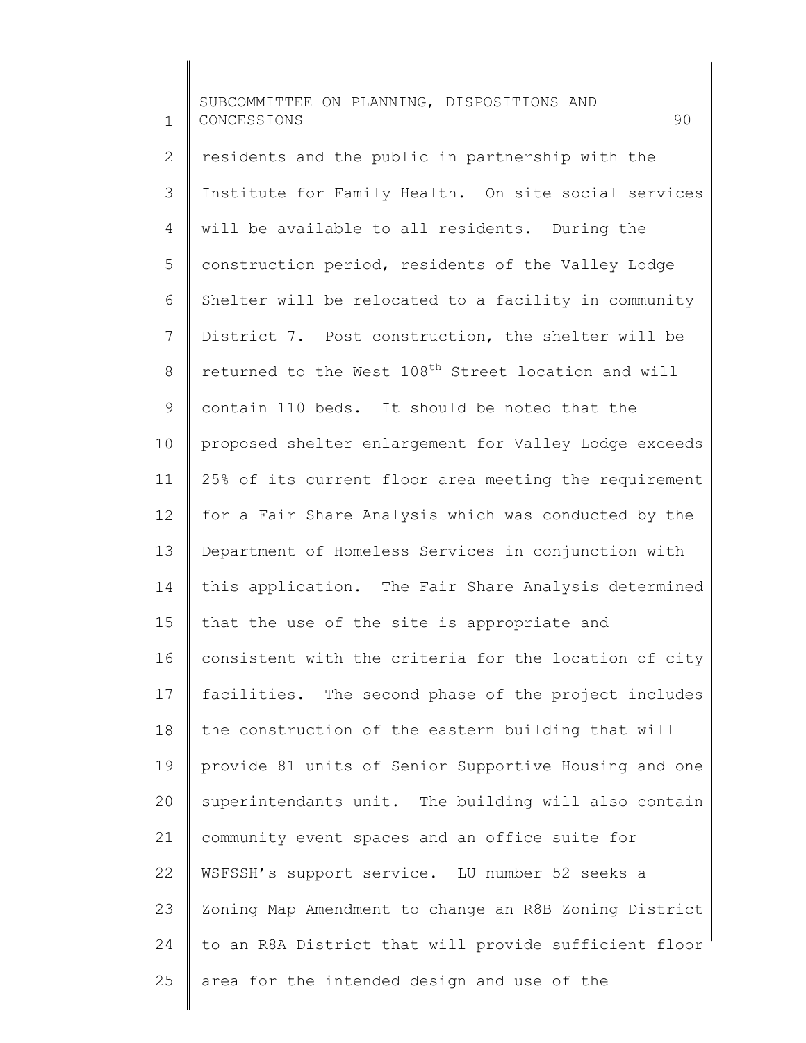residents and the public in partnership with the Institute for Family Health. On site social services will be available to all residents. During the construction period, residents of the Valley Lodge Shelter will be relocated to a facility in community District 7. Post construction, the shelter will be returned to the West 108th Street location and will contain 110 beds. It should be noted that the proposed shelter enlargement for Valley Lodge exceeds 25% of its current floor area meeting the requirement for a Fair Share Analysis which was conducted by the Department of Homeless Services in conjunction with this application. The Fair Share Analysis determined that the use of the site is appropriate and consistent with the criteria for the location of city facilities. The second phase of the project includes the construction of the eastern building that will provide 81 units of Senior Supportive Housing and one superintendants unit. The building will also contain community event spaces and an office suite for WSFSSH's support service. LU number 52 seeks a Zoning Map Amendment to change an R8B Zoning District to an R8A District that will provide sufficient floor area for the intended design and use of the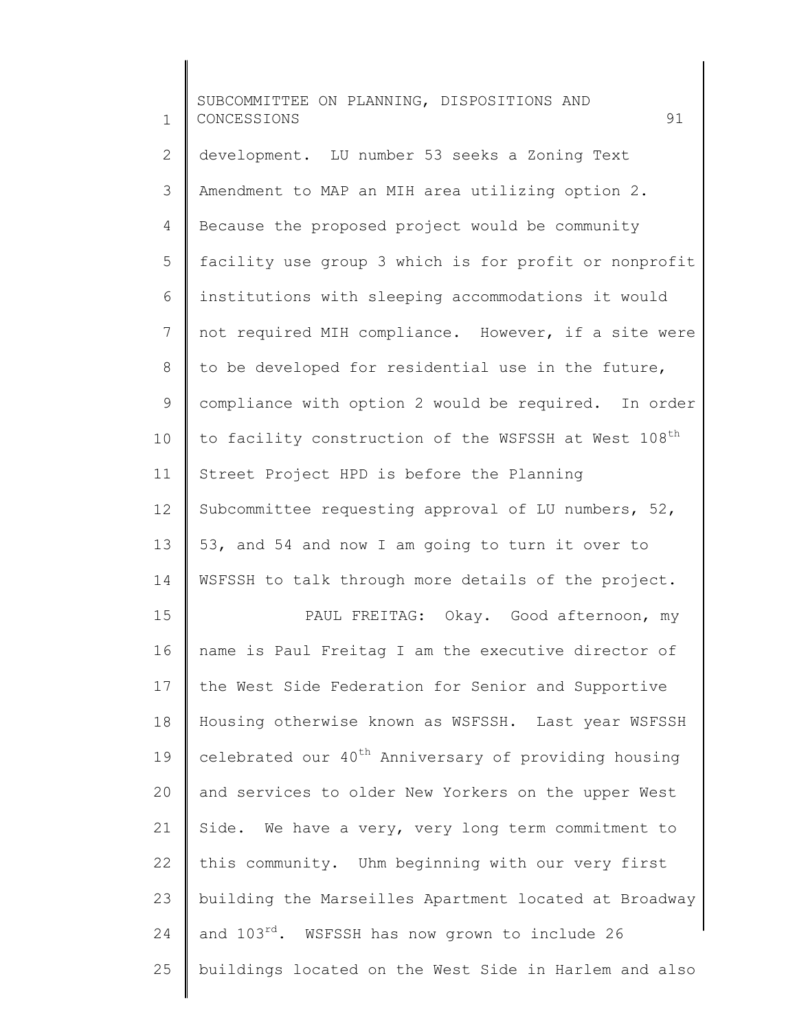development. LU number 53 seeks a Zoning Text Amendment to MAP an MIH area utilizing option 2. Because the proposed project would be community facility use group 3 which is for profit or nonprofit institutions with sleeping accommodations it would not required MIH compliance. However, if a site were to be developed for residential use in the future, compliance with option 2 would be required. In order to facility construction of the WSFSSH at West 108th Street Project HPD is before the Planning Subcommittee requesting approval of LU numbers, 52, 53, and 54 and now I am going to turn it over to WSFSSH to talk through more details of the project.

PAUL FREITAG: Okay. Good afternoon, my name is Paul Freitag I am the executive director of the West Side Federation for Senior and Supportive Housing otherwise known as WSFSSH. Last year WSFSSH celebrated our 40th Anniversary of providing housing and services to older New Yorkers on the upper West Side. We have a very, very long term commitment to this community. Uhm beginning with our very first building the Marseilles Apartment located at Broadway and 103rd. WSFSSH has now grown to include 26 buildings located on the West Side in Harlem and also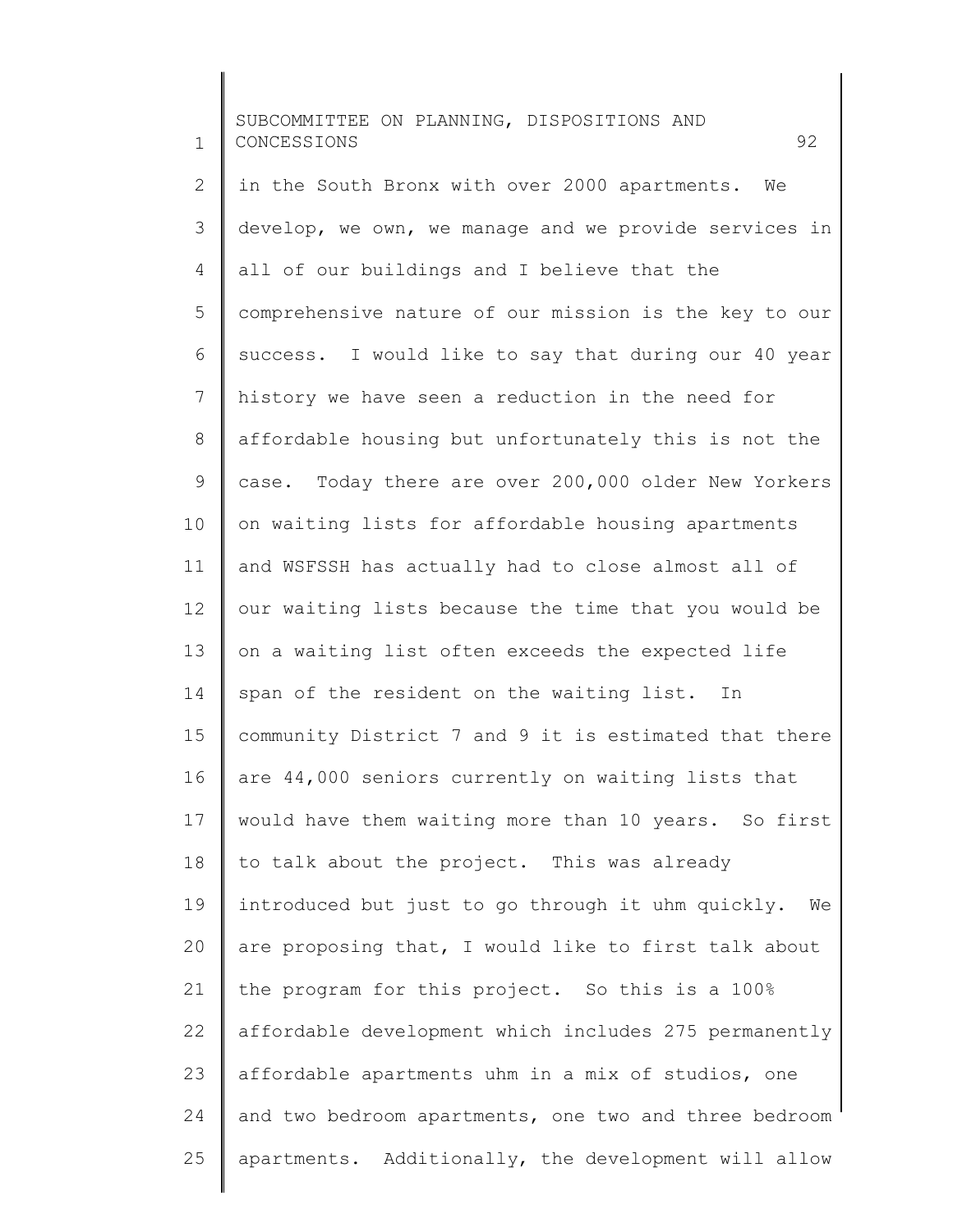in the South Bronx with over 2000 apartments. We develop, we own, we manage and we provide services in all of our buildings and I believe that the comprehensive nature of our mission is the key to our success. I would like to say that during our 40 year history we have seen a reduction in the need for affordable housing but unfortunately this is not the case. Today there are over 200,000 older New Yorkers on waiting lists for affordable housing apartments and WSFSSH has actually had to close almost all of our waiting lists because the time that you would be on a waiting list often exceeds the expected life span of the resident on the waiting list. In community District 7 and 9 it is estimated that there are 44,000 seniors currently on waiting lists that would have them waiting more than 10 years. So first to talk about the project. This was already introduced but just to go through it uhm quickly. We are proposing that, I would like to first talk about the program for this project. So this is a 100% affordable development which includes 275 permanently affordable apartments uhm in a mix of studios, one and two bedroom apartments, one two and three bedroom apartments. Additionally, the development will allow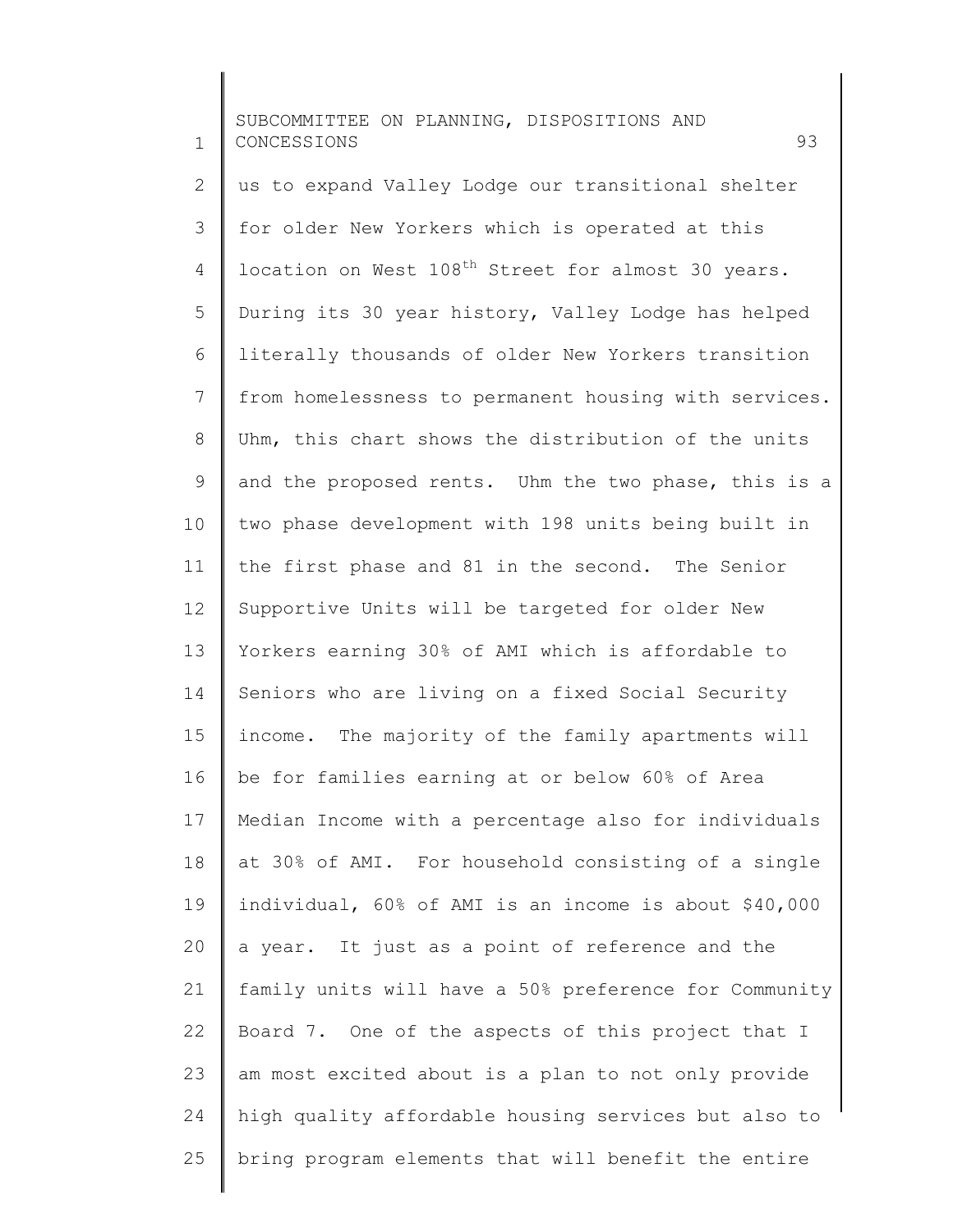us to expand Valley Lodge our transitional shelter for older New Yorkers which is operated at this location on West 108th Street for almost 30 years. During its 30 year history, Valley Lodge has helped literally thousands of older New Yorkers transition from homelessness to permanent housing with services. Uhm, this chart shows the distribution of the units and the proposed rents. Uhm the two phase, this is a two phase development with 198 units being built in the first phase and 81 in the second. The Senior Supportive Units will be targeted for older New Yorkers earning 30% of AMI which is affordable to Seniors who are living on a fixed Social Security income. The majority of the family apartments will be for families earning at or below 60% of Area Median Income with a percentage also for individuals at 30% of AMI. For household consisting of a single individual, 60% of AMI is an income is about $40,000 a year. It just as a point of reference and the family units will have a 50% preference for Community Board 7. One of the aspects of this project that I am most excited about is a plan to not only provide high quality affordable housing services but also to bring program elements that will benefit the entire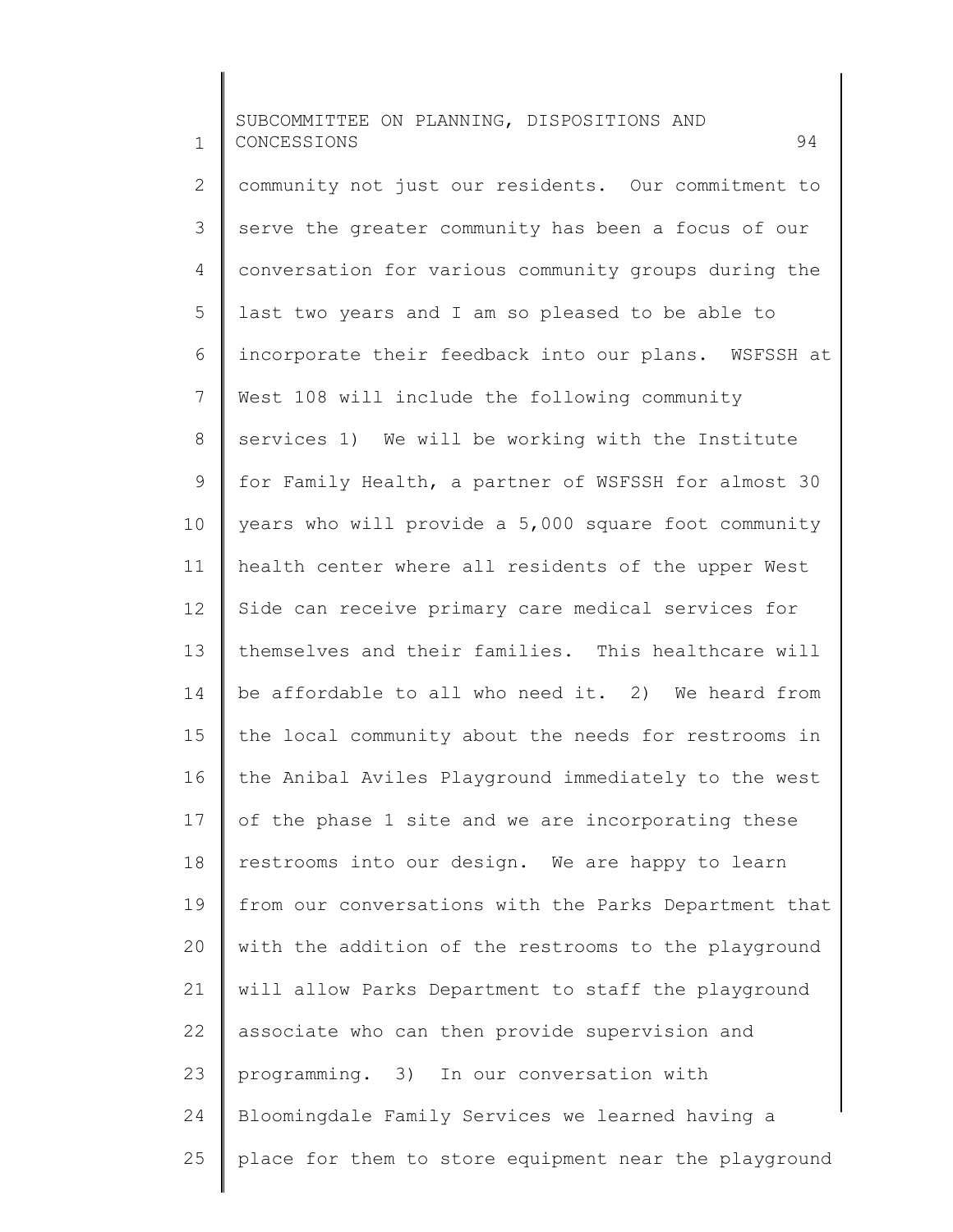community not just our residents. Our commitment to serve the greater community has been a focus of our conversation for various community groups during the last two years and I am so pleased to be able to incorporate their feedback into our plans. WSFSSH at West 108 will include the following community services 1) We will be working with the Institute for Family Health, a partner of WSFSSH for almost 30 years who will provide a 5,000 square foot community health center where all residents of the upper West Side can receive primary care medical services for themselves and their families. This healthcare will be affordable to all who need it. 2) We heard from the local community about the needs for restrooms in the Anibal Aviles Playground immediately to the west of the phase 1 site and we are incorporating these restrooms into our design. We are happy to learn from our conversations with the Parks Department that with the addition of the restrooms to the playground will allow Parks Department to staff the playground associate who can then provide supervision and programming. 3) In our conversation with Bloomingdale Family Services we learned having a place for them to store equipment near the playground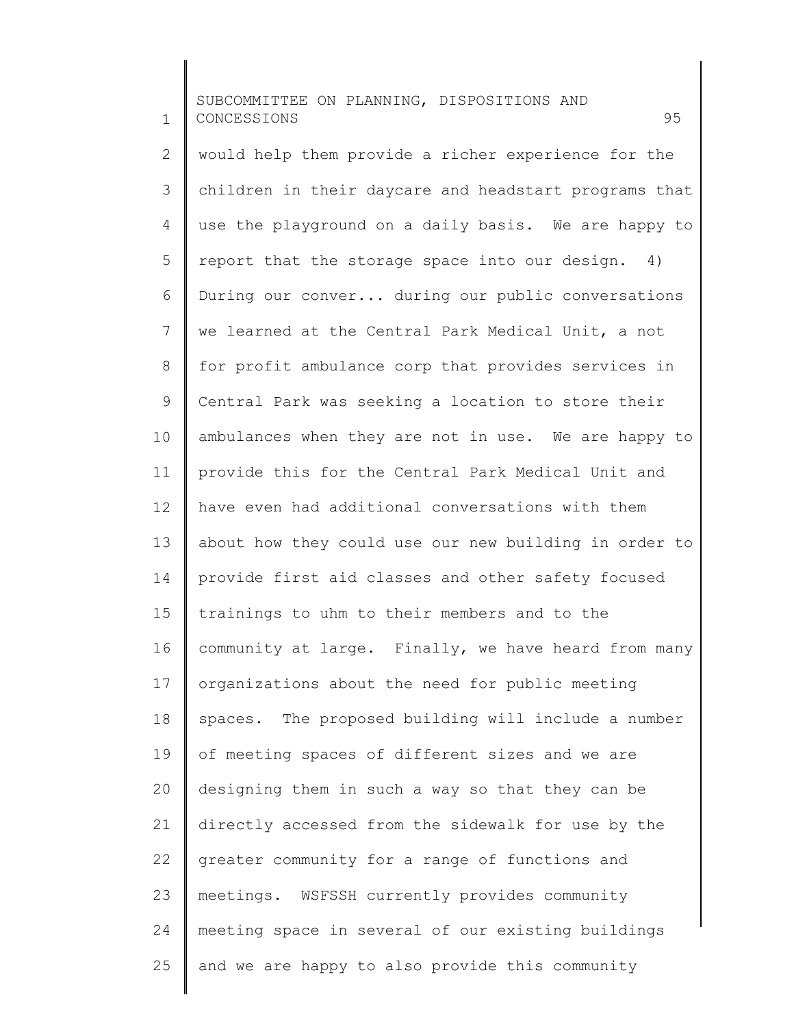would help them provide a richer experience for the children in their daycare and headstart programs that use the playground on a daily basis. We are happy to report that the storage space into our design. 4) During our conver... during our public conversations we learned at the Central Park Medical Unit, a not for profit ambulance corp that provides services in Central Park was seeking a location to store their ambulances when they are not in use. We are happy to provide this for the Central Park Medical Unit and have even had additional conversations with them about how they could use our new building in order to provide first aid classes and other safety focused trainings to uhm to their members and to the community at large. Finally, we have heard from many organizations about the need for public meeting spaces. The proposed building will include a number of meeting spaces of different sizes and we are designing them in such a way so that they can be directly accessed from the sidewalk for use by the greater community for a range of functions and meetings. WSFSSH currently provides community meeting space in several of our existing buildings and we are happy to also provide this community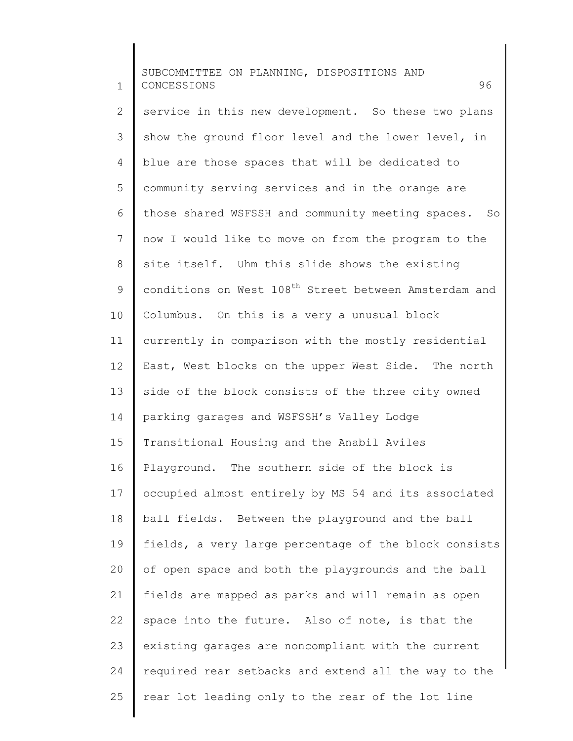service in this new development. So these two plans show the ground floor level and the lower level, in blue are those spaces that will be dedicated to community serving services and in the orange are those shared WSFSSH and community meeting spaces. So now I would like to move on from the program to the site itself. Uhm this slide shows the existing conditions on West 108th Street between Amsterdam and Columbus. On this is a very a unusual block currently in comparison with the mostly residential East, West blocks on the upper West Side. The north side of the block consists of the three city owned parking garages and WSFSSH's Valley Lodge Transitional Housing and the Anabil Aviles Playground. The southern side of the block is occupied almost entirely by MS 54 and its associated ball fields. Between the playground and the ball fields, a very large percentage of the block consists of open space and both the playgrounds and the ball fields are mapped as parks and will remain as open space into the future. Also of note, is that the existing garages are noncompliant with the current required rear setbacks and extend all the way to the rear lot leading only to the rear of the lot line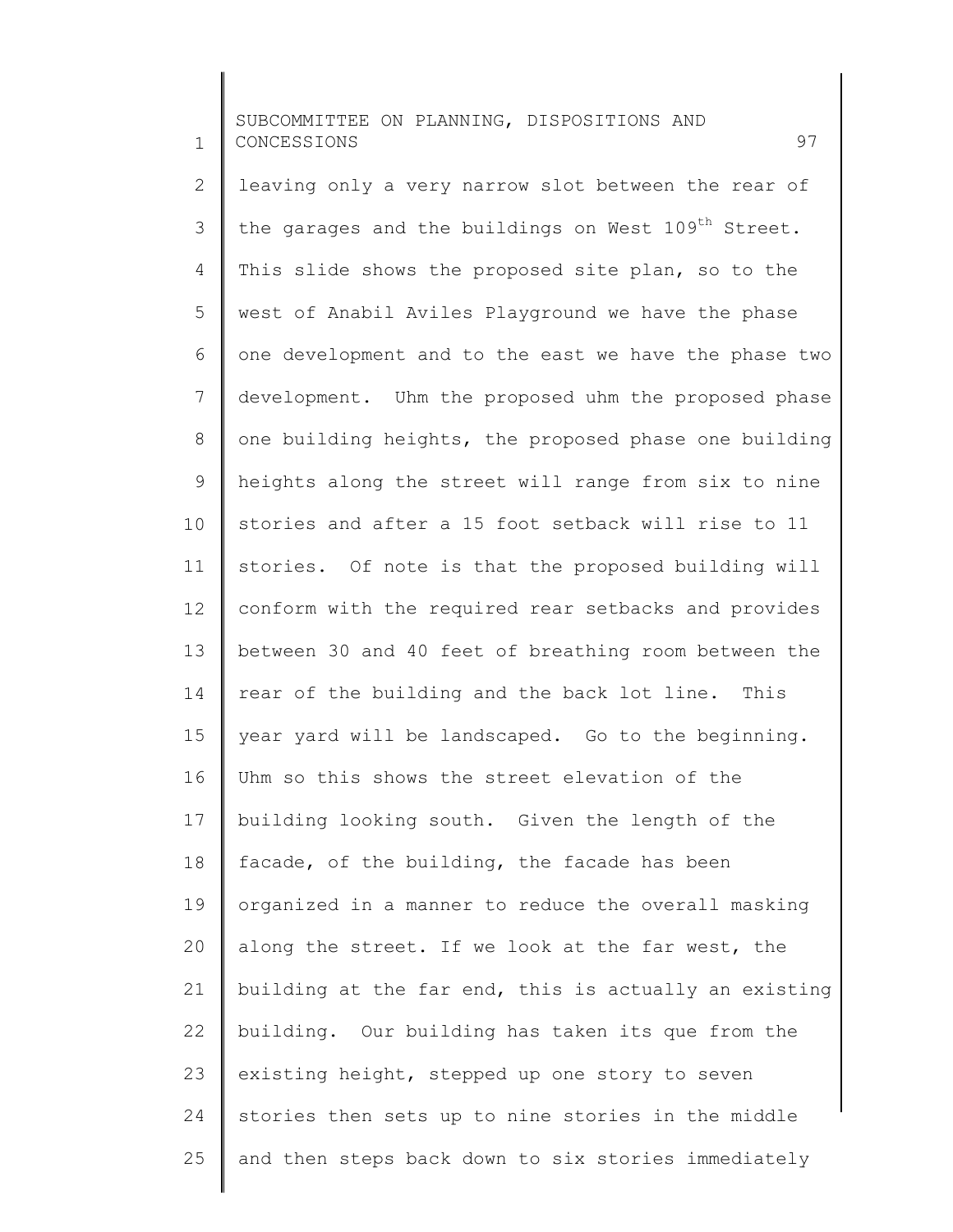leaving only a very narrow slot between the rear of the garages and the buildings on West 109th Street. This slide shows the proposed site plan, so to the west of Anabil Aviles Playground we have the phase one development and to the east we have the phase two development. Uhm the proposed uhm the proposed phase one building heights, the proposed phase one building heights along the street will range from six to nine stories and after a 15 foot setback will rise to 11 stories. Of note is that the proposed building will conform with the required rear setbacks and provides between 30 and 40 feet of breathing room between the rear of the building and the back lot line. This year yard will be landscaped. Go to the beginning. Uhm so this shows the street elevation of the building looking south. Given the length of the facade, of the building, the facade has been organized in a manner to reduce the overall masking along the street. If we look at the far west, the building at the far end, this is actually an existing building. Our building has taken its que from the existing height, stepped up one story to seven stories then sets up to nine stories in the middle and then steps back down to six stories immediately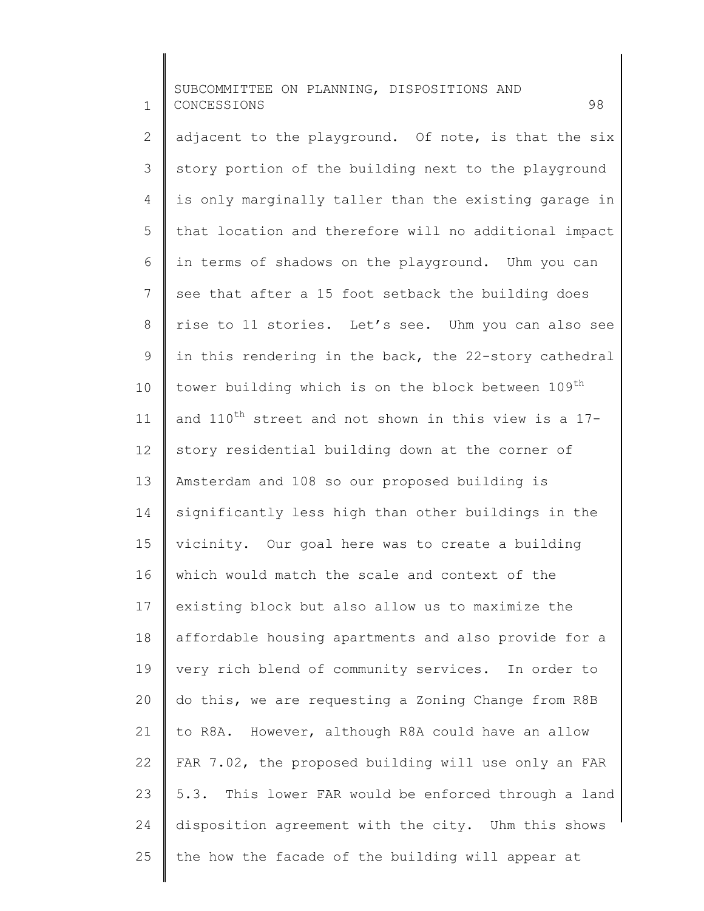adjacent to the playground. Of note, is that the six story portion of the building next to the playground is only marginally taller than the existing garage in that location and therefore will no additional impact in terms of shadows on the playground. Uhm you can see that after a 15 foot setback the building does rise to 11 stories. Let's see. Uhm you can also see in this rendering in the back, the 22-story cathedral tower building which is on the block between 109th and 110th street and not shown in this view is a 17-story residential building down at the corner of Amsterdam and 108 so our proposed building is significantly less high than other buildings in the vicinity. Our goal here was to create a building which would match the scale and context of the existing block but also allow us to maximize the affordable housing apartments and also provide for a very rich blend of community services. In order to do this, we are requesting a Zoning Change from R8B to R8A. However, although R8A could have an allow FAR 7.02, the proposed building will use only an FAR 5.3. This lower FAR would be enforced through a land disposition agreement with the city. Uhm this shows the how the facade of the building will appear at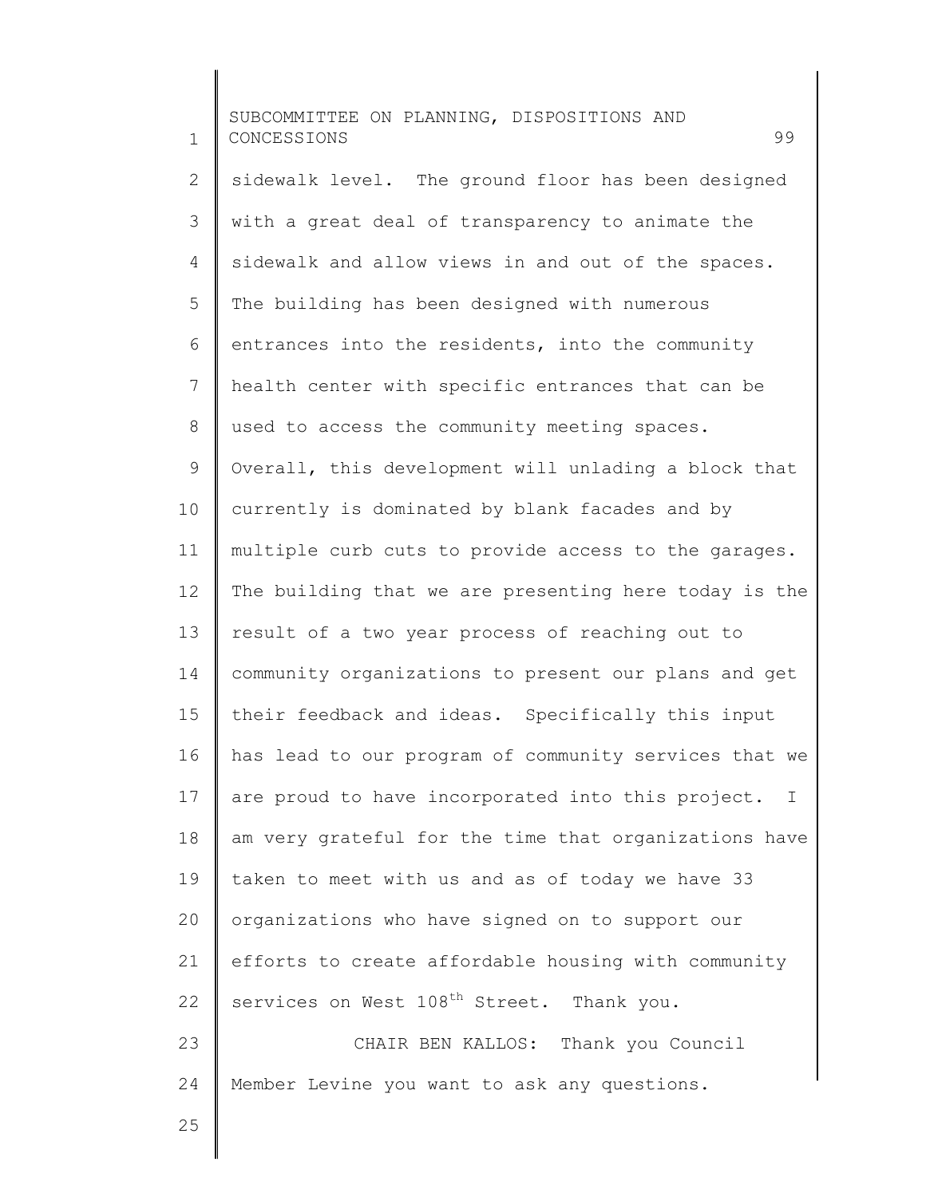sidewalk level. The ground floor has been designed with a great deal of transparency to animate the sidewalk and allow views in and out of the spaces. The building has been designed with numerous entrances into the residents, into the community health center with specific entrances that can be used to access the community meeting spaces. Overall, this development will unlading a block that currently is dominated by blank facades and by multiple curb cuts to provide access to the garages. The building that we are presenting here today is the result of a two year process of reaching out to community organizations to present our plans and get their feedback and ideas. Specifically this input has lead to our program of community services that we are proud to have incorporated into this project. I am very grateful for the time that organizations have taken to meet with us and as of today we have 33 organizations who have signed on to support our efforts to create affordable housing with community services on West 108th Street. Thank you.

CHAIR BEN KALLOS: Thank you Council Member Levine you want to ask any questions.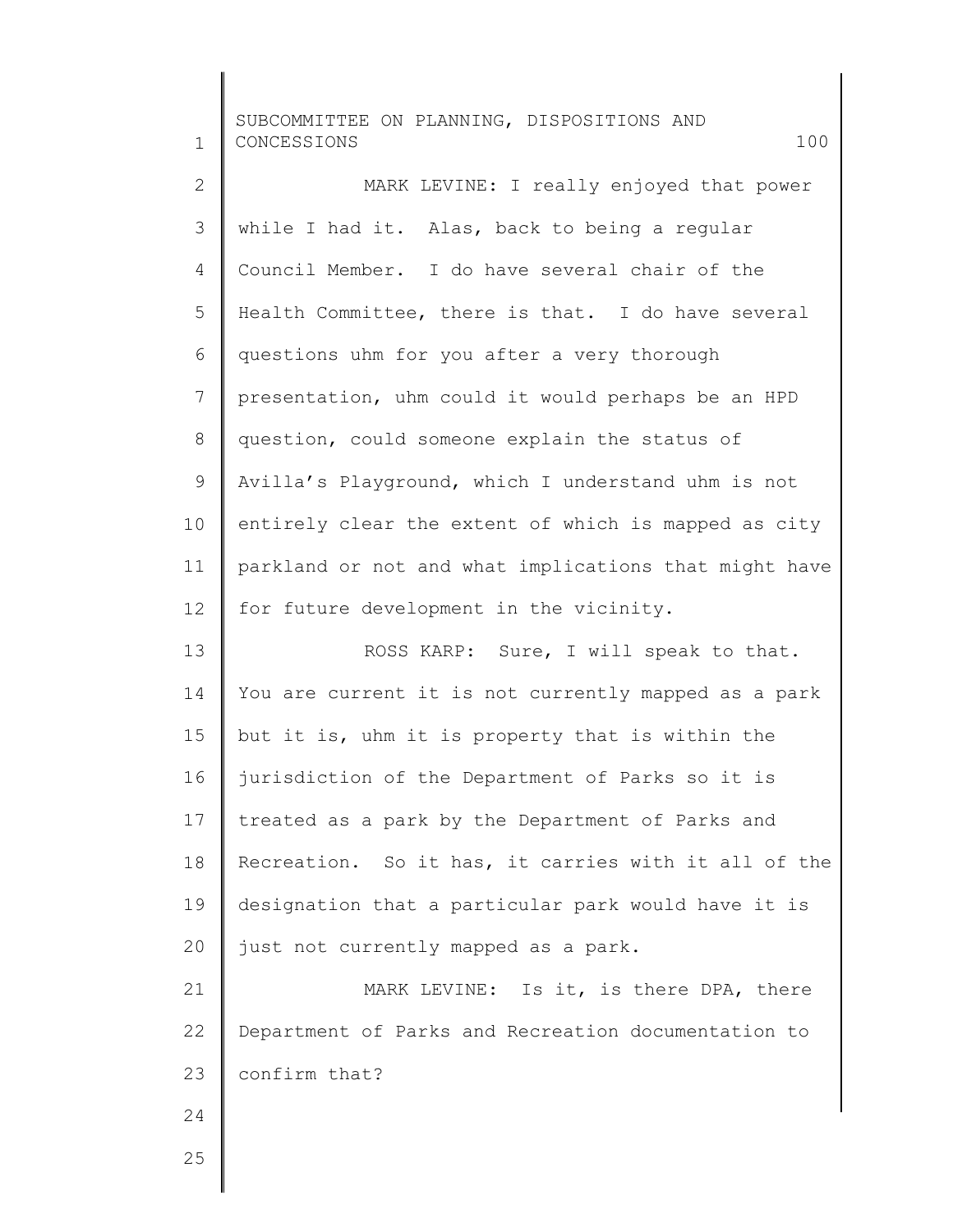MARK LEVINE: I really enjoyed that power while I had it. Alas, back to being a regular Council Member. I do have several chair of the Health Committee, there is that. I do have several questions uhm for you after a very thorough presentation, uhm could it would perhaps be an HPD question, could someone explain the status of Avilla's Playground, which I understand uhm is not entirely clear the extent of which is mapped as city parkland or not and what implications that might have for future development in the vicinity.

ROSS KARP: Sure, I will speak to that. You are current it is not currently mapped as a park but it is, uhm it is property that is within the jurisdiction of the Department of Parks so it is treated as a park by the Department of Parks and Recreation. So it has, it carries with it all of the designation that a particular park would have it is just not currently mapped as a park.

MARK LEVINE: Is it, is there DPA, there Department of Parks and Recreation documentation to confirm that?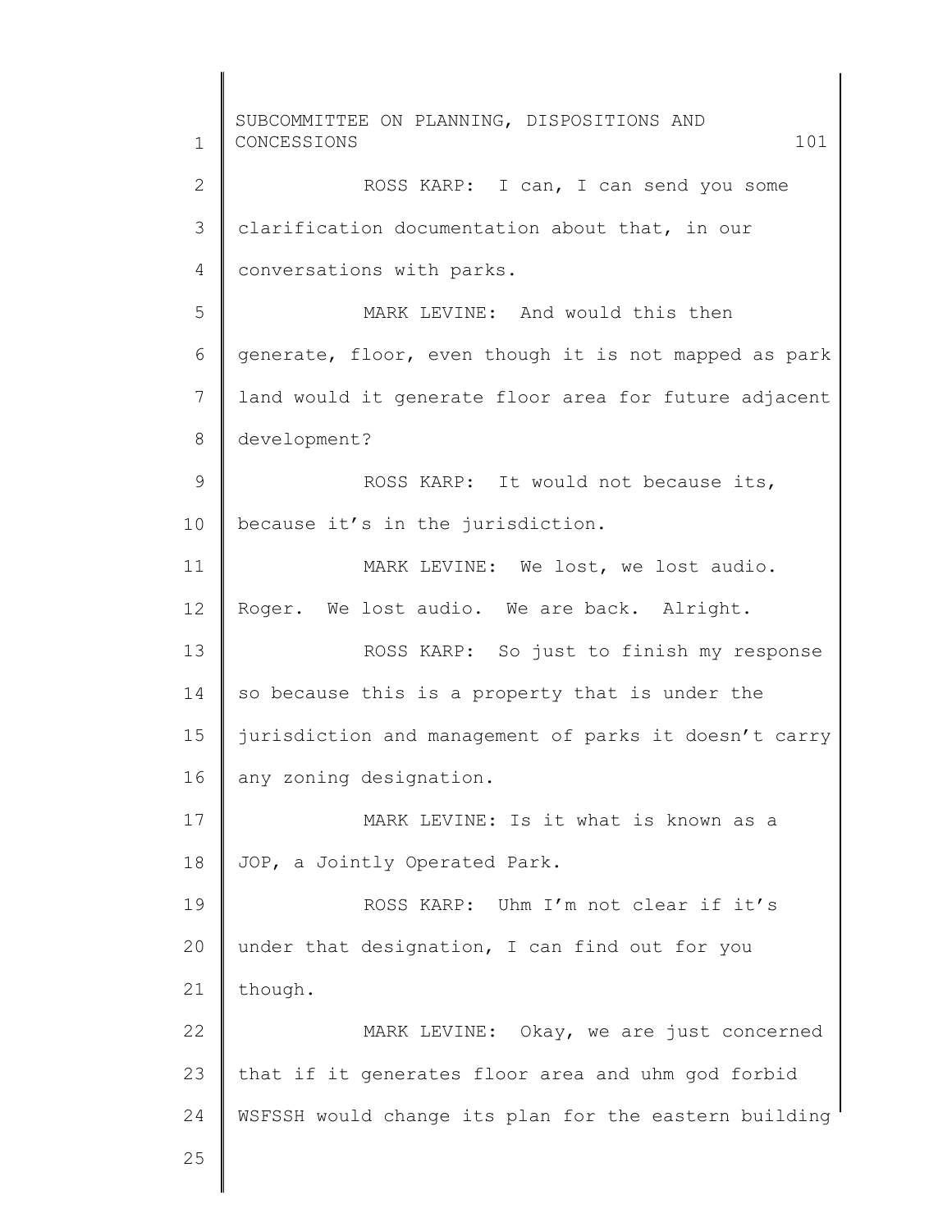ROSS KARP: I can, I can send you some clarification documentation about that, in our conversations with parks.

MARK LEVINE: And would this then generate, floor, even though it is not mapped as park land would it generate floor area for future adjacent development?

ROSS KARP: It would not because its, because it's in the jurisdiction.

MARK LEVINE: We lost, we lost audio. Roger. We lost audio. We are back. Alright.

ROSS KARP: So just to finish my response so because this is a property that is under the jurisdiction and management of parks it doesn't carry any zoning designation.

MARK LEVINE: Is it what is known as a JOP, a Jointly Operated Park.

ROSS KARP: Uhm I'm not clear if it's under that designation, I can find out for you though.

MARK LEVINE: Okay, we are just concerned that if it generates floor area and uhm god forbid WSFSSH would change its plan for the eastern building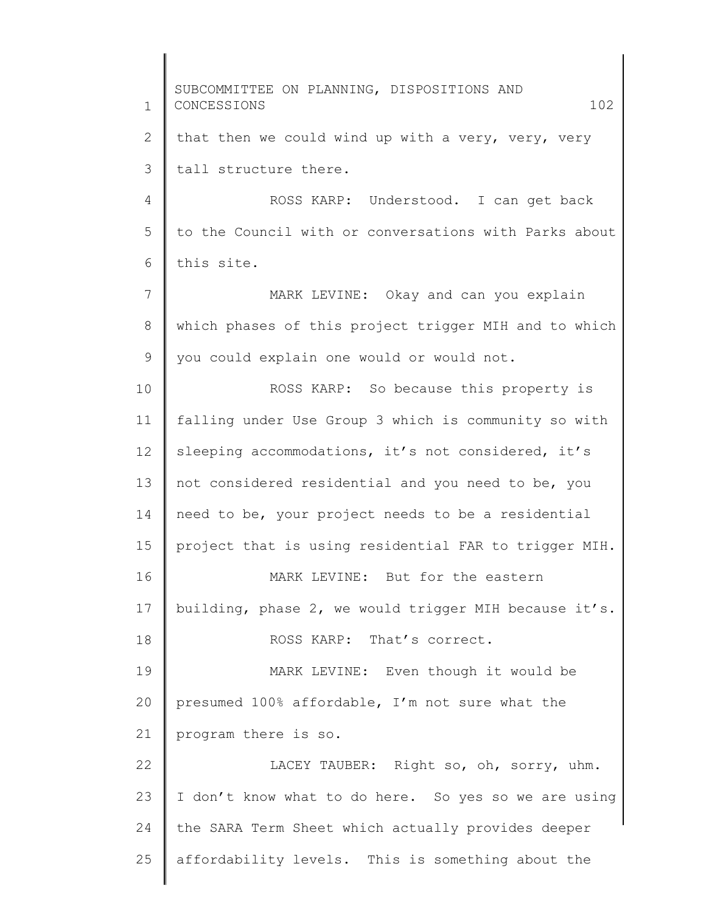that then we could wind up with a very, very, very tall structure there.

ROSS KARP: Understood. I can get back to the Council with or conversations with Parks about this site.

MARK LEVINE: Okay and can you explain which phases of this project trigger MIH and to which you could explain one would or would not.

ROSS KARP: So because this property is falling under Use Group 3 which is community so with sleeping accommodations, it's not considered, it's not considered residential and you need to be, you need to be, your project needs to be a residential project that is using residential FAR to trigger MIH.

MARK LEVINE: But for the eastern building, phase 2, we would trigger MIH because it's.

ROSS KARP: That's correct.

MARK LEVINE: Even though it would be presumed 100% affordable, I'm not sure what the program there is so.

LACEY TAUBER: Right so, oh, sorry, uhm. I don't know what to do here. So yes so we are using the SARA Term Sheet which actually provides deeper affordability levels. This is something about the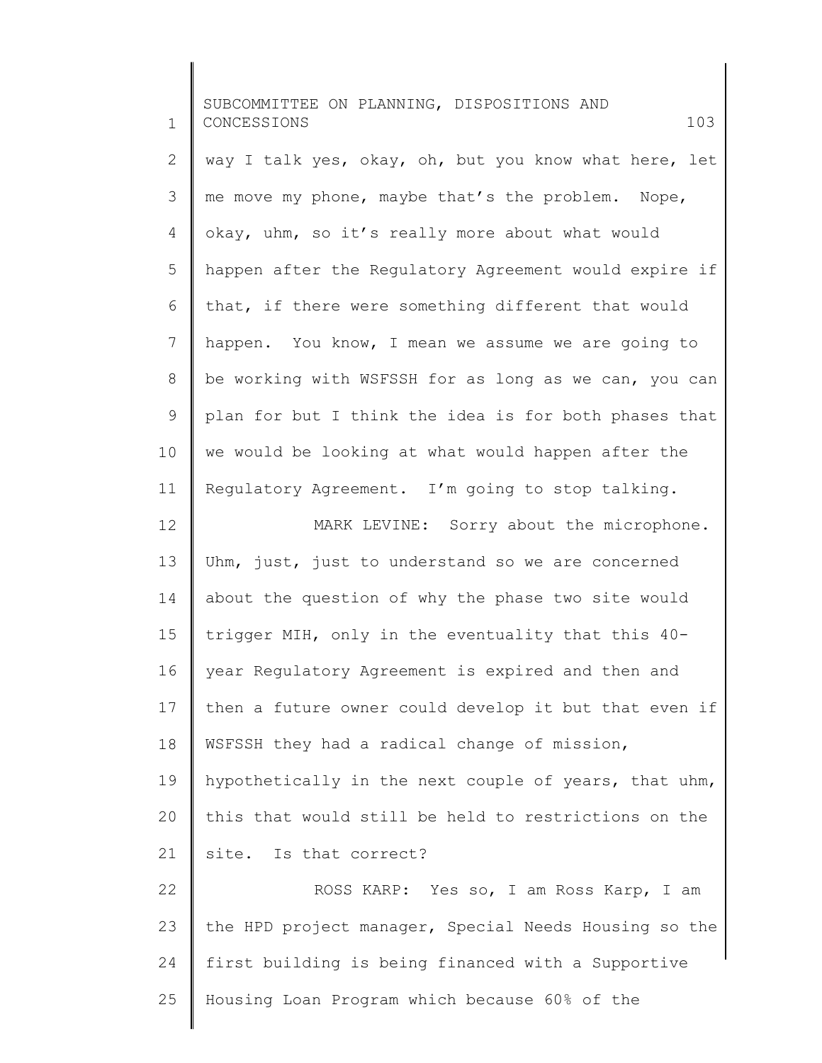way I talk yes, okay, oh, but you know what here, let me move my phone, maybe that's the problem. Nope, okay, uhm, so it's really more about what would happen after the Regulatory Agreement would expire if that, if there were something different that would happen. You know, I mean we assume we are going to be working with WSFSSH for as long as we can, you can plan for but I think the idea is for both phases that we would be looking at what would happen after the Regulatory Agreement. I'm going to stop talking.

MARK LEVINE: Sorry about the microphone. Uhm, just, just to understand so we are concerned about the question of why the phase two site would trigger MIH, only in the eventuality that this 40-year Regulatory Agreement is expired and then and then a future owner could develop it but that even if WSFSSH they had a radical change of mission, hypothetically in the next couple of years, that uhm, this that would still be held to restrictions on the site. Is that correct?

ROSS KARP: Yes so, I am Ross Karp, I am the HPD project manager, Special Needs Housing so the first building is being financed with a Supportive Housing Loan Program which because 60% of the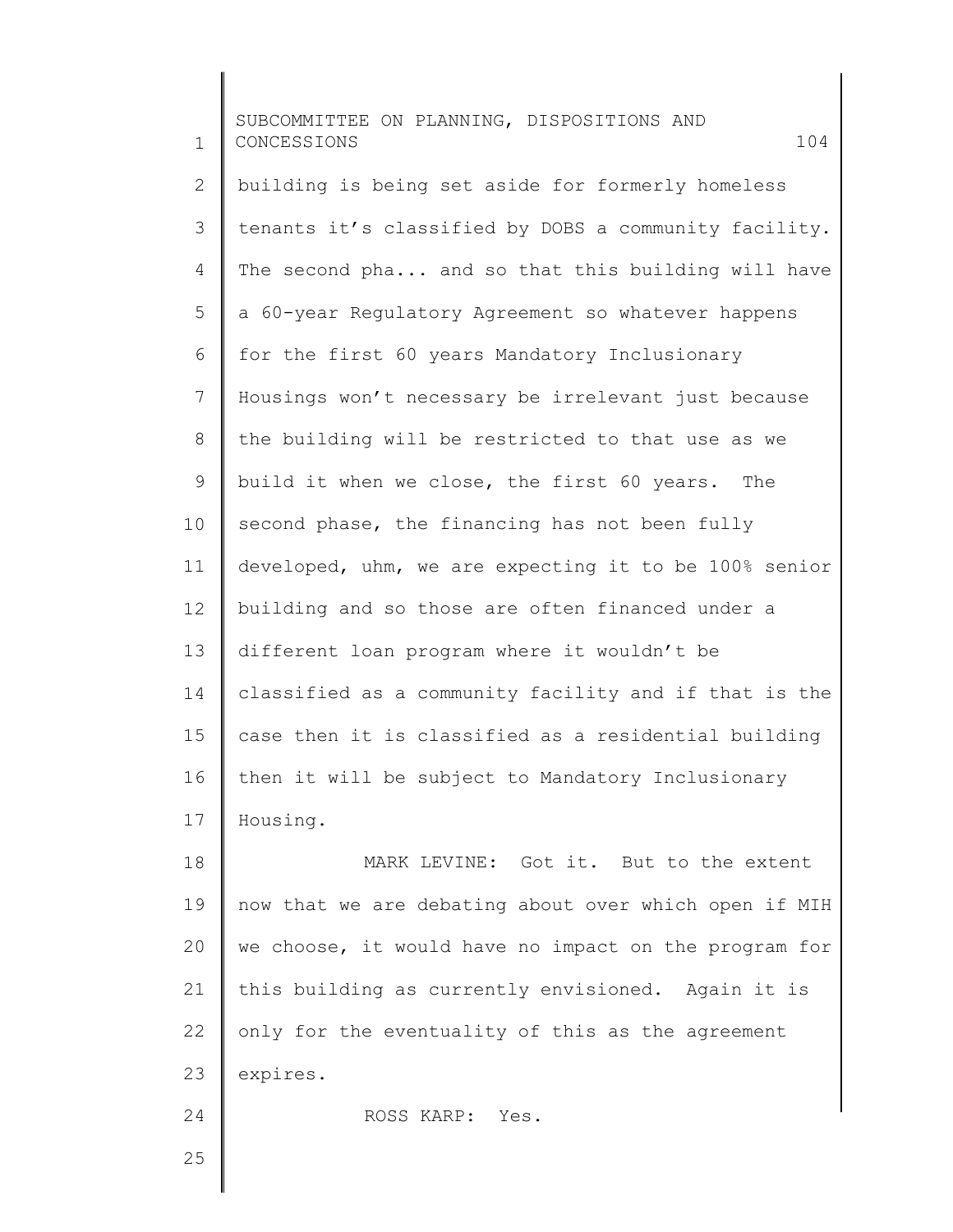building is being set aside for formerly homeless tenants it's classified by DOBS a community facility. The second pha... and so that this building will have a 60-year Regulatory Agreement so whatever happens for the first 60 years Mandatory Inclusionary Housings won't necessary be irrelevant just because the building will be restricted to that use as we build it when we close, the first 60 years. The second phase, the financing has not been fully developed, uhm, we are expecting it to be 100% senior building and so those are often financed under a different loan program where it wouldn't be classified as a community facility and if that is the case then it is classified as a residential building then it will be subject to Mandatory Inclusionary Housing.

MARK LEVINE: Got it. But to the extent now that we are debating about over which open if MIH we choose, it would have no impact on the program for this building as currently envisioned. Again it is only for the eventuality of this as the agreement expires.

ROSS KARP: Yes.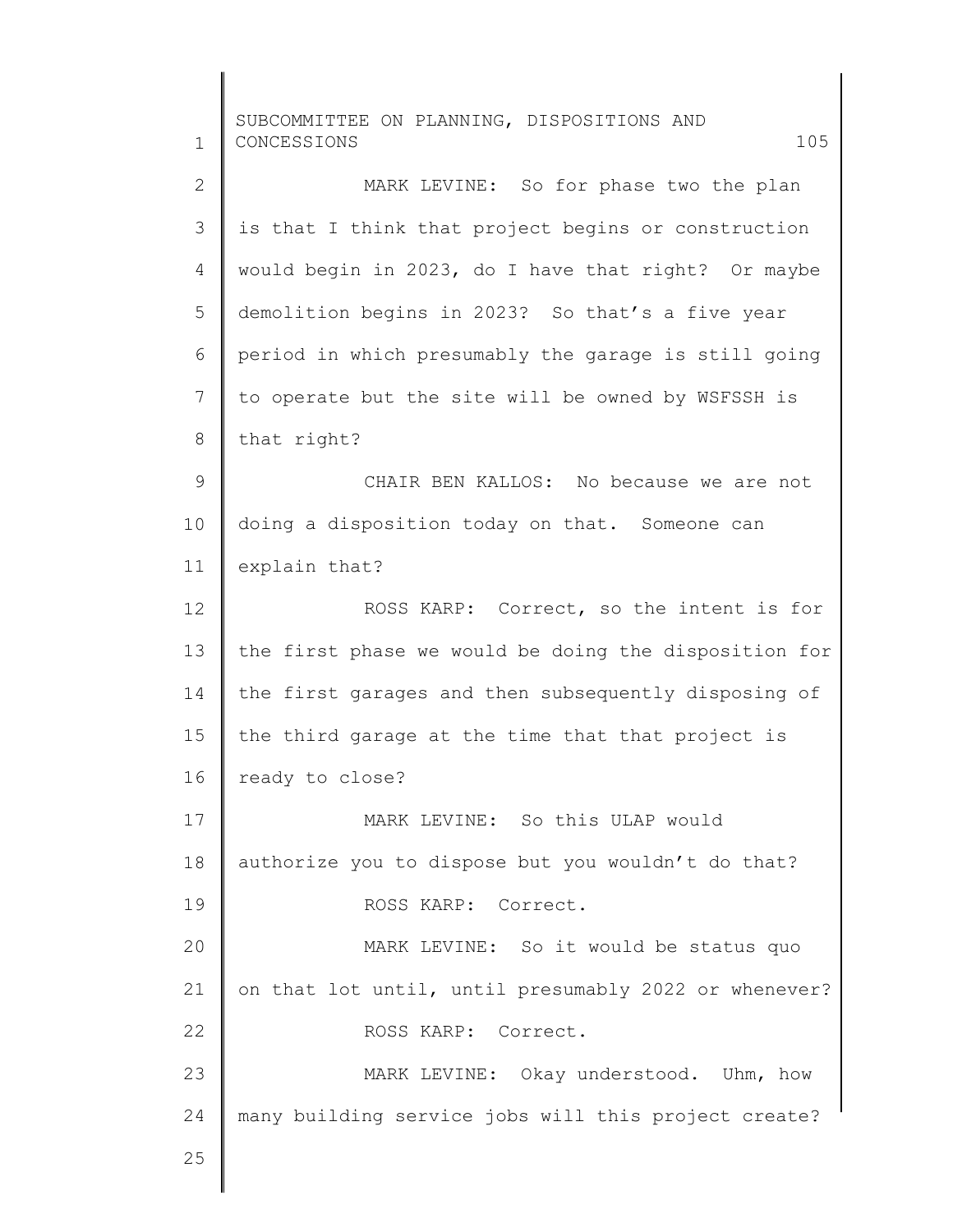MARK LEVINE: So for phase two the plan is that I think that project begins or construction would begin in 2023, do I have that right? Or maybe demolition begins in 2023? So that's a five year period in which presumably the garage is still going to operate but the site will be owned by WSFSSH is that right?

CHAIR BEN KALLOS: No because we are not doing a disposition today on that. Someone can explain that?

ROSS KARP: Correct, so the intent is for the first phase we would be doing the disposition for the first garages and then subsequently disposing of the third garage at the time that that project is ready to close?

MARK LEVINE: So this ULAP would authorize you to dispose but you wouldn't do that?

ROSS KARP: Correct.

MARK LEVINE: So it would be status quo on that lot until, until presumably 2022 or whenever?

ROSS KARP: Correct.

MARK LEVINE: Okay understood. Uhm, how many building service jobs will this project create?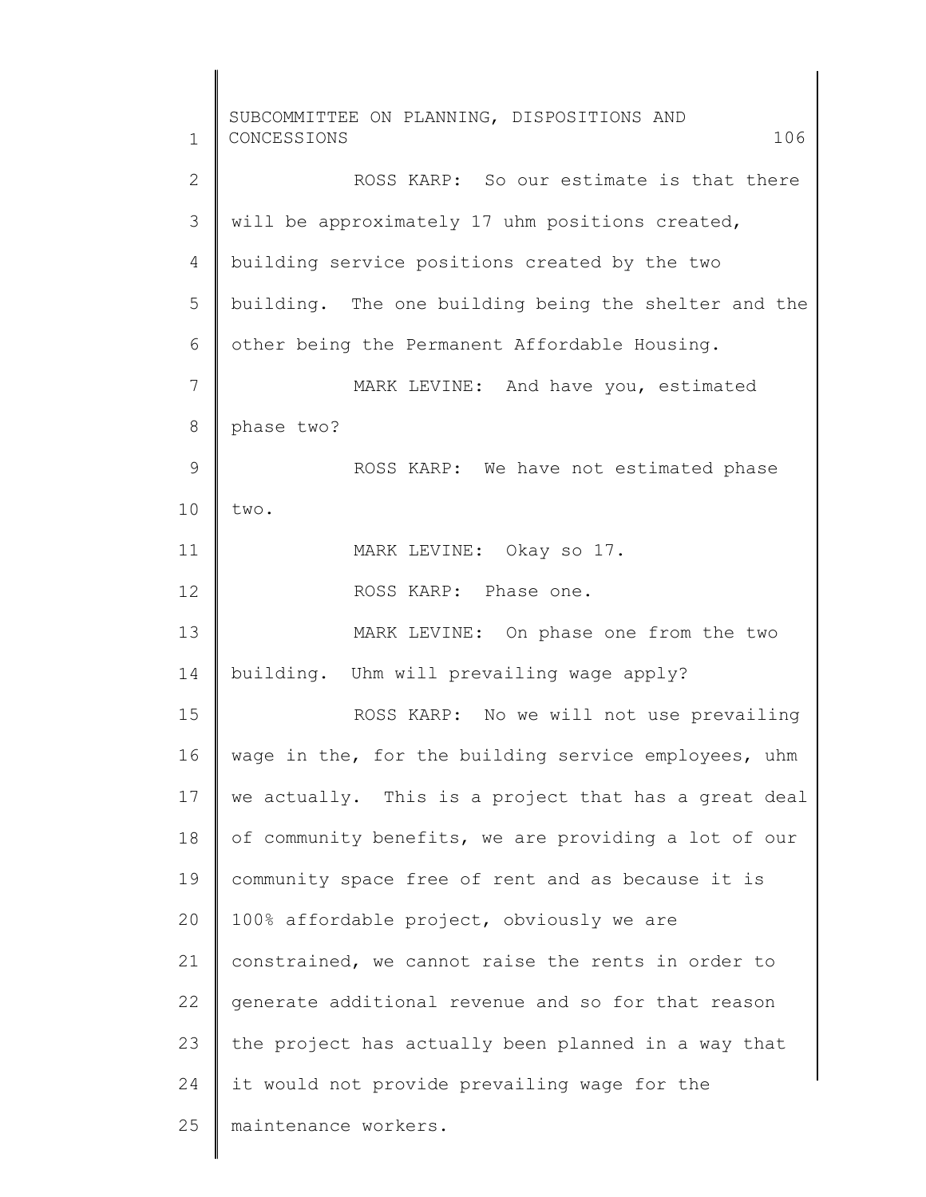ROSS KARP: So our estimate is that there will be approximately 17 uhm positions created, building service positions created by the two building. The one building being the shelter and the other being the Permanent Affordable Housing.

MARK LEVINE: And have you, estimated phase two?

ROSS KARP: We have not estimated phase two.

MARK LEVINE: Okay so 17.

ROSS KARP: Phase one.

MARK LEVINE: On phase one from the two building. Uhm will prevailing wage apply?

ROSS KARP: No we will not use prevailing wage in the, for the building service employees, uhm we actually. This is a project that has a great deal of community benefits, we are providing a lot of our community space free of rent and as because it is 100% affordable project, obviously we are constrained, we cannot raise the rents in order to generate additional revenue and so for that reason the project has actually been planned in a way that it would not provide prevailing wage for the maintenance workers.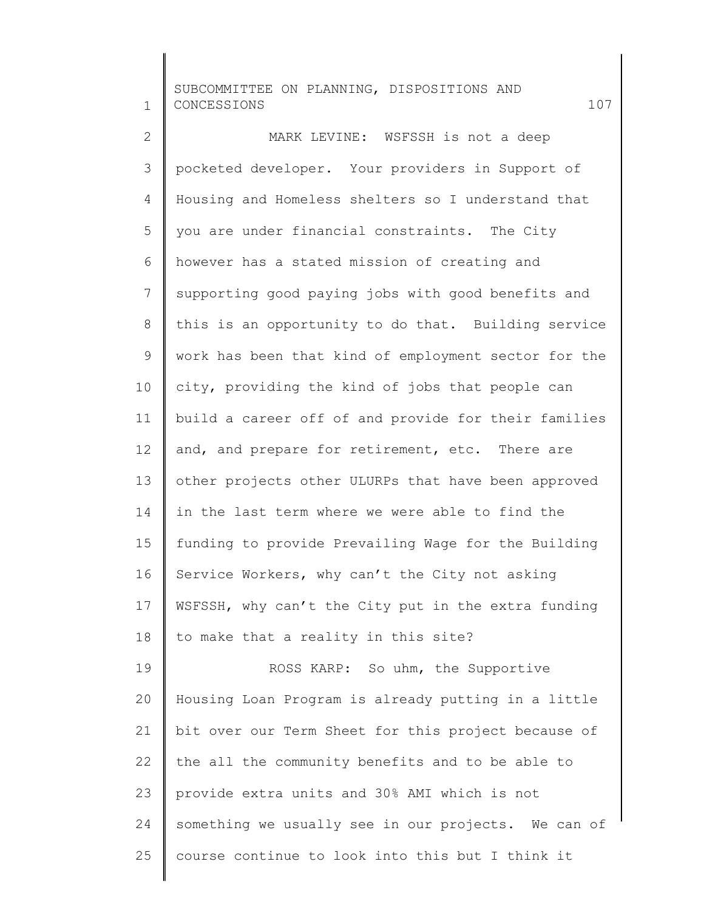MARK LEVINE: WSFSSH is not a deep pocketed developer. Your providers in Support of Housing and Homeless shelters so I understand that you are under financial constraints. The City however has a stated mission of creating and supporting good paying jobs with good benefits and this is an opportunity to do that. Building service work has been that kind of employment sector for the city, providing the kind of jobs that people can build a career off of and provide for their families and, and prepare for retirement, etc. There are other projects other ULURPs that have been approved in the last term where we were able to find the funding to provide Prevailing Wage for the Building Service Workers, why can't the City not asking WSFSSH, why can't the City put in the extra funding to make that a reality in this site?

ROSS KARP: So uhm, the Supportive Housing Loan Program is already putting in a little bit over our Term Sheet for this project because of the all the community benefits and to be able to provide extra units and 30% AMI which is not something we usually see in our projects. We can of course continue to look into this but I think it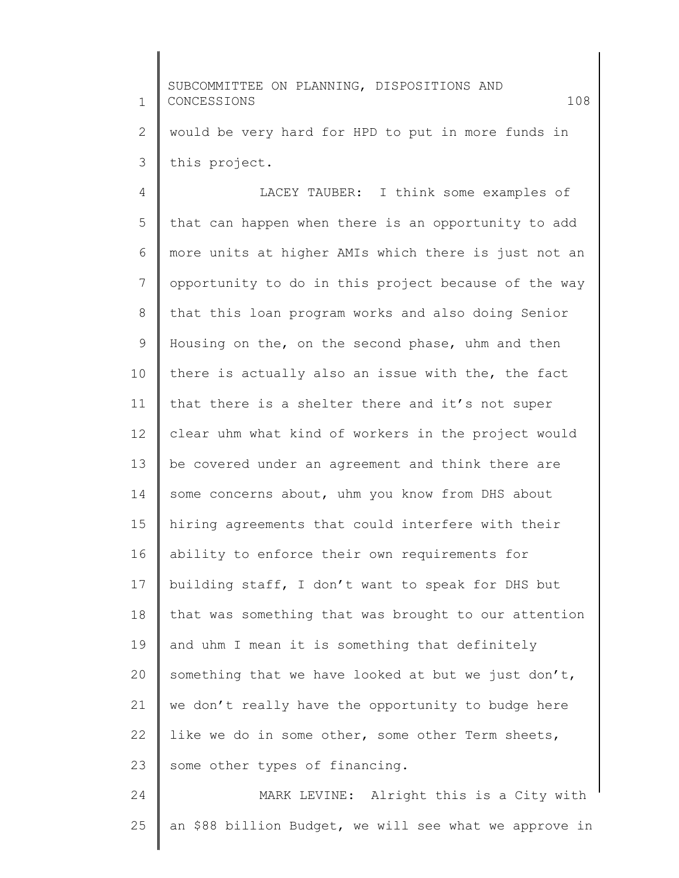would be very hard for HPD to put in more funds in this project.

LACEY TAUBER: I think some examples of that can happen when there is an opportunity to add more units at higher AMIs which there is just not an opportunity to do in this project because of the way that this loan program works and also doing Senior Housing on the, on the second phase, uhm and then there is actually also an issue with the, the fact that there is a shelter there and it's not super clear uhm what kind of workers in the project would be covered under an agreement and think there are some concerns about, uhm you know from DHS about hiring agreements that could interfere with their ability to enforce their own requirements for building staff, I don't want to speak for DHS but that was something that was brought to our attention and uhm I mean it is something that definitely something that we have looked at but we just don't, we don't really have the opportunity to budge here like we do in some other, some other Term sheets, some other types of financing.

MARK LEVINE: Alright this is a City with an $88 billion Budget, we will see what we approve in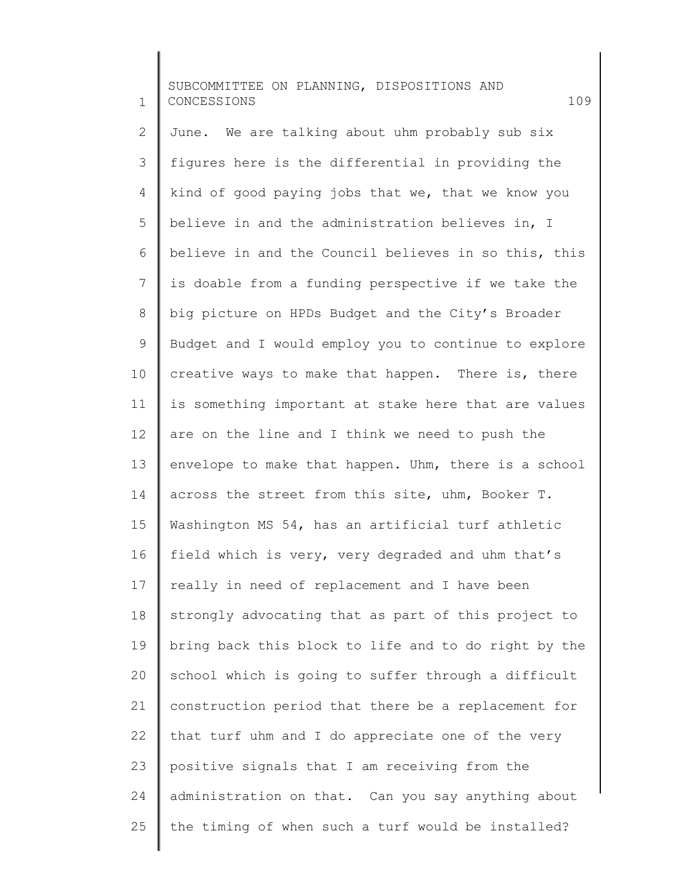June. We are talking about uhm probably sub six figures here is the differential in providing the kind of good paying jobs that we, that we know you believe in and the administration believes in, I believe in and the Council believes in so this, this is doable from a funding perspective if we take the big picture on HPDs Budget and the City's Broader Budget and I would employ you to continue to explore creative ways to make that happen. There is, there is something important at stake here that are values are on the line and I think we need to push the envelope to make that happen. Uhm, there is a school across the street from this site, uhm, Booker T. Washington MS 54, has an artificial turf athletic field which is very, very degraded and uhm that's really in need of replacement and I have been strongly advocating that as part of this project to bring back this block to life and to do right by the school which is going to suffer through a difficult construction period that there be a replacement for that turf uhm and I do appreciate one of the very positive signals that I am receiving from the administration on that. Can you say anything about the timing of when such a turf would be installed?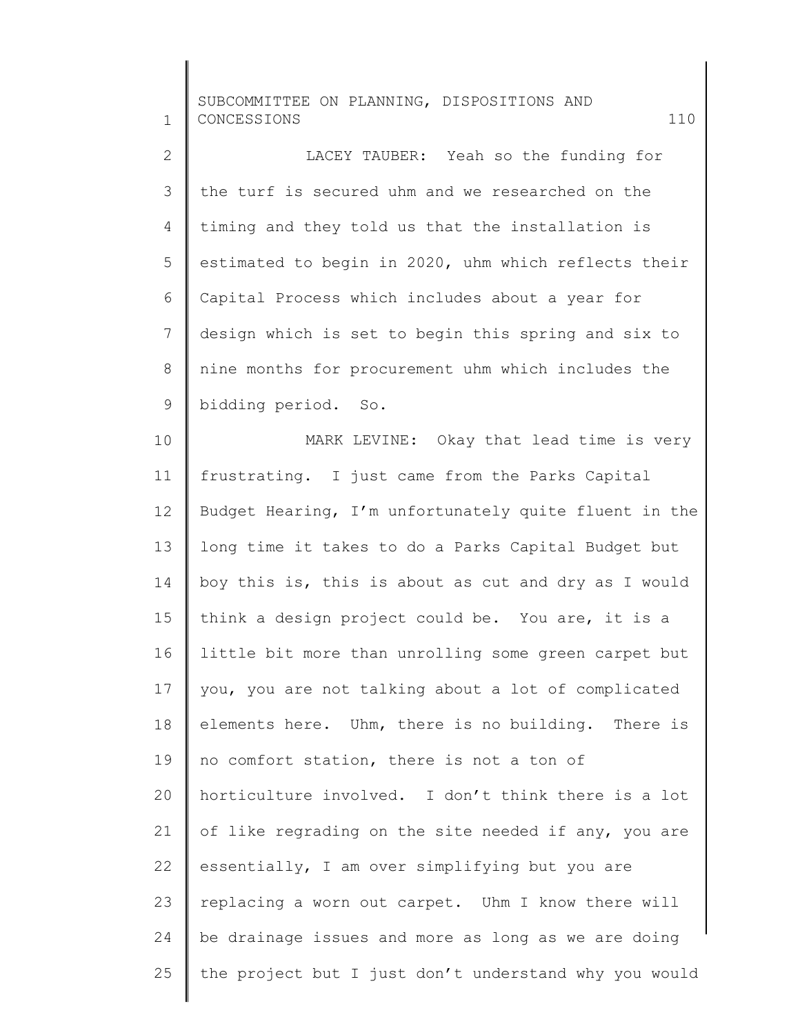LACEY TAUBER: Yeah so the funding for the turf is secured uhm and we researched on the timing and they told us that the installation is estimated to begin in 2020, uhm which reflects their Capital Process which includes about a year for design which is set to begin this spring and six to nine months for procurement uhm which includes the bidding period. So.

MARK LEVINE: Okay that lead time is very frustrating. I just came from the Parks Capital Budget Hearing, I'm unfortunately quite fluent in the long time it takes to do a Parks Capital Budget but boy this is, this is about as cut and dry as I would think a design project could be. You are, it is a little bit more than unrolling some green carpet but you, you are not talking about a lot of complicated elements here. Uhm, there is no building. There is no comfort station, there is not a ton of horticulture involved. I don't think there is a lot of like regrading on the site needed if any, you are essentially, I am over simplifying but you are replacing a worn out carpet. Uhm I know there will be drainage issues and more as long as we are doing the project but I just don't understand why you would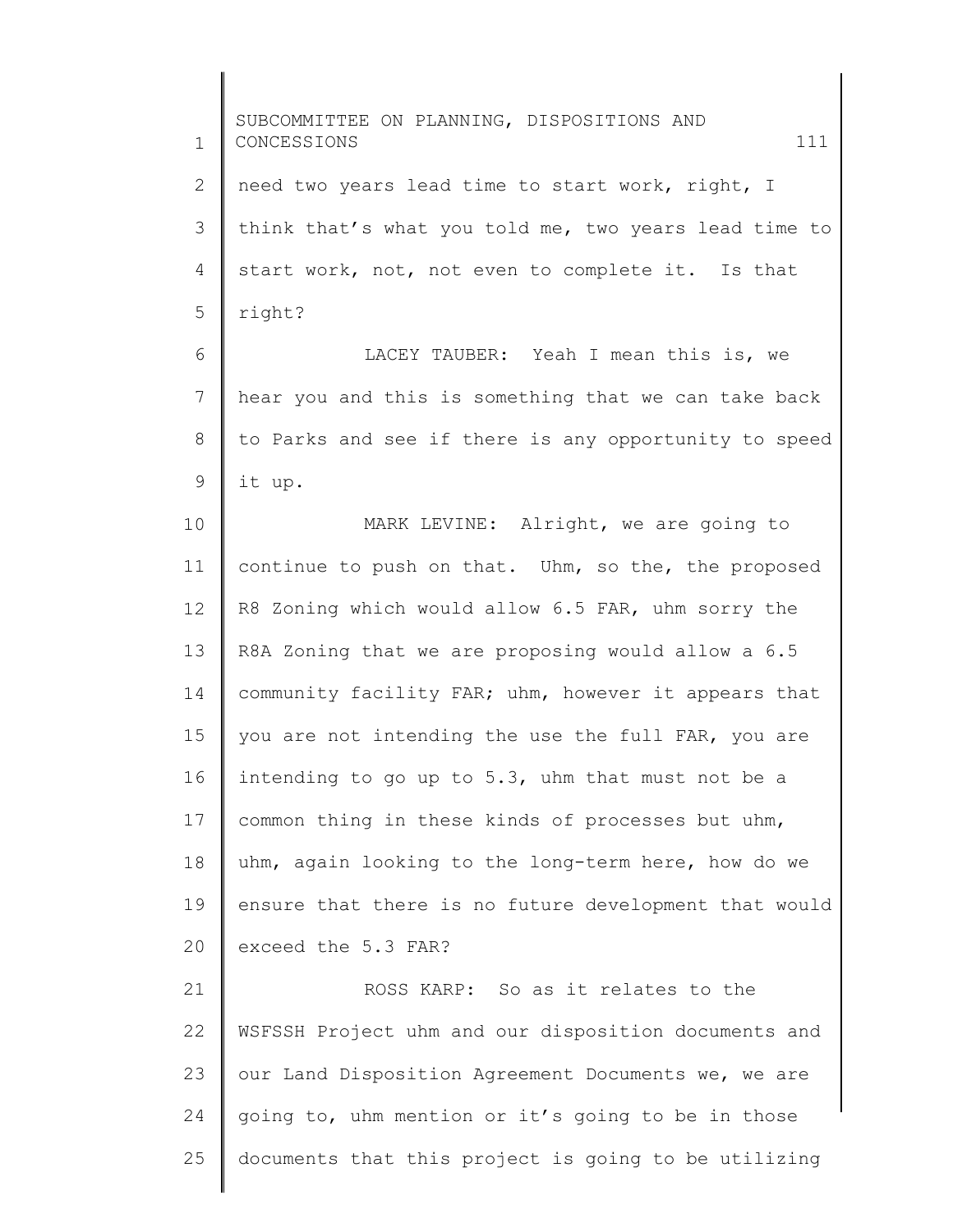need two years lead time to start work, right, I think that's what you told me, two years lead time to start work, not, not even to complete it. Is that right?

LACEY TAUBER: Yeah I mean this is, we hear you and this is something that we can take back to Parks and see if there is any opportunity to speed it up.

MARK LEVINE: Alright, we are going to continue to push on that. Uhm, so the, the proposed R8 Zoning which would allow 6.5 FAR, uhm sorry the R8A Zoning that we are proposing would allow a 6.5 community facility FAR; uhm, however it appears that you are not intending the use the full FAR, you are intending to go up to 5.3, uhm that must not be a common thing in these kinds of processes but uhm, uhm, again looking to the long-term here, how do we ensure that there is no future development that would exceed the 5.3 FAR?

ROSS KARP: So as it relates to the WSFSSH Project uhm and our disposition documents and our Land Disposition Agreement Documents we, we are going to, uhm mention or it's going to be in those documents that this project is going to be utilizing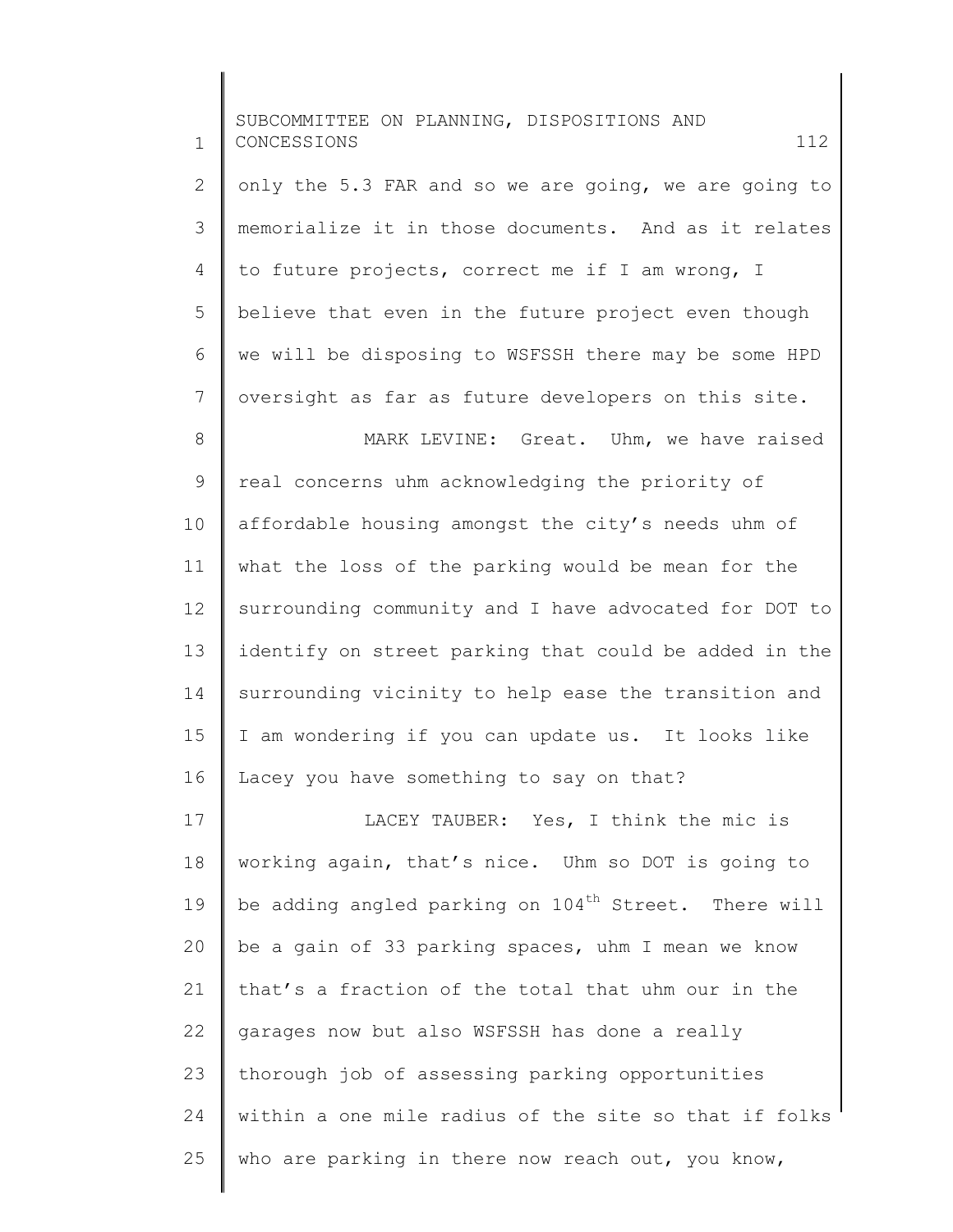only the 5.3 FAR and so we are going, we are going to memorialize it in those documents. And as it relates to future projects, correct me if I am wrong, I believe that even in the future project even though we will be disposing to WSFSSH there may be some HPD oversight as far as future developers on this site.

MARK LEVINE: Great. Uhm, we have raised real concerns uhm acknowledging the priority of affordable housing amongst the city's needs uhm of what the loss of the parking would be mean for the surrounding community and I have advocated for DOT to identify on street parking that could be added in the surrounding vicinity to help ease the transition and I am wondering if you can update us. It looks like Lacey you have something to say on that?

LACEY TAUBER: Yes, I think the mic is working again, that's nice. Uhm so DOT is going to be adding angled parking on 104th Street. There will be a gain of 33 parking spaces, uhm I mean we know that's a fraction of the total that uhm our in the garages now but also WSFSSH has done a really thorough job of assessing parking opportunities within a one mile radius of the site so that if folks who are parking in there now reach out, you know,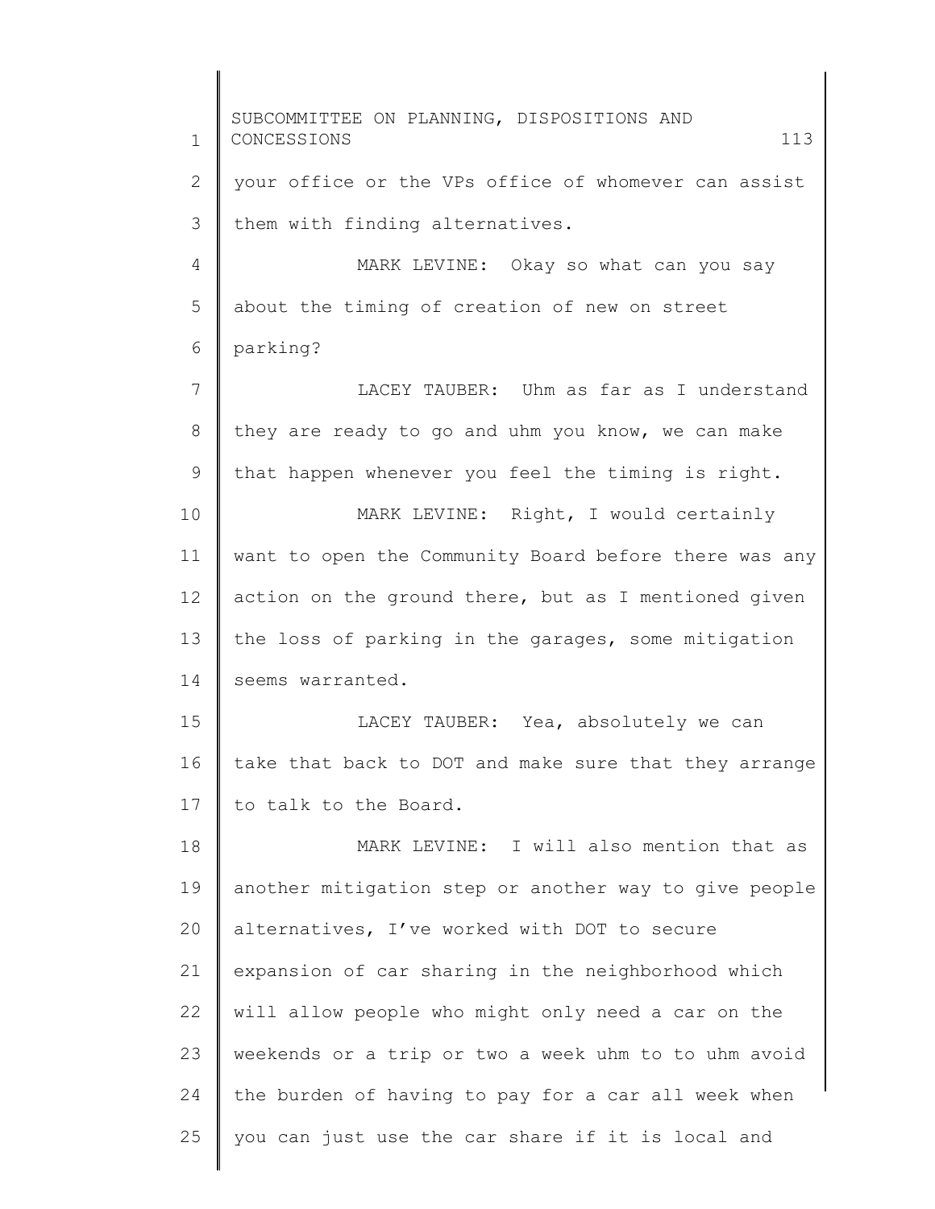your office or the VPs office of whomever can assist them with finding alternatives.

MARK LEVINE: Okay so what can you say about the timing of creation of new on street parking?

LACEY TAUBER: Uhm as far as I understand they are ready to go and uhm you know, we can make that happen whenever you feel the timing is right.

MARK LEVINE: Right, I would certainly want to open the Community Board before there was any action on the ground there, but as I mentioned given the loss of parking in the garages, some mitigation seems warranted.

LACEY TAUBER: Yea, absolutely we can take that back to DOT and make sure that they arrange to talk to the Board.

MARK LEVINE: I will also mention that as another mitigation step or another way to give people alternatives, I've worked with DOT to secure expansion of car sharing in the neighborhood which will allow people who might only need a car on the weekends or a trip or two a week uhm to to uhm avoid the burden of having to pay for a car all week when you can just use the car share if it is local and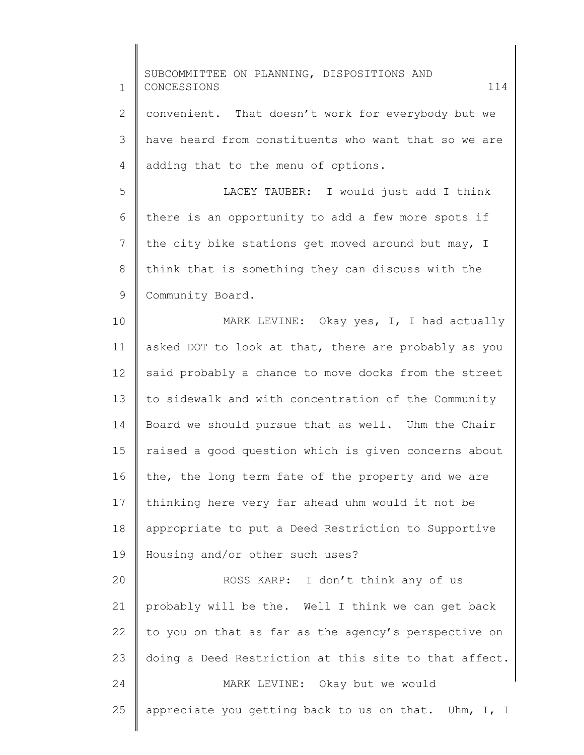convenient. That doesn't work for everybody but we have heard from constituents who want that so we are adding that to the menu of options.

LACEY TAUBER: I would just add I think there is an opportunity to add a few more spots if the city bike stations get moved around but may, I think that is something they can discuss with the Community Board.

MARK LEVINE: Okay yes, I, I had actually asked DOT to look at that, there are probably as you said probably a chance to move docks from the street to sidewalk and with concentration of the Community Board we should pursue that as well. Uhm the Chair raised a good question which is given concerns about the, the long term fate of the property and we are thinking here very far ahead uhm would it not be appropriate to put a Deed Restriction to Supportive Housing and/or other such uses?

ROSS KARP: I don't think any of us probably will be the. Well I think we can get back to you on that as far as the agency's perspective on doing a Deed Restriction at this site to that affect.

MARK LEVINE: Okay but we would appreciate you getting back to us on that. Uhm, I, I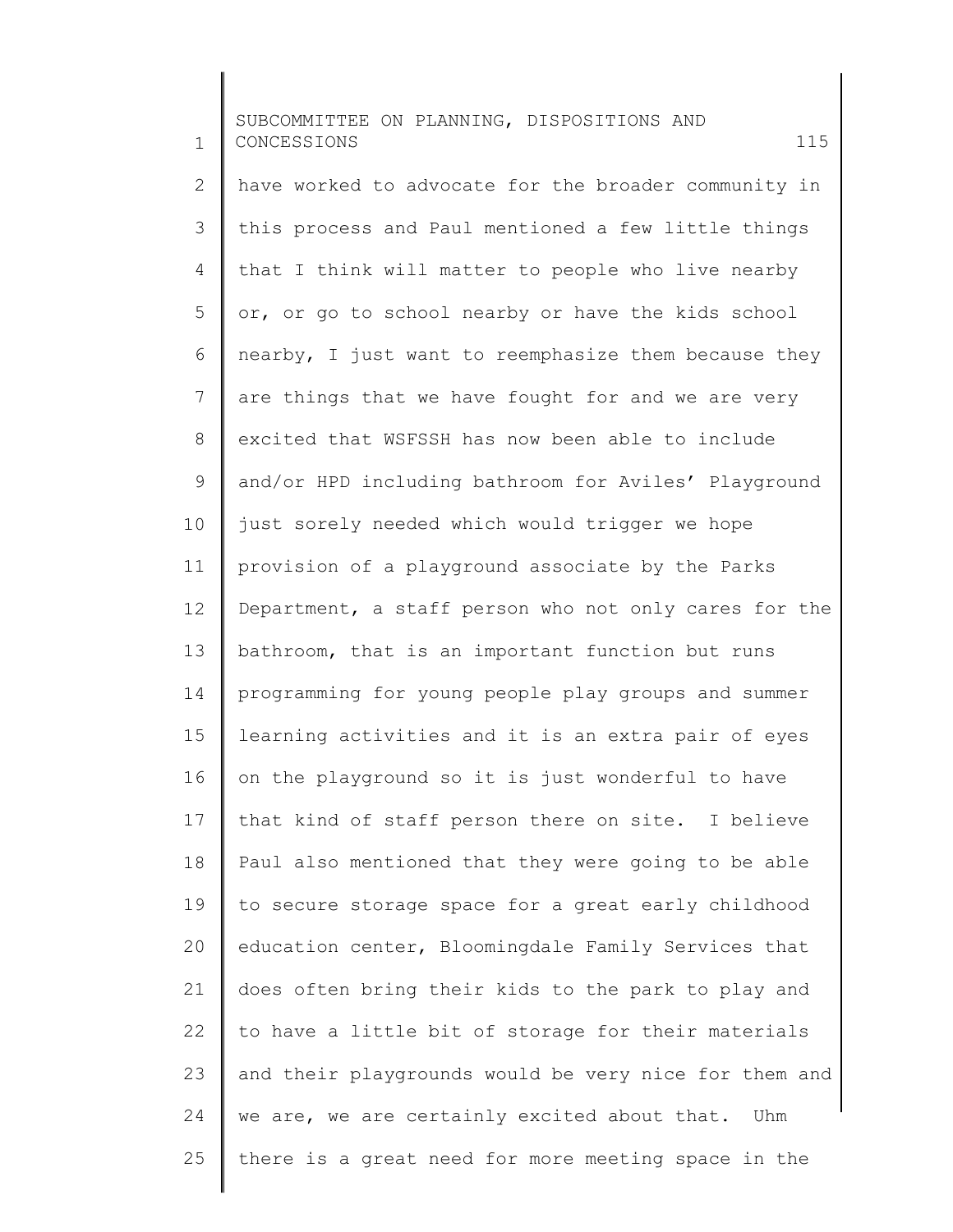have worked to advocate for the broader community in this process and Paul mentioned a few little things that I think will matter to people who live nearby or, or go to school nearby or have the kids school nearby, I just want to reemphasize them because they are things that we have fought for and we are very excited that WSFSSH has now been able to include and/or HPD including bathroom for Aviles' Playground just sorely needed which would trigger we hope provision of a playground associate by the Parks Department, a staff person who not only cares for the bathroom, that is an important function but runs programming for young people play groups and summer learning activities and it is an extra pair of eyes on the playground so it is just wonderful to have that kind of staff person there on site. I believe Paul also mentioned that they were going to be able to secure storage space for a great early childhood education center, Bloomingdale Family Services that does often bring their kids to the park to play and to have a little bit of storage for their materials and their playgrounds would be very nice for them and we are, we are certainly excited about that. Uhm there is a great need for more meeting space in the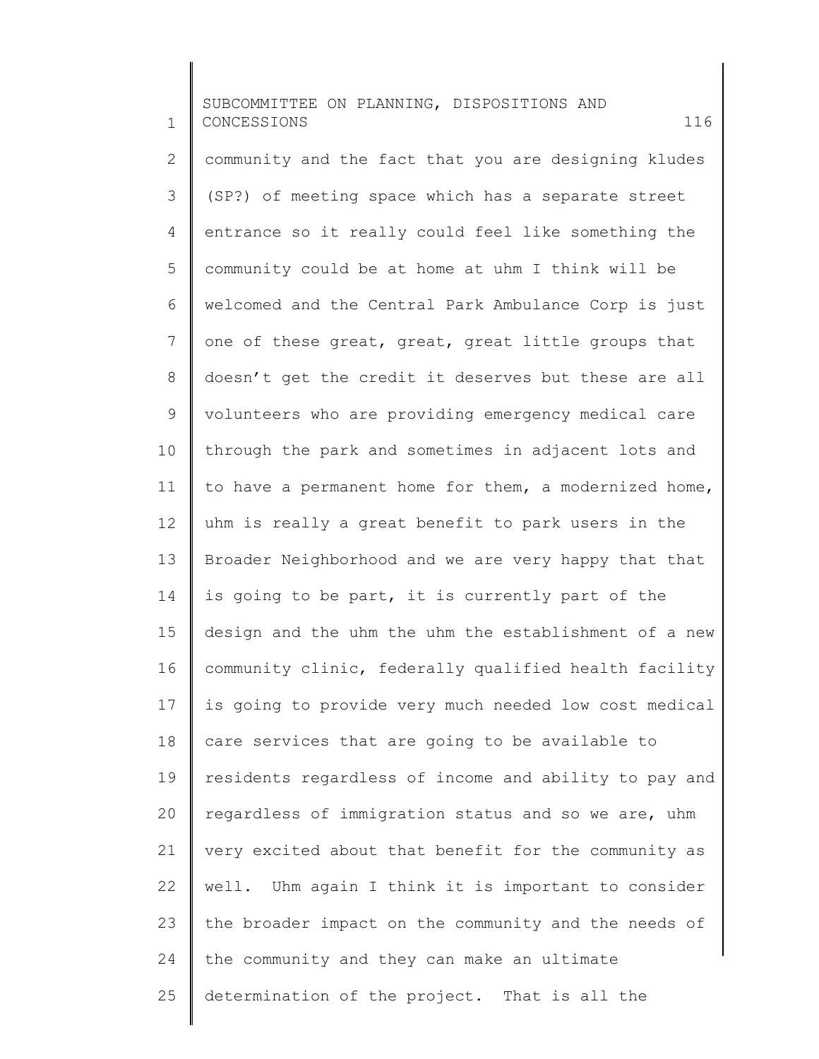community and the fact that you are designing kludes (SP?) of meeting space which has a separate street entrance so it really could feel like something the community could be at home at uhm I think will be welcomed and the Central Park Ambulance Corp is just one of these great, great, great little groups that doesn't get the credit it deserves but these are all volunteers who are providing emergency medical care through the park and sometimes in adjacent lots and to have a permanent home for them, a modernized home, uhm is really a great benefit to park users in the Broader Neighborhood and we are very happy that that is going to be part, it is currently part of the design and the uhm the uhm the establishment of a new community clinic, federally qualified health facility is going to provide very much needed low cost medical care services that are going to be available to residents regardless of income and ability to pay and regardless of immigration status and so we are, uhm very excited about that benefit for the community as well. Uhm again I think it is important to consider the broader impact on the community and the needs of the community and they can make an ultimate determination of the project. That is all the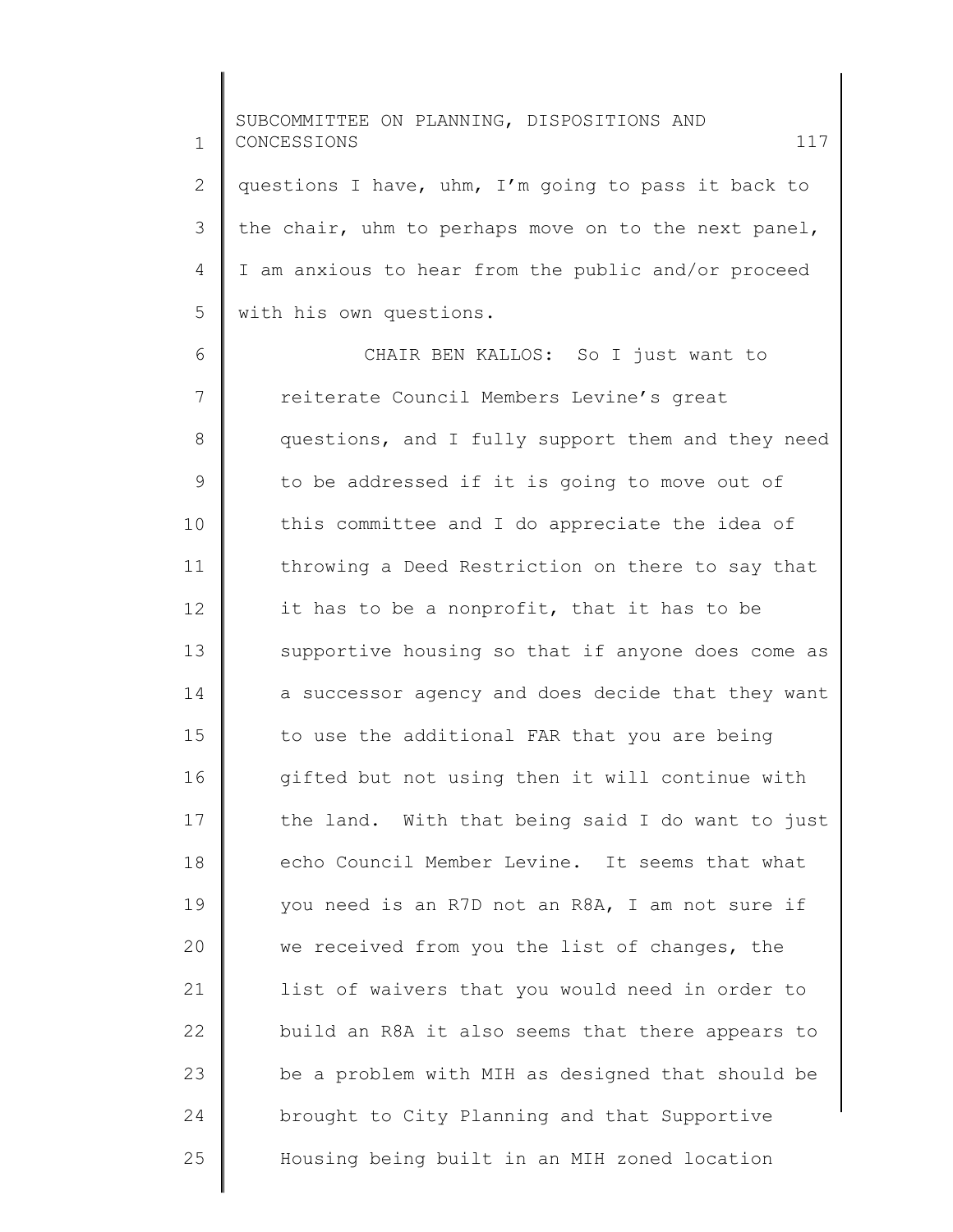questions I have, uhm, I'm going to pass it back to the chair, uhm to perhaps move on to the next panel, I am anxious to hear from the public and/or proceed with his own questions.

CHAIR BEN KALLOS: So I just want to reiterate Council Members Levine's great questions, and I fully support them and they need to be addressed if it is going to move out of this committee and I do appreciate the idea of throwing a Deed Restriction on there to say that it has to be a nonprofit, that it has to be supportive housing so that if anyone does come as a successor agency and does decide that they want to use the additional FAR that you are being gifted but not using then it will continue with the land. With that being said I do want to just echo Council Member Levine. It seems that what you need is an R7D not an R8A, I am not sure if we received from you the list of changes, the list of waivers that you would need in order to build an R8A it also seems that there appears to be a problem with MIH as designed that should be brought to City Planning and that Supportive Housing being built in an MIH zoned location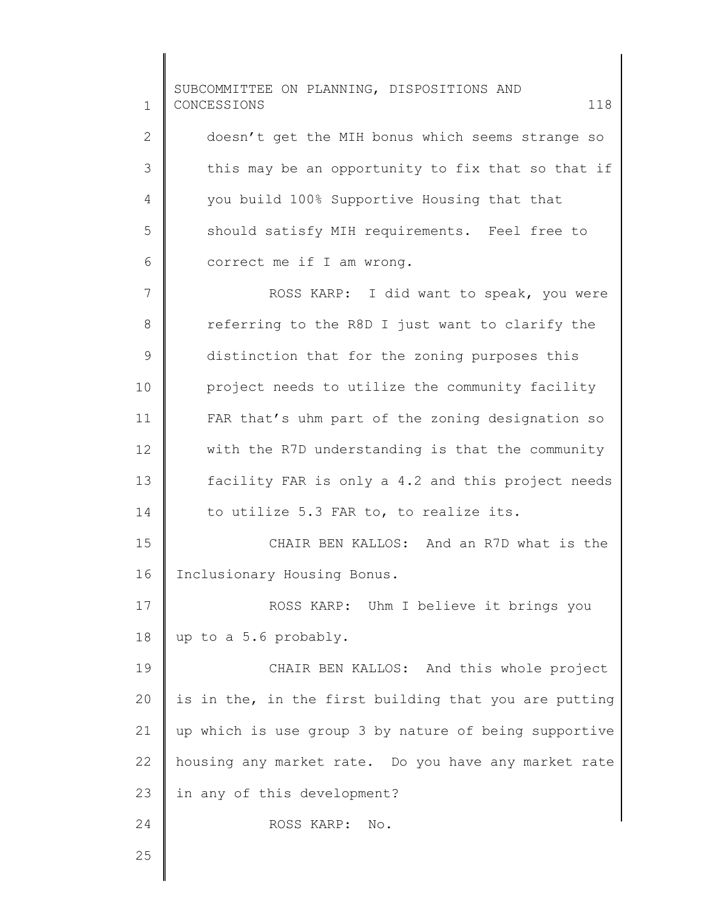doesn't get the MIH bonus which seems strange so this may be an opportunity to fix that so that if you build 100% Supportive Housing that that should satisfy MIH requirements. Feel free to correct me if I am wrong.

ROSS KARP: I did want to speak, you were referring to the R8D I just want to clarify the distinction that for the zoning purposes this project needs to utilize the community facility FAR that's uhm part of the zoning designation so with the R7D understanding is that the community facility FAR is only a 4.2 and this project needs to utilize 5.3 FAR to, to realize its.

CHAIR BEN KALLOS: And an R7D what is the Inclusionary Housing Bonus.

ROSS KARP: Uhm I believe it brings you up to a 5.6 probably.

CHAIR BEN KALLOS: And this whole project is in the, in the first building that you are putting up which is use group 3 by nature of being supportive housing any market rate. Do you have any market rate in any of this development?

ROSS KARP: No.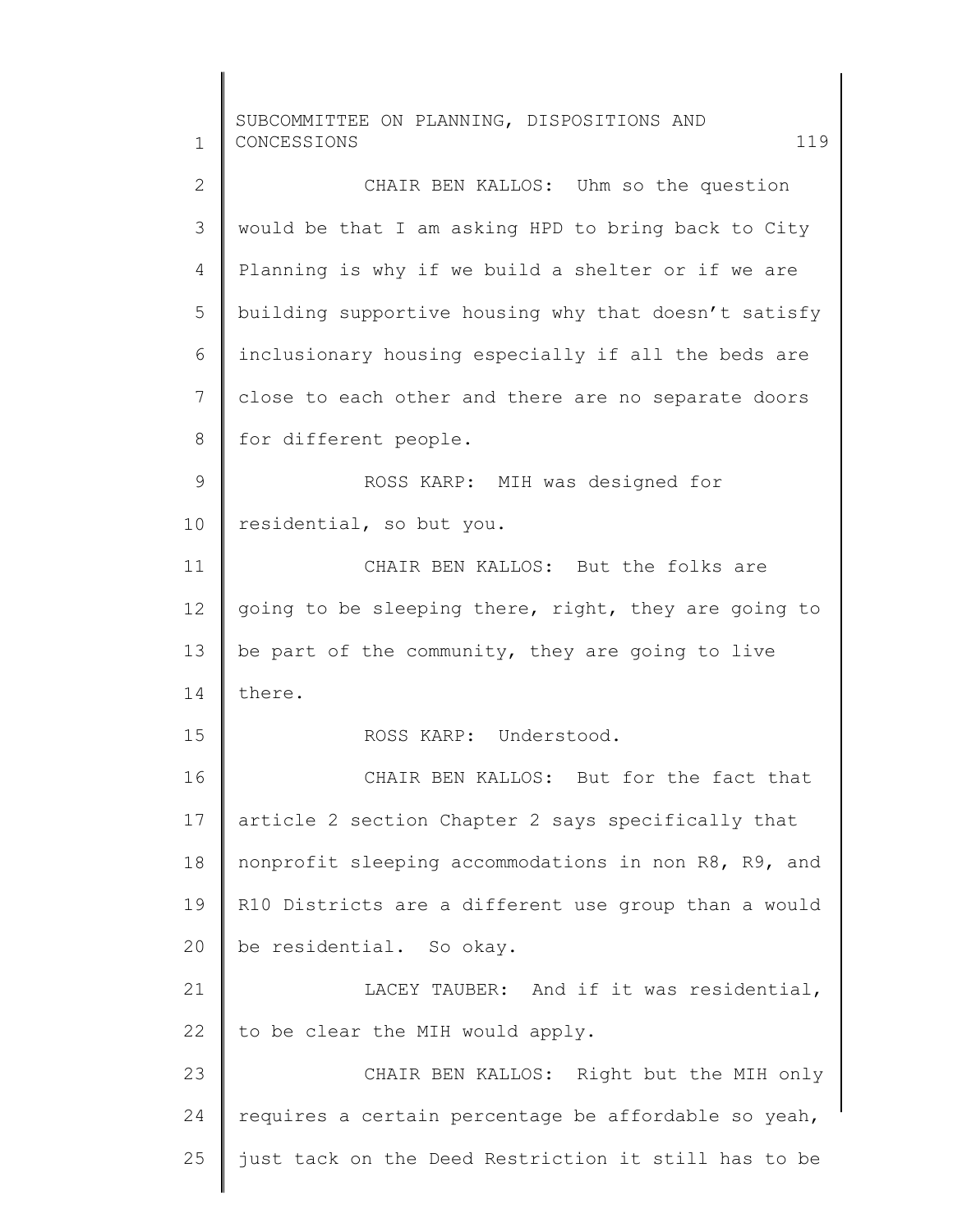CHAIR BEN KALLOS: Uhm so the question would be that I am asking HPD to bring back to City Planning is why if we build a shelter or if we are building supportive housing why that doesn't satisfy inclusionary housing especially if all the beds are close to each other and there are no separate doors for different people.

ROSS KARP: MIH was designed for residential, so but you.

CHAIR BEN KALLOS: But the folks are going to be sleeping there, right, they are going to be part of the community, they are going to live there.

ROSS KARP: Understood.

CHAIR BEN KALLOS: But for the fact that article 2 section Chapter 2 says specifically that nonprofit sleeping accommodations in non R8, R9, and R10 Districts are a different use group than a would be residential. So okay.

LACEY TAUBER: And if it was residential, to be clear the MIH would apply.

CHAIR BEN KALLOS: Right but the MIH only requires a certain percentage be affordable so yeah, just tack on the Deed Restriction it still has to be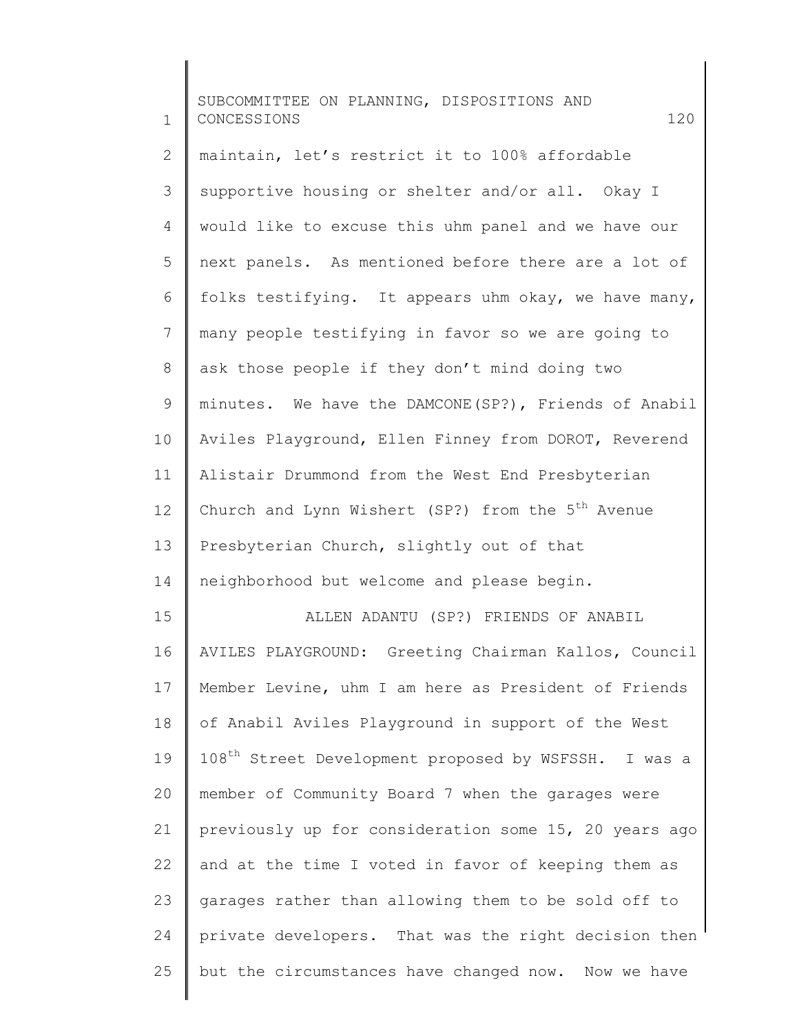maintain, let's restrict it to 100% affordable supportive housing or shelter and/or all. Okay I would like to excuse this uhm panel and we have our next panels. As mentioned before there are a lot of folks testifying. It appears uhm okay, we have many, many people testifying in favor so we are going to ask those people if they don't mind doing two minutes. We have the DAMCONE(SP?), Friends of Anabil Aviles Playground, Ellen Finney from DOROT, Reverend Alistair Drummond from the West End Presbyterian Church and Lynn Wishert (SP?) from the 5th Avenue Presbyterian Church, slightly out of that neighborhood but welcome and please begin.

ALLEN ADANTU (SP?) FRIENDS OF ANABIL AVILES PLAYGROUND: Greeting Chairman Kallos, Council Member Levine, uhm I am here as President of Friends of Anabil Aviles Playground in support of the West 108th Street Development proposed by WSFSSH. I was a member of Community Board 7 when the garages were previously up for consideration some 15, 20 years ago and at the time I voted in favor of keeping them as garages rather than allowing them to be sold off to private developers. That was the right decision then but the circumstances have changed now. Now we have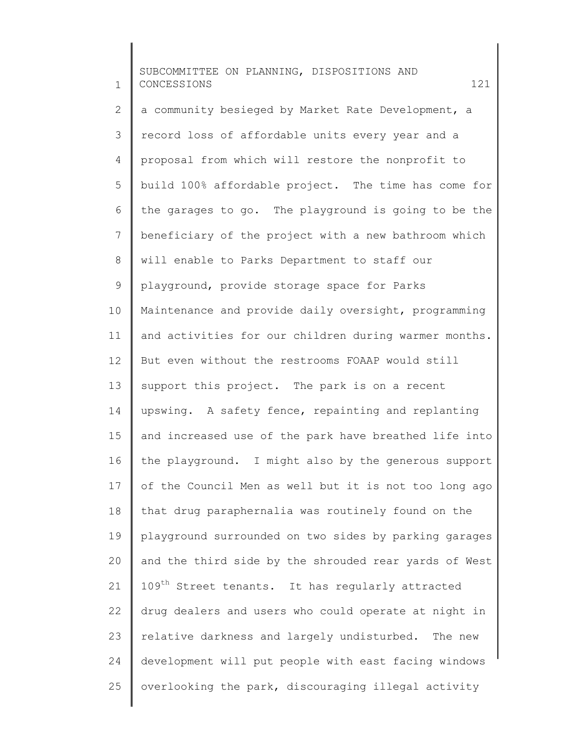a community besieged by Market Rate Development, a record loss of affordable units every year and a proposal from which will restore the nonprofit to build 100% affordable project. The time has come for the garages to go. The playground is going to be the beneficiary of the project with a new bathroom which will enable to Parks Department to staff our playground, provide storage space for Parks Maintenance and provide daily oversight, programming and activities for our children during warmer months. But even without the restrooms FOAAP would still support this project. The park is on a recent upswing. A safety fence, repainting and replanting and increased use of the park have breathed life into the playground. I might also by the generous support of the Council Men as well but it is not too long ago that drug paraphernalia was routinely found on the playground surrounded on two sides by parking garages and the third side by the shrouded rear yards of West 109th Street tenants. It has regularly attracted drug dealers and users who could operate at night in relative darkness and largely undisturbed. The new development will put people with east facing windows overlooking the park, discouraging illegal activity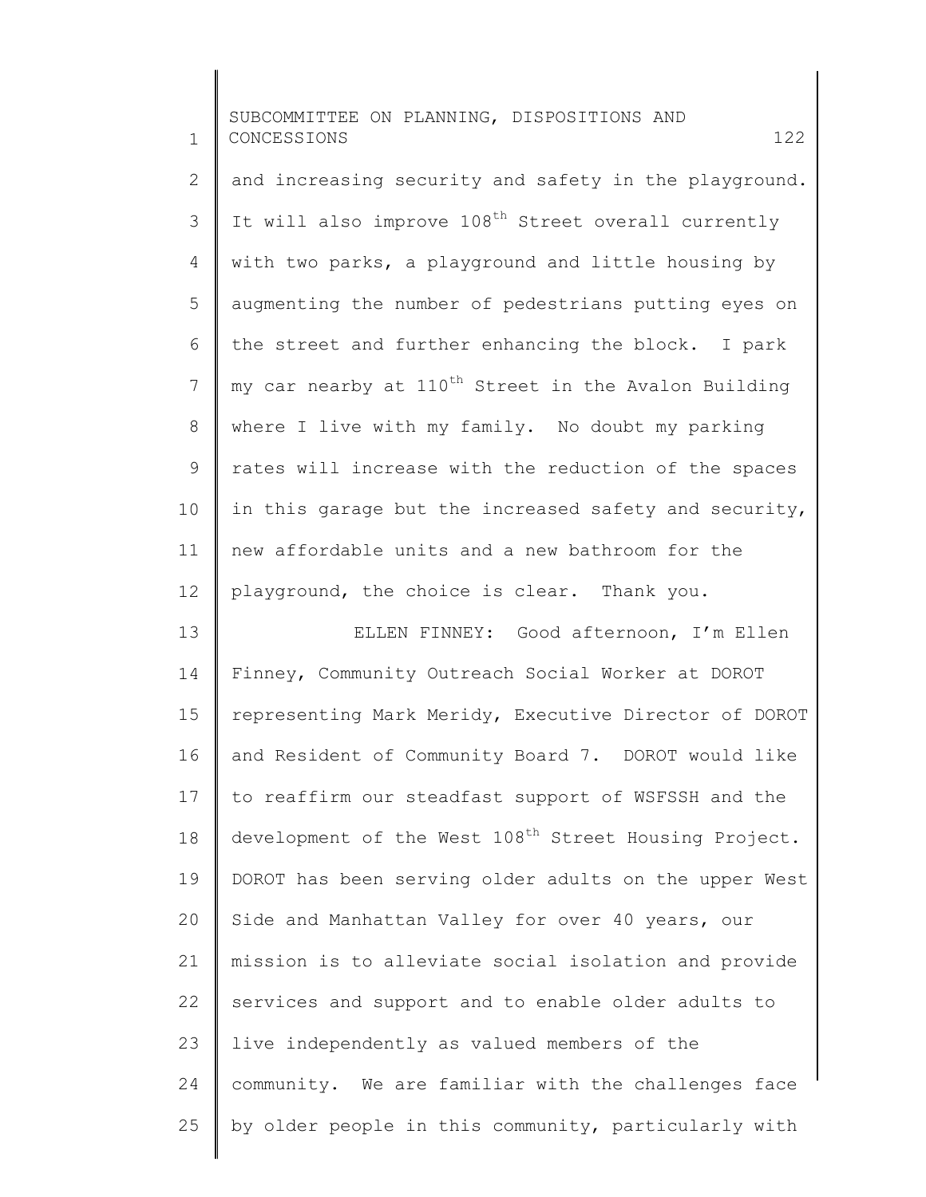and increasing security and safety in the playground. It will also improve 108th Street overall currently with two parks, a playground and little housing by augmenting the number of pedestrians putting eyes on the street and further enhancing the block. I park my car nearby at 110th Street in the Avalon Building where I live with my family. No doubt my parking rates will increase with the reduction of the spaces in this garage but the increased safety and security, new affordable units and a new bathroom for the playground, the choice is clear. Thank you.

ELLEN FINNEY: Good afternoon, I'm Ellen Finney, Community Outreach Social Worker at DOROT representing Mark Meridy, Executive Director of DOROT and Resident of Community Board 7. DOROT would like to reaffirm our steadfast support of WSFSSH and the development of the West 108th Street Housing Project. DOROT has been serving older adults on the upper West Side and Manhattan Valley for over 40 years, our mission is to alleviate social isolation and provide services and support and to enable older adults to live independently as valued members of the community. We are familiar with the challenges face by older people in this community, particularly with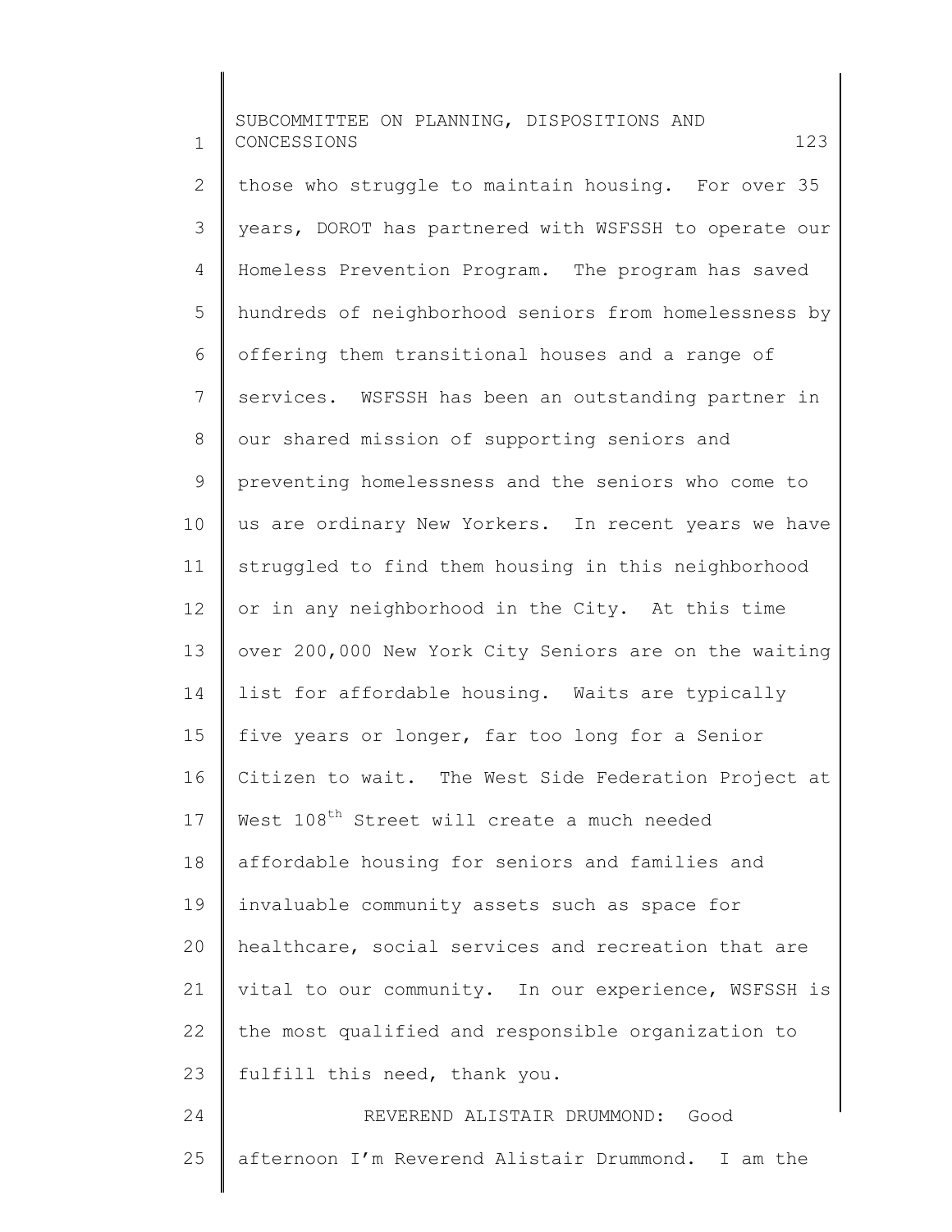those who struggle to maintain housing. For over 35 years, DOROT has partnered with WSFSSH to operate our Homeless Prevention Program. The program has saved hundreds of neighborhood seniors from homelessness by offering them transitional houses and a range of services. WSFSSH has been an outstanding partner in our shared mission of supporting seniors and preventing homelessness and the seniors who come to us are ordinary New Yorkers. In recent years we have struggled to find them housing in this neighborhood or in any neighborhood in the City. At this time over 200,000 New York City Seniors are on the waiting list for affordable housing. Waits are typically five years or longer, far too long for a Senior Citizen to wait. The West Side Federation Project at West 108th Street will create a much needed affordable housing for seniors and families and invaluable community assets such as space for healthcare, social services and recreation that are vital to our community. In our experience, WSFSSH is the most qualified and responsible organization to fulfill this need, thank you.

REVEREND ALISTAIR DRUMMOND: Good afternoon I'm Reverend Alistair Drummond. I am the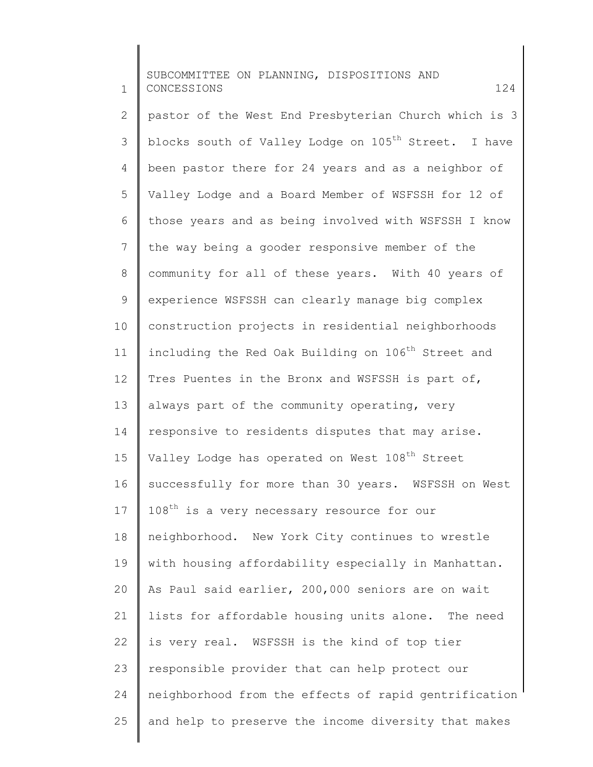pastor of the West End Presbyterian Church which is 3 blocks south of Valley Lodge on 105th Street. I have been pastor there for 24 years and as a neighbor of Valley Lodge and a Board Member of WSFSSH for 12 of those years and as being involved with WSFSSH I know the way being a gooder responsive member of the community for all of these years. With 40 years of experience WSFSSH can clearly manage big complex construction projects in residential neighborhoods including the Red Oak Building on 106th Street and Tres Puentes in the Bronx and WSFSSH is part of, always part of the community operating, very responsive to residents disputes that may arise. Valley Lodge has operated on West 108th Street successfully for more than 30 years. WSFSSH on West 108th is a very necessary resource for our neighborhood. New York City continues to wrestle with housing affordability especially in Manhattan. As Paul said earlier, 200,000 seniors are on wait lists for affordable housing units alone. The need is very real. WSFSSH is the kind of top tier responsible provider that can help protect our neighborhood from the effects of rapid gentrification and help to preserve the income diversity that makes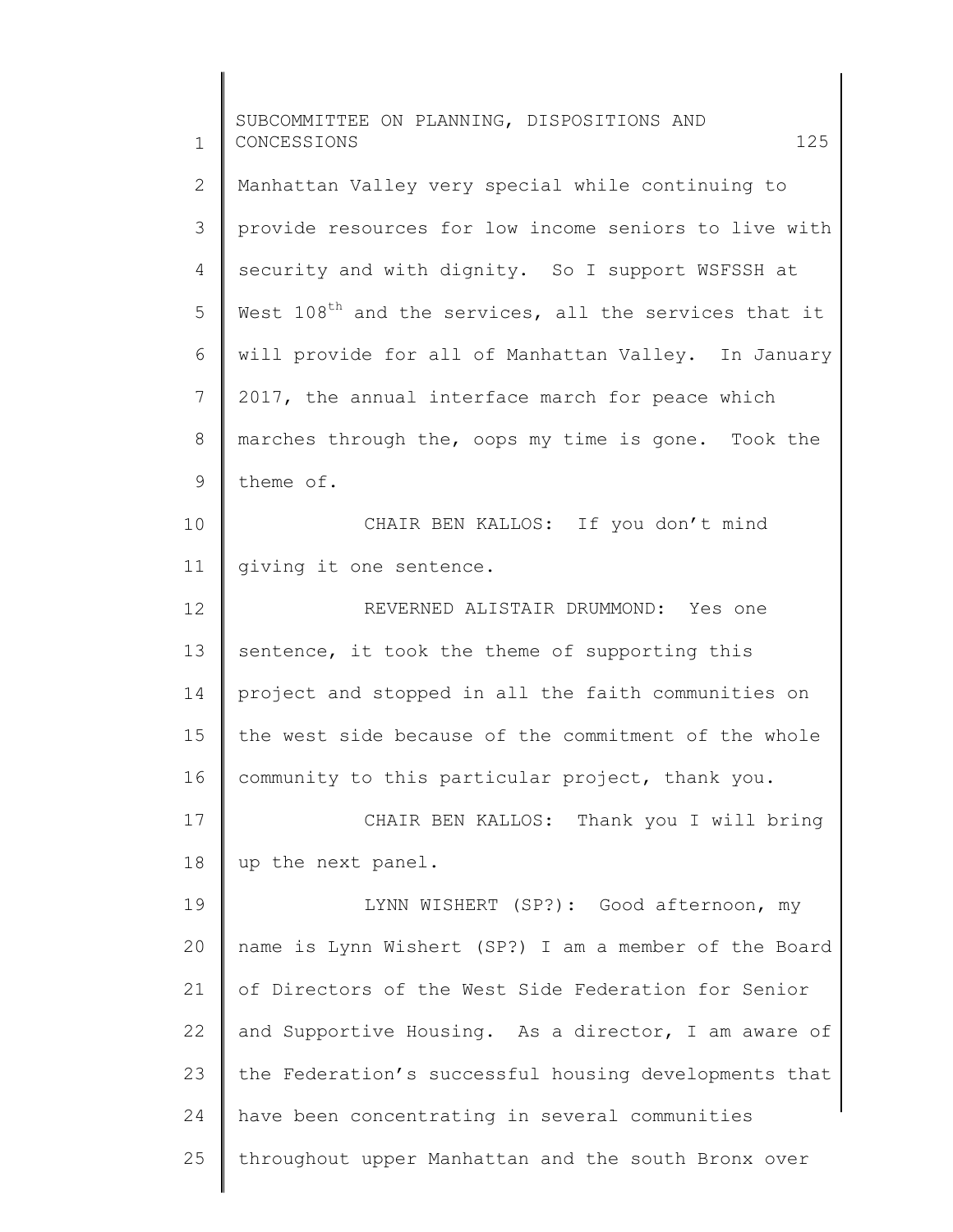Manhattan Valley very special while continuing to provide resources for low income seniors to live with security and with dignity. So I support WSFSSH at West 108$^{th}$ and the services, all the services that it will provide for all of Manhattan Valley. In January 2017, the annual interface march for peace which marches through the, oops my time is gone. Took the theme of.

CHAIR BEN KALLOS: If you don't mind giving it one sentence.

REVERNED ALISTAIR DRUMMOND: Yes one sentence, it took the theme of supporting this project and stopped in all the faith communities on the west side because of the commitment of the whole community to this particular project, thank you.

CHAIR BEN KALLOS: Thank you I will bring up the next panel.

LYNN WISHERT (SP?): Good afternoon, my name is Lynn Wishert (SP?) I am a member of the Board of Directors of the West Side Federation for Senior and Supportive Housing. As a director, I am aware of the Federation's successful housing developments that have been concentrating in several communities throughout upper Manhattan and the south Bronx over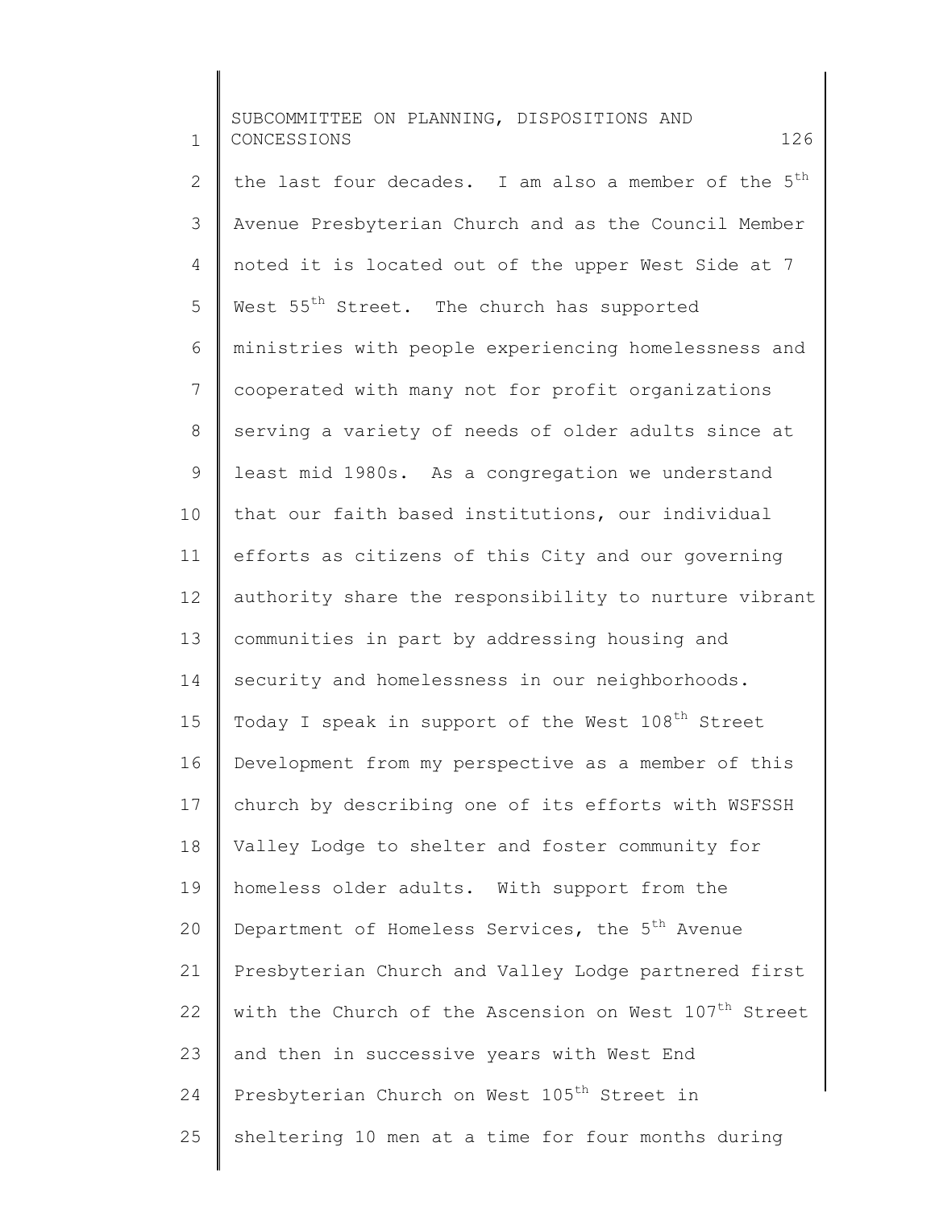the last four decades. I am also a member of the 5th Avenue Presbyterian Church and as the Council Member noted it is located out of the upper West Side at 7 West 55th Street. The church has supported ministries with people experiencing homelessness and cooperated with many not for profit organizations serving a variety of needs of older adults since at least mid 1980s. As a congregation we understand that our faith based institutions, our individual efforts as citizens of this City and our governing authority share the responsibility to nurture vibrant communities in part by addressing housing and security and homelessness in our neighborhoods. Today I speak in support of the West 108th Street Development from my perspective as a member of this church by describing one of its efforts with WSFSSH Valley Lodge to shelter and foster community for homeless older adults. With support from the Department of Homeless Services, the 5th Avenue Presbyterian Church and Valley Lodge partnered first with the Church of the Ascension on West 107th Street and then in successive years with West End Presbyterian Church on West 105th Street in sheltering 10 men at a time for four months during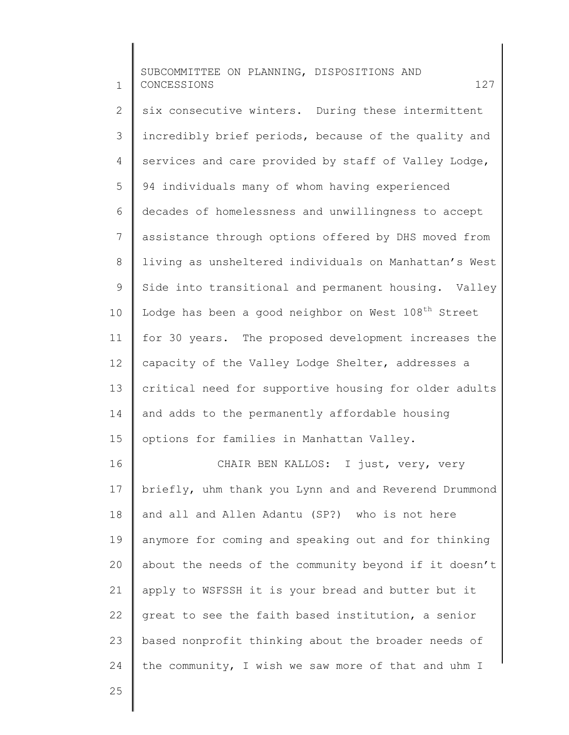six consecutive winters. During these intermittent incredibly brief periods, because of the quality and services and care provided by staff of Valley Lodge, 94 individuals many of whom having experienced decades of homelessness and unwillingness to accept assistance through options offered by DHS moved from living as unsheltered individuals on Manhattan's West Side into transitional and permanent housing. Valley Lodge has been a good neighbor on West 108th Street for 30 years. The proposed development increases the capacity of the Valley Lodge Shelter, addresses a critical need for supportive housing for older adults and adds to the permanently affordable housing options for families in Manhattan Valley.

CHAIR BEN KALLOS: I just, very, very briefly, uhm thank you Lynn and and Reverend Drummond and all and Allen Adantu (SP?) who is not here anymore for coming and speaking out and for thinking about the needs of the community beyond if it doesn't apply to WSFSSH it is your bread and butter but it great to see the faith based institution, a senior based nonprofit thinking about the broader needs of the community, I wish we saw more of that and uhm I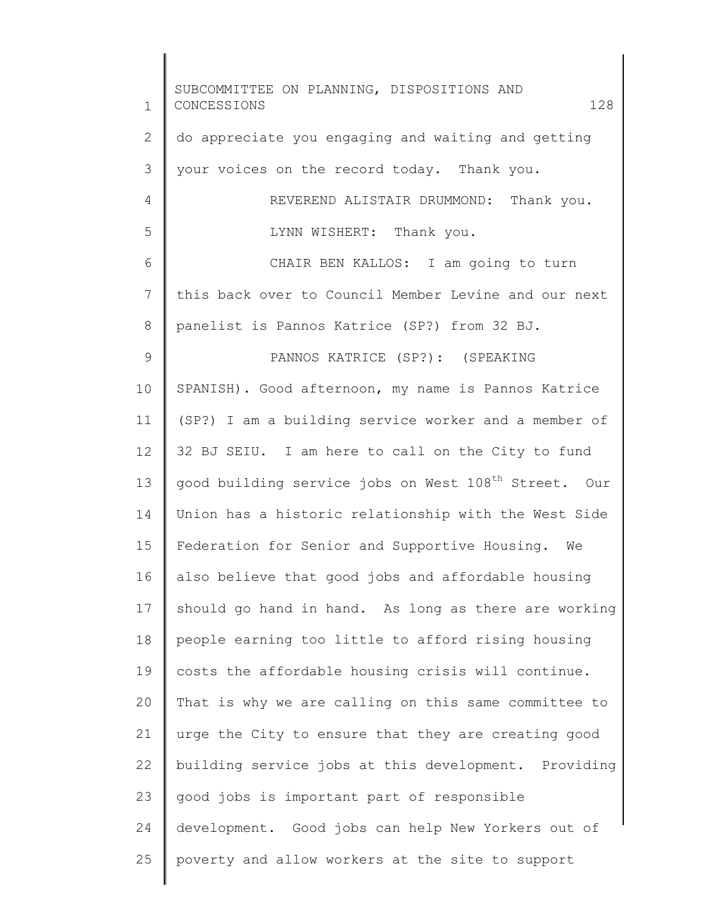do appreciate you engaging and waiting and getting your voices on the record today. Thank you.

REVEREND ALISTAIR DRUMMOND: Thank you.

LYNN WISHERT: Thank you.

CHAIR BEN KALLOS: I am going to turn this back over to Council Member Levine and our next panelist is Pannos Katrice (SP?) from 32 BJ.

PANNOS KATRICE (SP?): (SPEAKING SPANISH). Good afternoon, my name is Pannos Katrice (SP?) I am a building service worker and a member of 32 BJ SEIU. I am here to call on the City to fund good building service jobs on West 108th Street. Our Union has a historic relationship with the West Side Federation for Senior and Supportive Housing. We also believe that good jobs and affordable housing should go hand in hand. As long as there are working people earning too little to afford rising housing costs the affordable housing crisis will continue. That is why we are calling on this same committee to urge the City to ensure that they are creating good building service jobs at this development. Providing good jobs is important part of responsible development. Good jobs can help New Yorkers out of poverty and allow workers at the site to support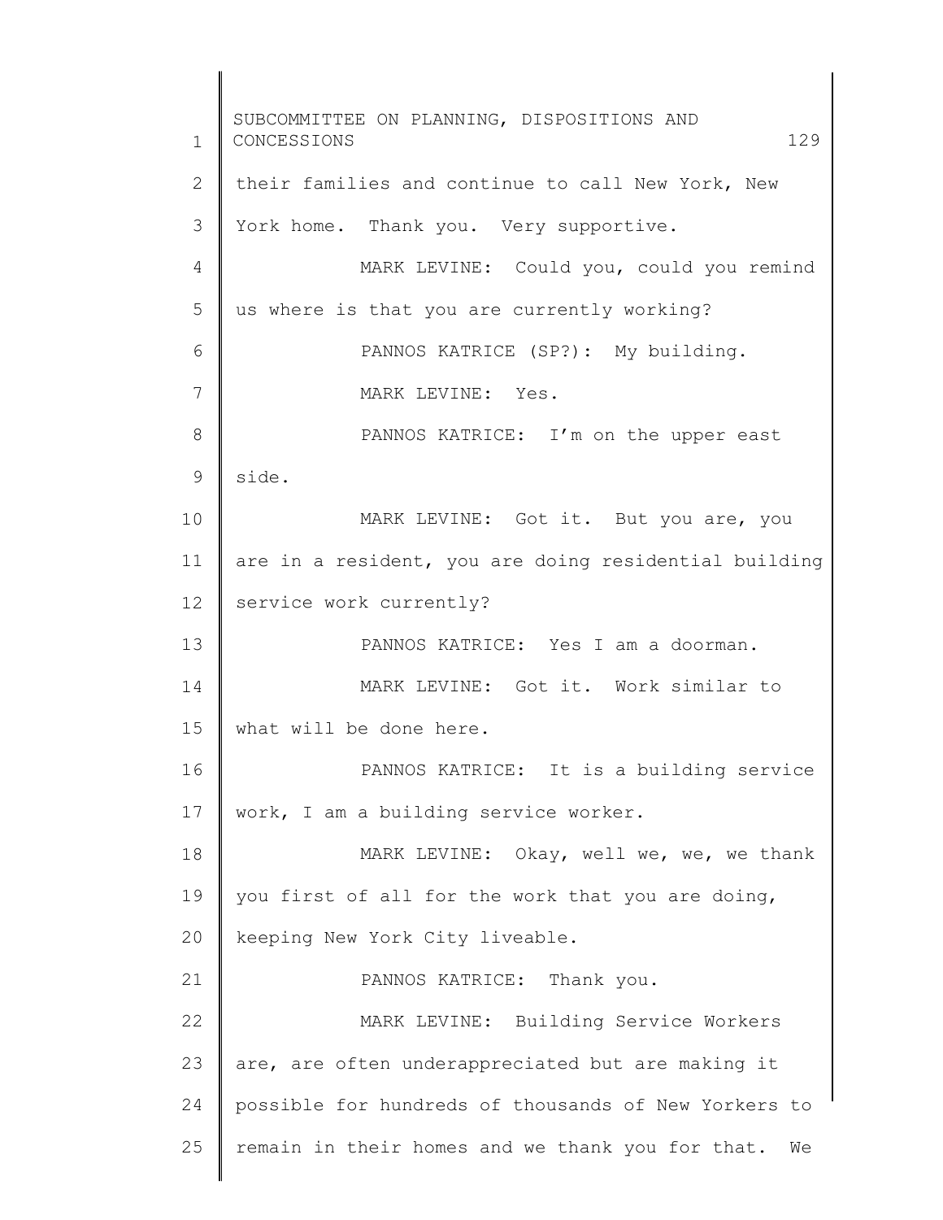their families and continue to call New York, New York home. Thank you. Very supportive.

MARK LEVINE: Could you, could you remind us where is that you are currently working?

PANNOS KATRICE (SP?): My building.

MARK LEVINE: Yes.

PANNOS KATRICE: I'm on the upper east side.

MARK LEVINE: Got it. But you are, you are in a resident, you are doing residential building service work currently?

PANNOS KATRICE: Yes I am a doorman.

MARK LEVINE: Got it. Work similar to what will be done here.

PANNOS KATRICE: It is a building service work, I am a building service worker.

MARK LEVINE: Okay, well we, we, we thank you first of all for the work that you are doing, keeping New York City liveable.

PANNOS KATRICE: Thank you.

MARK LEVINE: Building Service Workers are, are often underappreciated but are making it possible for hundreds of thousands of New Yorkers to remain in their homes and we thank you for that. We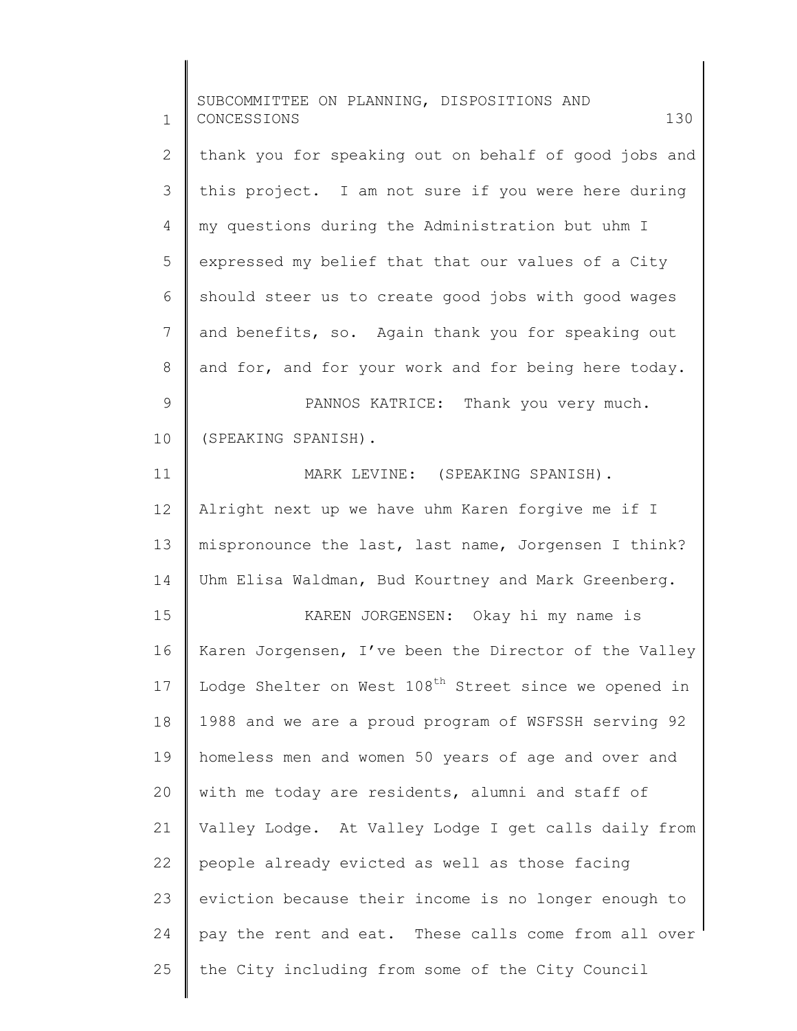thank you for speaking out on behalf of good jobs and this project. I am not sure if you were here during my questions during the Administration but uhm I expressed my belief that that our values of a City should steer us to create good jobs with good wages and benefits, so. Again thank you for speaking out and for, and for your work and for being here today.

PANNOS KATRICE: Thank you very much. (SPEAKING SPANISH).

MARK LEVINE: (SPEAKING SPANISH). Alright next up we have uhm Karen forgive me if I mispronounce the last, last name, Jorgensen I think? Uhm Elisa Waldman, Bud Kourtney and Mark Greenberg.

KAREN JORGENSEN: Okay hi my name is Karen Jorgensen, I've been the Director of the Valley Lodge Shelter on West 108th Street since we opened in 1988 and we are a proud program of WSFSSH serving 92 homeless men and women 50 years of age and over and with me today are residents, alumni and staff of Valley Lodge. At Valley Lodge I get calls daily from people already evicted as well as those facing eviction because their income is no longer enough to pay the rent and eat. These calls come from all over the City including from some of the City Council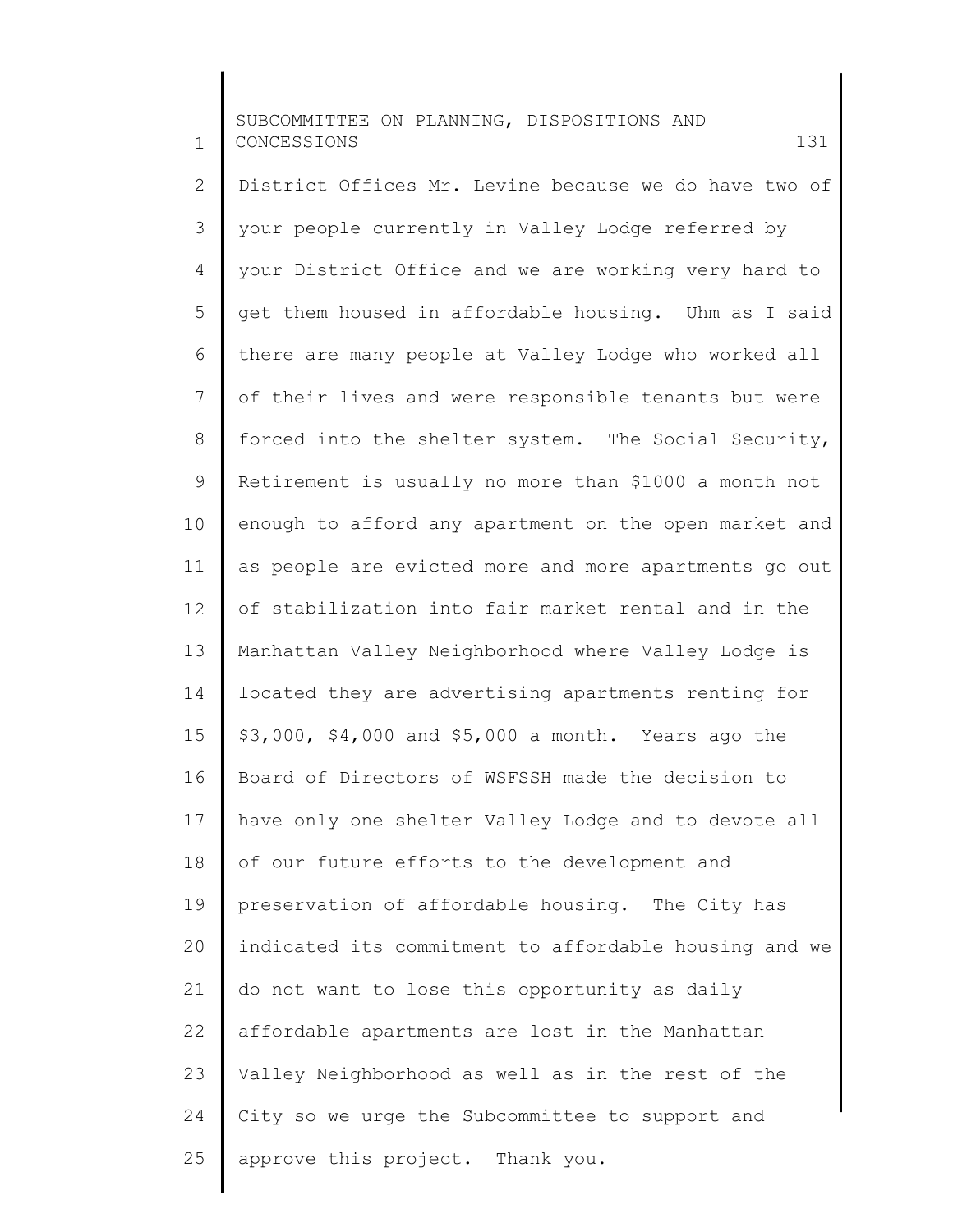District Offices Mr. Levine because we do have two of your people currently in Valley Lodge referred by your District Office and we are working very hard to get them housed in affordable housing. Uhm as I said there are many people at Valley Lodge who worked all of their lives and were responsible tenants but were forced into the shelter system. The Social Security, Retirement is usually no more than $1000 a month not enough to afford any apartment on the open market and as people are evicted more and more apartments go out of stabilization into fair market rental and in the Manhattan Valley Neighborhood where Valley Lodge is located they are advertising apartments renting for $3,000, $4,000 and $5,000 a month. Years ago the Board of Directors of WSFSSH made the decision to have only one shelter Valley Lodge and to devote all of our future efforts to the development and preservation of affordable housing. The City has indicated its commitment to affordable housing and we do not want to lose this opportunity as daily affordable apartments are lost in the Manhattan Valley Neighborhood as well as in the rest of the City so we urge the Subcommittee to support and approve this project. Thank you.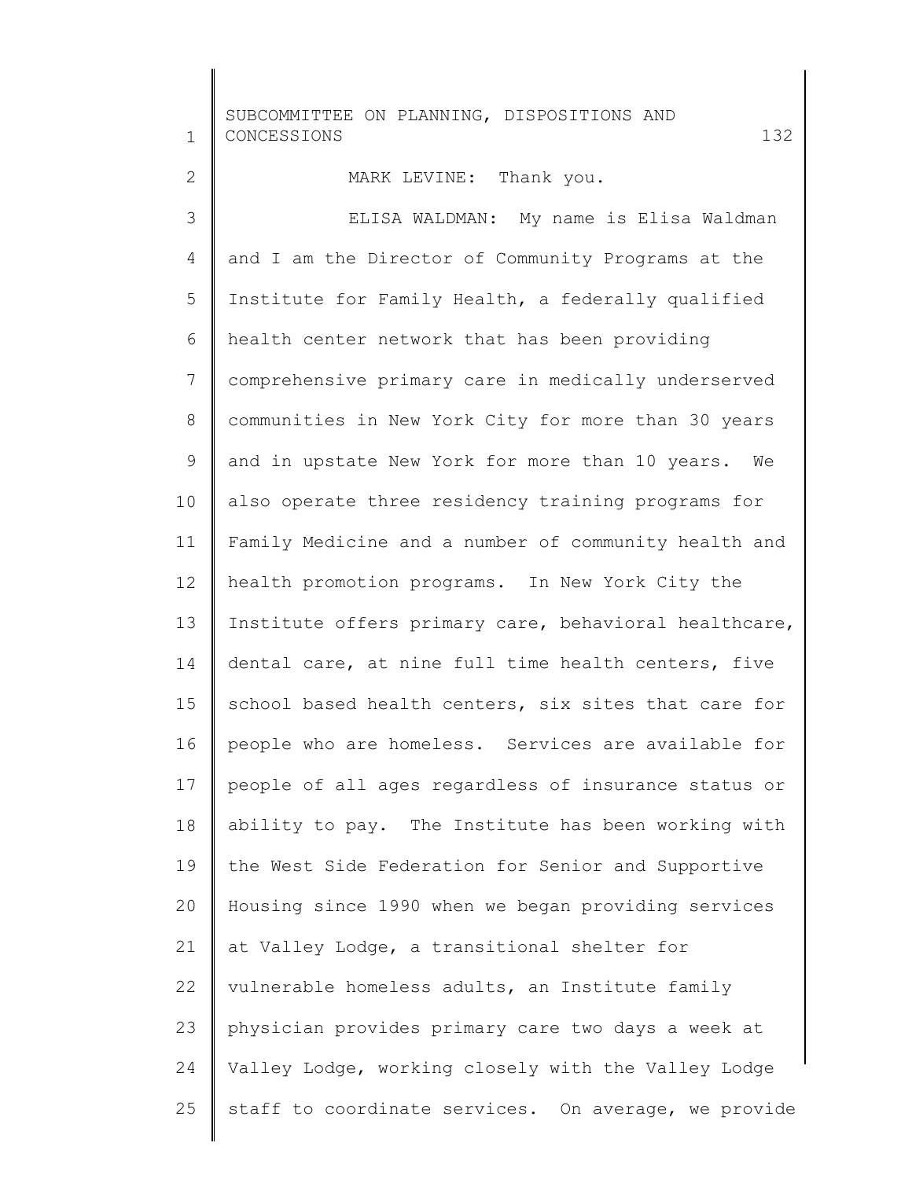MARK LEVINE: Thank you.

ELISA WALDMAN: My name is Elisa Waldman and I am the Director of Community Programs at the Institute for Family Health, a federally qualified health center network that has been providing comprehensive primary care in medically underserved communities in New York City for more than 30 years and in upstate New York for more than 10 years. We also operate three residency training programs for Family Medicine and a number of community health and health promotion programs. In New York City the Institute offers primary care, behavioral healthcare, dental care, at nine full time health centers, five school based health centers, six sites that care for people who are homeless. Services are available for people of all ages regardless of insurance status or ability to pay. The Institute has been working with the West Side Federation for Senior and Supportive Housing since 1990 when we began providing services at Valley Lodge, a transitional shelter for vulnerable homeless adults, an Institute family physician provides primary care two days a week at Valley Lodge, working closely with the Valley Lodge staff to coordinate services. On average, we provide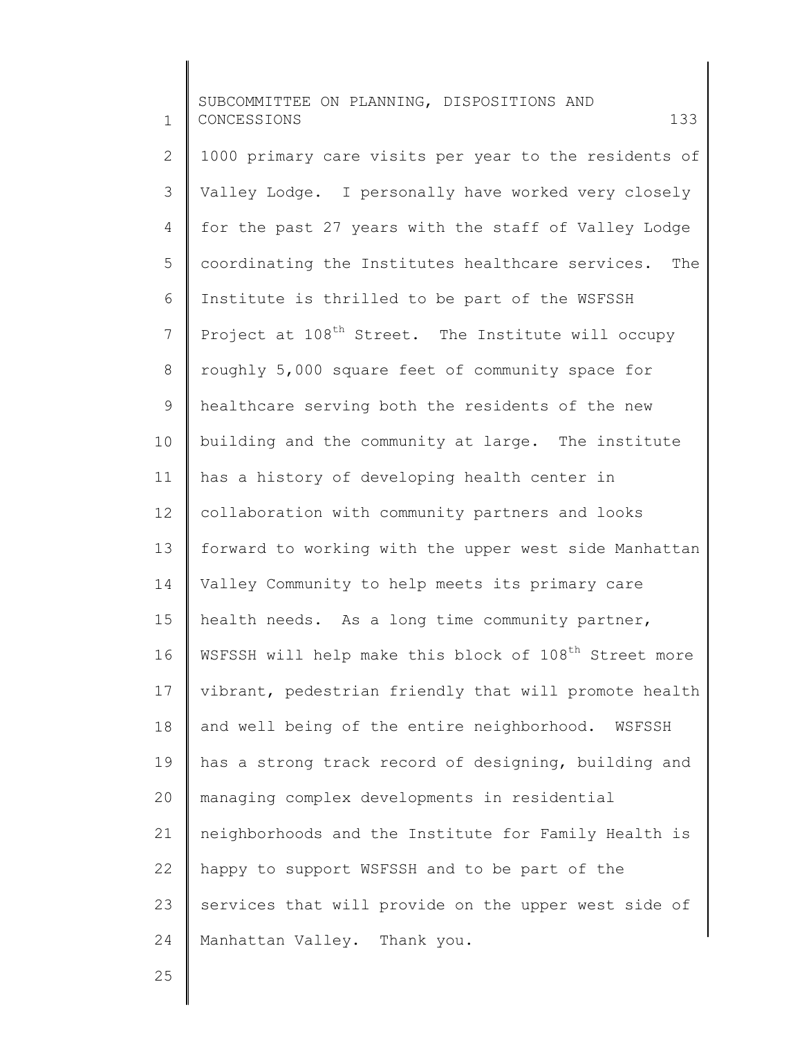1000 primary care visits per year to the residents of Valley Lodge. I personally have worked very closely for the past 27 years with the staff of Valley Lodge coordinating the Institutes healthcare services. The Institute is thrilled to be part of the WSFSSH Project at 108th Street. The Institute will occupy roughly 5,000 square feet of community space for healthcare serving both the residents of the new building and the community at large. The institute has a history of developing health center in collaboration with community partners and looks forward to working with the upper west side Manhattan Valley Community to help meets its primary care health needs. As a long time community partner, WSFSSH will help make this block of 108th Street more vibrant, pedestrian friendly that will promote health and well being of the entire neighborhood. WSFSSH has a strong track record of designing, building and managing complex developments in residential neighborhoods and the Institute for Family Health is happy to support WSFSSH and to be part of the services that will provide on the upper west side of Manhattan Valley. Thank you.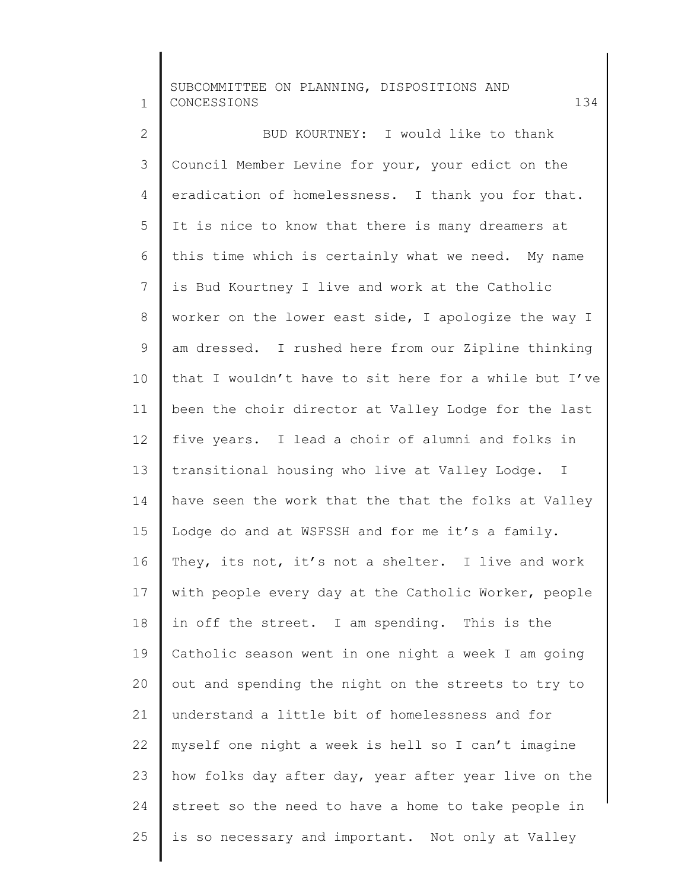BUD KOURTNEY: I would like to thank Council Member Levine for your, your edict on the eradication of homelessness. I thank you for that. It is nice to know that there is many dreamers at this time which is certainly what we need. My name is Bud Kourtney I live and work at the Catholic worker on the lower east side, I apologize the way I am dressed. I rushed here from our Zipline thinking that I wouldn't have to sit here for a while but I've been the choir director at Valley Lodge for the last five years. I lead a choir of alumni and folks in transitional housing who live at Valley Lodge. I have seen the work that the that the folks at Valley Lodge do and at WSFSSH and for me it's a family. They, its not, it's not a shelter. I live and work with people every day at the Catholic Worker, people in off the street. I am spending. This is the Catholic season went in one night a week I am going out and spending the night on the streets to try to understand a little bit of homelessness and for myself one night a week is hell so I can't imagine how folks day after day, year after year live on the street so the need to have a home to take people in is so necessary and important. Not only at Valley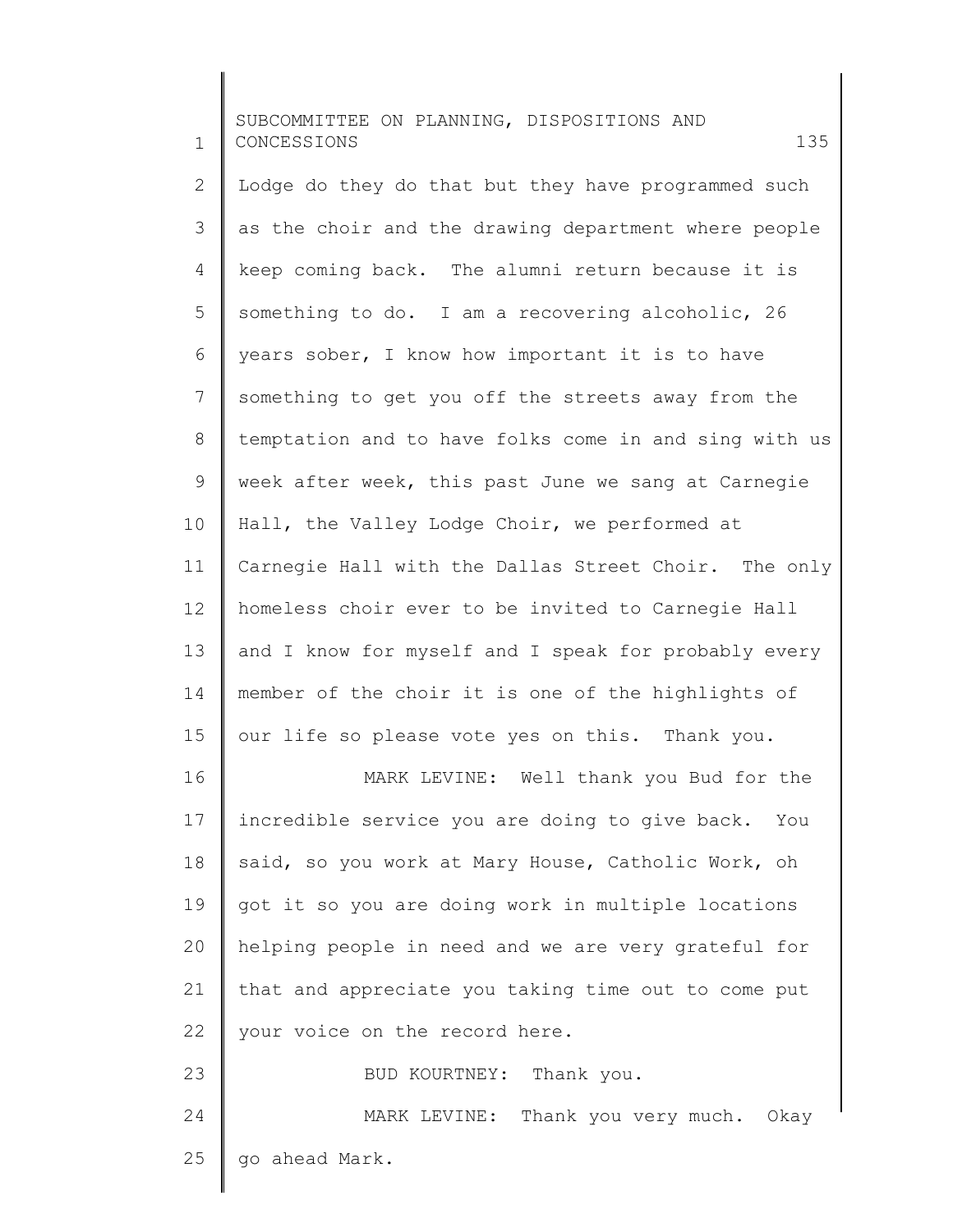Lodge do they do that but they have programmed such as the choir and the drawing department where people keep coming back. The alumni return because it is something to do. I am a recovering alcoholic, 26 years sober, I know how important it is to have something to get you off the streets away from the temptation and to have folks come in and sing with us week after week, this past June we sang at Carnegie Hall, the Valley Lodge Choir, we performed at Carnegie Hall with the Dallas Street Choir. The only homeless choir ever to be invited to Carnegie Hall and I know for myself and I speak for probably every member of the choir it is one of the highlights of our life so please vote yes on this. Thank you.

MARK LEVINE: Well thank you Bud for the incredible service you are doing to give back. You said, so you work at Mary House, Catholic Work, oh got it so you are doing work in multiple locations helping people in need and we are very grateful for that and appreciate you taking time out to come put your voice on the record here.

BUD KOURTNEY: Thank you.

MARK LEVINE: Thank you very much. Okay go ahead Mark.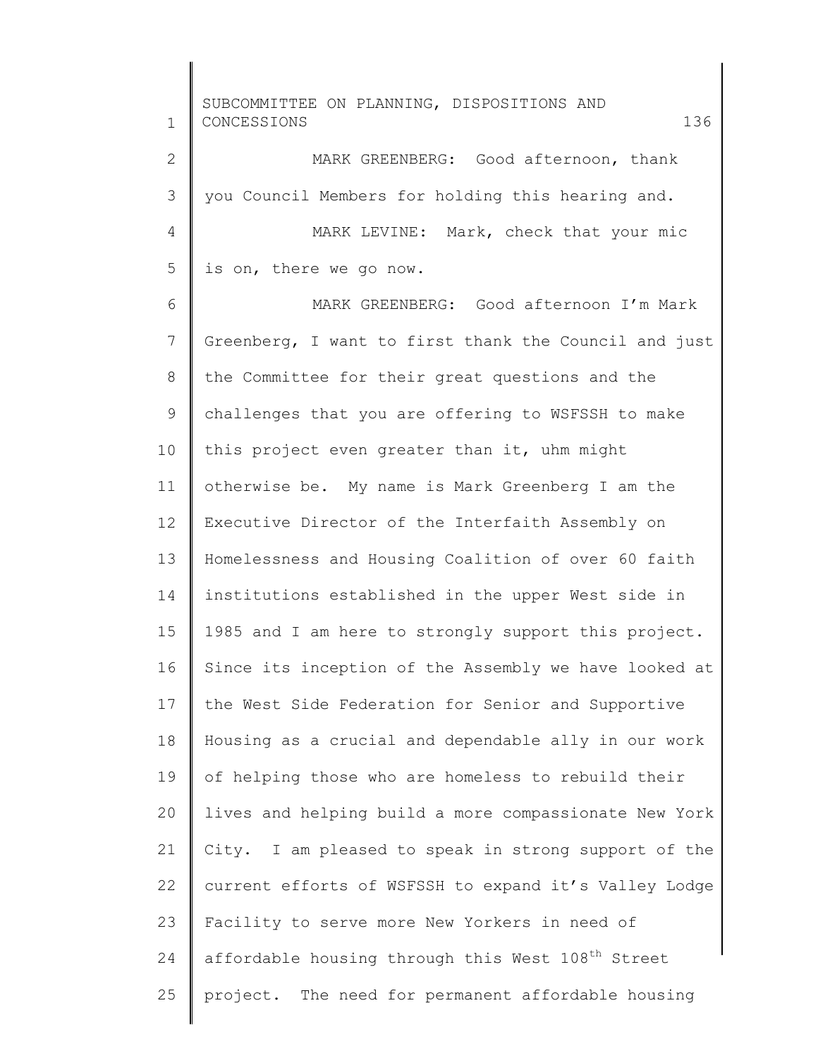MARK GREENBERG: Good afternoon, thank you Council Members for holding this hearing and.

MARK LEVINE: Mark, check that your mic is on, there we go now.

MARK GREENBERG: Good afternoon I'm Mark Greenberg, I want to first thank the Council and just the Committee for their great questions and the challenges that you are offering to WSFSSH to make this project even greater than it, uhm might otherwise be. My name is Mark Greenberg I am the Executive Director of the Interfaith Assembly on Homelessness and Housing Coalition of over 60 faith institutions established in the upper West side in 1985 and I am here to strongly support this project. Since its inception of the Assembly we have looked at the West Side Federation for Senior and Supportive Housing as a crucial and dependable ally in our work of helping those who are homeless to rebuild their lives and helping build a more compassionate New York City. I am pleased to speak in strong support of the current efforts of WSFSSH to expand it's Valley Lodge Facility to serve more New Yorkers in need of affordable housing through this West 108th Street project. The need for permanent affordable housing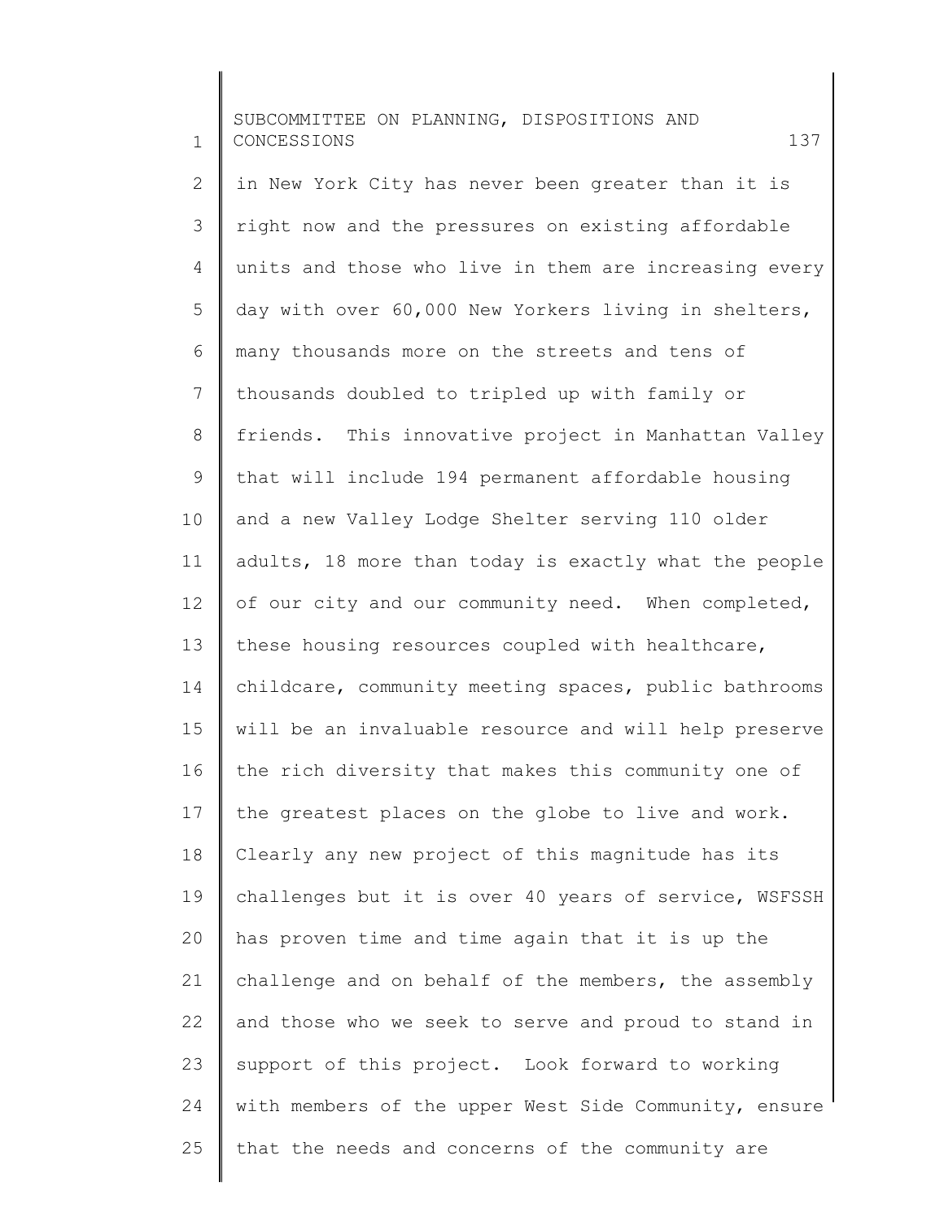in New York City has never been greater than it is right now and the pressures on existing affordable units and those who live in them are increasing every day with over 60,000 New Yorkers living in shelters, many thousands more on the streets and tens of thousands doubled to tripled up with family or friends. This innovative project in Manhattan Valley that will include 194 permanent affordable housing and a new Valley Lodge Shelter serving 110 older adults, 18 more than today is exactly what the people of our city and our community need. When completed, these housing resources coupled with healthcare, childcare, community meeting spaces, public bathrooms will be an invaluable resource and will help preserve the rich diversity that makes this community one of the greatest places on the globe to live and work. Clearly any new project of this magnitude has its challenges but it is over 40 years of service, WSFSSH has proven time and time again that it is up the challenge and on behalf of the members, the assembly and those who we seek to serve and proud to stand in support of this project. Look forward to working with members of the upper West Side Community, ensure that the needs and concerns of the community are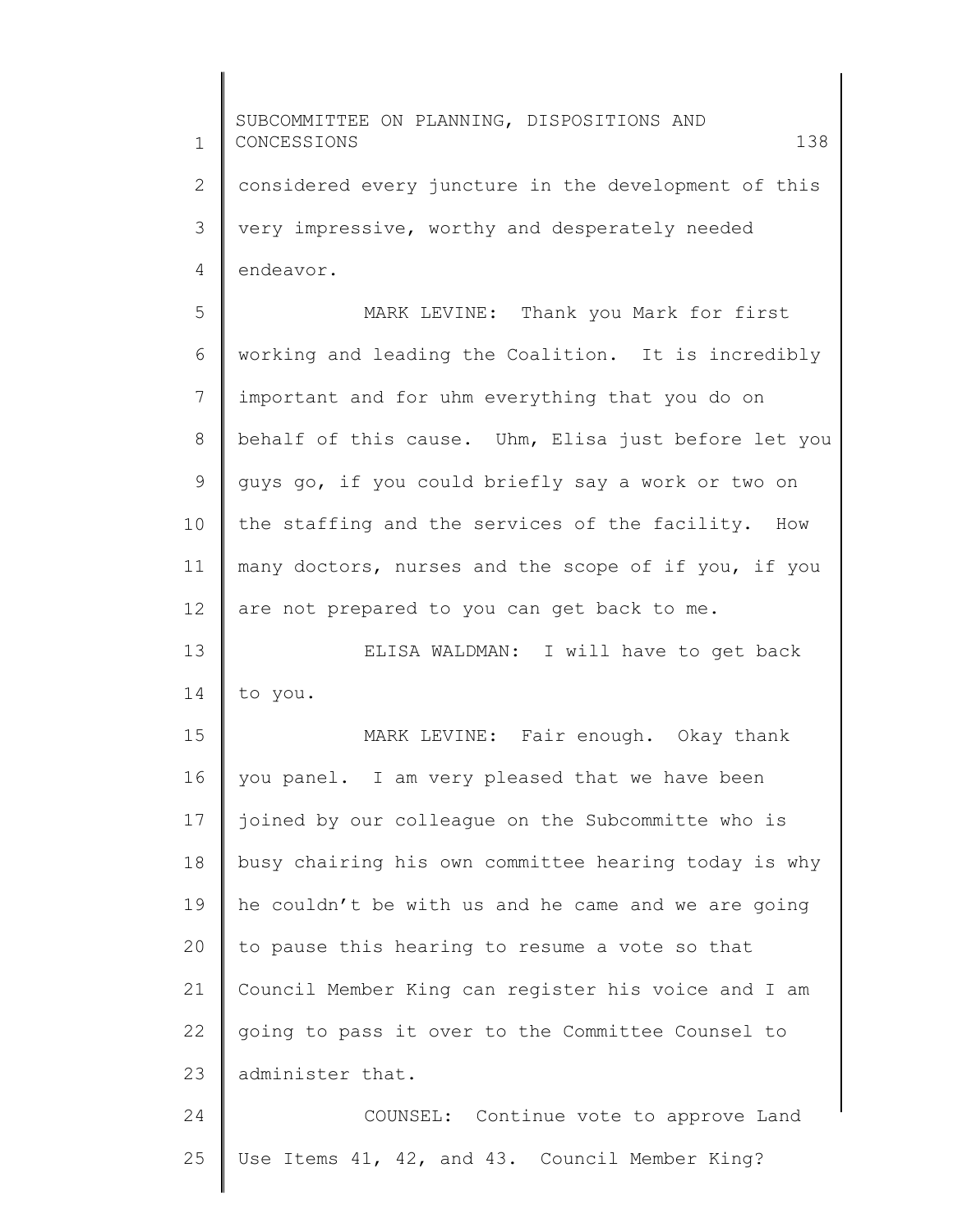considered every juncture in the development of this very impressive, worthy and desperately needed endeavor.

MARK LEVINE: Thank you Mark for first working and leading the Coalition. It is incredibly important and for uhm everything that you do on behalf of this cause. Uhm, Elisa just before let you guys go, if you could briefly say a work or two on the staffing and the services of the facility. How many doctors, nurses and the scope of if you, if you are not prepared to you can get back to me.

ELISA WALDMAN: I will have to get back to you.

MARK LEVINE: Fair enough. Okay thank you panel. I am very pleased that we have been joined by our colleague on the Subcommitte who is busy chairing his own committee hearing today is why he couldn't be with us and he came and we are going to pause this hearing to resume a vote so that Council Member King can register his voice and I am going to pass it over to the Committee Counsel to administer that.

COUNSEL: Continue vote to approve Land Use Items 41, 42, and 43. Council Member King?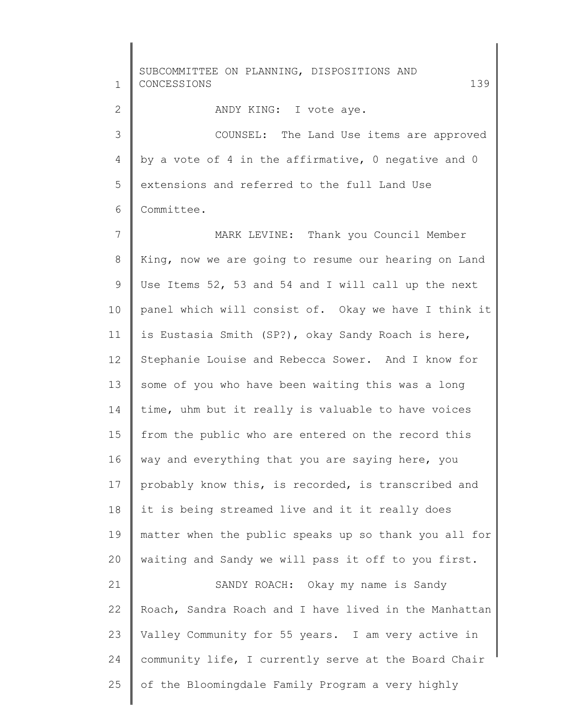ANDY KING: I vote aye.

COUNSEL: The Land Use items are approved by a vote of 4 in the affirmative, 0 negative and 0 extensions and referred to the full Land Use Committee.

MARK LEVINE: Thank you Council Member King, now we are going to resume our hearing on Land Use Items 52, 53 and 54 and I will call up the next panel which will consist of. Okay we have I think it is Eustasia Smith (SP?), okay Sandy Roach is here, Stephanie Louise and Rebecca Sower. And I know for some of you who have been waiting this was a long time, uhm but it really is valuable to have voices from the public who are entered on the record this way and everything that you are saying here, you probably know this, is recorded, is transcribed and it is being streamed live and it it really does matter when the public speaks up so thank you all for waiting and Sandy we will pass it off to you first.

SANDY ROACH: Okay my name is Sandy Roach, Sandra Roach and I have lived in the Manhattan Valley Community for 55 years. I am very active in community life, I currently serve at the Board Chair of the Bloomingdale Family Program a very highly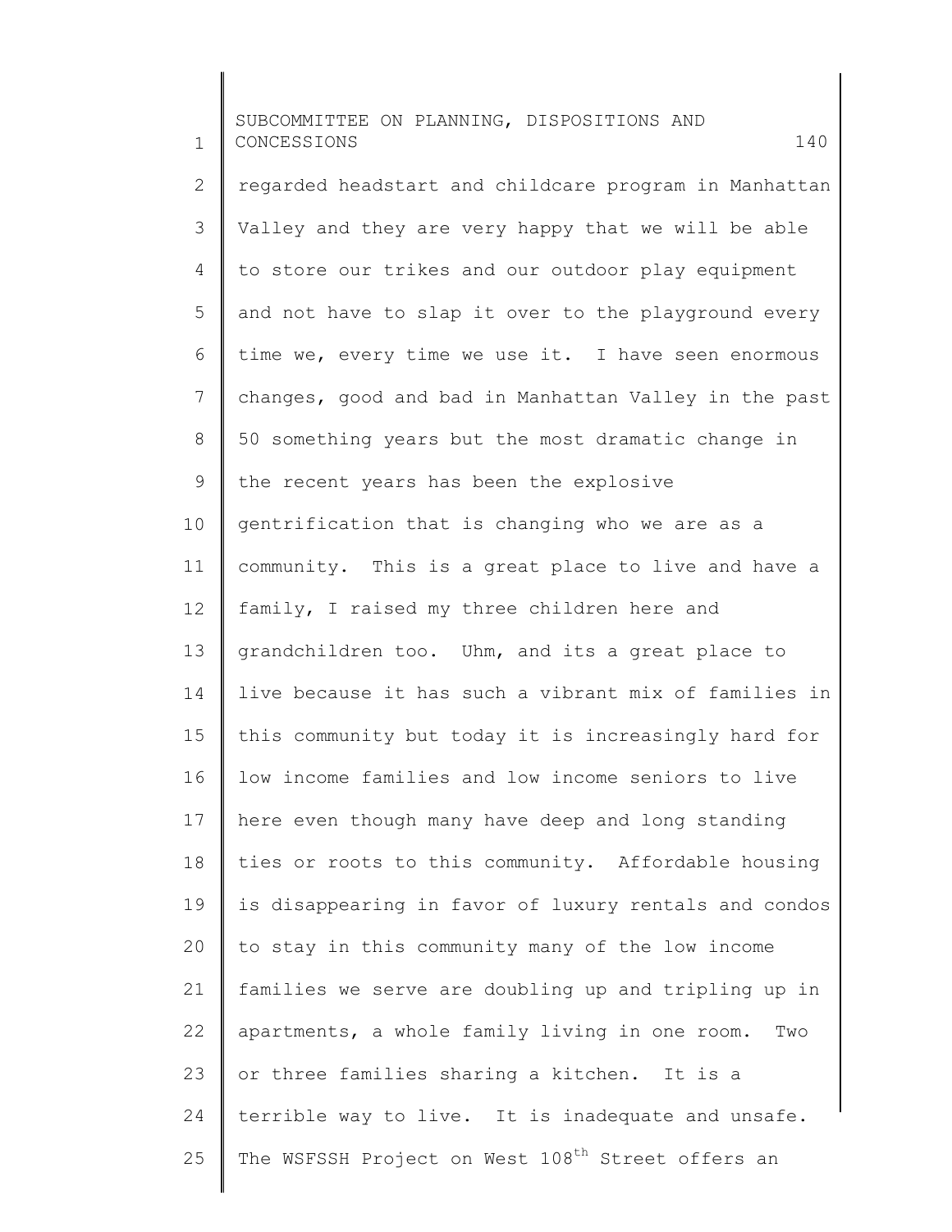regarded headstart and childcare program in Manhattan Valley and they are very happy that we will be able to store our trikes and our outdoor play equipment and not have to slap it over to the playground every time we, every time we use it. I have seen enormous changes, good and bad in Manhattan Valley in the past 50 something years but the most dramatic change in the recent years has been the explosive gentrification that is changing who we are as a community. This is a great place to live and have a family, I raised my three children here and grandchildren too. Uhm, and its a great place to live because it has such a vibrant mix of families in this community but today it is increasingly hard for low income families and low income seniors to live here even though many have deep and long standing ties or roots to this community. Affordable housing is disappearing in favor of luxury rentals and condos to stay in this community many of the low income families we serve are doubling up and tripling up in apartments, a whole family living in one room. Two or three families sharing a kitchen. It is a terrible way to live. It is inadequate and unsafe. The WSFSSH Project on West 108th Street offers an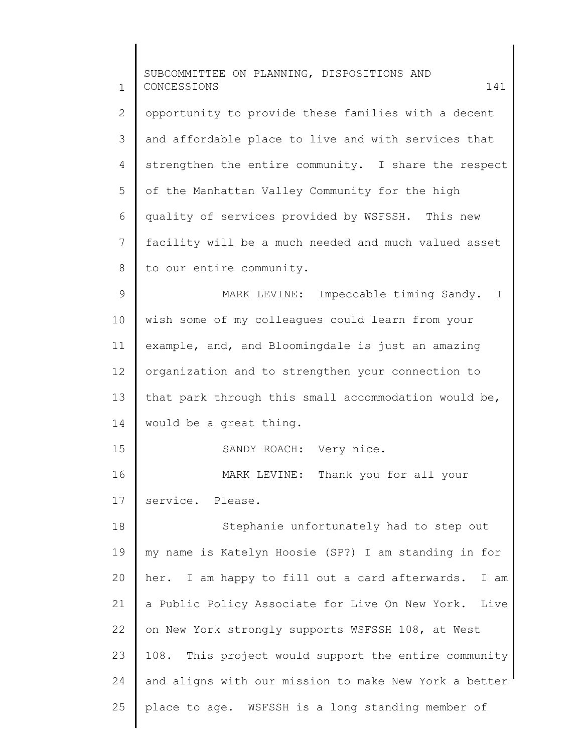opportunity to provide these families with a decent and affordable place to live and with services that strengthen the entire community. I share the respect of the Manhattan Valley Community for the high quality of services provided by WSFSSH. This new facility will be a much needed and much valued asset to our entire community.

MARK LEVINE: Impeccable timing Sandy. I wish some of my colleagues could learn from your example, and, and Bloomingdale is just an amazing organization and to strengthen your connection to that park through this small accommodation would be, would be a great thing.

SANDY ROACH: Very nice.

MARK LEVINE: Thank you for all your service. Please.

Stephanie unfortunately had to step out my name is Katelyn Hoosie (SP?) I am standing in for her. I am happy to fill out a card afterwards. I am a Public Policy Associate for Live On New York. Live on New York strongly supports WSFSSH 108, at West 108. This project would support the entire community and aligns with our mission to make New York a better place to age. WSFSSH is a long standing member of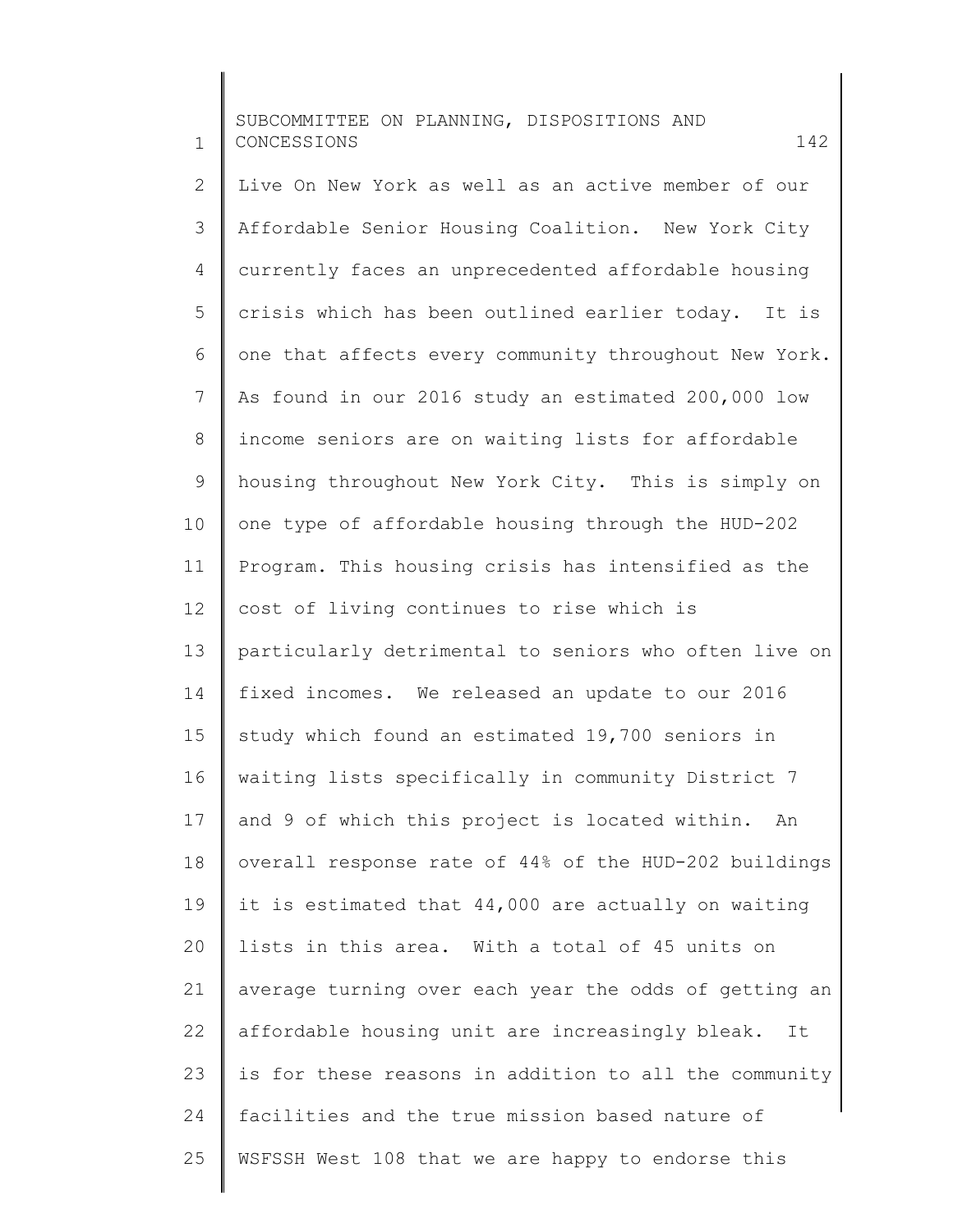Live On New York as well as an active member of our Affordable Senior Housing Coalition. New York City currently faces an unprecedented affordable housing crisis which has been outlined earlier today. It is one that affects every community throughout New York. As found in our 2016 study an estimated 200,000 low income seniors are on waiting lists for affordable housing throughout New York City. This is simply on one type of affordable housing through the HUD-202 Program. This housing crisis has intensified as the cost of living continues to rise which is particularly detrimental to seniors who often live on fixed incomes. We released an update to our 2016 study which found an estimated 19,700 seniors in waiting lists specifically in community District 7 and 9 of which this project is located within. An overall response rate of 44% of the HUD-202 buildings it is estimated that 44,000 are actually on waiting lists in this area. With a total of 45 units on average turning over each year the odds of getting an affordable housing unit are increasingly bleak. It is for these reasons in addition to all the community facilities and the true mission based nature of WSFSSH West 108 that we are happy to endorse this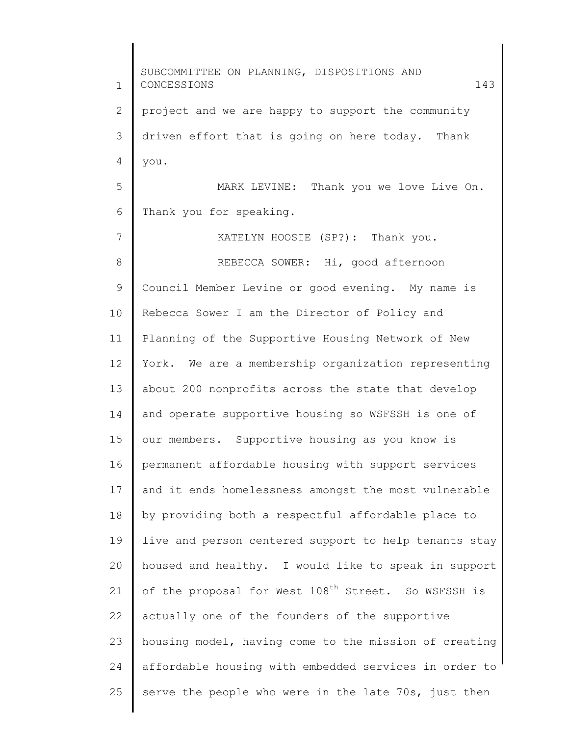project and we are happy to support the community driven effort that is going on here today. Thank you.

MARK LEVINE: Thank you we love Live On. Thank you for speaking.

KATELYN HOOSIE (SP?): Thank you.

REBECCA SOWER: Hi, good afternoon Council Member Levine or good evening. My name is Rebecca Sower I am the Director of Policy and Planning of the Supportive Housing Network of New York. We are a membership organization representing about 200 nonprofits across the state that develop and operate supportive housing so WSFSSH is one of our members. Supportive housing as you know is permanent affordable housing with support services and it ends homelessness amongst the most vulnerable by providing both a respectful affordable place to live and person centered support to help tenants stay housed and healthy. I would like to speak in support of the proposal for West 108th Street. So WSFSSH is actually one of the founders of the supportive housing model, having come to the mission of creating affordable housing with embedded services in order to serve the people who were in the late 70s, just then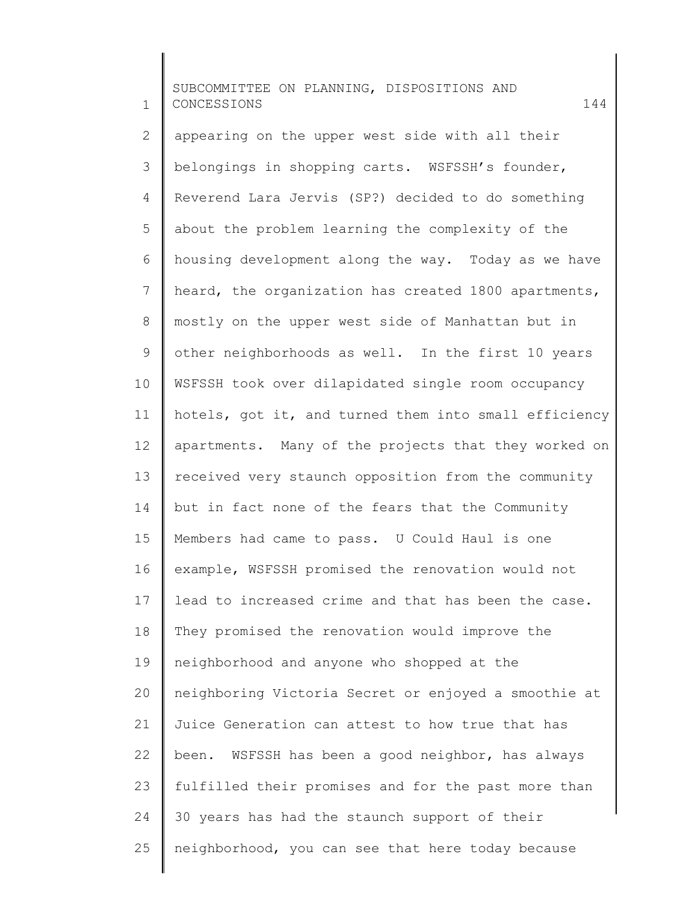appearing on the upper west side with all their belongings in shopping carts. WSFSSH's founder, Reverend Lara Jervis (SP?) decided to do something about the problem learning the complexity of the housing development along the way. Today as we have heard, the organization has created 1800 apartments, mostly on the upper west side of Manhattan but in other neighborhoods as well. In the first 10 years WSFSSH took over dilapidated single room occupancy hotels, got it, and turned them into small efficiency apartments. Many of the projects that they worked on received very staunch opposition from the community but in fact none of the fears that the Community Members had came to pass. U Could Haul is one example, WSFSSH promised the renovation would not lead to increased crime and that has been the case. They promised the renovation would improve the neighborhood and anyone who shopped at the neighboring Victoria Secret or enjoyed a smoothie at Juice Generation can attest to how true that has been. WSFSSH has been a good neighbor, has always fulfilled their promises and for the past more than 30 years has had the staunch support of their neighborhood, you can see that here today because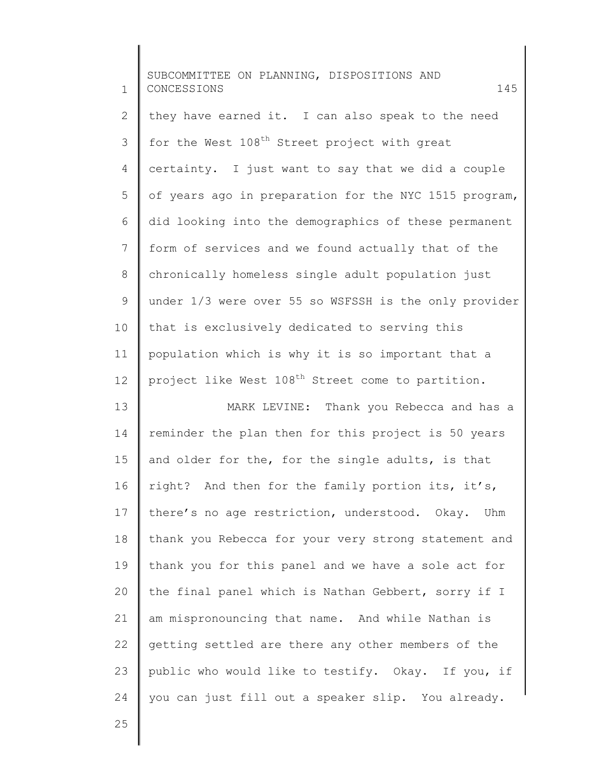they have earned it. I can also speak to the need for the West 108th Street project with great certainty. I just want to say that we did a couple of years ago in preparation for the NYC 1515 program, did looking into the demographics of these permanent form of services and we found actually that of the chronically homeless single adult population just under 1/3 were over 55 so WSFSSH is the only provider that is exclusively dedicated to serving this population which is why it is so important that a project like West 108th Street come to partition.

MARK LEVINE: Thank you Rebecca and has a reminder the plan then for this project is 50 years and older for the, for the single adults, is that right? And then for the family portion its, it's, there's no age restriction, understood. Okay. Uhm thank you Rebecca for your very strong statement and thank you for this panel and we have a sole act for the final panel which is Nathan Gebbert, sorry if I am mispronouncing that name. And while Nathan is getting settled are there any other members of the public who would like to testify. Okay. If you, if you can just fill out a speaker slip. You already.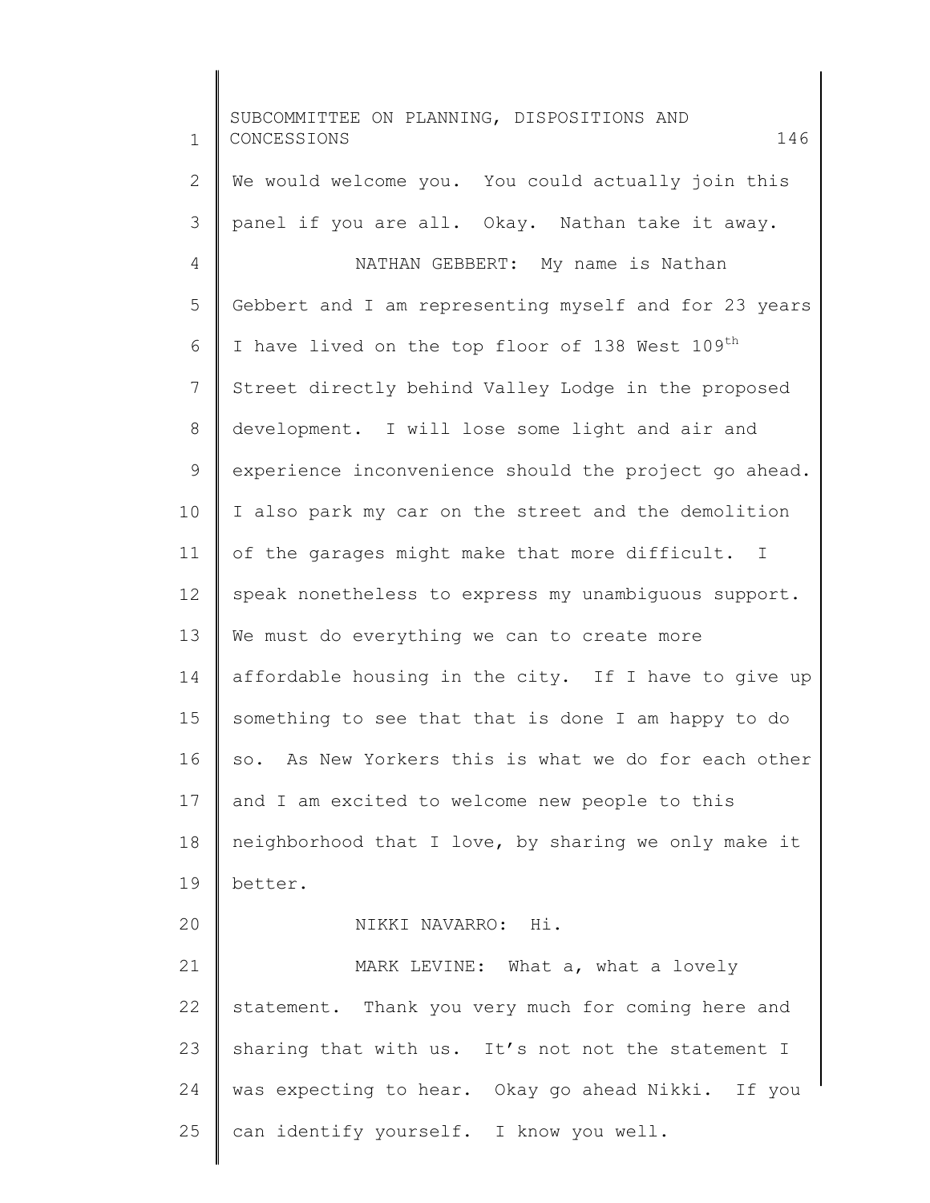We would welcome you. You could actually join this panel if you are all. Okay. Nathan take it away.

NATHAN GEBBERT: My name is Nathan Gebbert and I am representing myself and for 23 years I have lived on the top floor of 138 West 109th Street directly behind Valley Lodge in the proposed development. I will lose some light and air and experience inconvenience should the project go ahead. I also park my car on the street and the demolition of the garages might make that more difficult. I speak nonetheless to express my unambiguous support. We must do everything we can to create more affordable housing in the city. If I have to give up something to see that that is done I am happy to do so. As New Yorkers this is what we do for each other and I am excited to welcome new people to this neighborhood that I love, by sharing we only make it better.

NIKKI NAVARRO: Hi.

MARK LEVINE: What a, what a lovely statement. Thank you very much for coming here and sharing that with us. It's not not the statement I was expecting to hear. Okay go ahead Nikki. If you can identify yourself. I know you well.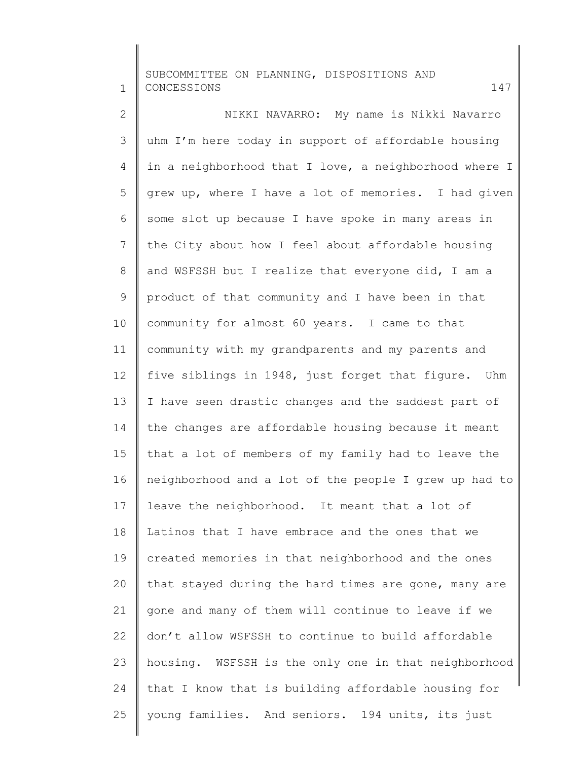NIKKI NAVARRO: My name is Nikki Navarro uhm I'm here today in support of affordable housing in a neighborhood that I love, a neighborhood where I grew up, where I have a lot of memories. I had given some slot up because I have spoke in many areas in the City about how I feel about affordable housing and WSFSSH but I realize that everyone did, I am a product of that community and I have been in that community for almost 60 years. I came to that community with my grandparents and my parents and five siblings in 1948, just forget that figure. Uhm I have seen drastic changes and the saddest part of the changes are affordable housing because it meant that a lot of members of my family had to leave the neighborhood and a lot of the people I grew up had to leave the neighborhood. It meant that a lot of Latinos that I have embrace and the ones that we created memories in that neighborhood and the ones that stayed during the hard times are gone, many are gone and many of them will continue to leave if we don't allow WSFSSH to continue to build affordable housing. WSFSSH is the only one in that neighborhood that I know that is building affordable housing for young families. And seniors. 194 units, its just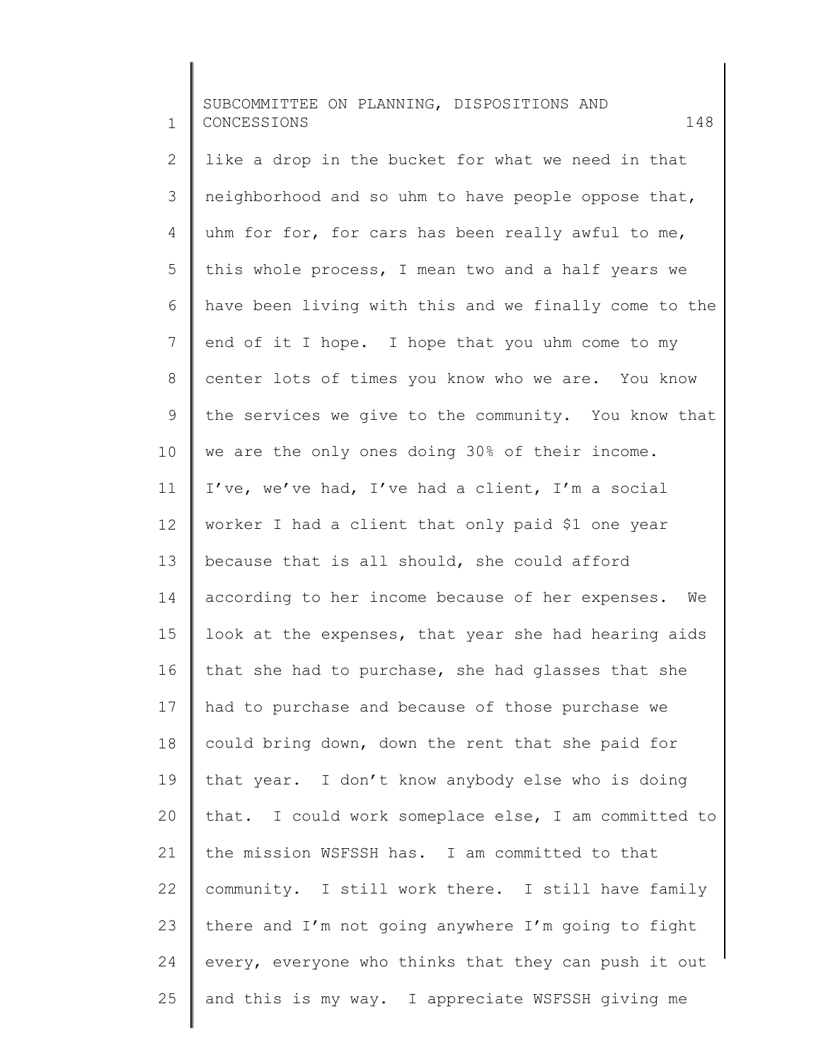like a drop in the bucket for what we need in that neighborhood and so uhm to have people oppose that, uhm for for, for cars has been really awful to me, this whole process, I mean two and a half years we have been living with this and we finally come to the end of it I hope. I hope that you uhm come to my center lots of times you know who we are. You know the services we give to the community. You know that we are the only ones doing 30% of their income. I've, we've had, I've had a client, I'm a social worker I had a client that only paid $1 one year because that is all should, she could afford according to her income because of her expenses. We look at the expenses, that year she had hearing aids that she had to purchase, she had glasses that she had to purchase and because of those purchase we could bring down, down the rent that she paid for that year. I don't know anybody else who is doing that. I could work someplace else, I am committed to the mission WSFSSH has. I am committed to that community. I still work there. I still have family there and I'm not going anywhere I'm going to fight every, everyone who thinks that they can push it out and this is my way. I appreciate WSFSSH giving me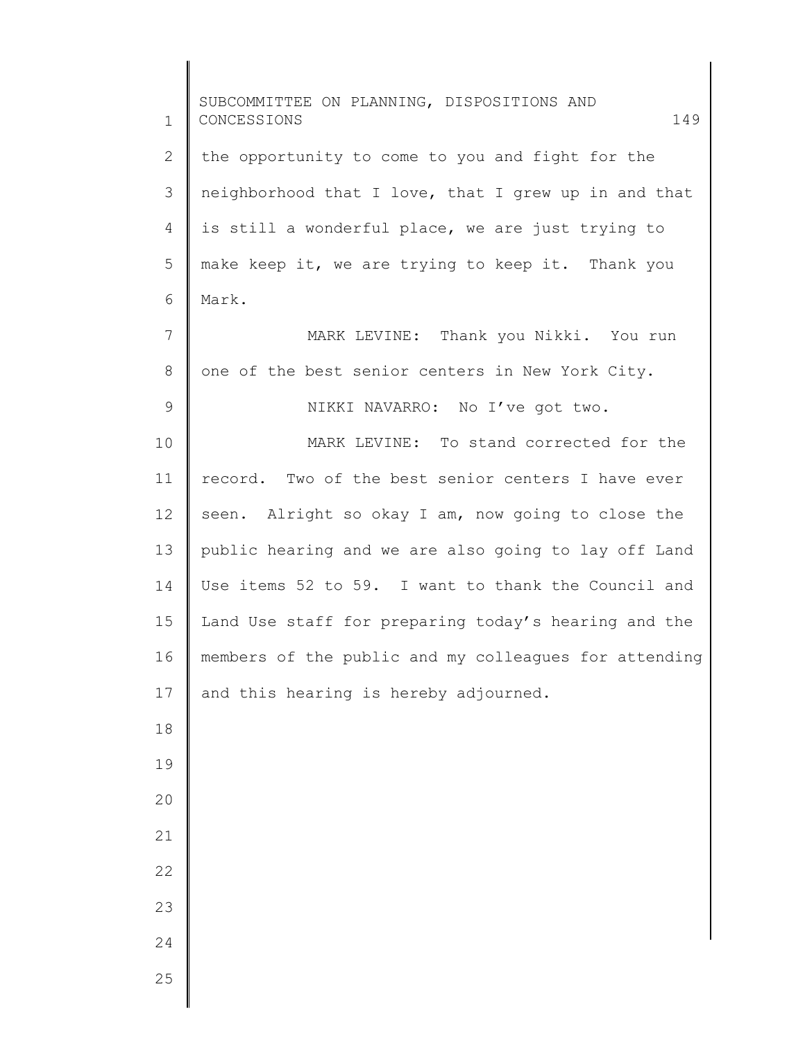the opportunity to come to you and fight for the neighborhood that I love, that I grew up in and that is still a wonderful place, we are just trying to make keep it, we are trying to keep it. Thank you Mark.

MARK LEVINE: Thank you Nikki. You run one of the best senior centers in New York City.

NIKKI NAVARRO: No I've got two.

MARK LEVINE: To stand corrected for the record. Two of the best senior centers I have ever seen. Alright so okay I am, now going to close the public hearing and we are also going to lay off Land Use items 52 to 59. I want to thank the Council and Land Use staff for preparing today's hearing and the members of the public and my colleagues for attending and this hearing is hereby adjourned.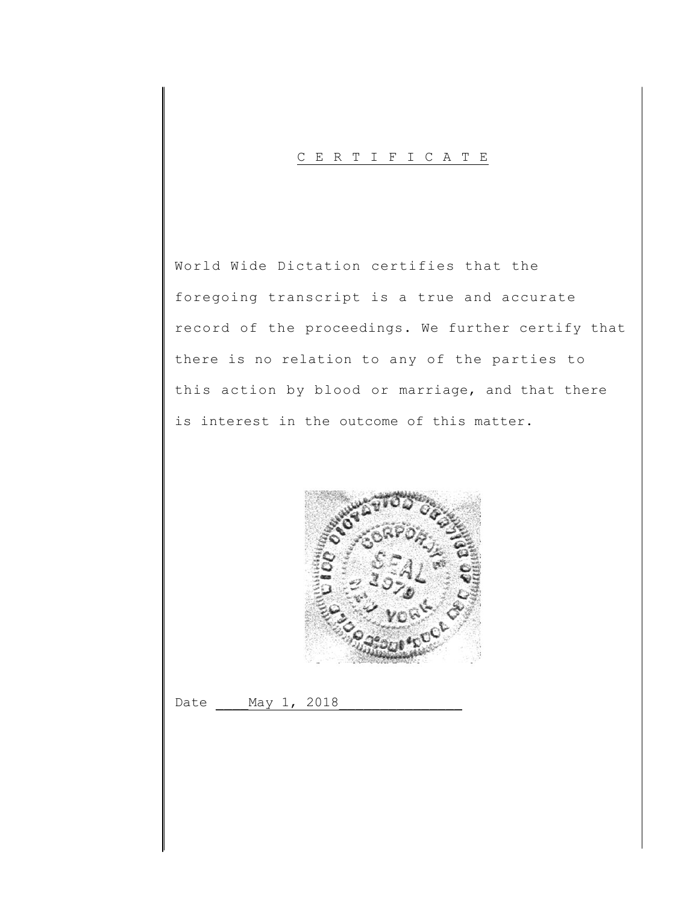# C E R T I F I C A T E

World Wide Dictation certifies that the foregoing transcript is a true and accurate record of the proceedings. We further certify that there is no relation to any of the parties to this action by blood or marriage, and that there is interest in the outcome of this matter.

Date May 1, 2018